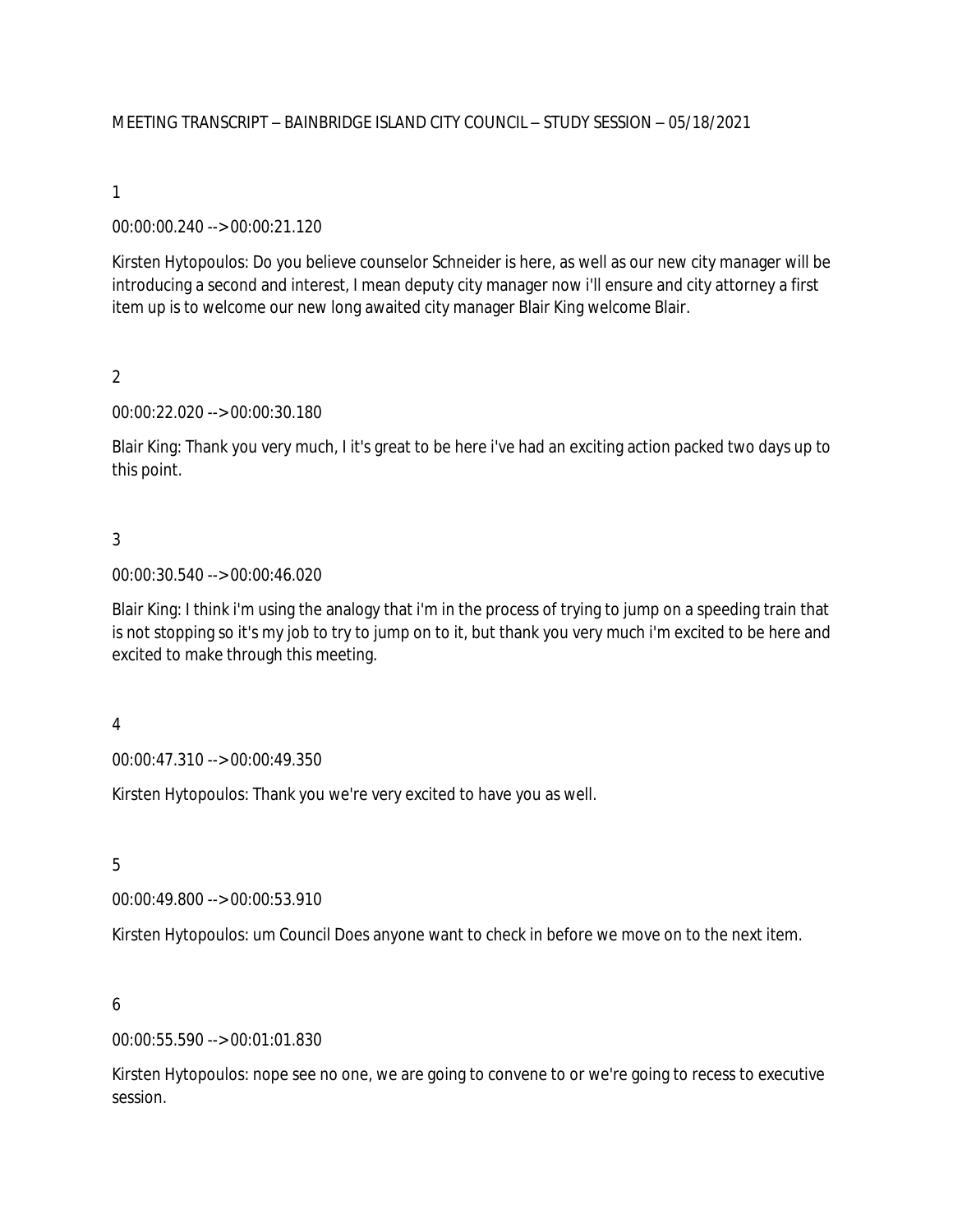MEETING TRANSCRIPT – BAINBRIDGE ISLAND CITY COUNCIL – STUDY SESSION – 05/18/2021

1

00:00:00.240 --> 00:00:21.120

Kirsten Hytopoulos: Do you believe counselor Schneider is here, as well as our new city manager will be introducing a second and interest, I mean deputy city manager now i'll ensure and city attorney a first item up is to welcome our new long awaited city manager Blair King welcome Blair.

2

00:00:22.020 --> 00:00:30.180

Blair King: Thank you very much, I it's great to be here i've had an exciting action packed two days up to this point.

3

00:00:30.540 --> 00:00:46.020

Blair King: I think i'm using the analogy that i'm in the process of trying to jump on a speeding train that is not stopping so it's my job to try to jump on to it, but thank you very much i'm excited to be here and excited to make through this meeting.

4

00:00:47.310 --> 00:00:49.350

Kirsten Hytopoulos: Thank you we're very excited to have you as well.

5

00:00:49.800 --> 00:00:53.910

Kirsten Hytopoulos: um Council Does anyone want to check in before we move on to the next item.

6

00:00:55.590 --> 00:01:01.830

Kirsten Hytopoulos: nope see no one, we are going to convene to or we're going to recess to executive session.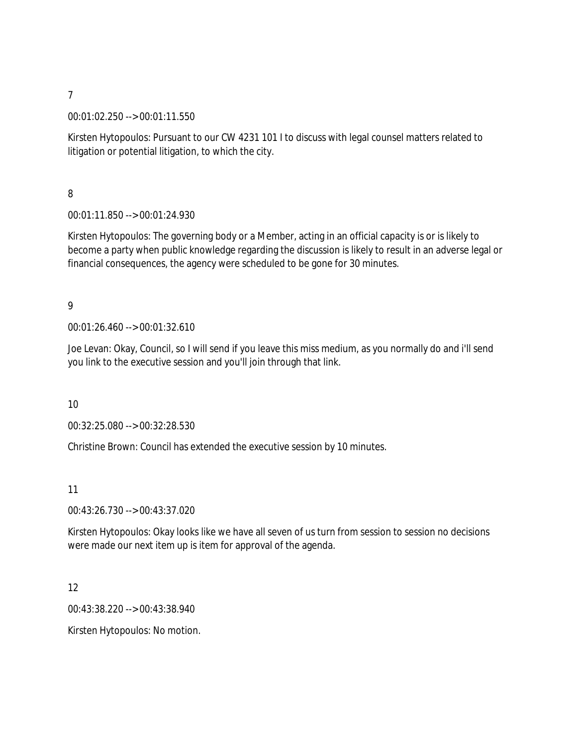7

00:01:02.250 --> 00:01:11.550

Kirsten Hytopoulos: Pursuant to our CW 4231 101 I to discuss with legal counsel matters related to litigation or potential litigation, to which the city.

8

00:01:11.850 --> 00:01:24.930

Kirsten Hytopoulos: The governing body or a Member, acting in an official capacity is or is likely to become a party when public knowledge regarding the discussion is likely to result in an adverse legal or financial consequences, the agency were scheduled to be gone for 30 minutes.

9

00:01:26.460 --> 00:01:32.610

Joe Levan: Okay, Council, so I will send if you leave this miss medium, as you normally do and i'll send you link to the executive session and you'll join through that link.

10

00:32:25.080 --> 00:32:28.530

Christine Brown: Council has extended the executive session by 10 minutes.

11

00:43:26.730 --> 00:43:37.020

Kirsten Hytopoulos: Okay looks like we have all seven of us turn from session to session no decisions were made our next item up is item for approval of the agenda.

12

00:43:38.220 --> 00:43:38.940

Kirsten Hytopoulos: No motion.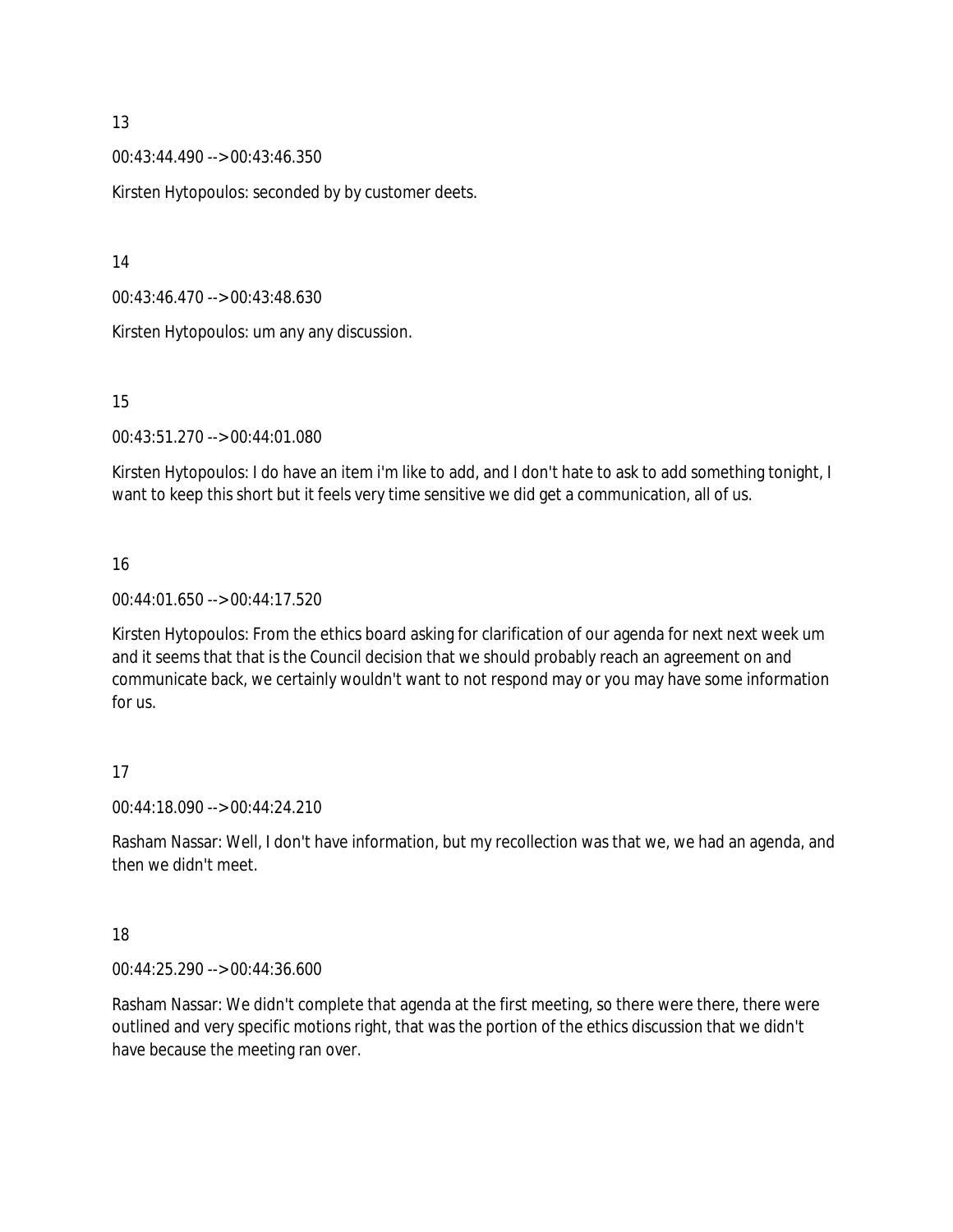13

00:43:44.490 --> 00:43:46.350

Kirsten Hytopoulos: seconded by by customer deets.

14

00:43:46.470 --> 00:43:48.630

Kirsten Hytopoulos: um any any discussion.

15

00:43:51.270 --> 00:44:01.080

Kirsten Hytopoulos: I do have an item i'm like to add, and I don't hate to ask to add something tonight, I want to keep this short but it feels very time sensitive we did get a communication, all of us.

16

00:44:01.650 --> 00:44:17.520

Kirsten Hytopoulos: From the ethics board asking for clarification of our agenda for next next week um and it seems that that is the Council decision that we should probably reach an agreement on and communicate back, we certainly wouldn't want to not respond may or you may have some information for us.

17

00:44:18.090 --> 00:44:24.210

Rasham Nassar: Well, I don't have information, but my recollection was that we, we had an agenda, and then we didn't meet.

18

00:44:25.290 --> 00:44:36.600

Rasham Nassar: We didn't complete that agenda at the first meeting, so there were there, there were outlined and very specific motions right, that was the portion of the ethics discussion that we didn't have because the meeting ran over.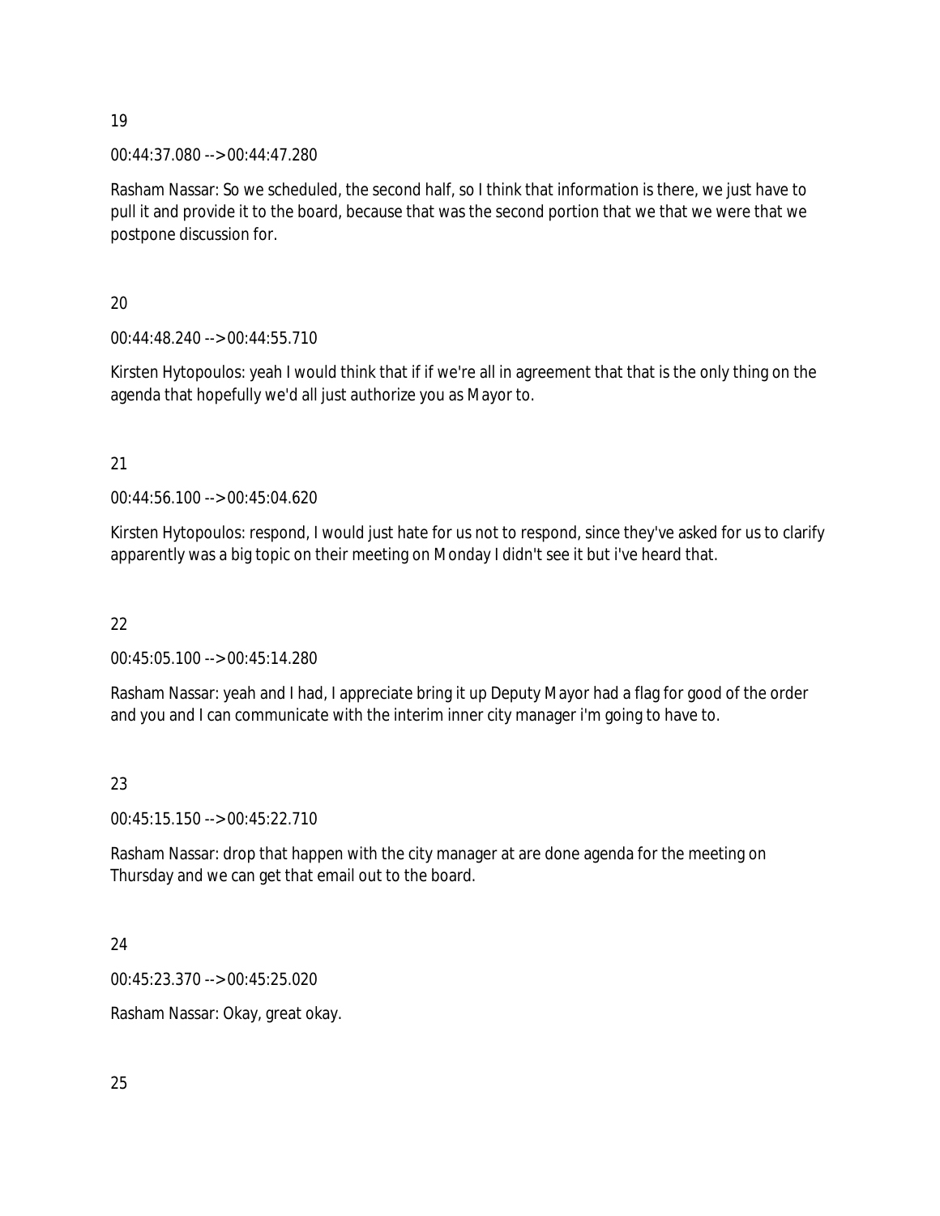19

00:44:37.080 --> 00:44:47.280

Rasham Nassar: So we scheduled, the second half, so I think that information is there, we just have to pull it and provide it to the board, because that was the second portion that we that we were that we postpone discussion for.

20

00:44:48.240 --> 00:44:55.710

Kirsten Hytopoulos: yeah I would think that if if we're all in agreement that that is the only thing on the agenda that hopefully we'd all just authorize you as Mayor to.

21

00:44:56.100 --> 00:45:04.620

Kirsten Hytopoulos: respond, I would just hate for us not to respond, since they've asked for us to clarify apparently was a big topic on their meeting on Monday I didn't see it but i've heard that.

22

00:45:05.100 --> 00:45:14.280

Rasham Nassar: yeah and I had, I appreciate bring it up Deputy Mayor had a flag for good of the order and you and I can communicate with the interim inner city manager i'm going to have to.

23

00:45:15.150 --> 00:45:22.710

Rasham Nassar: drop that happen with the city manager at are done agenda for the meeting on Thursday and we can get that email out to the board.

24

00:45:23.370 --> 00:45:25.020

Rasham Nassar: Okay, great okay.

25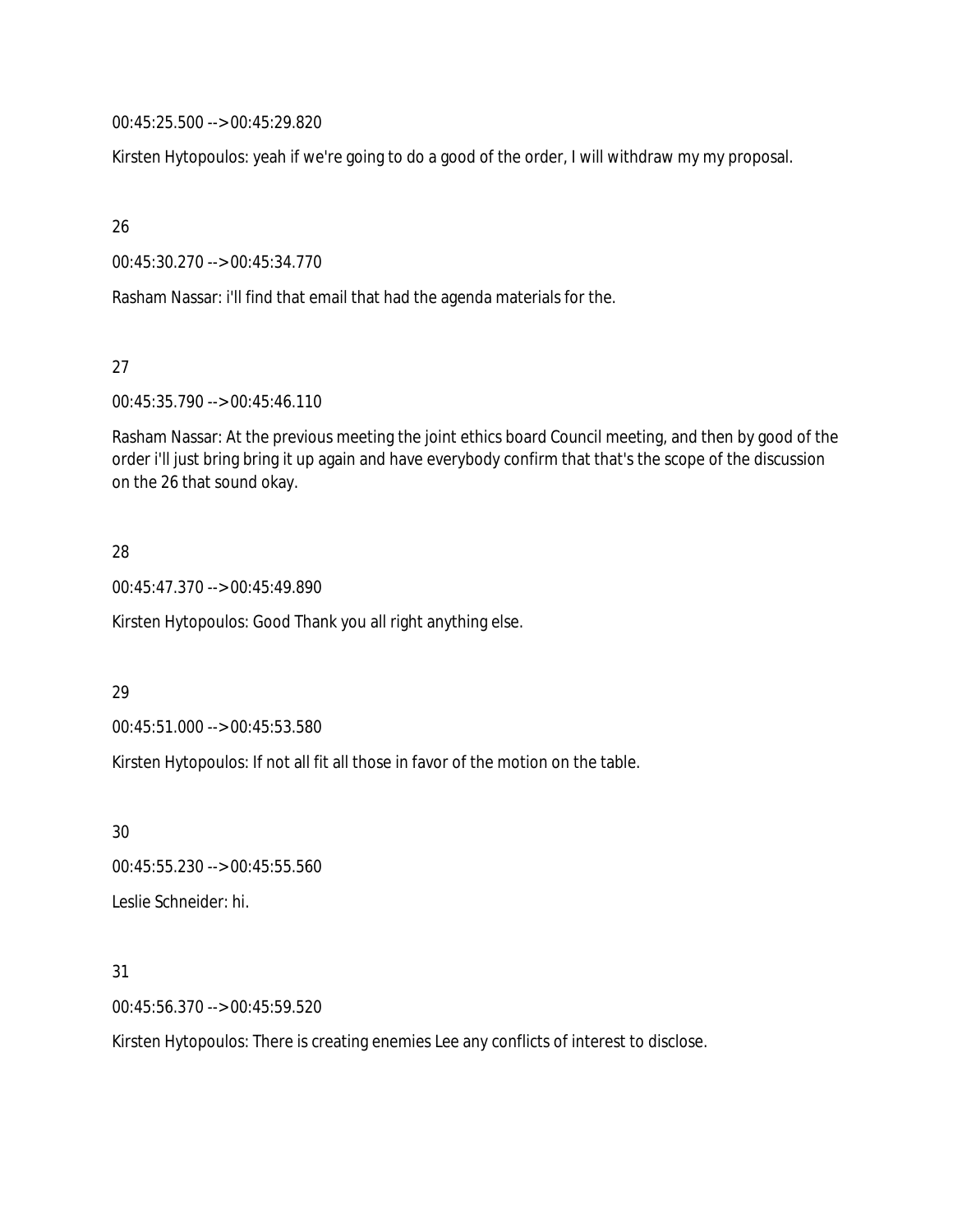00:45:25.500 --> 00:45:29.820

Kirsten Hytopoulos: yeah if we're going to do a good of the order, I will withdraw my my proposal.

26

00:45:30.270 --> 00:45:34.770

Rasham Nassar: i'll find that email that had the agenda materials for the.

27

00:45:35.790 --> 00:45:46.110

Rasham Nassar: At the previous meeting the joint ethics board Council meeting, and then by good of the order i'll just bring bring it up again and have everybody confirm that that's the scope of the discussion on the 26 that sound okay.

28

00:45:47.370 --> 00:45:49.890

Kirsten Hytopoulos: Good Thank you all right anything else.

29

00:45:51.000 --> 00:45:53.580

Kirsten Hytopoulos: If not all fit all those in favor of the motion on the table.

30

00:45:55.230 --> 00:45:55.560

Leslie Schneider: hi.

31

00:45:56.370 --> 00:45:59.520

Kirsten Hytopoulos: There is creating enemies Lee any conflicts of interest to disclose.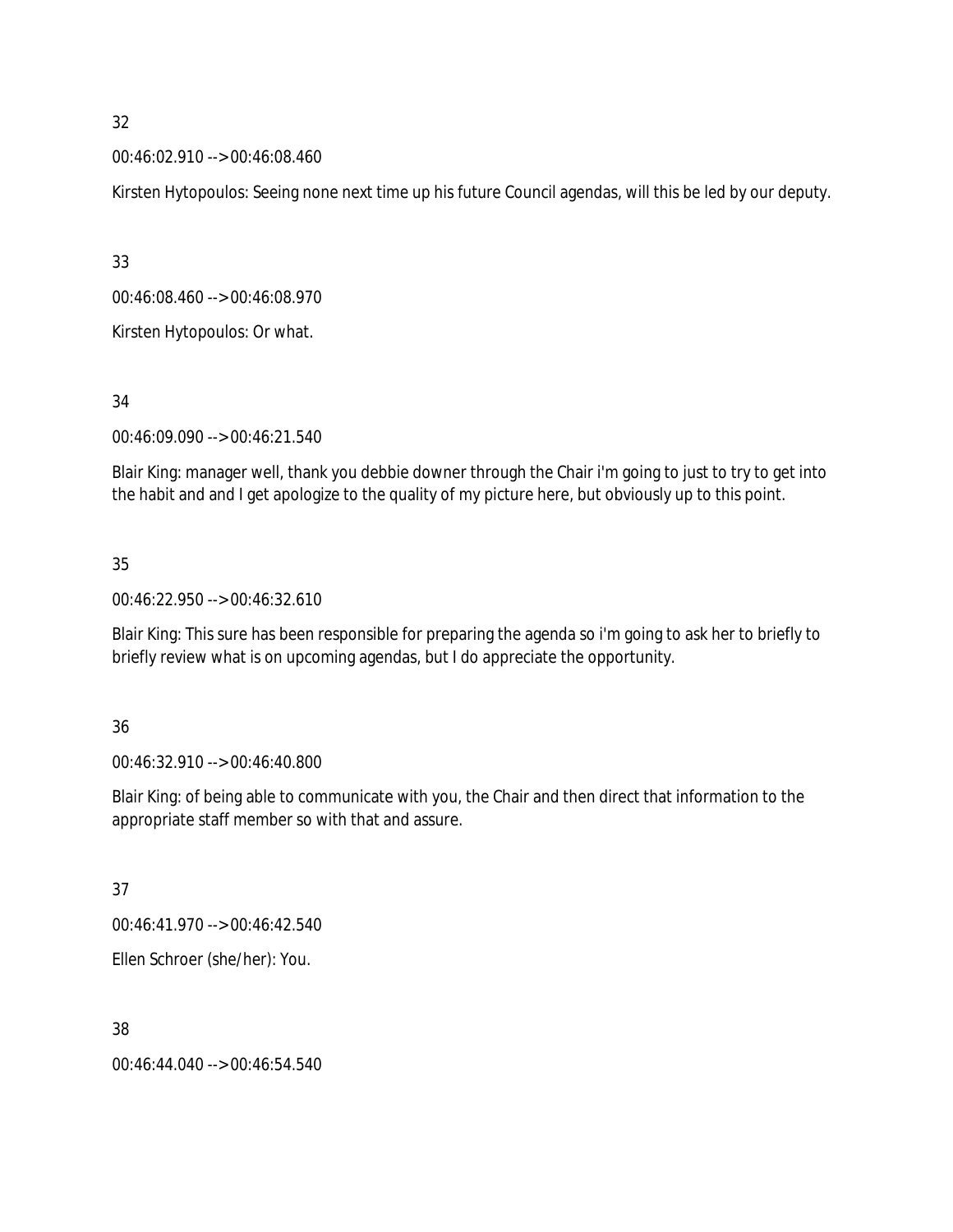32

00:46:02.910 --> 00:46:08.460

Kirsten Hytopoulos: Seeing none next time up his future Council agendas, will this be led by our deputy.

33

00:46:08.460 --> 00:46:08.970

Kirsten Hytopoulos: Or what.

34

00:46:09.090 --> 00:46:21.540

Blair King: manager well, thank you debbie downer through the Chair i'm going to just to try to get into the habit and and I get apologize to the quality of my picture here, but obviously up to this point.

35

00:46:22.950 --> 00:46:32.610

Blair King: This sure has been responsible for preparing the agenda so i'm going to ask her to briefly to briefly review what is on upcoming agendas, but I do appreciate the opportunity.

36

00:46:32.910 --> 00:46:40.800

Blair King: of being able to communicate with you, the Chair and then direct that information to the appropriate staff member so with that and assure.

37

00:46:41.970 --> 00:46:42.540

Ellen Schroer (she/her): You.

38

00:46:44.040 --> 00:46:54.540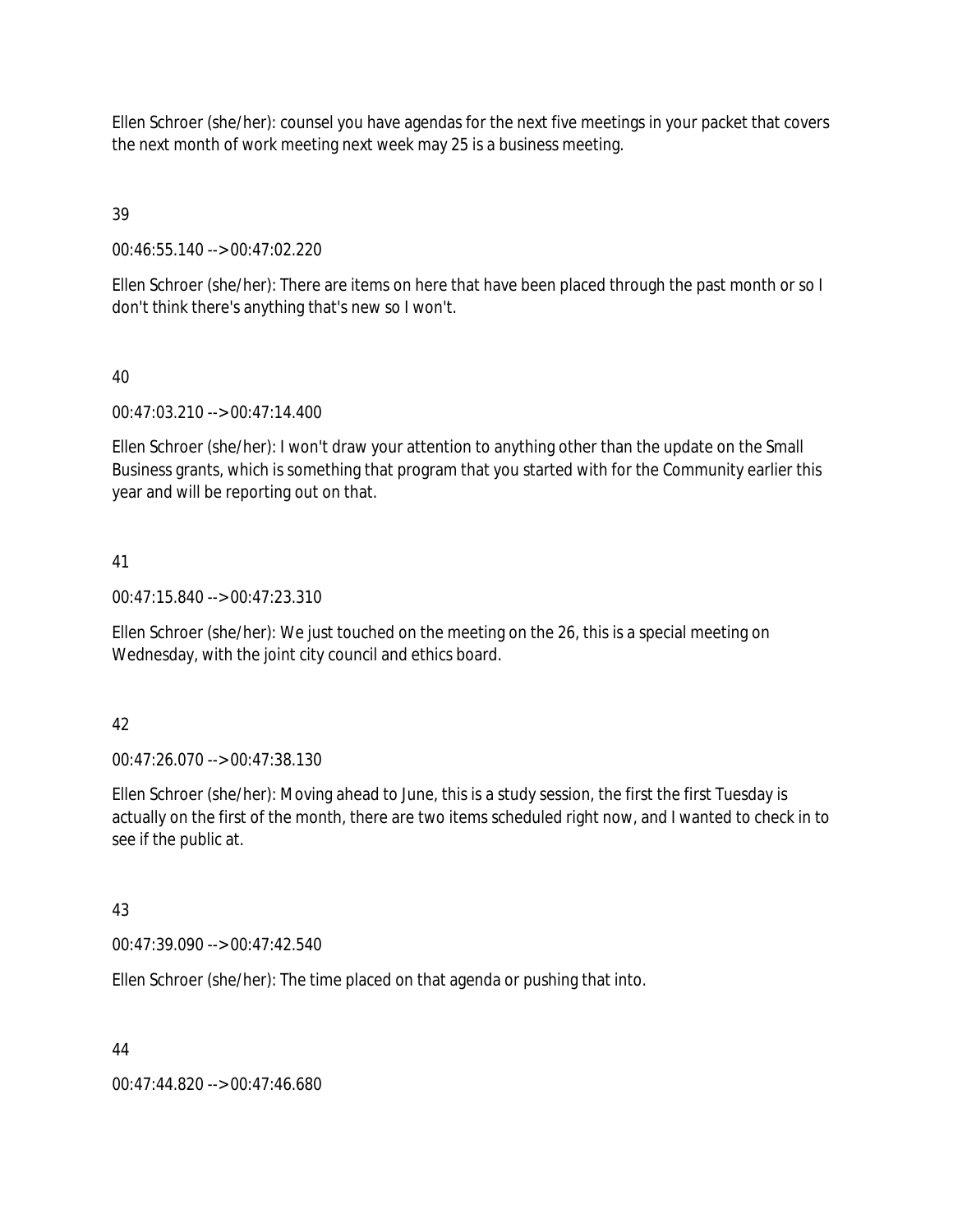Ellen Schroer (she/her): counsel you have agendas for the next five meetings in your packet that covers the next month of work meeting next week may 25 is a business meeting.

39

00:46:55.140 --> 00:47:02.220

Ellen Schroer (she/her): There are items on here that have been placed through the past month or so I don't think there's anything that's new so I won't.

40

00:47:03.210 --> 00:47:14.400

Ellen Schroer (she/her): I won't draw your attention to anything other than the update on the Small Business grants, which is something that program that you started with for the Community earlier this year and will be reporting out on that.

41

00:47:15.840 --> 00:47:23.310

Ellen Schroer (she/her): We just touched on the meeting on the 26, this is a special meeting on Wednesday, with the joint city council and ethics board.

42

00:47:26.070 --> 00:47:38.130

Ellen Schroer (she/her): Moving ahead to June, this is a study session, the first the first Tuesday is actually on the first of the month, there are two items scheduled right now, and I wanted to check in to see if the public at.

43

00:47:39.090 --> 00:47:42.540

Ellen Schroer (she/her): The time placed on that agenda or pushing that into.

44

00:47:44.820 --> 00:47:46.680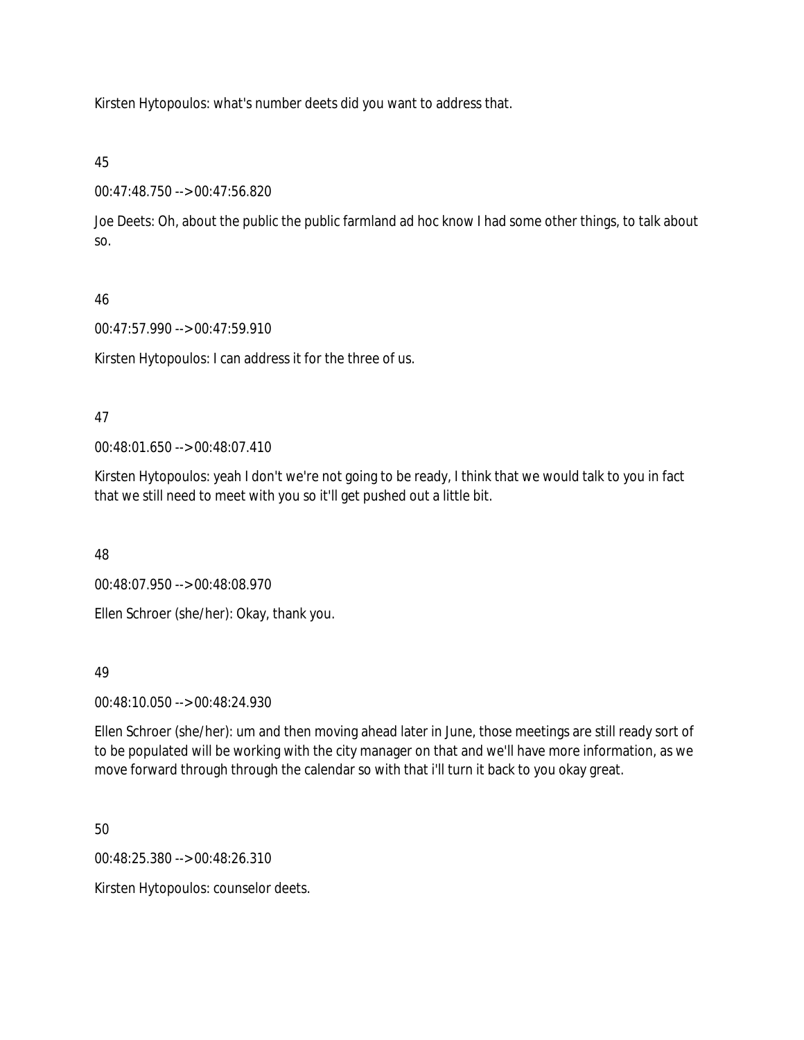Kirsten Hytopoulos: what's number deets did you want to address that.

45

00:47:48.750 --> 00:47:56.820

Joe Deets: Oh, about the public the public farmland ad hoc know I had some other things, to talk about so.

46

00:47:57.990 --> 00:47:59.910

Kirsten Hytopoulos: I can address it for the three of us.

47

00:48:01.650 --> 00:48:07.410

Kirsten Hytopoulos: yeah I don't we're not going to be ready, I think that we would talk to you in fact that we still need to meet with you so it'll get pushed out a little bit.

48

00:48:07.950 --> 00:48:08.970

Ellen Schroer (she/her): Okay, thank you.

49

00:48:10.050 --> 00:48:24.930

Ellen Schroer (she/her): um and then moving ahead later in June, those meetings are still ready sort of to be populated will be working with the city manager on that and we'll have more information, as we move forward through through the calendar so with that i'll turn it back to you okay great.

50

00:48:25.380 --> 00:48:26.310

Kirsten Hytopoulos: counselor deets.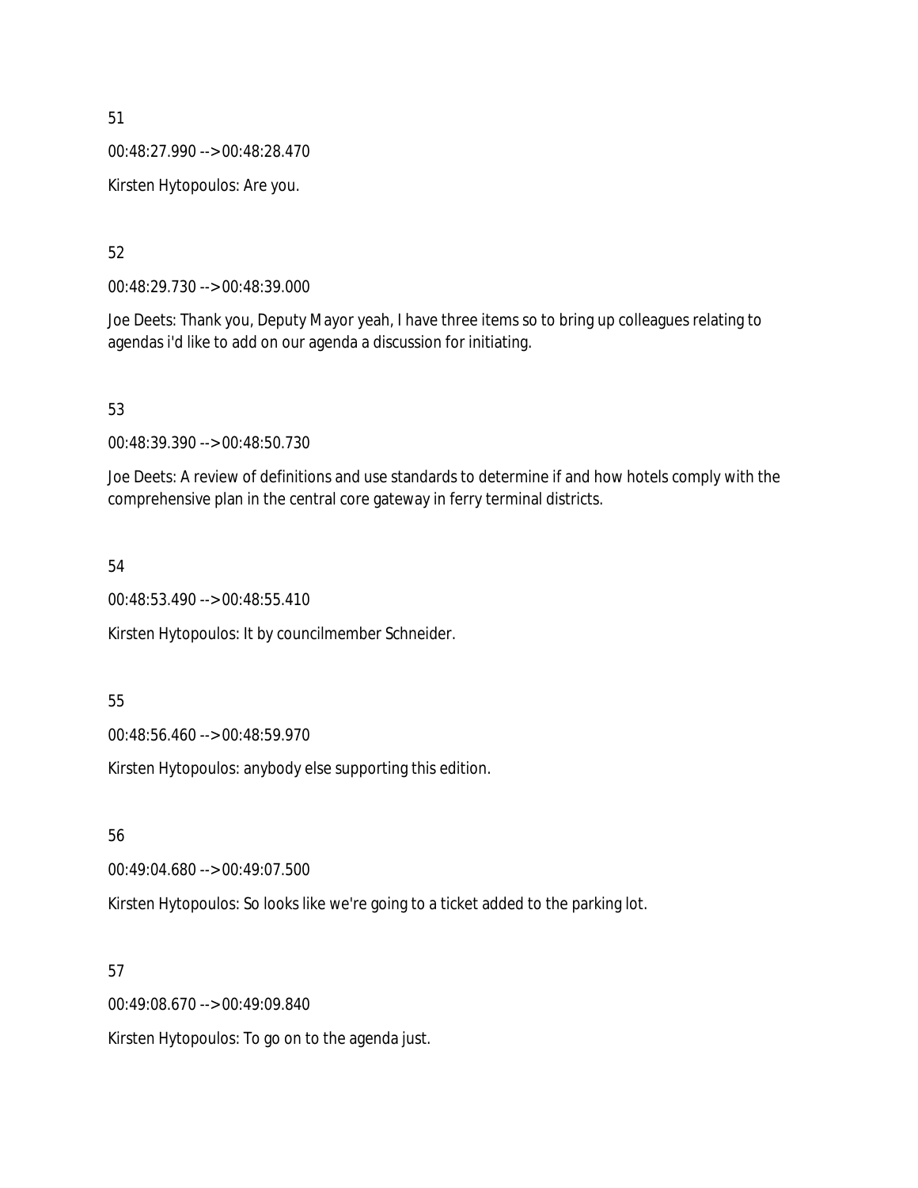51

00:48:27.990 --> 00:48:28.470

Kirsten Hytopoulos: Are you.

52

00:48:29.730 --> 00:48:39.000

Joe Deets: Thank you, Deputy Mayor yeah, I have three items so to bring up colleagues relating to agendas i'd like to add on our agenda a discussion for initiating.

53

00:48:39.390 --> 00:48:50.730

Joe Deets: A review of definitions and use standards to determine if and how hotels comply with the comprehensive plan in the central core gateway in ferry terminal districts.

54

00:48:53.490 --> 00:48:55.410

Kirsten Hytopoulos: It by councilmember Schneider.

55

00:48:56.460 --> 00:48:59.970

Kirsten Hytopoulos: anybody else supporting this edition.

56

00:49:04.680 --> 00:49:07.500

Kirsten Hytopoulos: So looks like we're going to a ticket added to the parking lot.

57

00:49:08.670 --> 00:49:09.840

Kirsten Hytopoulos: To go on to the agenda just.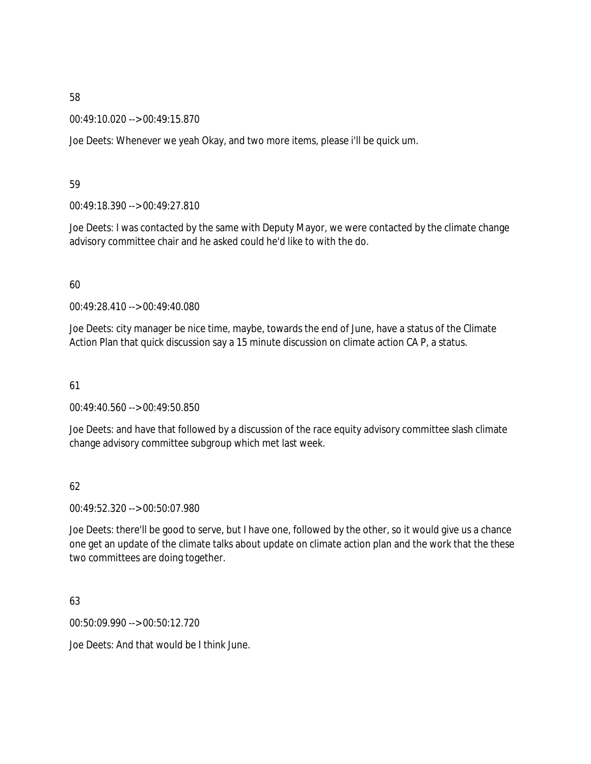58

00:49:10.020 --> 00:49:15.870

Joe Deets: Whenever we yeah Okay, and two more items, please i'll be quick um.

59

00:49:18.390 --> 00:49:27.810

Joe Deets: I was contacted by the same with Deputy Mayor, we were contacted by the climate change advisory committee chair and he asked could he'd like to with the do.

60

00:49:28.410 --> 00:49:40.080

Joe Deets: city manager be nice time, maybe, towards the end of June, have a status of the Climate Action Plan that quick discussion say a 15 minute discussion on climate action CA P, a status.

61

00:49:40.560 --> 00:49:50.850

Joe Deets: and have that followed by a discussion of the race equity advisory committee slash climate change advisory committee subgroup which met last week.

62

00:49:52.320 --> 00:50:07.980

Joe Deets: there'll be good to serve, but I have one, followed by the other, so it would give us a chance one get an update of the climate talks about update on climate action plan and the work that the these two committees are doing together.

63

00:50:09.990 --> 00:50:12.720

Joe Deets: And that would be I think June.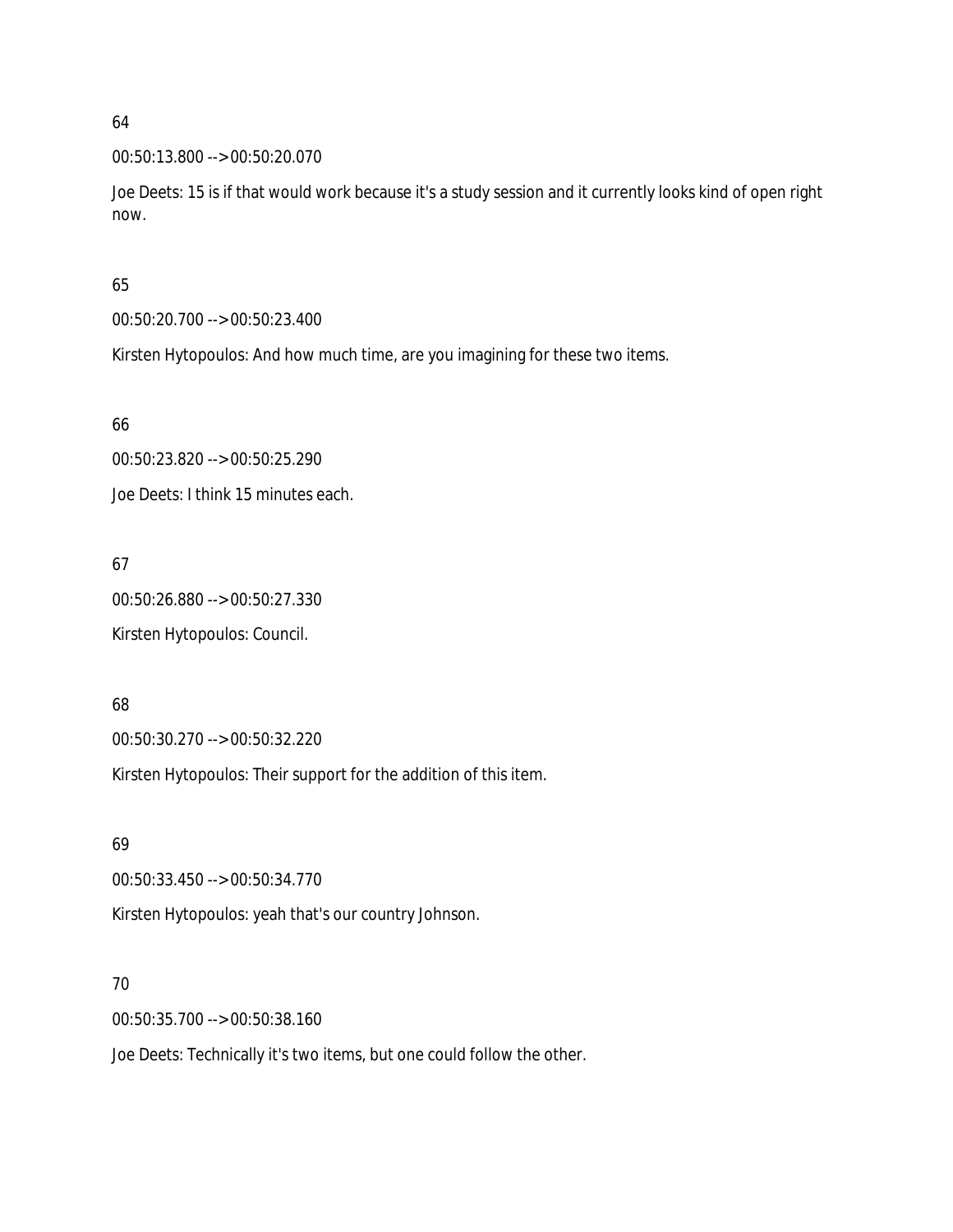64

00:50:13.800 --> 00:50:20.070

Joe Deets: 15 is if that would work because it's a study session and it currently looks kind of open right now.

65

00:50:20.700 --> 00:50:23.400

Kirsten Hytopoulos: And how much time, are you imagining for these two items.

66

00:50:23.820 --> 00:50:25.290

Joe Deets: I think 15 minutes each.

67

00:50:26.880 --> 00:50:27.330

Kirsten Hytopoulos: Council.

68

00:50:30.270 --> 00:50:32.220

Kirsten Hytopoulos: Their support for the addition of this item.

69

00:50:33.450 --> 00:50:34.770

Kirsten Hytopoulos: yeah that's our country Johnson.

70

00:50:35.700 --> 00:50:38.160

Joe Deets: Technically it's two items, but one could follow the other.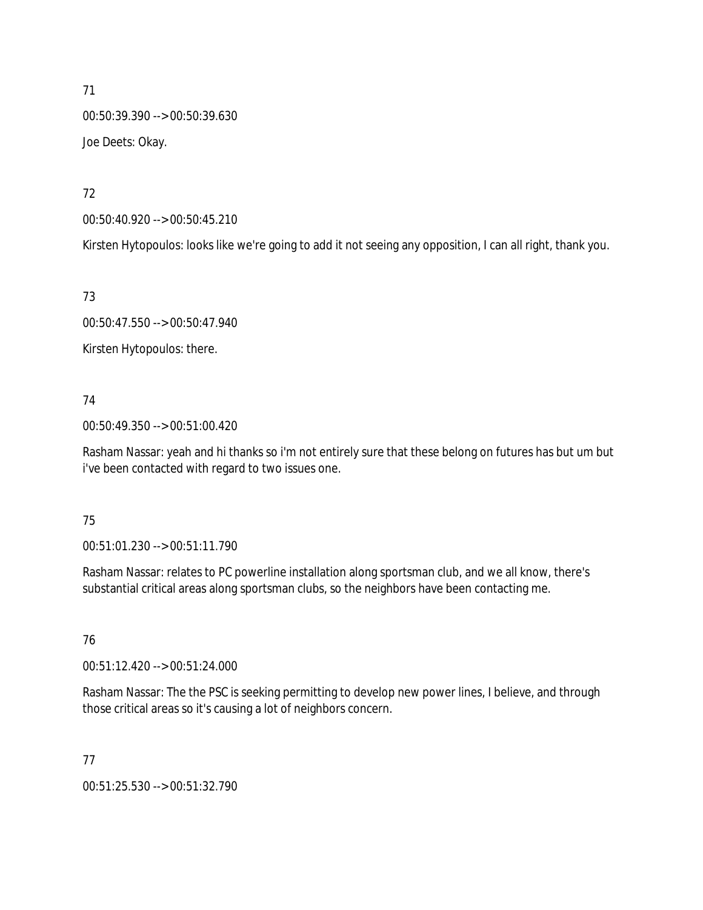71

00:50:39.390 --> 00:50:39.630

Joe Deets: Okay.

72

00:50:40.920 --> 00:50:45.210

Kirsten Hytopoulos: looks like we're going to add it not seeing any opposition, I can all right, thank you.

73

00:50:47.550 --> 00:50:47.940

Kirsten Hytopoulos: there.

74

00:50:49.350 --> 00:51:00.420

Rasham Nassar: yeah and hi thanks so i'm not entirely sure that these belong on futures has but um but i've been contacted with regard to two issues one.

75

00:51:01.230 --> 00:51:11.790

Rasham Nassar: relates to PC powerline installation along sportsman club, and we all know, there's substantial critical areas along sportsman clubs, so the neighbors have been contacting me.

76

00:51:12.420 --> 00:51:24.000

Rasham Nassar: The the PSC is seeking permitting to develop new power lines, I believe, and through those critical areas so it's causing a lot of neighbors concern.

77

00:51:25.530 --> 00:51:32.790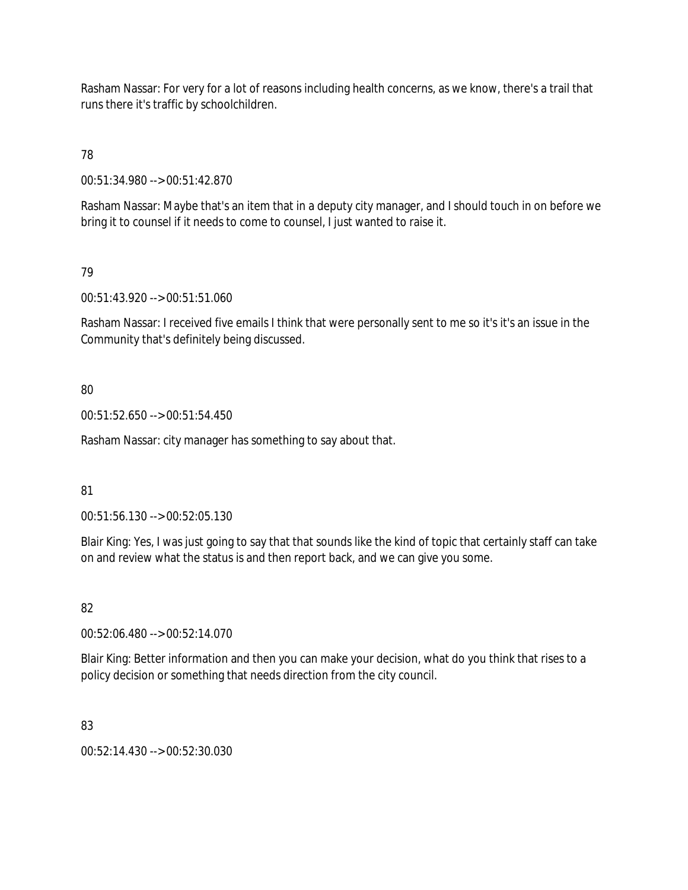Rasham Nassar: For very for a lot of reasons including health concerns, as we know, there's a trail that runs there it's traffic by schoolchildren.

78

00:51:34.980 --> 00:51:42.870

Rasham Nassar: Maybe that's an item that in a deputy city manager, and I should touch in on before we bring it to counsel if it needs to come to counsel, I just wanted to raise it.

79

00:51:43.920 --> 00:51:51.060

Rasham Nassar: I received five emails I think that were personally sent to me so it's it's an issue in the Community that's definitely being discussed.

80

00:51:52.650 --> 00:51:54.450

Rasham Nassar: city manager has something to say about that.

81

00:51:56.130 --> 00:52:05.130

Blair King: Yes, I was just going to say that that sounds like the kind of topic that certainly staff can take on and review what the status is and then report back, and we can give you some.

82

00:52:06.480 --> 00:52:14.070

Blair King: Better information and then you can make your decision, what do you think that rises to a policy decision or something that needs direction from the city council.

83

00:52:14.430 --> 00:52:30.030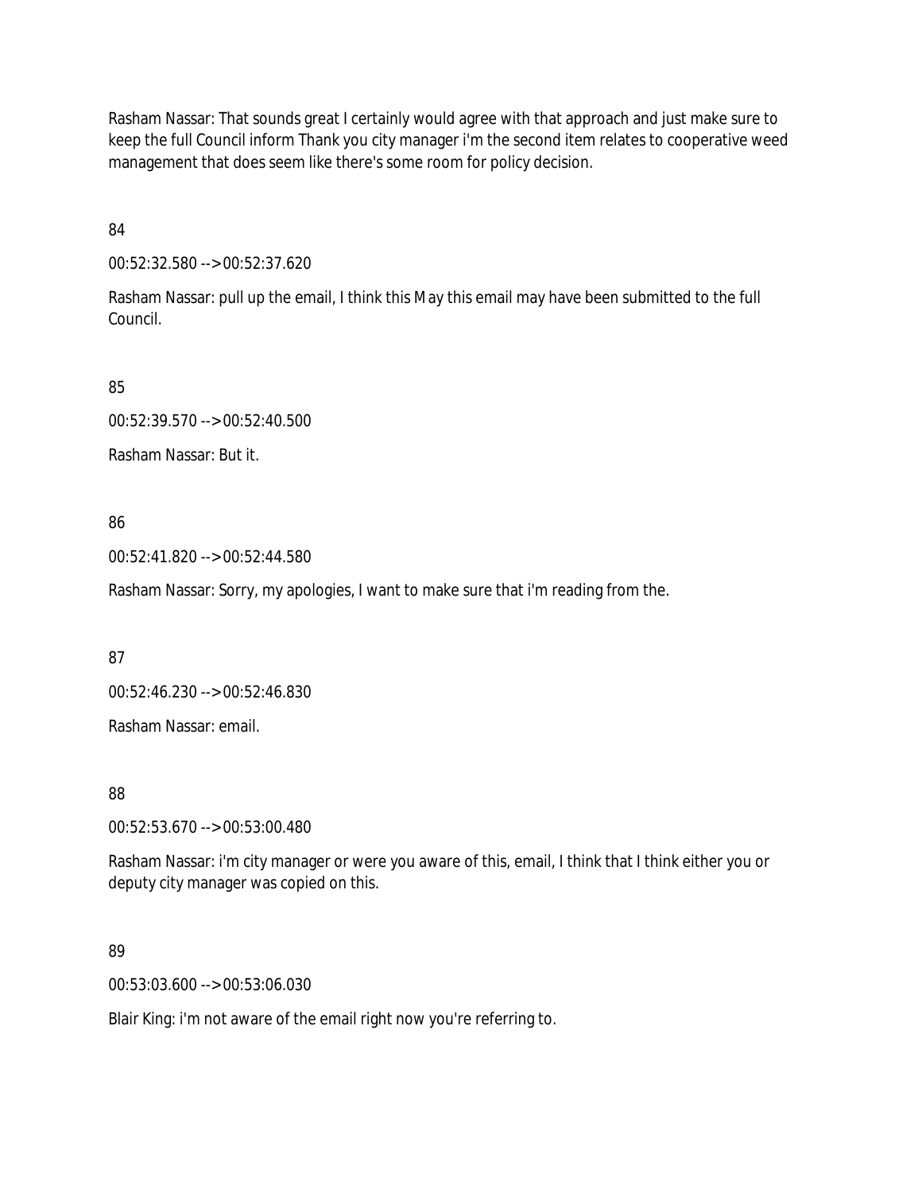Rasham Nassar: That sounds great I certainly would agree with that approach and just make sure to keep the full Council inform Thank you city manager i'm the second item relates to cooperative weed management that does seem like there's some room for policy decision.

84

00:52:32.580 --> 00:52:37.620

Rasham Nassar: pull up the email, I think this May this email may have been submitted to the full Council.

85

00:52:39.570 --> 00:52:40.500

Rasham Nassar: But it.

86

00:52:41.820 --> 00:52:44.580

Rasham Nassar: Sorry, my apologies, I want to make sure that i'm reading from the.

87

00:52:46.230 --> 00:52:46.830

Rasham Nassar: email.

88

00:52:53.670 --> 00:53:00.480

Rasham Nassar: i'm city manager or were you aware of this, email, I think that I think either you or deputy city manager was copied on this.

89

00:53:03.600 --> 00:53:06.030

Blair King: i'm not aware of the email right now you're referring to.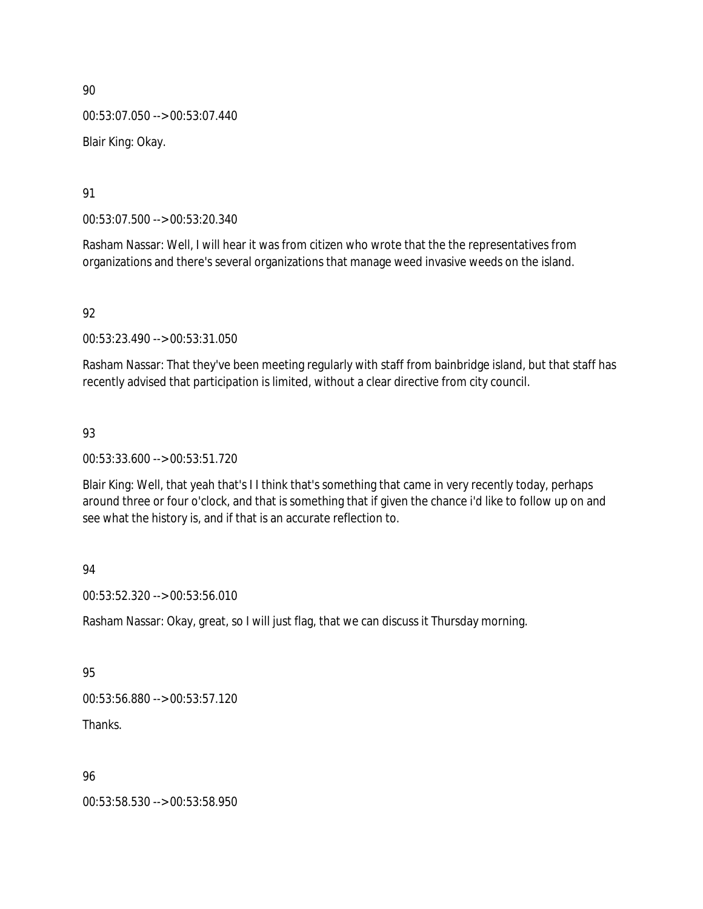90

00:53:07.050 --> 00:53:07.440

Blair King: Okay.

91

00:53:07.500 --> 00:53:20.340

Rasham Nassar: Well, I will hear it was from citizen who wrote that the the representatives from organizations and there's several organizations that manage weed invasive weeds on the island.

92

00:53:23.490 --> 00:53:31.050

Rasham Nassar: That they've been meeting regularly with staff from bainbridge island, but that staff has recently advised that participation is limited, without a clear directive from city council.

93

00:53:33.600 --> 00:53:51.720

Blair King: Well, that yeah that's I I think that's something that came in very recently today, perhaps around three or four o'clock, and that is something that if given the chance i'd like to follow up on and see what the history is, and if that is an accurate reflection to.

94

00:53:52.320 --> 00:53:56.010

Rasham Nassar: Okay, great, so I will just flag, that we can discuss it Thursday morning.

95

00:53:56.880 --> 00:53:57.120

Thanks.

96

00:53:58.530 --> 00:53:58.950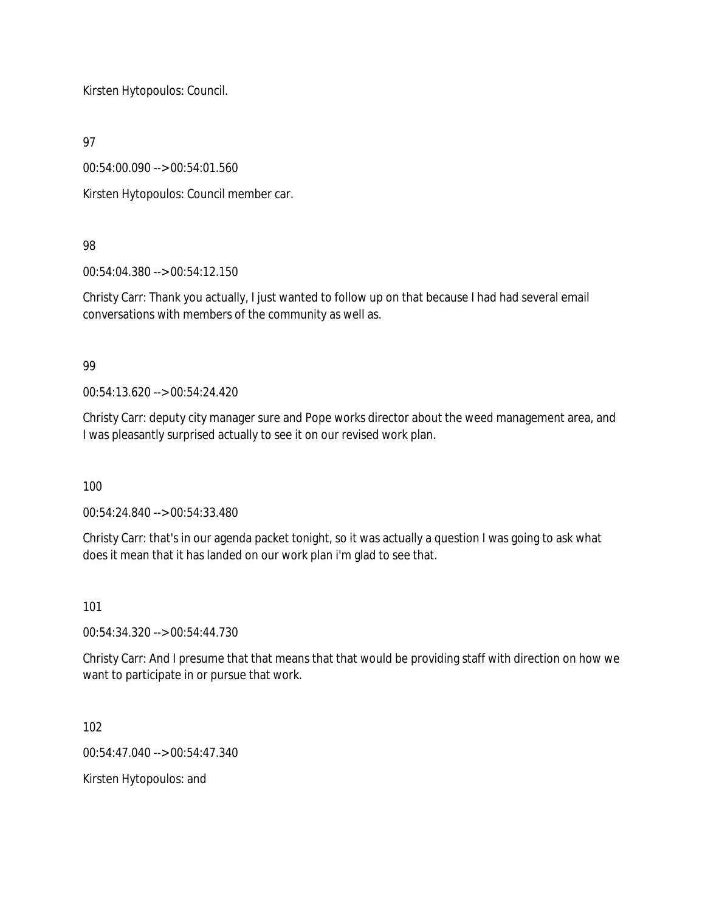Kirsten Hytopoulos: Council.

97

00:54:00.090 --> 00:54:01.560

Kirsten Hytopoulos: Council member car.

98

00:54:04.380 --> 00:54:12.150

Christy Carr: Thank you actually, I just wanted to follow up on that because I had had several email conversations with members of the community as well as.

99

00:54:13.620 --> 00:54:24.420

Christy Carr: deputy city manager sure and Pope works director about the weed management area, and I was pleasantly surprised actually to see it on our revised work plan.

100

00:54:24.840 --> 00:54:33.480

Christy Carr: that's in our agenda packet tonight, so it was actually a question I was going to ask what does it mean that it has landed on our work plan i'm glad to see that.

101

00:54:34.320 --> 00:54:44.730

Christy Carr: And I presume that that means that that would be providing staff with direction on how we want to participate in or pursue that work.

102

00:54:47.040 --> 00:54:47.340

Kirsten Hytopoulos: and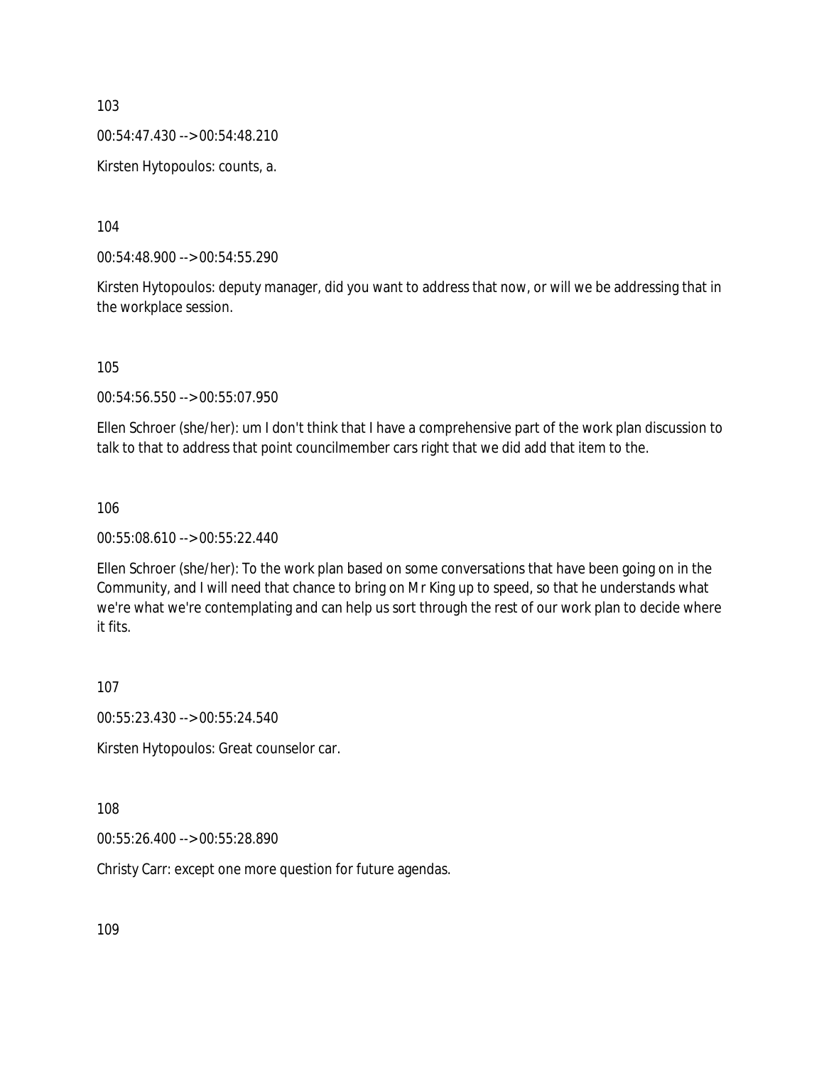103

00:54:47.430 --> 00:54:48.210

Kirsten Hytopoulos: counts, a.

104

00:54:48.900 --> 00:54:55.290

Kirsten Hytopoulos: deputy manager, did you want to address that now, or will we be addressing that in the workplace session.

105

00:54:56.550 --> 00:55:07.950

Ellen Schroer (she/her): um I don't think that I have a comprehensive part of the work plan discussion to talk to that to address that point councilmember cars right that we did add that item to the.

106

00:55:08.610 --> 00:55:22.440

Ellen Schroer (she/her): To the work plan based on some conversations that have been going on in the Community, and I will need that chance to bring on Mr King up to speed, so that he understands what we're what we're contemplating and can help us sort through the rest of our work plan to decide where it fits.

107

00:55:23.430 --> 00:55:24.540

Kirsten Hytopoulos: Great counselor car.

108

00:55:26.400 --> 00:55:28.890

Christy Carr: except one more question for future agendas.

109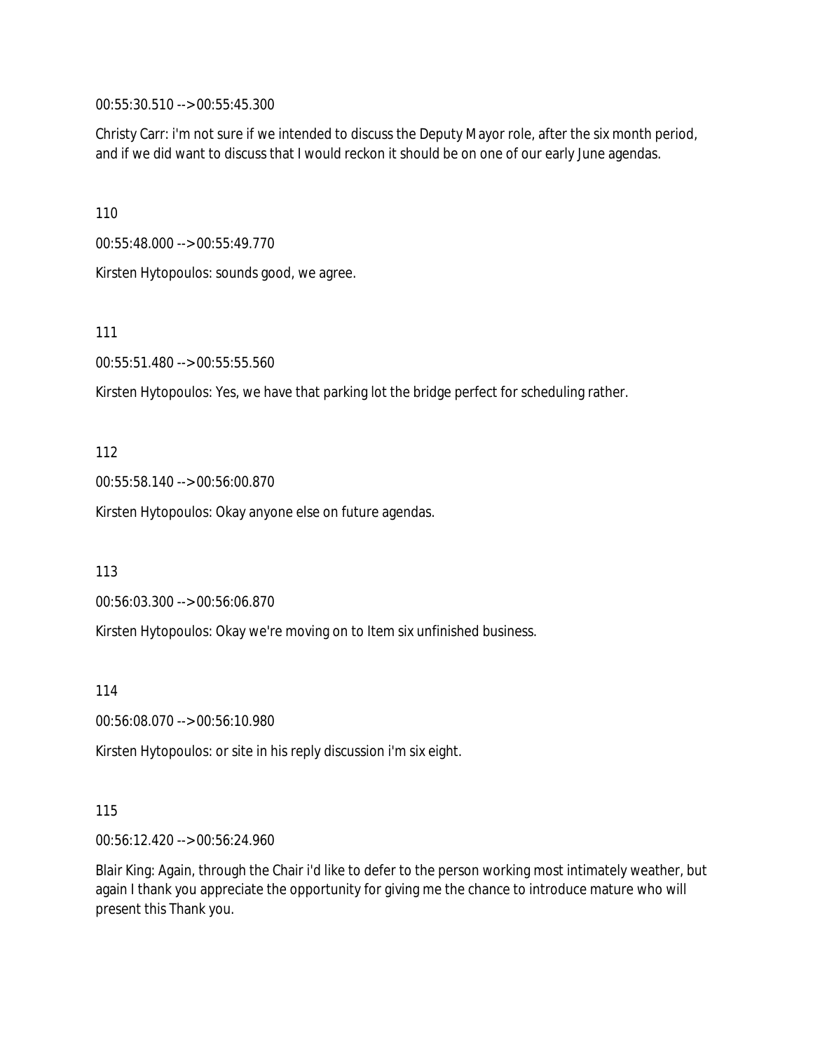00:55:30.510 --> 00:55:45.300

Christy Carr: i'm not sure if we intended to discuss the Deputy Mayor role, after the six month period, and if we did want to discuss that I would reckon it should be on one of our early June agendas.

110

00:55:48.000 --> 00:55:49.770

Kirsten Hytopoulos: sounds good, we agree.

111

00:55:51.480 --> 00:55:55.560

Kirsten Hytopoulos: Yes, we have that parking lot the bridge perfect for scheduling rather.

112

00:55:58.140 --> 00:56:00.870

Kirsten Hytopoulos: Okay anyone else on future agendas.

113

00:56:03.300 --> 00:56:06.870

Kirsten Hytopoulos: Okay we're moving on to Item six unfinished business.

114

00:56:08.070 --> 00:56:10.980

Kirsten Hytopoulos: or site in his reply discussion i'm six eight.

115

00:56:12.420 --> 00:56:24.960

Blair King: Again, through the Chair i'd like to defer to the person working most intimately weather, but again I thank you appreciate the opportunity for giving me the chance to introduce mature who will present this Thank you.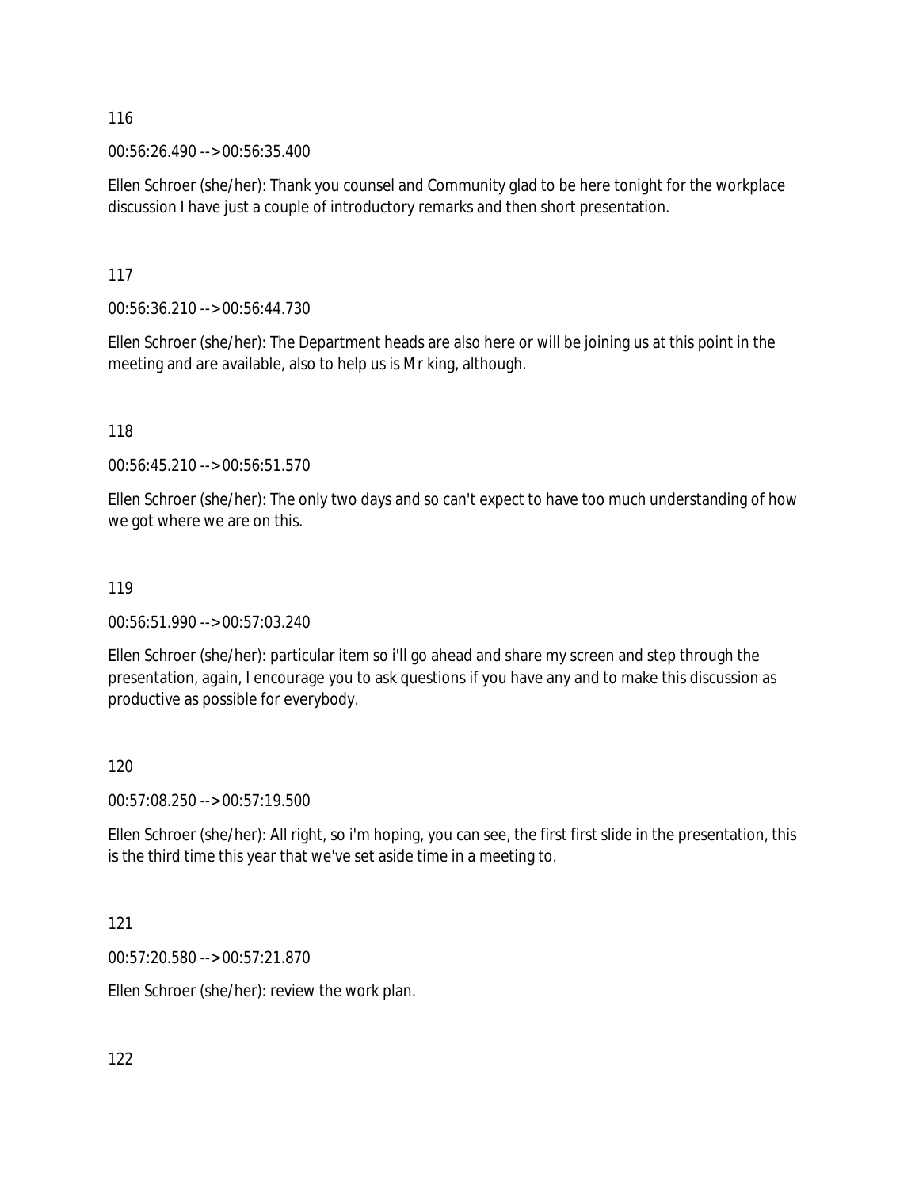116

00:56:26.490 --> 00:56:35.400

Ellen Schroer (she/her): Thank you counsel and Community glad to be here tonight for the workplace discussion I have just a couple of introductory remarks and then short presentation.

117

00:56:36.210 --> 00:56:44.730

Ellen Schroer (she/her): The Department heads are also here or will be joining us at this point in the meeting and are available, also to help us is Mr king, although.

118

00:56:45.210 --> 00:56:51.570

Ellen Schroer (she/her): The only two days and so can't expect to have too much understanding of how we got where we are on this.

119

00:56:51.990 --> 00:57:03.240

Ellen Schroer (she/her): particular item so i'll go ahead and share my screen and step through the presentation, again, I encourage you to ask questions if you have any and to make this discussion as productive as possible for everybody.

120

00:57:08.250 --> 00:57:19.500

Ellen Schroer (she/her): All right, so i'm hoping, you can see, the first first slide in the presentation, this is the third time this year that we've set aside time in a meeting to.

121

00:57:20.580 --> 00:57:21.870

Ellen Schroer (she/her): review the work plan.

122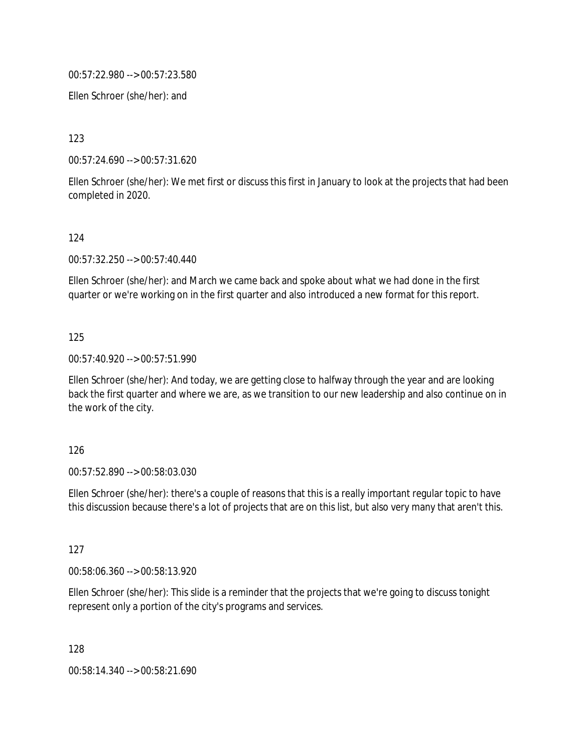00:57:22.980 --> 00:57:23.580

Ellen Schroer (she/her): and

123

00:57:24.690 --> 00:57:31.620

Ellen Schroer (she/her): We met first or discuss this first in January to look at the projects that had been completed in 2020.

124

00:57:32.250 --> 00:57:40.440

Ellen Schroer (she/her): and March we came back and spoke about what we had done in the first quarter or we're working on in the first quarter and also introduced a new format for this report.

125

00:57:40.920 --> 00:57:51.990

Ellen Schroer (she/her): And today, we are getting close to halfway through the year and are looking back the first quarter and where we are, as we transition to our new leadership and also continue on in the work of the city.

126

00:57:52.890 --> 00:58:03.030

Ellen Schroer (she/her): there's a couple of reasons that this is a really important regular topic to have this discussion because there's a lot of projects that are on this list, but also very many that aren't this.

127

00:58:06.360 --> 00:58:13.920

Ellen Schroer (she/her): This slide is a reminder that the projects that we're going to discuss tonight represent only a portion of the city's programs and services.

128

00:58:14.340 --> 00:58:21.690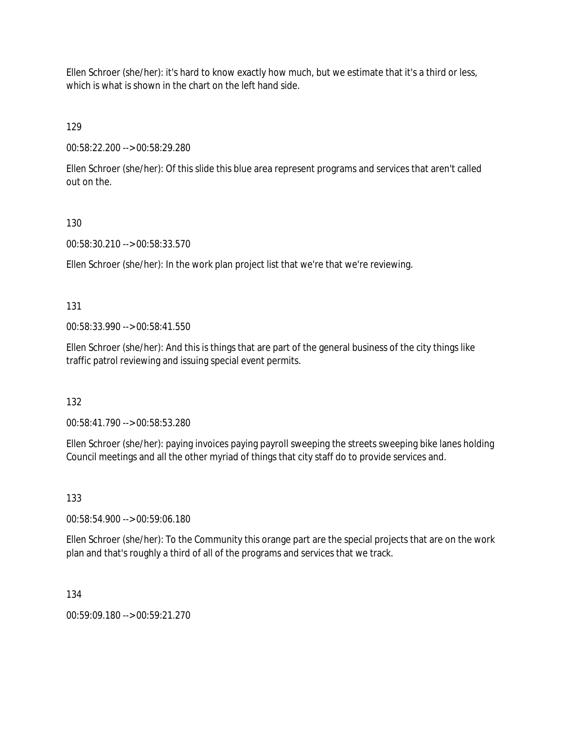Ellen Schroer (she/her): it's hard to know exactly how much, but we estimate that it's a third or less, which is what is shown in the chart on the left hand side.

129

00:58:22.200 --> 00:58:29.280

Ellen Schroer (she/her): Of this slide this blue area represent programs and services that aren't called out on the.

130

00:58:30.210 --> 00:58:33.570

Ellen Schroer (she/her): In the work plan project list that we're that we're reviewing.

131

00:58:33.990 --> 00:58:41.550

Ellen Schroer (she/her): And this is things that are part of the general business of the city things like traffic patrol reviewing and issuing special event permits.

132

00:58:41.790 --> 00:58:53.280

Ellen Schroer (she/her): paying invoices paying payroll sweeping the streets sweeping bike lanes holding Council meetings and all the other myriad of things that city staff do to provide services and.

133

00:58:54.900 --> 00:59:06.180

Ellen Schroer (she/her): To the Community this orange part are the special projects that are on the work plan and that's roughly a third of all of the programs and services that we track.

134

00:59:09.180 --> 00:59:21.270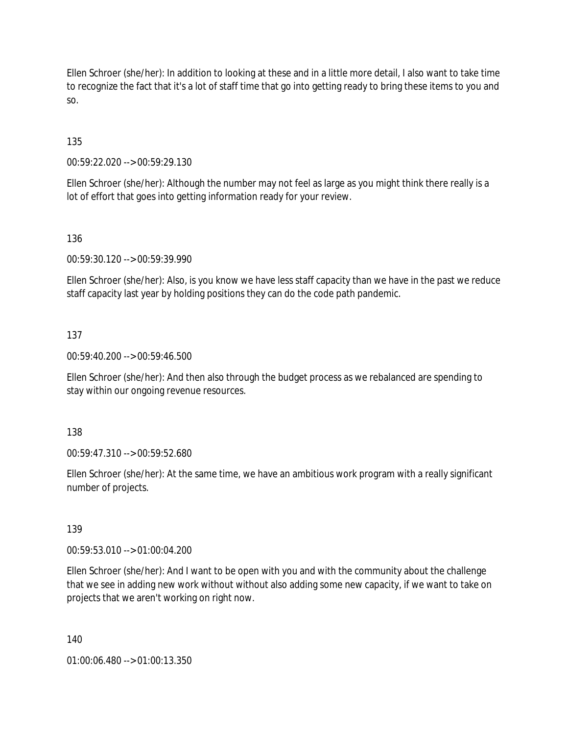Ellen Schroer (she/her): In addition to looking at these and in a little more detail, I also want to take time to recognize the fact that it's a lot of staff time that go into getting ready to bring these items to you and so.

135

00:59:22.020 --> 00:59:29.130

Ellen Schroer (she/her): Although the number may not feel as large as you might think there really is a lot of effort that goes into getting information ready for your review.

136

00:59:30.120 --> 00:59:39.990

Ellen Schroer (she/her): Also, is you know we have less staff capacity than we have in the past we reduce staff capacity last year by holding positions they can do the code path pandemic.

137

00:59:40.200 --> 00:59:46.500

Ellen Schroer (she/her): And then also through the budget process as we rebalanced are spending to stay within our ongoing revenue resources.

138

00:59:47.310 --> 00:59:52.680

Ellen Schroer (she/her): At the same time, we have an ambitious work program with a really significant number of projects.

139

00:59:53.010 --> 01:00:04.200

Ellen Schroer (she/her): And I want to be open with you and with the community about the challenge that we see in adding new work without without also adding some new capacity, if we want to take on projects that we aren't working on right now.

140

01:00:06.480 --> 01:00:13.350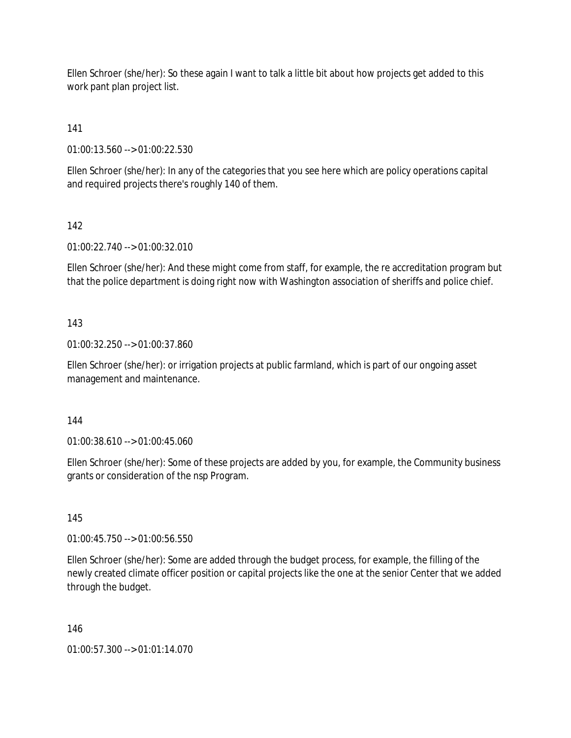Ellen Schroer (she/her): So these again I want to talk a little bit about how projects get added to this work pant plan project list.

141

01:00:13.560 --> 01:00:22.530

Ellen Schroer (she/her): In any of the categories that you see here which are policy operations capital and required projects there's roughly 140 of them.

142

01:00:22.740 --> 01:00:32.010

Ellen Schroer (she/her): And these might come from staff, for example, the re accreditation program but that the police department is doing right now with Washington association of sheriffs and police chief.

143

01:00:32.250 --> 01:00:37.860

Ellen Schroer (she/her): or irrigation projects at public farmland, which is part of our ongoing asset management and maintenance.

144

01:00:38.610 --> 01:00:45.060

Ellen Schroer (she/her): Some of these projects are added by you, for example, the Community business grants or consideration of the nsp Program.

145

01:00:45.750 --> 01:00:56.550

Ellen Schroer (she/her): Some are added through the budget process, for example, the filling of the newly created climate officer position or capital projects like the one at the senior Center that we added through the budget.

146

01:00:57.300 --> 01:01:14.070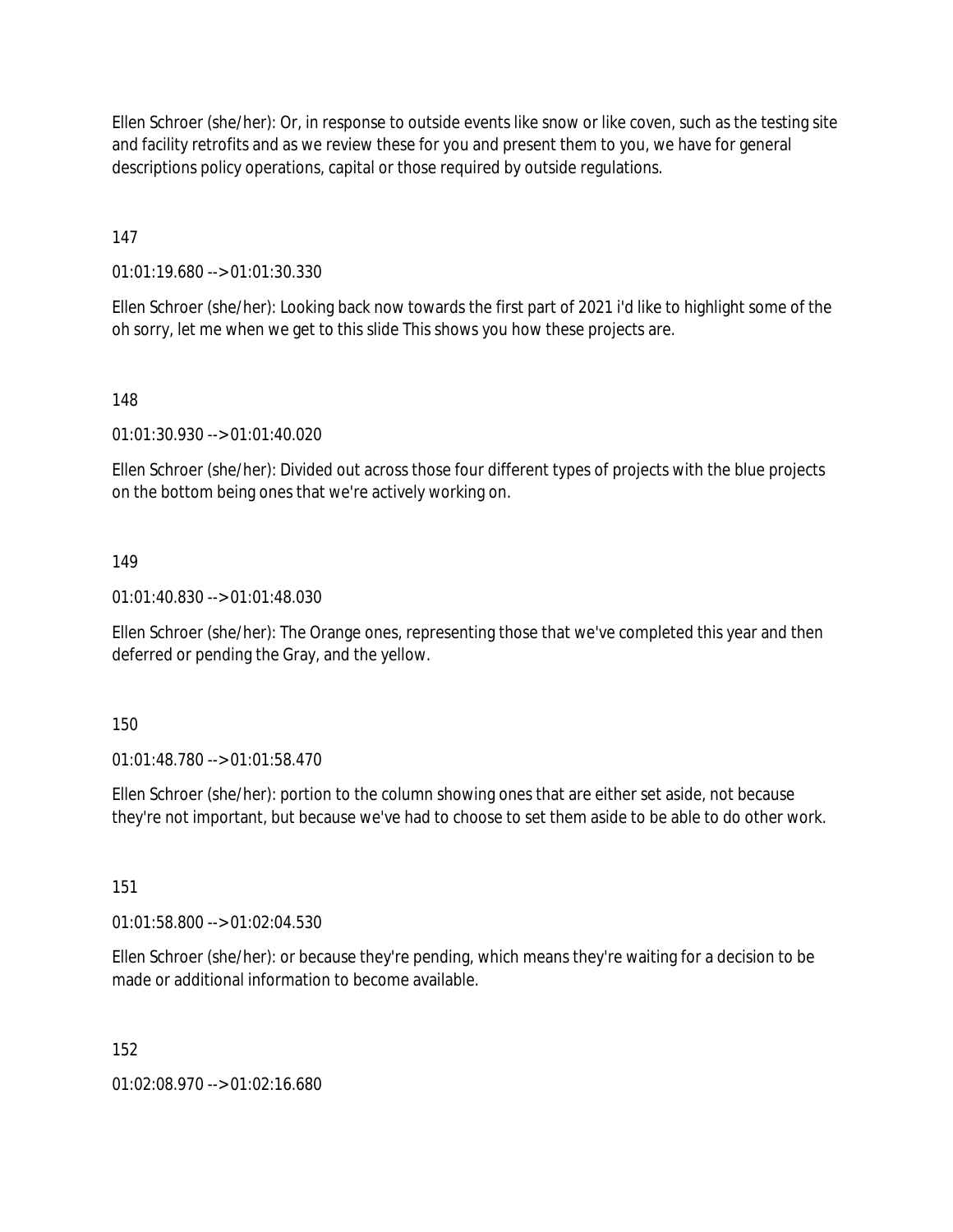Ellen Schroer (she/her): Or, in response to outside events like snow or like coven, such as the testing site and facility retrofits and as we review these for you and present them to you, we have for general descriptions policy operations, capital or those required by outside regulations.

147

01:01:19.680 --> 01:01:30.330

Ellen Schroer (she/her): Looking back now towards the first part of 2021 i'd like to highlight some of the oh sorry, let me when we get to this slide This shows you how these projects are.

148

01:01:30.930 --> 01:01:40.020

Ellen Schroer (she/her): Divided out across those four different types of projects with the blue projects on the bottom being ones that we're actively working on.

149

01:01:40.830 --> 01:01:48.030

Ellen Schroer (she/her): The Orange ones, representing those that we've completed this year and then deferred or pending the Gray, and the yellow.

150

01:01:48.780 --> 01:01:58.470

Ellen Schroer (she/her): portion to the column showing ones that are either set aside, not because they're not important, but because we've had to choose to set them aside to be able to do other work.

151

01:01:58.800 --> 01:02:04.530

Ellen Schroer (she/her): or because they're pending, which means they're waiting for a decision to be made or additional information to become available.

152

01:02:08.970 --> 01:02:16.680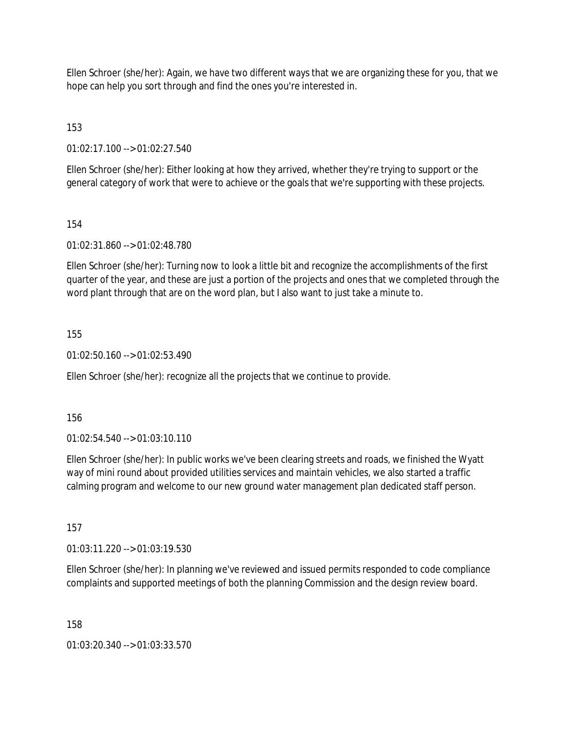Ellen Schroer (she/her): Again, we have two different ways that we are organizing these for you, that we hope can help you sort through and find the ones you're interested in.

153

01:02:17.100 --> 01:02:27.540

Ellen Schroer (she/her): Either looking at how they arrived, whether they're trying to support or the general category of work that were to achieve or the goals that we're supporting with these projects.

154

01:02:31.860 --> 01:02:48.780

Ellen Schroer (she/her): Turning now to look a little bit and recognize the accomplishments of the first quarter of the year, and these are just a portion of the projects and ones that we completed through the word plant through that are on the word plan, but I also want to just take a minute to.

155

01:02:50.160 --> 01:02:53.490

Ellen Schroer (she/her): recognize all the projects that we continue to provide.

156

01:02:54.540 --> 01:03:10.110

Ellen Schroer (she/her): In public works we've been clearing streets and roads, we finished the Wyatt way of mini round about provided utilities services and maintain vehicles, we also started a traffic calming program and welcome to our new ground water management plan dedicated staff person.

157

01:03:11.220 --> 01:03:19.530

Ellen Schroer (she/her): In planning we've reviewed and issued permits responded to code compliance complaints and supported meetings of both the planning Commission and the design review board.

158

01:03:20.340 --> 01:03:33.570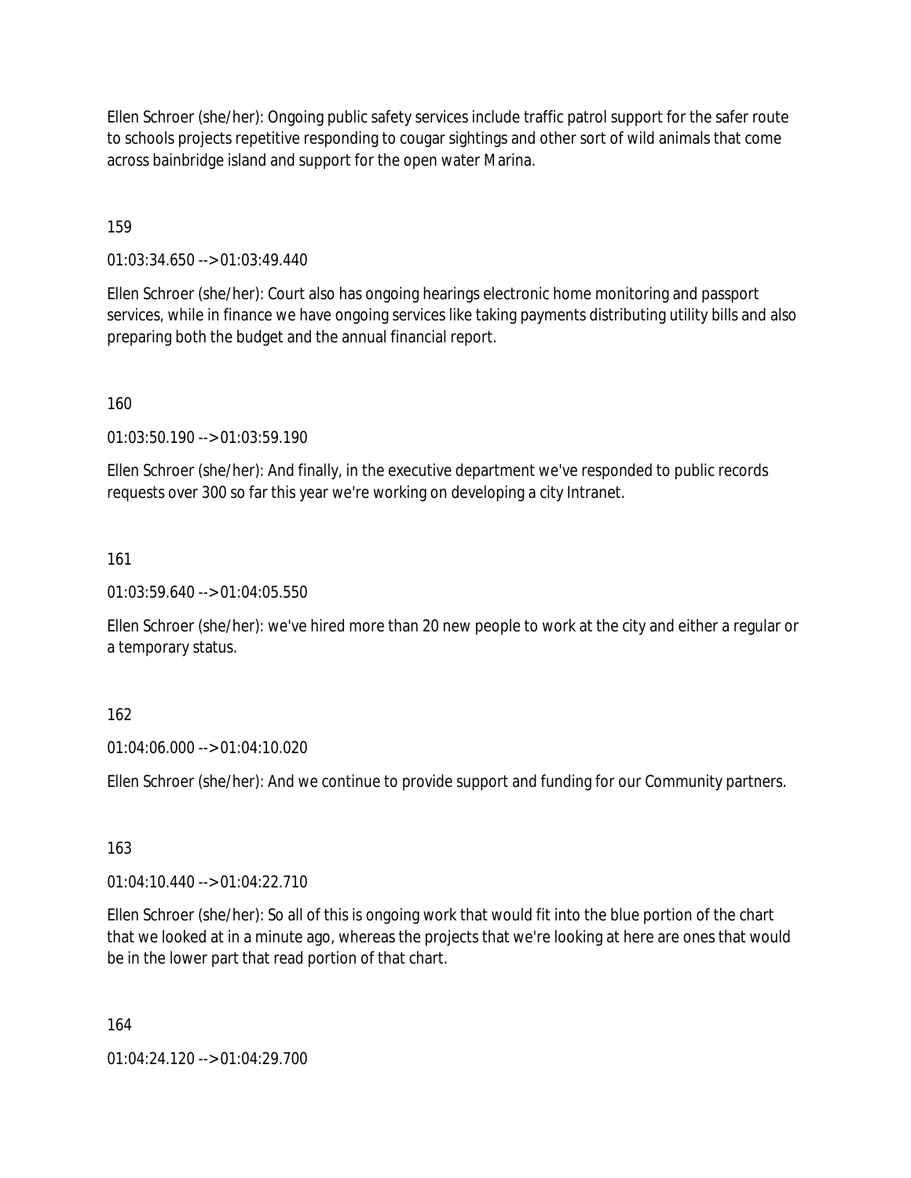Ellen Schroer (she/her): Ongoing public safety services include traffic patrol support for the safer route to schools projects repetitive responding to cougar sightings and other sort of wild animals that come across bainbridge island and support for the open water Marina.

159

01:03:34.650 --> 01:03:49.440

Ellen Schroer (she/her): Court also has ongoing hearings electronic home monitoring and passport services, while in finance we have ongoing services like taking payments distributing utility bills and also preparing both the budget and the annual financial report.

160

01:03:50.190 --> 01:03:59.190

Ellen Schroer (she/her): And finally, in the executive department we've responded to public records requests over 300 so far this year we're working on developing a city Intranet.

161

01:03:59.640 --> 01:04:05.550

Ellen Schroer (she/her): we've hired more than 20 new people to work at the city and either a regular or a temporary status.

162

01:04:06.000 --> 01:04:10.020

Ellen Schroer (she/her): And we continue to provide support and funding for our Community partners.

163

01:04:10.440 --> 01:04:22.710

Ellen Schroer (she/her): So all of this is ongoing work that would fit into the blue portion of the chart that we looked at in a minute ago, whereas the projects that we're looking at here are ones that would be in the lower part that read portion of that chart.

164

01:04:24.120 --> 01:04:29.700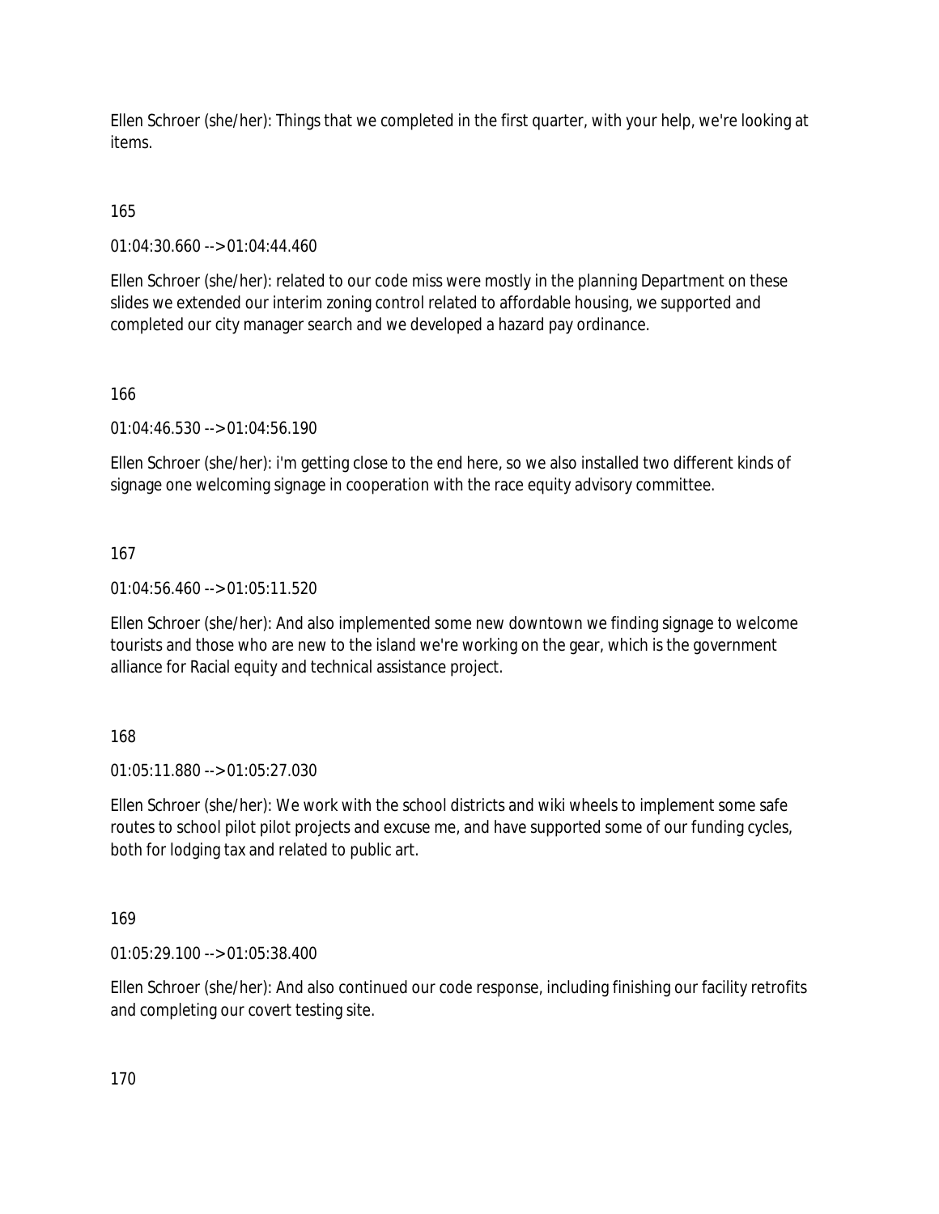Ellen Schroer (she/her): Things that we completed in the first quarter, with your help, we're looking at items.

165

01:04:30.660 --> 01:04:44.460

Ellen Schroer (she/her): related to our code miss were mostly in the planning Department on these slides we extended our interim zoning control related to affordable housing, we supported and completed our city manager search and we developed a hazard pay ordinance.

166

01:04:46.530 --> 01:04:56.190

Ellen Schroer (she/her): i'm getting close to the end here, so we also installed two different kinds of signage one welcoming signage in cooperation with the race equity advisory committee.

167

01:04:56.460 --> 01:05:11.520

Ellen Schroer (she/her): And also implemented some new downtown we finding signage to welcome tourists and those who are new to the island we're working on the gear, which is the government alliance for Racial equity and technical assistance project.

168

01:05:11.880 --> 01:05:27.030

Ellen Schroer (she/her): We work with the school districts and wiki wheels to implement some safe routes to school pilot pilot projects and excuse me, and have supported some of our funding cycles, both for lodging tax and related to public art.

169

01:05:29.100 --> 01:05:38.400

Ellen Schroer (she/her): And also continued our code response, including finishing our facility retrofits and completing our covert testing site.

170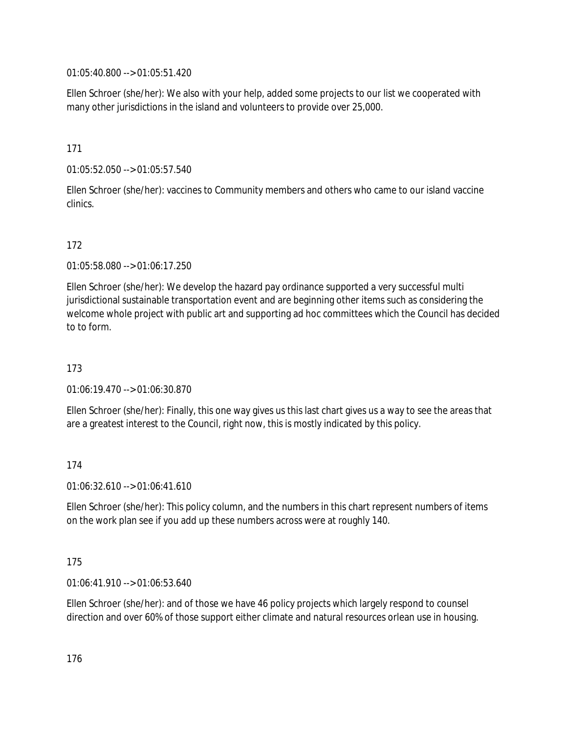01:05:40.800 --> 01:05:51.420

Ellen Schroer (she/her): We also with your help, added some projects to our list we cooperated with many other jurisdictions in the island and volunteers to provide over 25,000.

171

01:05:52.050 --> 01:05:57.540

Ellen Schroer (she/her): vaccines to Community members and others who came to our island vaccine clinics.

172

01:05:58.080 --> 01:06:17.250

Ellen Schroer (she/her): We develop the hazard pay ordinance supported a very successful multi jurisdictional sustainable transportation event and are beginning other items such as considering the welcome whole project with public art and supporting ad hoc committees which the Council has decided to to form.

173

01:06:19.470 --> 01:06:30.870

Ellen Schroer (she/her): Finally, this one way gives us this last chart gives us a way to see the areas that are a greatest interest to the Council, right now, this is mostly indicated by this policy.

174

01:06:32.610 --> 01:06:41.610

Ellen Schroer (she/her): This policy column, and the numbers in this chart represent numbers of items on the work plan see if you add up these numbers across were at roughly 140.

175

01:06:41.910 --> 01:06:53.640

Ellen Schroer (she/her): and of those we have 46 policy projects which largely respond to counsel direction and over 60% of those support either climate and natural resources orlean use in housing.

176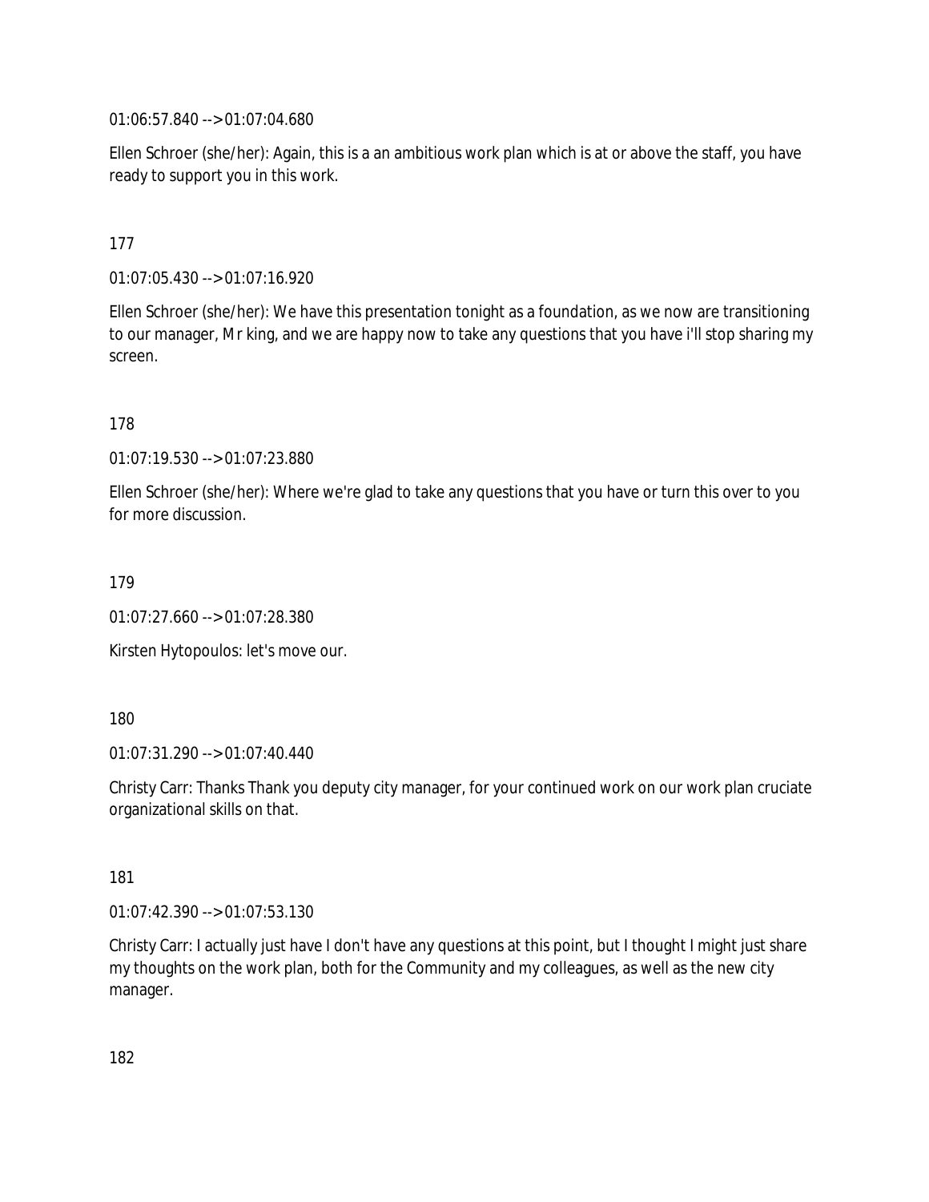01:06:57.840 --> 01:07:04.680

Ellen Schroer (she/her): Again, this is a an ambitious work plan which is at or above the staff, you have ready to support you in this work.

177

01:07:05.430 --> 01:07:16.920

Ellen Schroer (she/her): We have this presentation tonight as a foundation, as we now are transitioning to our manager, Mr king, and we are happy now to take any questions that you have i'll stop sharing my screen.

178

01:07:19.530 --> 01:07:23.880

Ellen Schroer (she/her): Where we're glad to take any questions that you have or turn this over to you for more discussion.

179

01:07:27.660 --> 01:07:28.380

Kirsten Hytopoulos: let's move our.

180

01:07:31.290 --> 01:07:40.440

Christy Carr: Thanks Thank you deputy city manager, for your continued work on our work plan cruciate organizational skills on that.

181

01:07:42.390 --> 01:07:53.130

Christy Carr: I actually just have I don't have any questions at this point, but I thought I might just share my thoughts on the work plan, both for the Community and my colleagues, as well as the new city manager.

182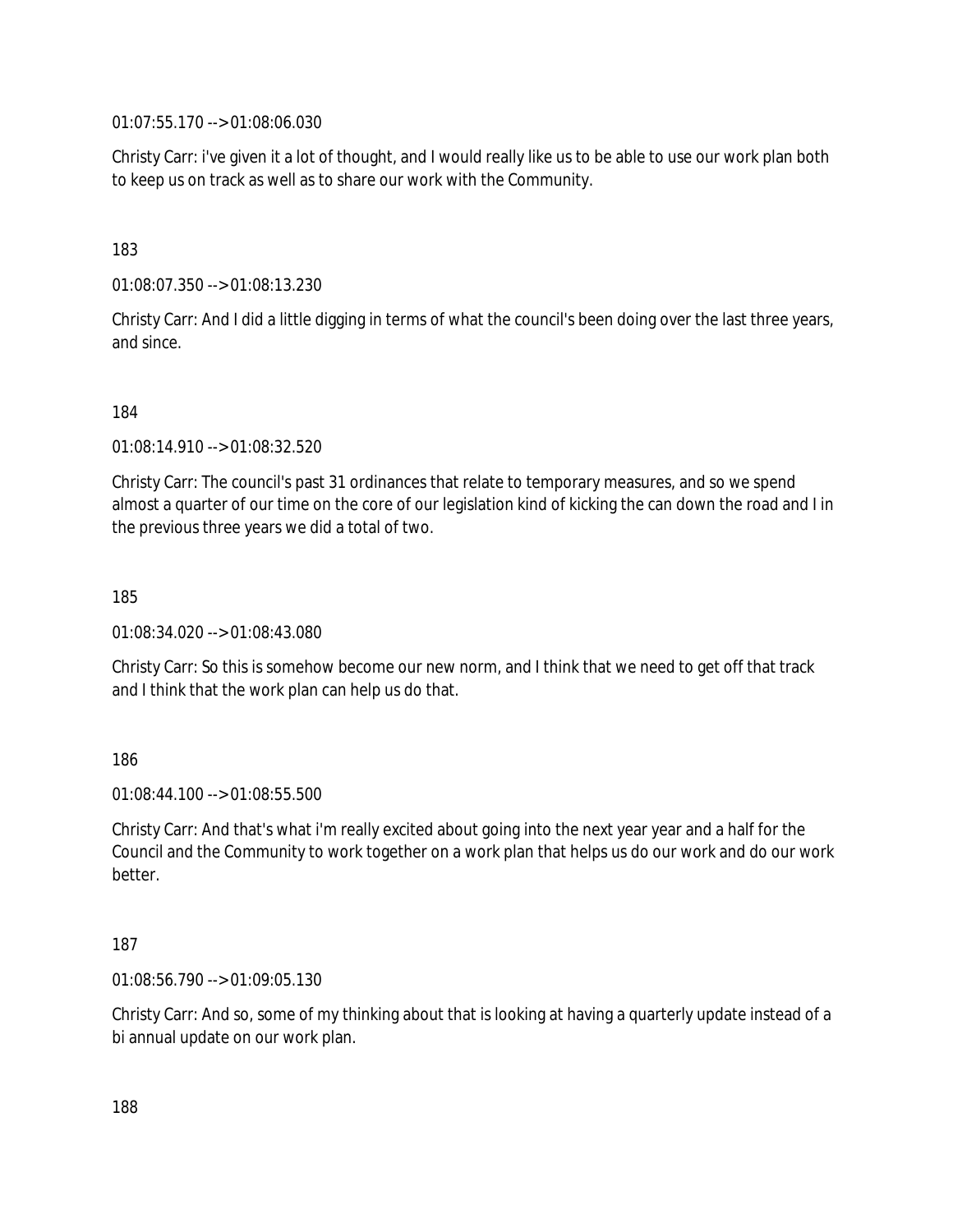01:07:55.170 --> 01:08:06.030

Christy Carr: i've given it a lot of thought, and I would really like us to be able to use our work plan both to keep us on track as well as to share our work with the Community.

183

01:08:07.350 --> 01:08:13.230

Christy Carr: And I did a little digging in terms of what the council's been doing over the last three years, and since.

184

01:08:14.910 --> 01:08:32.520

Christy Carr: The council's past 31 ordinances that relate to temporary measures, and so we spend almost a quarter of our time on the core of our legislation kind of kicking the can down the road and I in the previous three years we did a total of two.

185

01:08:34.020 --> 01:08:43.080

Christy Carr: So this is somehow become our new norm, and I think that we need to get off that track and I think that the work plan can help us do that.

186

01:08:44.100 --> 01:08:55.500

Christy Carr: And that's what i'm really excited about going into the next year year and a half for the Council and the Community to work together on a work plan that helps us do our work and do our work better.

187

01:08:56.790 --> 01:09:05.130

Christy Carr: And so, some of my thinking about that is looking at having a quarterly update instead of a bi annual update on our work plan.

188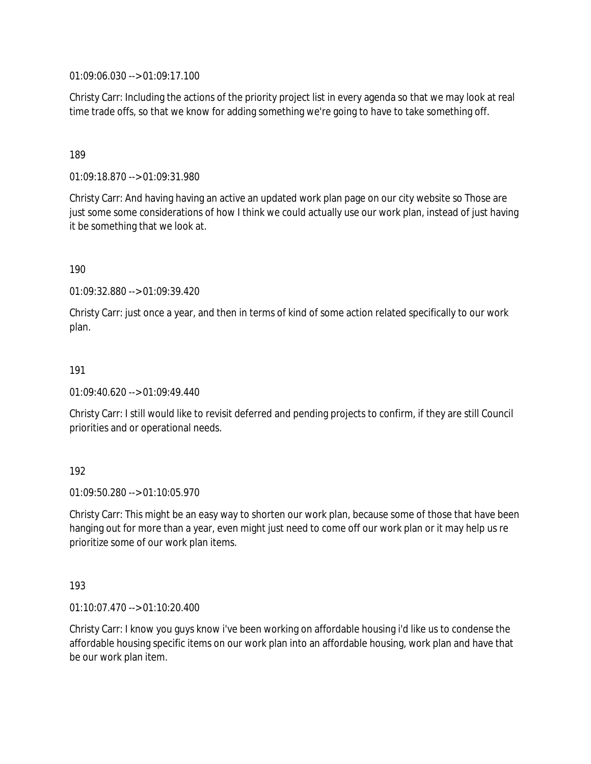01:09:06.030 --> 01:09:17.100

Christy Carr: Including the actions of the priority project list in every agenda so that we may look at real time trade offs, so that we know for adding something we're going to have to take something off.

189

01:09:18.870 --> 01:09:31.980

Christy Carr: And having having an active an updated work plan page on our city website so Those are just some some considerations of how I think we could actually use our work plan, instead of just having it be something that we look at.

190

01:09:32.880 --> 01:09:39.420

Christy Carr: just once a year, and then in terms of kind of some action related specifically to our work plan.

191

01:09:40.620 --> 01:09:49.440

Christy Carr: I still would like to revisit deferred and pending projects to confirm, if they are still Council priorities and or operational needs.

192

01:09:50.280 --> 01:10:05.970

Christy Carr: This might be an easy way to shorten our work plan, because some of those that have been hanging out for more than a year, even might just need to come off our work plan or it may help us re prioritize some of our work plan items.

193

01:10:07.470 --> 01:10:20.400

Christy Carr: I know you guys know i've been working on affordable housing i'd like us to condense the affordable housing specific items on our work plan into an affordable housing, work plan and have that be our work plan item.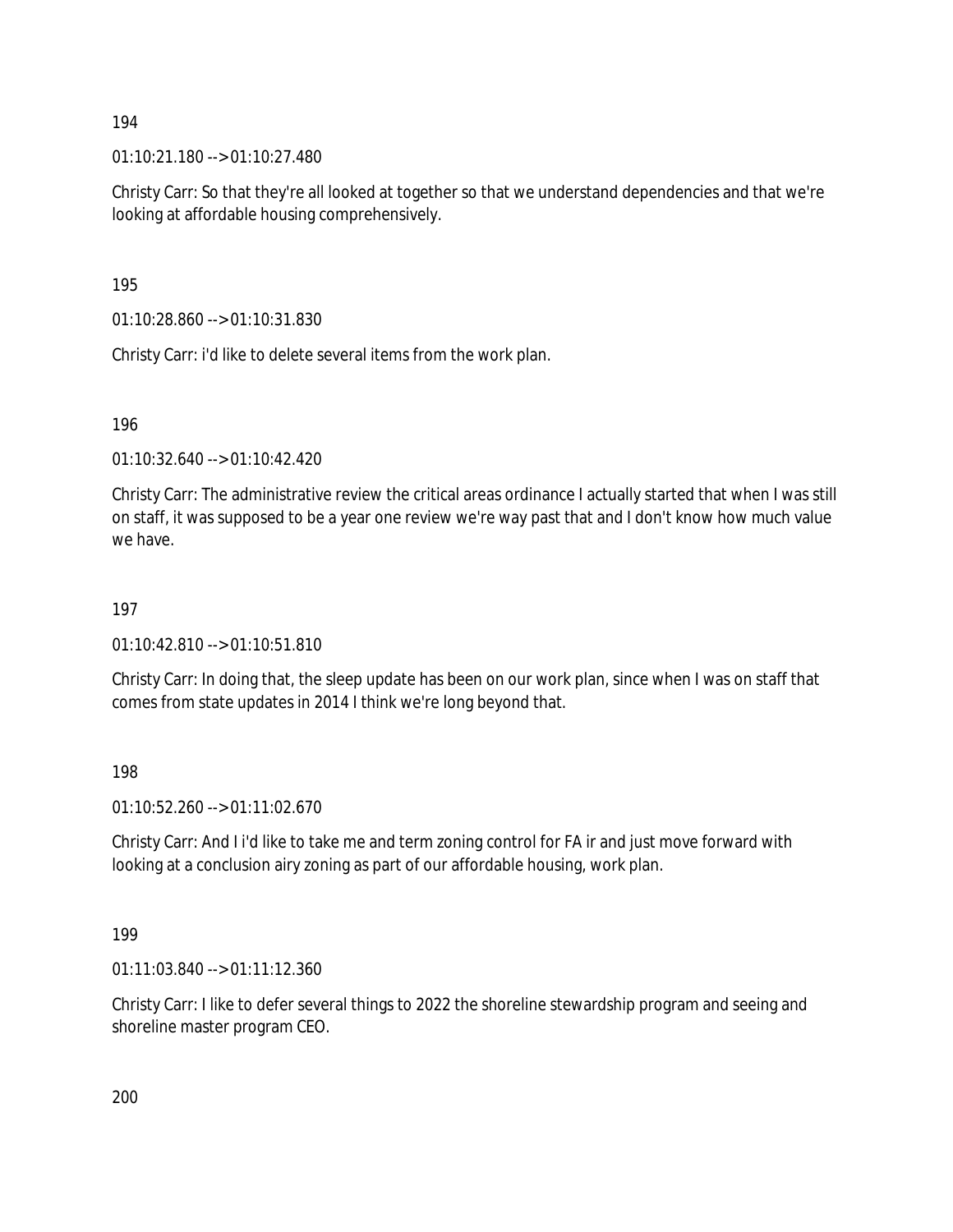194

01:10:21.180 --> 01:10:27.480

Christy Carr: So that they're all looked at together so that we understand dependencies and that we're looking at affordable housing comprehensively.

195

01:10:28.860 --> 01:10:31.830

Christy Carr: i'd like to delete several items from the work plan.

196

01:10:32.640 --> 01:10:42.420

Christy Carr: The administrative review the critical areas ordinance I actually started that when I was still on staff, it was supposed to be a year one review we're way past that and I don't know how much value we have.

197

01:10:42.810 --> 01:10:51.810

Christy Carr: In doing that, the sleep update has been on our work plan, since when I was on staff that comes from state updates in 2014 I think we're long beyond that.

198

01:10:52.260 --> 01:11:02.670

Christy Carr: And I i'd like to take me and term zoning control for FA ir and just move forward with looking at a conclusion airy zoning as part of our affordable housing, work plan.

199

01:11:03.840 --> 01:11:12.360

Christy Carr: I like to defer several things to 2022 the shoreline stewardship program and seeing and shoreline master program CEO.

200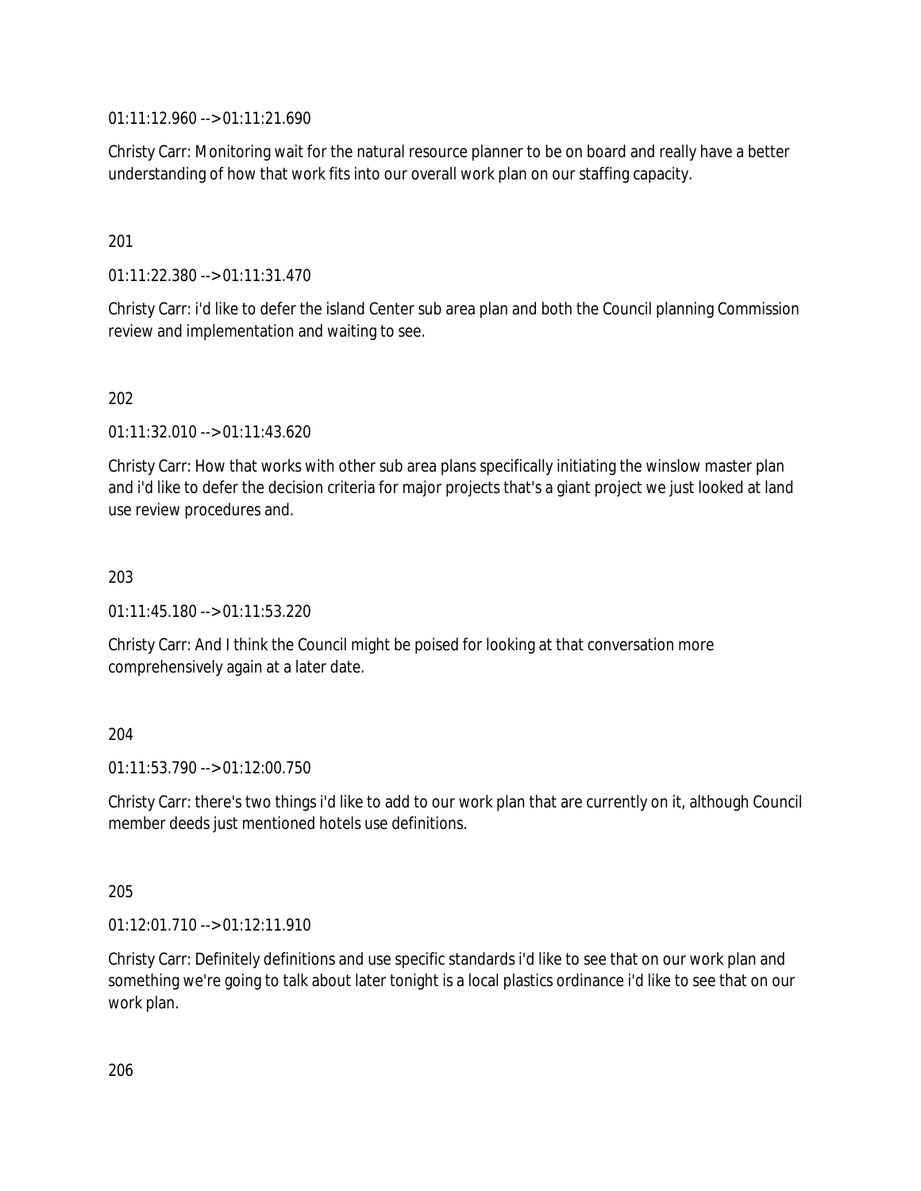01:11:12.960 --> 01:11:21.690

Christy Carr: Monitoring wait for the natural resource planner to be on board and really have a better understanding of how that work fits into our overall work plan on our staffing capacity.

201

01:11:22.380 --> 01:11:31.470

Christy Carr: i'd like to defer the island Center sub area plan and both the Council planning Commission review and implementation and waiting to see.

202

01:11:32.010 --> 01:11:43.620

Christy Carr: How that works with other sub area plans specifically initiating the winslow master plan and i'd like to defer the decision criteria for major projects that's a giant project we just looked at land use review procedures and.

203

01:11:45.180 --> 01:11:53.220

Christy Carr: And I think the Council might be poised for looking at that conversation more comprehensively again at a later date.

204

01:11:53.790 --> 01:12:00.750

Christy Carr: there's two things i'd like to add to our work plan that are currently on it, although Council member deeds just mentioned hotels use definitions.

205

01:12:01.710 --> 01:12:11.910

Christy Carr: Definitely definitions and use specific standards i'd like to see that on our work plan and something we're going to talk about later tonight is a local plastics ordinance i'd like to see that on our work plan.

206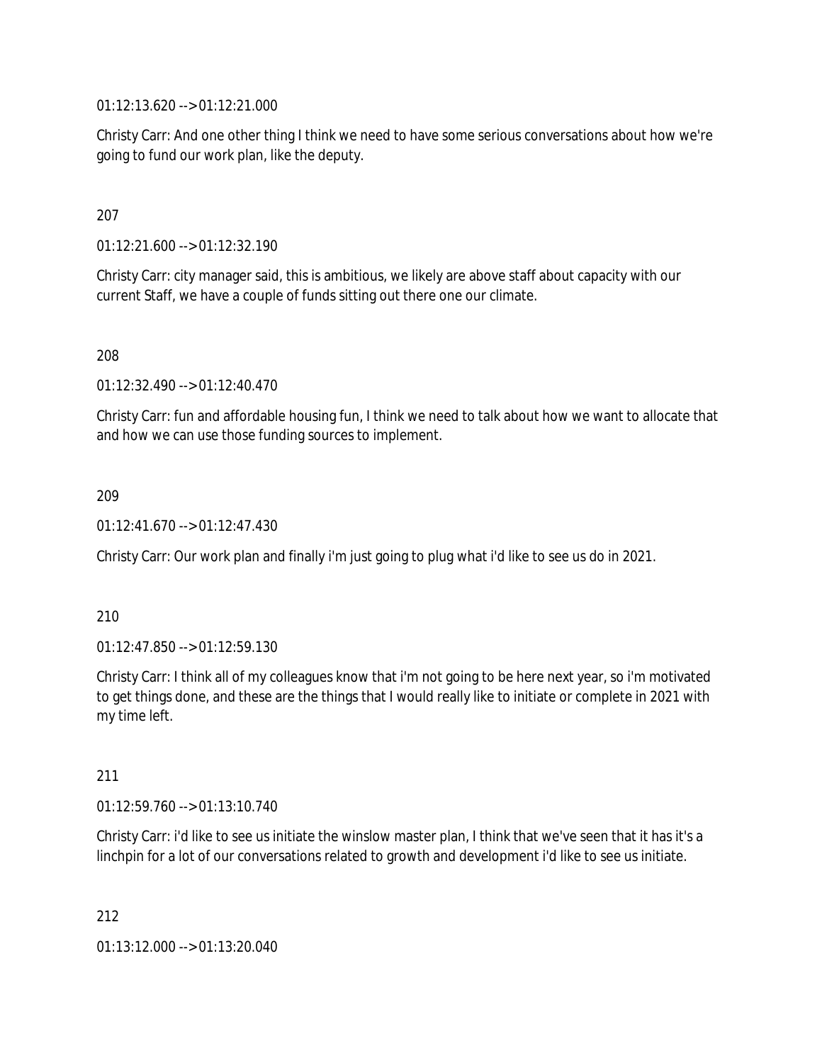01:12:13.620 --> 01:12:21.000

Christy Carr: And one other thing I think we need to have some serious conversations about how we're going to fund our work plan, like the deputy.

207

01:12:21.600 --> 01:12:32.190

Christy Carr: city manager said, this is ambitious, we likely are above staff about capacity with our current Staff, we have a couple of funds sitting out there one our climate.

208

01:12:32.490 --> 01:12:40.470

Christy Carr: fun and affordable housing fun, I think we need to talk about how we want to allocate that and how we can use those funding sources to implement.

209

01:12:41.670 --> 01:12:47.430

Christy Carr: Our work plan and finally i'm just going to plug what i'd like to see us do in 2021.

210

01:12:47.850 --> 01:12:59.130

Christy Carr: I think all of my colleagues know that i'm not going to be here next year, so i'm motivated to get things done, and these are the things that I would really like to initiate or complete in 2021 with my time left.

211

01:12:59.760 --> 01:13:10.740

Christy Carr: i'd like to see us initiate the winslow master plan, I think that we've seen that it has it's a linchpin for a lot of our conversations related to growth and development i'd like to see us initiate.

212

01:13:12.000 --> 01:13:20.040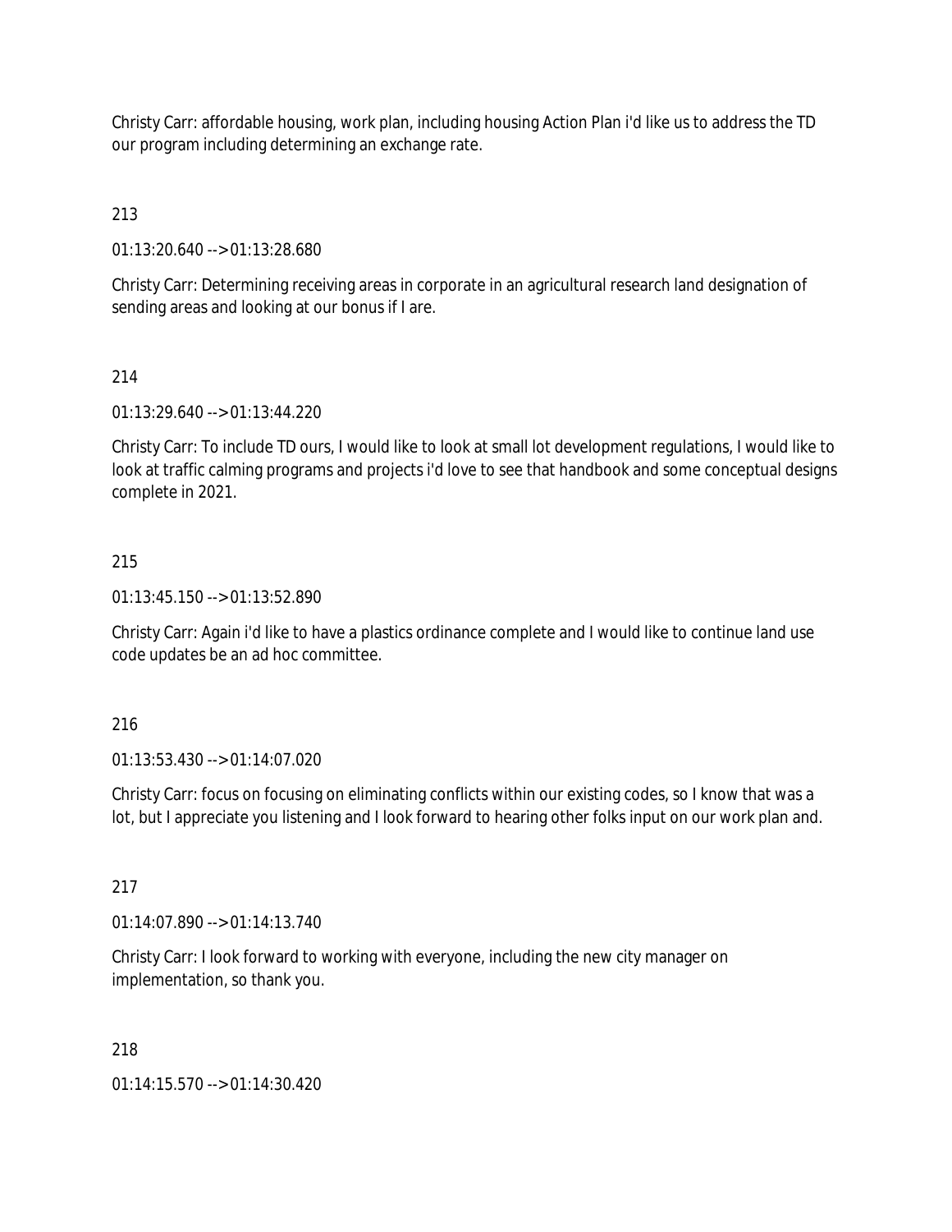Christy Carr: affordable housing, work plan, including housing Action Plan i'd like us to address the TD our program including determining an exchange rate.

213

01:13:20.640 --> 01:13:28.680

Christy Carr: Determining receiving areas in corporate in an agricultural research land designation of sending areas and looking at our bonus if I are.

214

01:13:29.640 --> 01:13:44.220

Christy Carr: To include TD ours, I would like to look at small lot development regulations, I would like to look at traffic calming programs and projects i'd love to see that handbook and some conceptual designs complete in 2021.

215

01:13:45.150 --> 01:13:52.890

Christy Carr: Again i'd like to have a plastics ordinance complete and I would like to continue land use code updates be an ad hoc committee.

216

01:13:53.430 --> 01:14:07.020

Christy Carr: focus on focusing on eliminating conflicts within our existing codes, so I know that was a lot, but I appreciate you listening and I look forward to hearing other folks input on our work plan and.

217

01:14:07.890 --> 01:14:13.740

Christy Carr: I look forward to working with everyone, including the new city manager on implementation, so thank you.

218

01:14:15.570 --> 01:14:30.420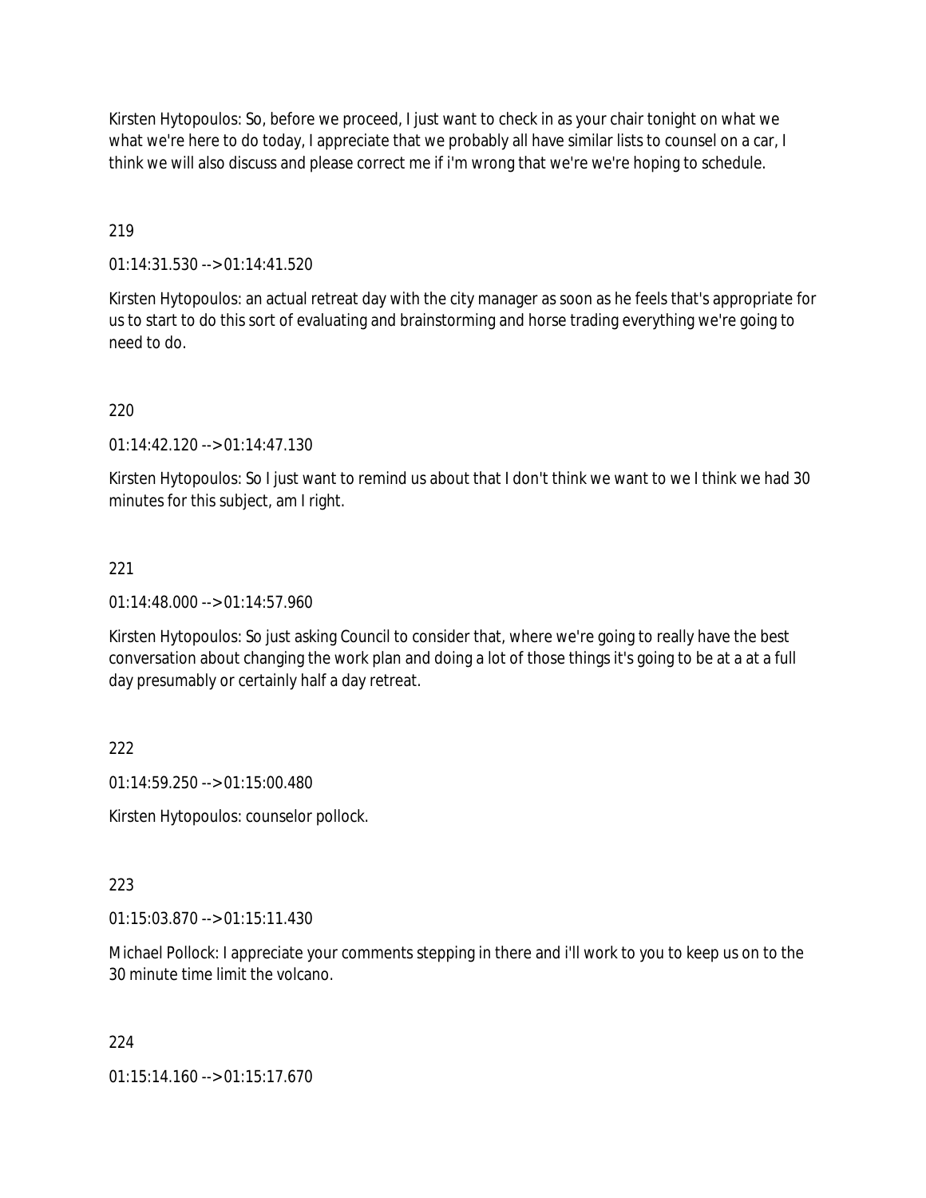Kirsten Hytopoulos: So, before we proceed, I just want to check in as your chair tonight on what we what we're here to do today, I appreciate that we probably all have similar lists to counsel on a car, I think we will also discuss and please correct me if i'm wrong that we're we're hoping to schedule.

219

01:14:31.530 --> 01:14:41.520

Kirsten Hytopoulos: an actual retreat day with the city manager as soon as he feels that's appropriate for us to start to do this sort of evaluating and brainstorming and horse trading everything we're going to need to do.

220

01:14:42.120 --> 01:14:47.130

Kirsten Hytopoulos: So I just want to remind us about that I don't think we want to we I think we had 30 minutes for this subject, am I right.

221

01:14:48.000 --> 01:14:57.960

Kirsten Hytopoulos: So just asking Council to consider that, where we're going to really have the best conversation about changing the work plan and doing a lot of those things it's going to be at a at a full day presumably or certainly half a day retreat.

222

01:14:59.250 --> 01:15:00.480

Kirsten Hytopoulos: counselor pollock.

223

01:15:03.870 --> 01:15:11.430

Michael Pollock: I appreciate your comments stepping in there and i'll work to you to keep us on to the 30 minute time limit the volcano.

224

01:15:14.160 --> 01:15:17.670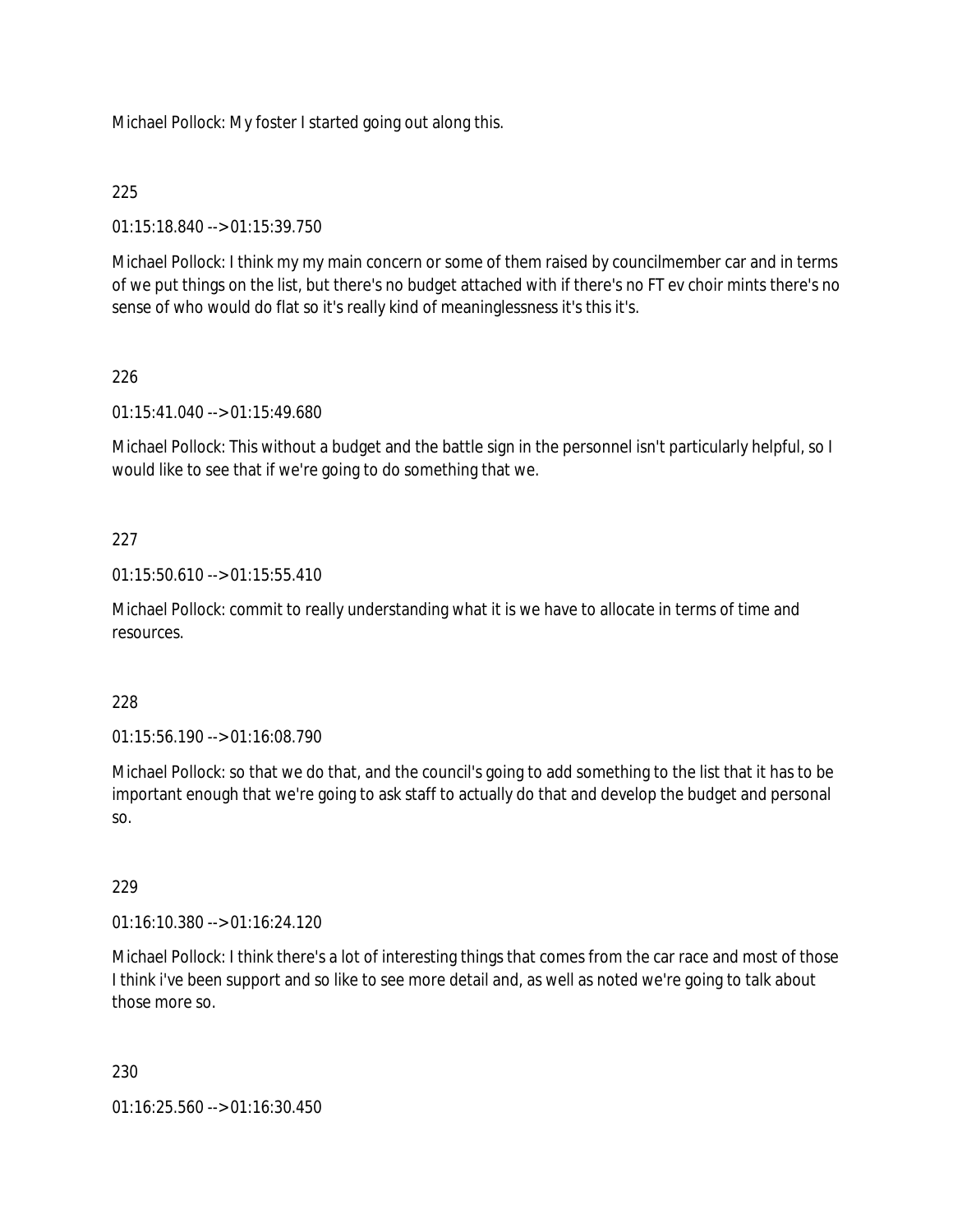Michael Pollock: My foster I started going out along this.

225

01:15:18.840 --> 01:15:39.750

Michael Pollock: I think my my main concern or some of them raised by councilmember car and in terms of we put things on the list, but there's no budget attached with if there's no FT ev choir mints there's no sense of who would do flat so it's really kind of meaninglessness it's this it's.

226

01:15:41.040 --> 01:15:49.680

Michael Pollock: This without a budget and the battle sign in the personnel isn't particularly helpful, so I would like to see that if we're going to do something that we.

227

01:15:50.610 --> 01:15:55.410

Michael Pollock: commit to really understanding what it is we have to allocate in terms of time and resources.

228

01:15:56.190 --> 01:16:08.790

Michael Pollock: so that we do that, and the council's going to add something to the list that it has to be important enough that we're going to ask staff to actually do that and develop the budget and personal so.

229

01:16:10.380 --> 01:16:24.120

Michael Pollock: I think there's a lot of interesting things that comes from the car race and most of those I think i've been support and so like to see more detail and, as well as noted we're going to talk about those more so.

230

01:16:25.560 --> 01:16:30.450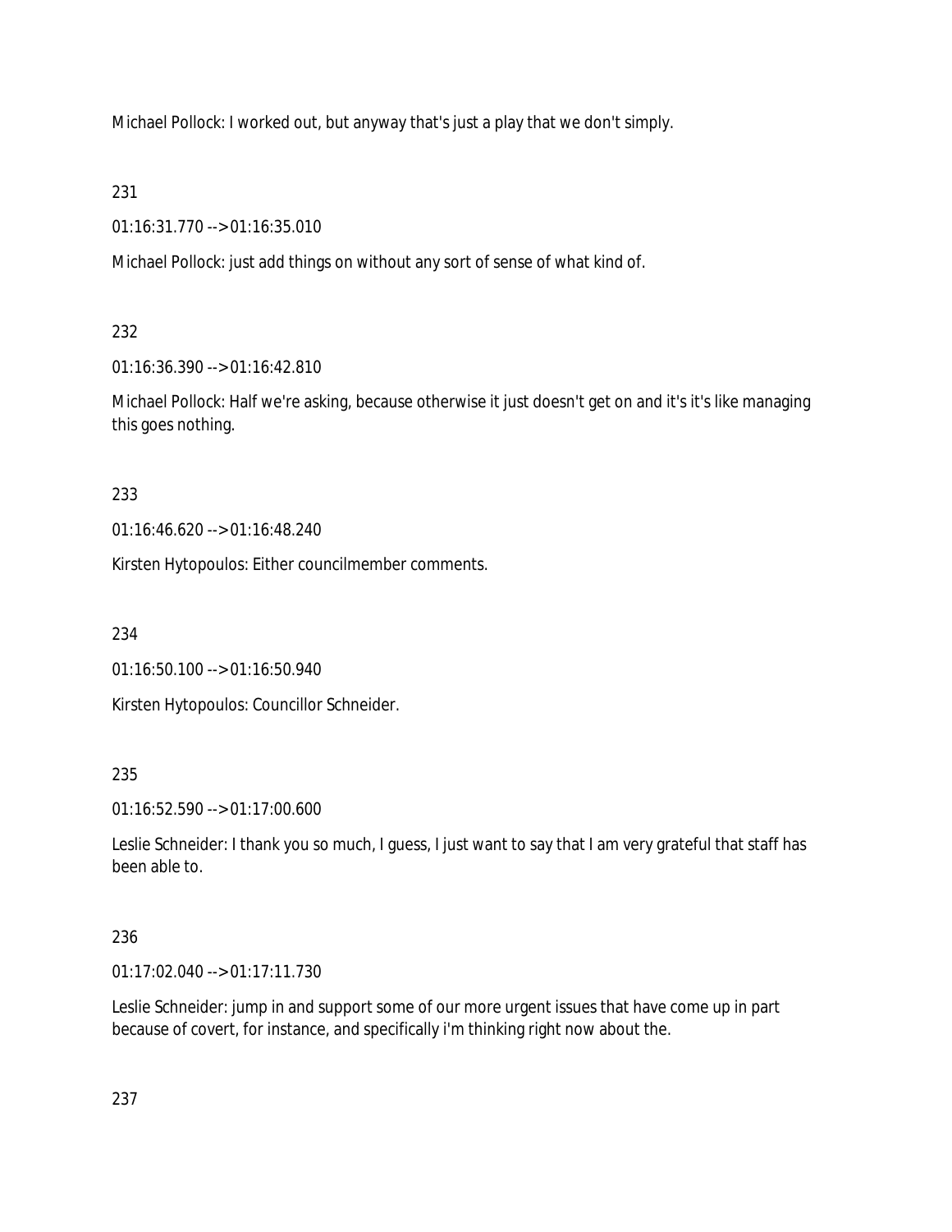Michael Pollock: I worked out, but anyway that's just a play that we don't simply.

231

01:16:31.770 --> 01:16:35.010

Michael Pollock: just add things on without any sort of sense of what kind of.

232

01:16:36.390 --> 01:16:42.810

Michael Pollock: Half we're asking, because otherwise it just doesn't get on and it's it's like managing this goes nothing.

233

01:16:46.620 --> 01:16:48.240

Kirsten Hytopoulos: Either councilmember comments.

234

01:16:50.100 --> 01:16:50.940

Kirsten Hytopoulos: Councillor Schneider.

235

01:16:52.590 --> 01:17:00.600

Leslie Schneider: I thank you so much, I guess, I just want to say that I am very grateful that staff has been able to.

236

01:17:02.040 --> 01:17:11.730

Leslie Schneider: jump in and support some of our more urgent issues that have come up in part because of covert, for instance, and specifically i'm thinking right now about the.

237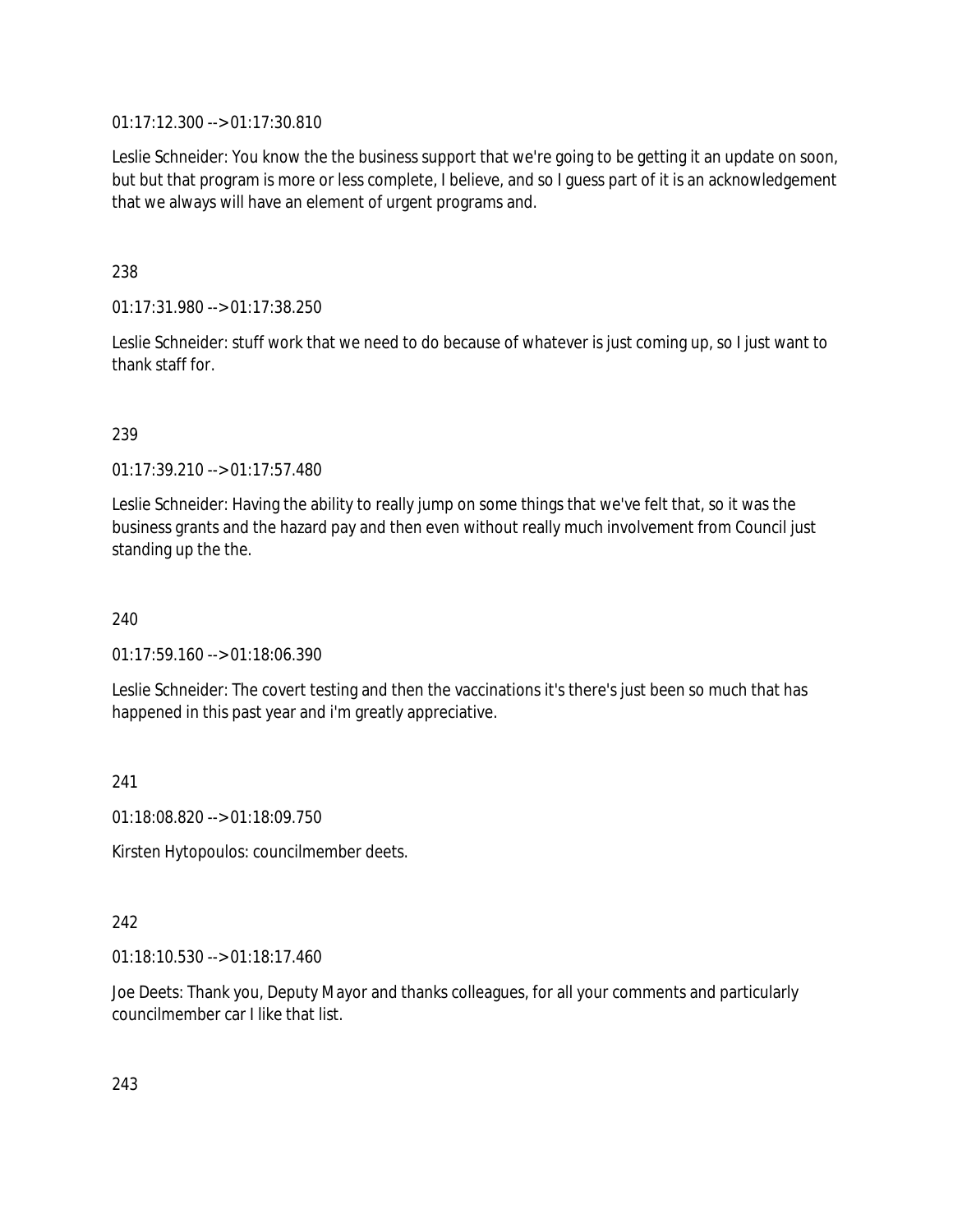01:17:12.300 --> 01:17:30.810

Leslie Schneider: You know the the business support that we're going to be getting it an update on soon, but but that program is more or less complete, I believe, and so I guess part of it is an acknowledgement that we always will have an element of urgent programs and.

238

01:17:31.980 --> 01:17:38.250

Leslie Schneider: stuff work that we need to do because of whatever is just coming up, so I just want to thank staff for.

239

01:17:39.210 --> 01:17:57.480

Leslie Schneider: Having the ability to really jump on some things that we've felt that, so it was the business grants and the hazard pay and then even without really much involvement from Council just standing up the the.

240

01:17:59.160 --> 01:18:06.390

Leslie Schneider: The covert testing and then the vaccinations it's there's just been so much that has happened in this past year and i'm greatly appreciative.

241

01:18:08.820 --> 01:18:09.750

Kirsten Hytopoulos: councilmember deets.

242

01:18:10.530 --> 01:18:17.460

Joe Deets: Thank you, Deputy Mayor and thanks colleagues, for all your comments and particularly councilmember car I like that list.

243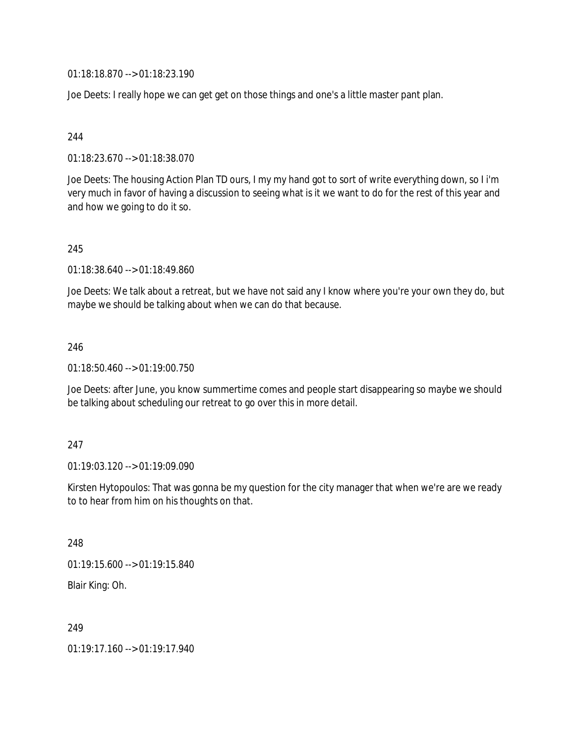01:18:18.870 --> 01:18:23.190

Joe Deets: I really hope we can get get on those things and one's a little master pant plan.

244

01:18:23.670 --> 01:18:38.070

Joe Deets: The housing Action Plan TD ours, I my my hand got to sort of write everything down, so I i'm very much in favor of having a discussion to seeing what is it we want to do for the rest of this year and and how we going to do it so.

245

01:18:38.640 --> 01:18:49.860

Joe Deets: We talk about a retreat, but we have not said any I know where you're your own they do, but maybe we should be talking about when we can do that because.

246

01:18:50.460 --> 01:19:00.750

Joe Deets: after June, you know summertime comes and people start disappearing so maybe we should be talking about scheduling our retreat to go over this in more detail.

247

01:19:03.120 --> 01:19:09.090

Kirsten Hytopoulos: That was gonna be my question for the city manager that when we're are we ready to to hear from him on his thoughts on that.

248

01:19:15.600 --> 01:19:15.840

Blair King: Oh.

249

01:19:17.160 --> 01:19:17.940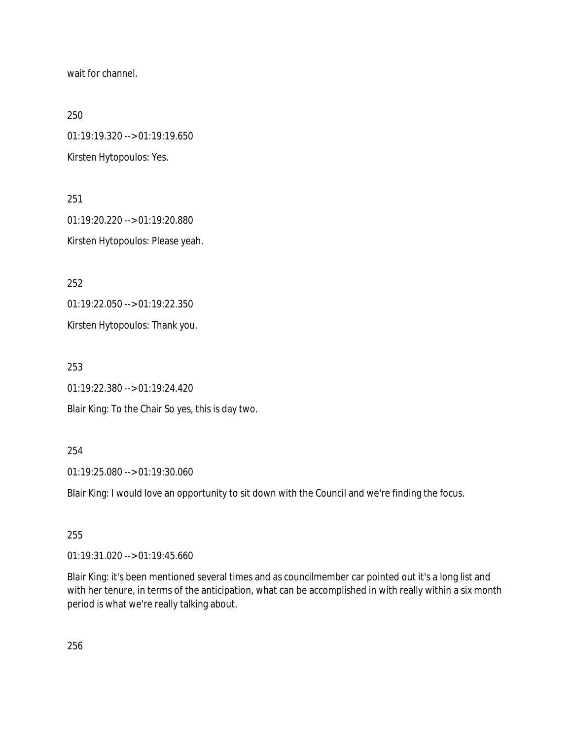wait for channel.

250

01:19:19.320 --> 01:19:19.650

Kirsten Hytopoulos: Yes.

251

01:19:20.220 --> 01:19:20.880

Kirsten Hytopoulos: Please yeah.

252

01:19:22.050 --> 01:19:22.350

Kirsten Hytopoulos: Thank you.

253

01:19:22.380 --> 01:19:24.420

Blair King: To the Chair So yes, this is day two.

254

01:19:25.080 --> 01:19:30.060

Blair King: I would love an opportunity to sit down with the Council and we're finding the focus.

255

01:19:31.020 --> 01:19:45.660

Blair King: it's been mentioned several times and as councilmember car pointed out it's a long list and with her tenure, in terms of the anticipation, what can be accomplished in with really within a six month period is what we're really talking about.

256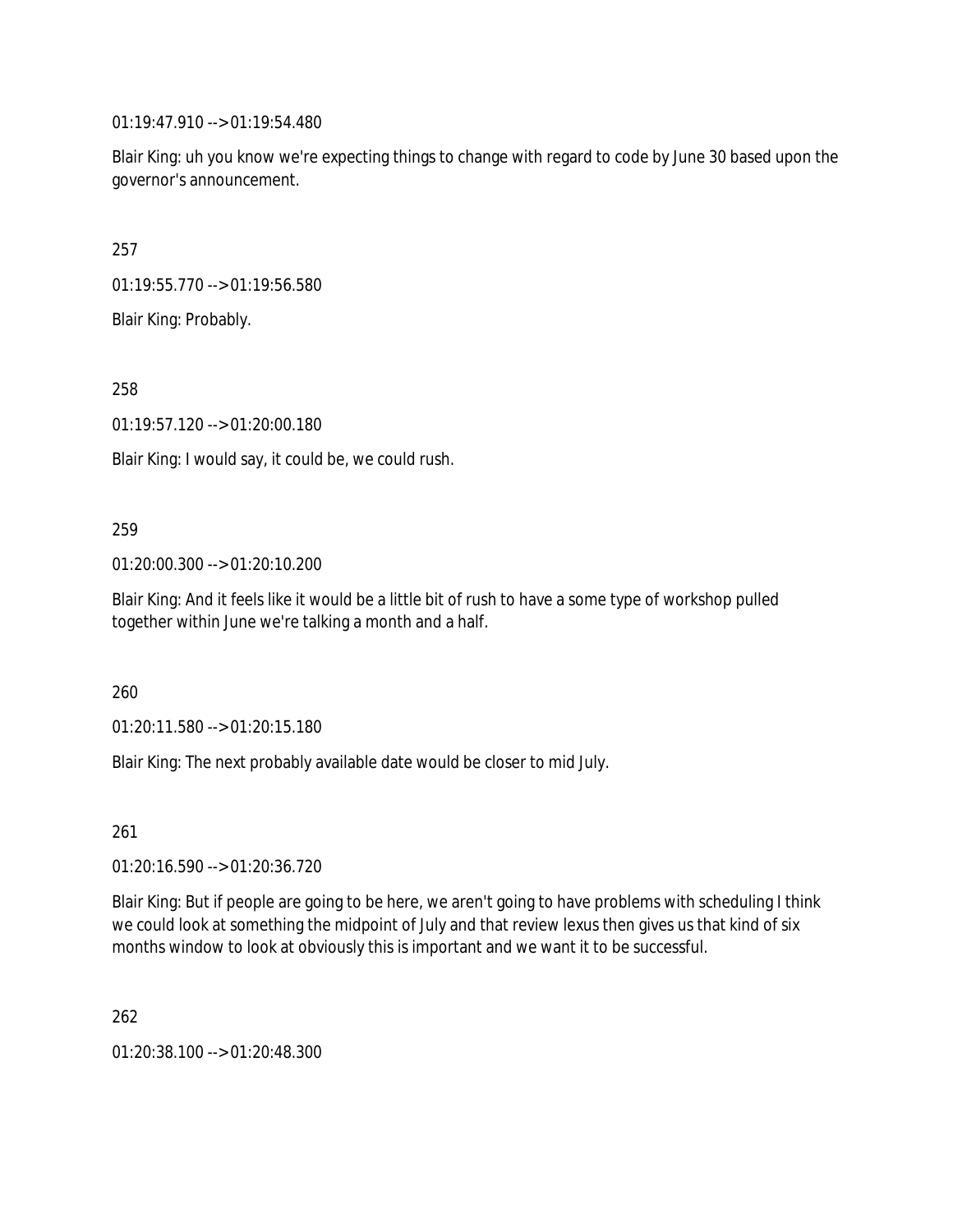01:19:47.910 --> 01:19:54.480

Blair King: uh you know we're expecting things to change with regard to code by June 30 based upon the governor's announcement.

257

01:19:55.770 --> 01:19:56.580

Blair King: Probably.

258

01:19:57.120 --> 01:20:00.180

Blair King: I would say, it could be, we could rush.

259

01:20:00.300 --> 01:20:10.200

Blair King: And it feels like it would be a little bit of rush to have a some type of workshop pulled together within June we're talking a month and a half.

260

01:20:11.580 --> 01:20:15.180

Blair King: The next probably available date would be closer to mid July.

261

01:20:16.590 --> 01:20:36.720

Blair King: But if people are going to be here, we aren't going to have problems with scheduling I think we could look at something the midpoint of July and that review lexus then gives us that kind of six months window to look at obviously this is important and we want it to be successful.

262

01:20:38.100 --> 01:20:48.300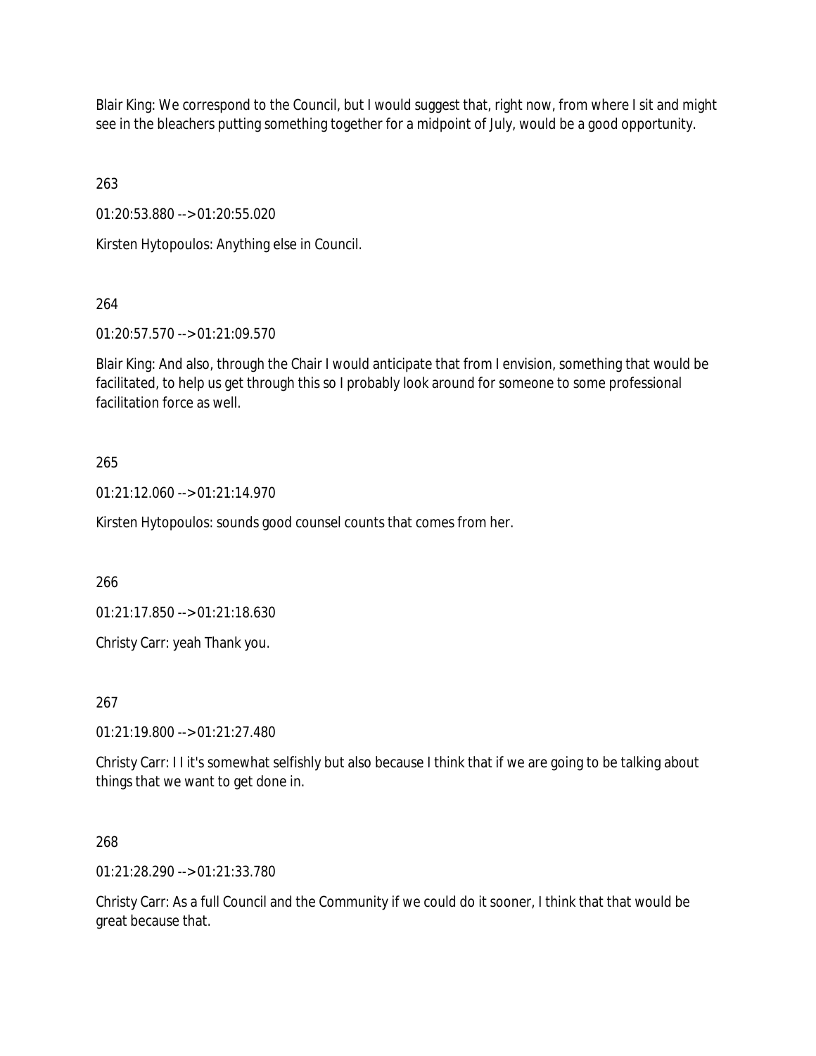Blair King: We correspond to the Council, but I would suggest that, right now, from where I sit and might see in the bleachers putting something together for a midpoint of July, would be a good opportunity.

263

01:20:53.880 --> 01:20:55.020

Kirsten Hytopoulos: Anything else in Council.

264

01:20:57.570 --> 01:21:09.570

Blair King: And also, through the Chair I would anticipate that from I envision, something that would be facilitated, to help us get through this so I probably look around for someone to some professional facilitation force as well.

265

01:21:12.060 --> 01:21:14.970

Kirsten Hytopoulos: sounds good counsel counts that comes from her.

266

01:21:17.850 --> 01:21:18.630

Christy Carr: yeah Thank you.

267

01:21:19.800 --> 01:21:27.480

Christy Carr: I I it's somewhat selfishly but also because I think that if we are going to be talking about things that we want to get done in.

268

01:21:28.290 --> 01:21:33.780

Christy Carr: As a full Council and the Community if we could do it sooner, I think that that would be great because that.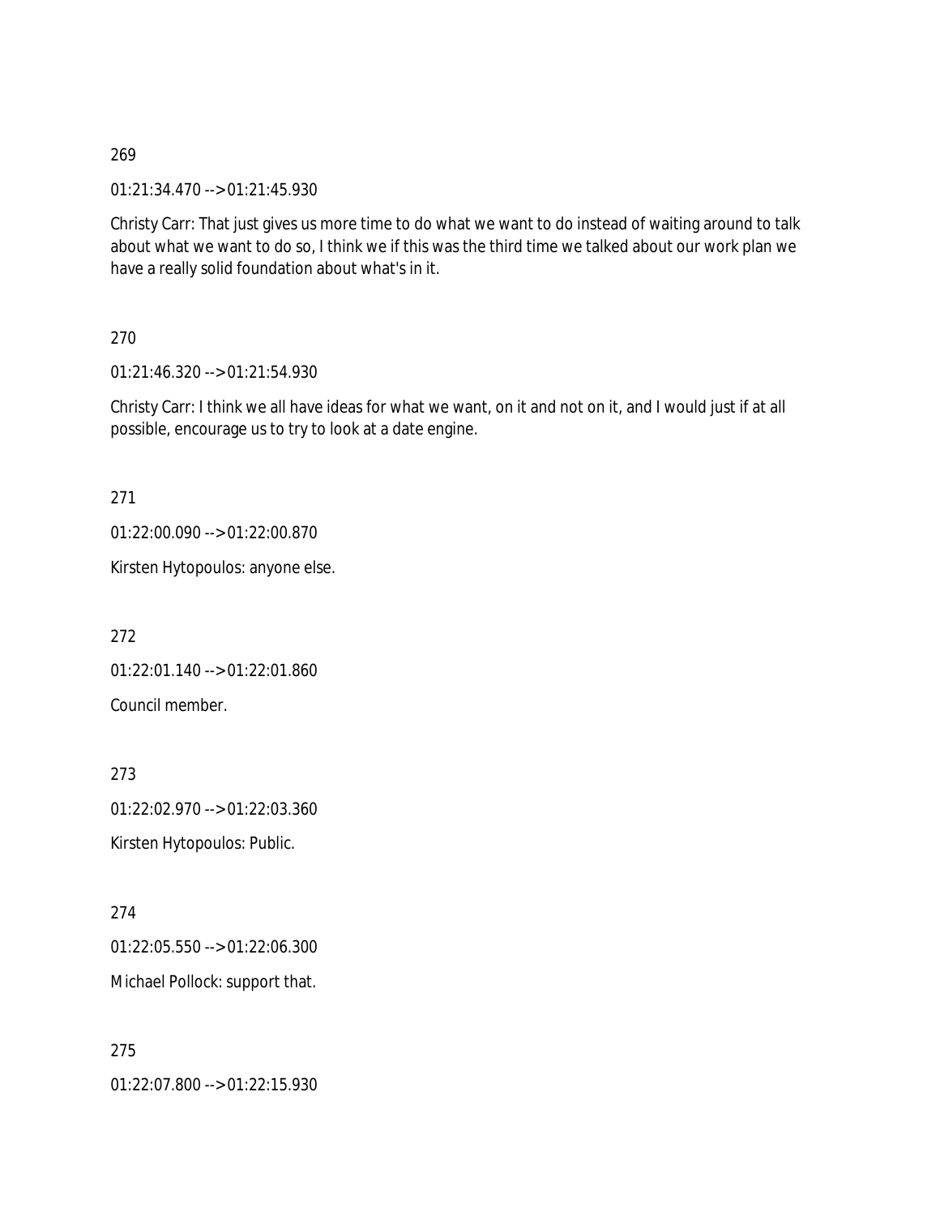269

01:21:34.470 --> 01:21:45.930

Christy Carr: That just gives us more time to do what we want to do instead of waiting around to talk about what we want to do so, I think we if this was the third time we talked about our work plan we have a really solid foundation about what's in it.

270

01:21:46.320 --> 01:21:54.930

Christy Carr: I think we all have ideas for what we want, on it and not on it, and I would just if at all possible, encourage us to try to look at a date engine.

271

01:22:00.090 --> 01:22:00.870

Kirsten Hytopoulos: anyone else.

272

01:22:01.140 --> 01:22:01.860

Council member.

273

01:22:02.970 --> 01:22:03.360

Kirsten Hytopoulos: Public.

274

01:22:05.550 --> 01:22:06.300

Michael Pollock: support that.

275

01:22:07.800 --> 01:22:15.930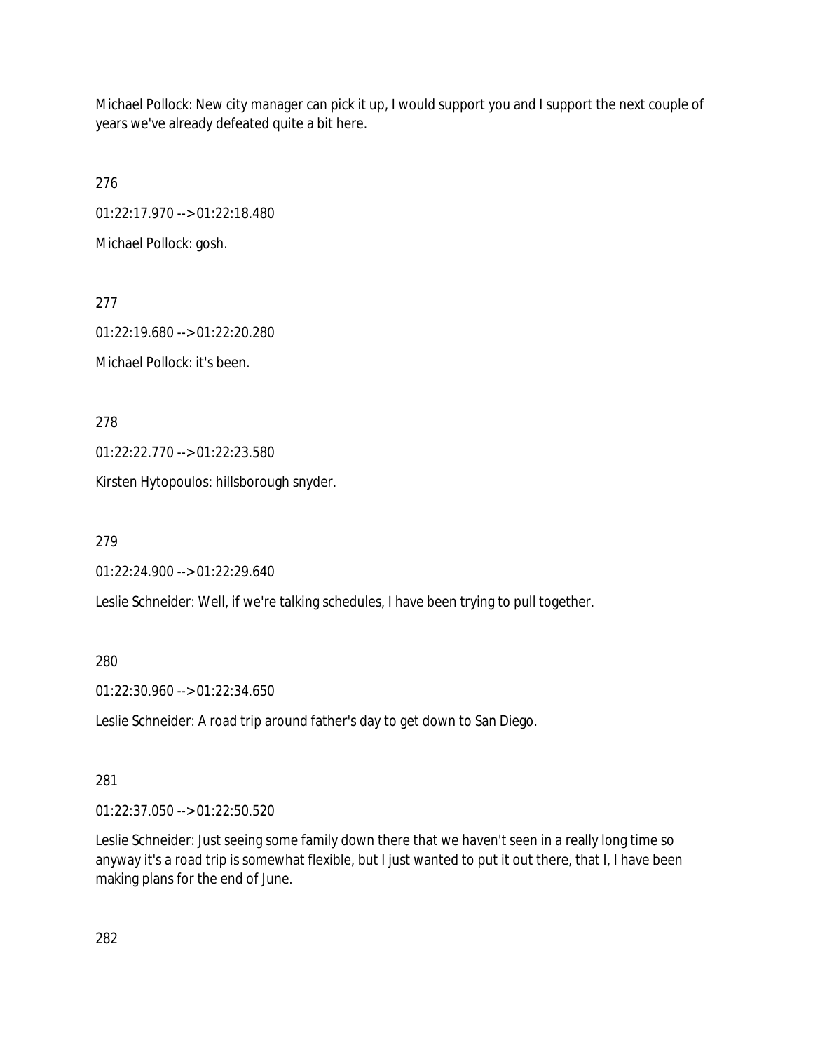Michael Pollock: New city manager can pick it up, I would support you and I support the next couple of years we've already defeated quite a bit here.

276

01:22:17.970 --> 01:22:18.480

Michael Pollock: gosh.

277

01:22:19.680 --> 01:22:20.280

Michael Pollock: it's been.

278

01:22:22.770 --> 01:22:23.580

Kirsten Hytopoulos: hillsborough snyder.

279

01:22:24.900 --> 01:22:29.640

Leslie Schneider: Well, if we're talking schedules, I have been trying to pull together.

280

01:22:30.960 --> 01:22:34.650

Leslie Schneider: A road trip around father's day to get down to San Diego.

281

01:22:37.050 --> 01:22:50.520

Leslie Schneider: Just seeing some family down there that we haven't seen in a really long time so anyway it's a road trip is somewhat flexible, but I just wanted to put it out there, that I, I have been making plans for the end of June.

282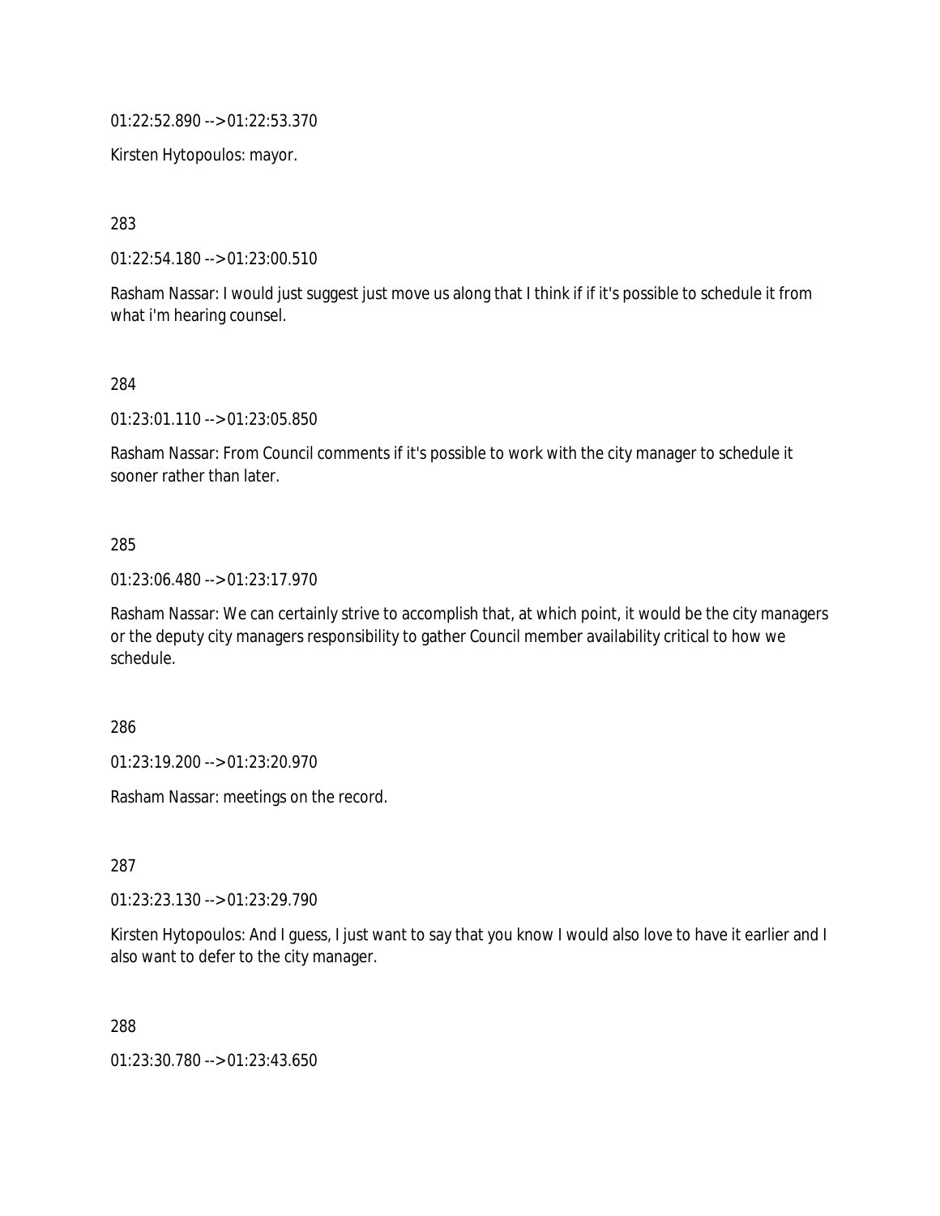01:22:52.890 --> 01:22:53.370

Kirsten Hytopoulos: mayor.

283

01:22:54.180 --> 01:23:00.510

Rasham Nassar: I would just suggest just move us along that I think if if it's possible to schedule it from what i'm hearing counsel.

284

01:23:01.110 --> 01:23:05.850

Rasham Nassar: From Council comments if it's possible to work with the city manager to schedule it sooner rather than later.

285

01:23:06.480 --> 01:23:17.970

Rasham Nassar: We can certainly strive to accomplish that, at which point, it would be the city managers or the deputy city managers responsibility to gather Council member availability critical to how we schedule.

286

01:23:19.200 --> 01:23:20.970

Rasham Nassar: meetings on the record.

287

01:23:23.130 --> 01:23:29.790

Kirsten Hytopoulos: And I guess, I just want to say that you know I would also love to have it earlier and I also want to defer to the city manager.

288

01:23:30.780 --> 01:23:43.650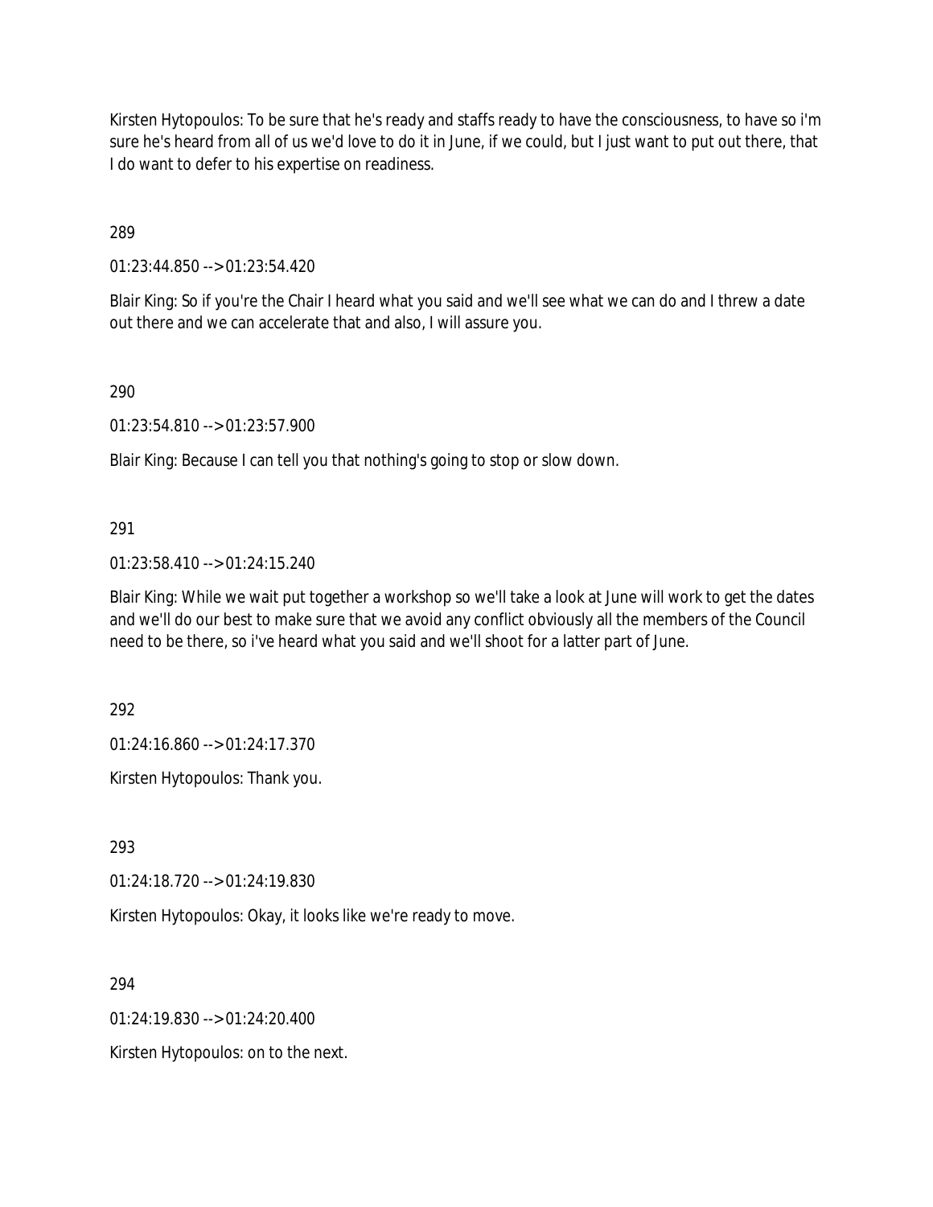Kirsten Hytopoulos: To be sure that he's ready and staffs ready to have the consciousness, to have so i'm sure he's heard from all of us we'd love to do it in June, if we could, but I just want to put out there, that I do want to defer to his expertise on readiness.

289

01:23:44.850 --> 01:23:54.420

Blair King: So if you're the Chair I heard what you said and we'll see what we can do and I threw a date out there and we can accelerate that and also, I will assure you.

290

01:23:54.810 --> 01:23:57.900

Blair King: Because I can tell you that nothing's going to stop or slow down.

291

01:23:58.410 --> 01:24:15.240

Blair King: While we wait put together a workshop so we'll take a look at June will work to get the dates and we'll do our best to make sure that we avoid any conflict obviously all the members of the Council need to be there, so i've heard what you said and we'll shoot for a latter part of June.

292

01:24:16.860 --> 01:24:17.370

Kirsten Hytopoulos: Thank you.

293

01:24:18.720 --> 01:24:19.830

Kirsten Hytopoulos: Okay, it looks like we're ready to move.

294

01:24:19.830 --> 01:24:20.400

Kirsten Hytopoulos: on to the next.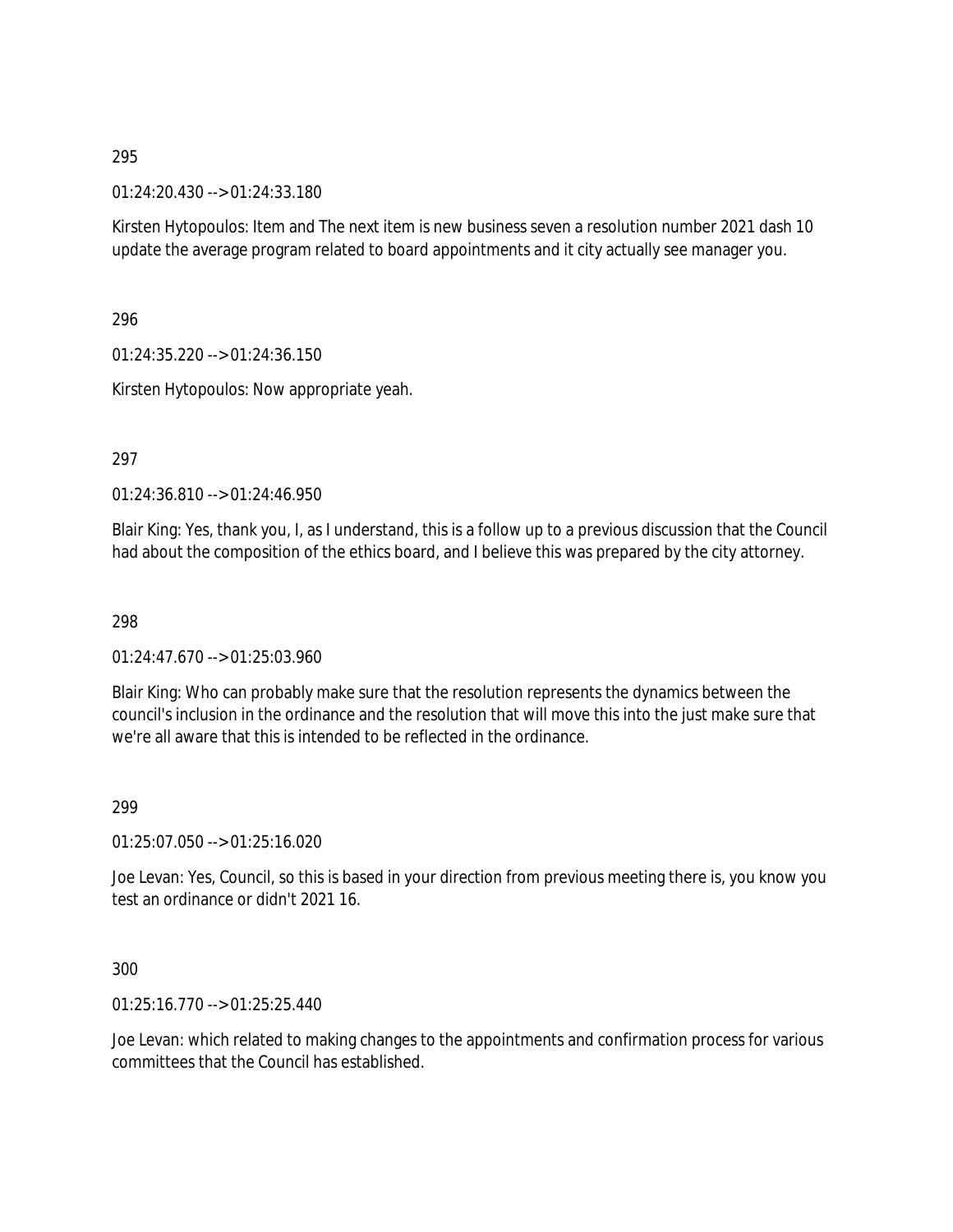295

01:24:20.430 --> 01:24:33.180

Kirsten Hytopoulos: Item and The next item is new business seven a resolution number 2021 dash 10 update the average program related to board appointments and it city actually see manager you.

296

01:24:35.220 --> 01:24:36.150

Kirsten Hytopoulos: Now appropriate yeah.

297

01:24:36.810 --> 01:24:46.950

Blair King: Yes, thank you, I, as I understand, this is a follow up to a previous discussion that the Council had about the composition of the ethics board, and I believe this was prepared by the city attorney.

298

01:24:47.670 --> 01:25:03.960

Blair King: Who can probably make sure that the resolution represents the dynamics between the council's inclusion in the ordinance and the resolution that will move this into the just make sure that we're all aware that this is intended to be reflected in the ordinance.

299

01:25:07.050 --> 01:25:16.020

Joe Levan: Yes, Council, so this is based in your direction from previous meeting there is, you know you test an ordinance or didn't 2021 16.

300

01:25:16.770 --> 01:25:25.440

Joe Levan: which related to making changes to the appointments and confirmation process for various committees that the Council has established.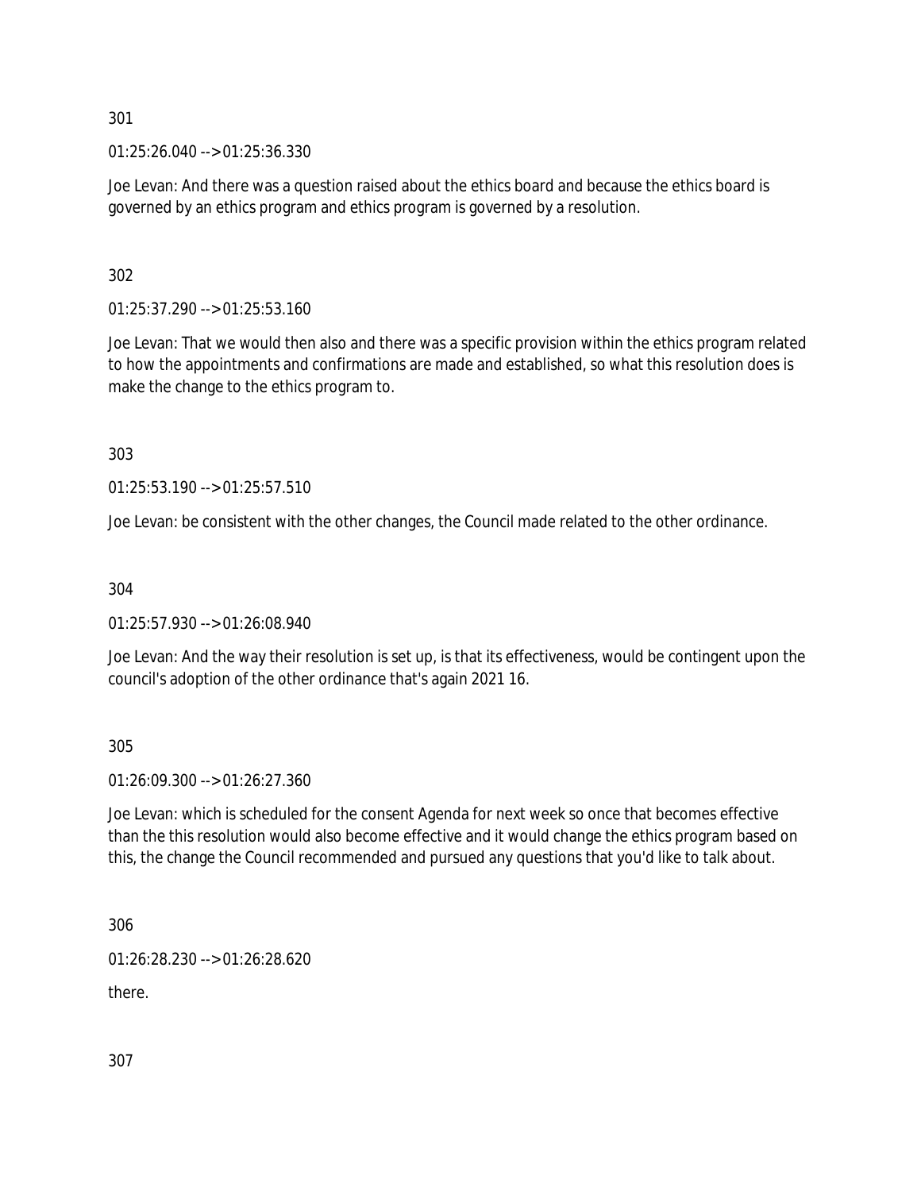301

01:25:26.040 --> 01:25:36.330

Joe Levan: And there was a question raised about the ethics board and because the ethics board is governed by an ethics program and ethics program is governed by a resolution.

302

01:25:37.290 --> 01:25:53.160

Joe Levan: That we would then also and there was a specific provision within the ethics program related to how the appointments and confirmations are made and established, so what this resolution does is make the change to the ethics program to.

303

01:25:53.190 --> 01:25:57.510

Joe Levan: be consistent with the other changes, the Council made related to the other ordinance.

304

01:25:57.930 --> 01:26:08.940

Joe Levan: And the way their resolution is set up, is that its effectiveness, would be contingent upon the council's adoption of the other ordinance that's again 2021 16.

305

01:26:09.300 --> 01:26:27.360

Joe Levan: which is scheduled for the consent Agenda for next week so once that becomes effective than the this resolution would also become effective and it would change the ethics program based on this, the change the Council recommended and pursued any questions that you'd like to talk about.

306

01:26:28.230 --> 01:26:28.620

there.

307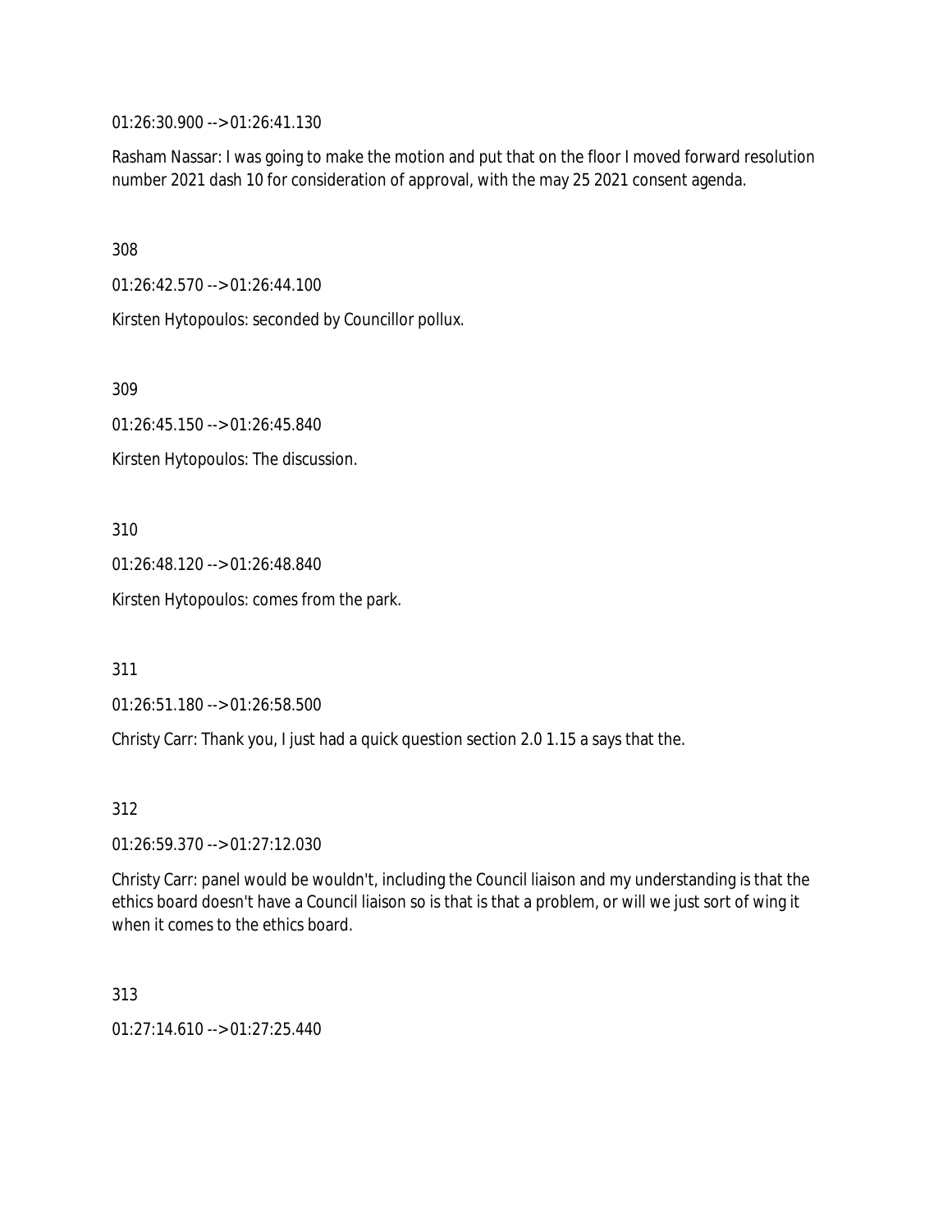01:26:30.900 --> 01:26:41.130

Rasham Nassar: I was going to make the motion and put that on the floor I moved forward resolution number 2021 dash 10 for consideration of approval, with the may 25 2021 consent agenda.

308

01:26:42.570 --> 01:26:44.100

Kirsten Hytopoulos: seconded by Councillor pollux.

309

01:26:45.150 --> 01:26:45.840

Kirsten Hytopoulos: The discussion.

310

01:26:48.120 --> 01:26:48.840

Kirsten Hytopoulos: comes from the park.

311

01:26:51.180 --> 01:26:58.500

Christy Carr: Thank you, I just had a quick question section 2.0 1.15 a says that the.

312

01:26:59.370 --> 01:27:12.030

Christy Carr: panel would be wouldn't, including the Council liaison and my understanding is that the ethics board doesn't have a Council liaison so is that is that a problem, or will we just sort of wing it when it comes to the ethics board.

313

01:27:14.610 --> 01:27:25.440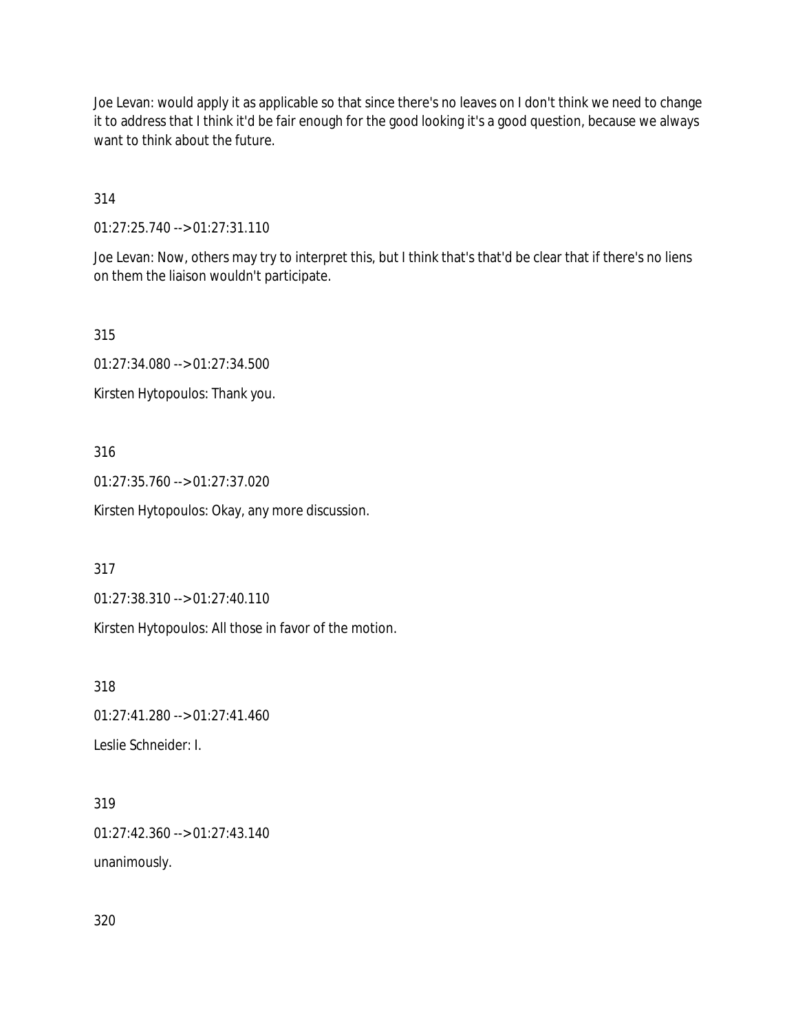Joe Levan: would apply it as applicable so that since there's no leaves on I don't think we need to change it to address that I think it'd be fair enough for the good looking it's a good question, because we always want to think about the future.

314

01:27:25.740 --> 01:27:31.110

Joe Levan: Now, others may try to interpret this, but I think that's that'd be clear that if there's no liens on them the liaison wouldn't participate.

315

01:27:34.080 --> 01:27:34.500

Kirsten Hytopoulos: Thank you.

316

01:27:35.760 --> 01:27:37.020

Kirsten Hytopoulos: Okay, any more discussion.

317

01:27:38.310 --> 01:27:40.110

Kirsten Hytopoulos: All those in favor of the motion.

318

01:27:41.280 --> 01:27:41.460

Leslie Schneider: I.

319

01:27:42.360 --> 01:27:43.140

unanimously.

320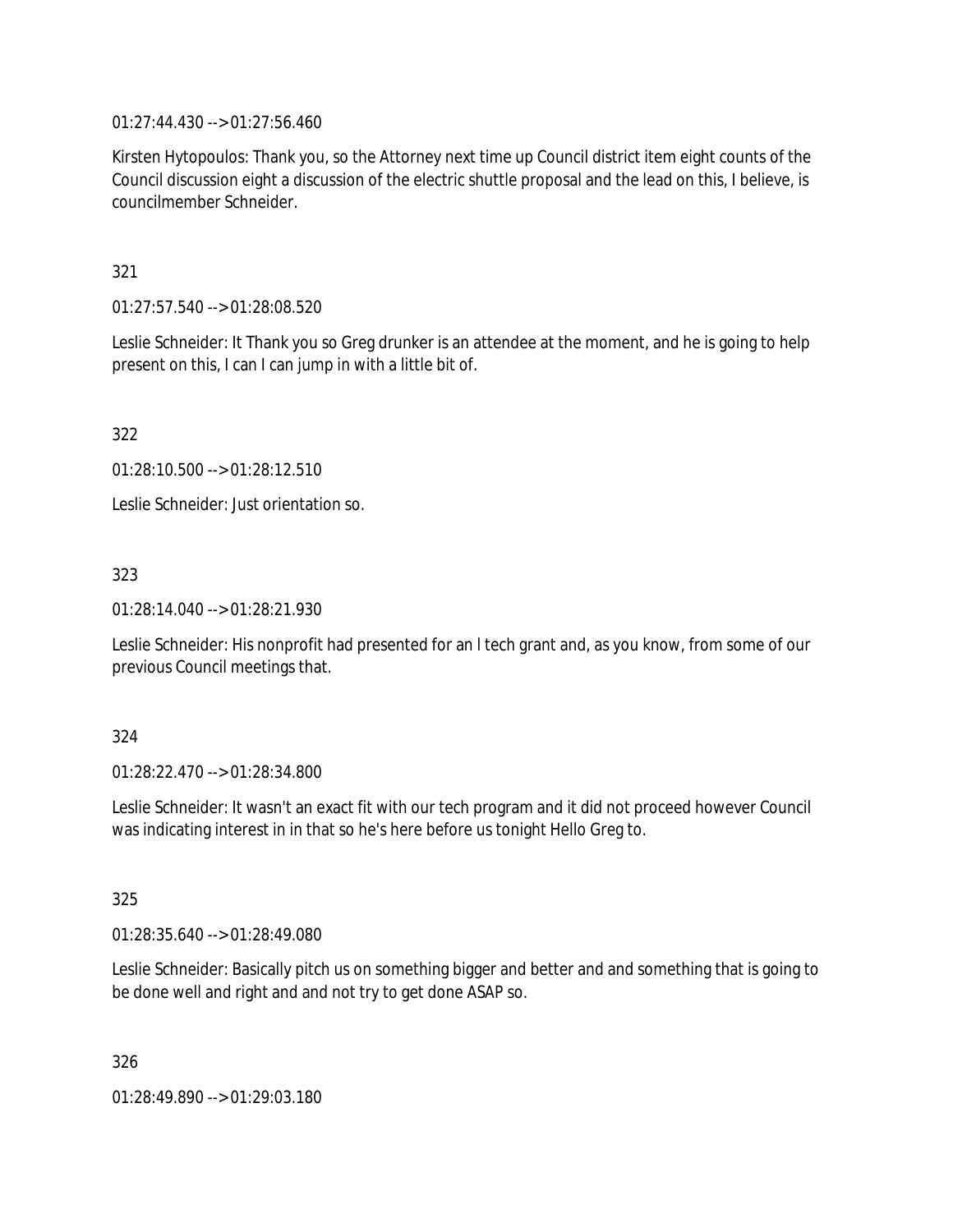01:27:44.430 --> 01:27:56.460

Kirsten Hytopoulos: Thank you, so the Attorney next time up Council district item eight counts of the Council discussion eight a discussion of the electric shuttle proposal and the lead on this, I believe, is councilmember Schneider.

321

01:27:57.540 --> 01:28:08.520

Leslie Schneider: It Thank you so Greg drunker is an attendee at the moment, and he is going to help present on this, I can I can jump in with a little bit of.

322

01:28:10.500 --> 01:28:12.510

Leslie Schneider: Just orientation so.

323

01:28:14.040 --> 01:28:21.930

Leslie Schneider: His nonprofit had presented for an l tech grant and, as you know, from some of our previous Council meetings that.

324

01:28:22.470 --> 01:28:34.800

Leslie Schneider: It wasn't an exact fit with our tech program and it did not proceed however Council was indicating interest in in that so he's here before us tonight Hello Greg to.

325

01:28:35.640 --> 01:28:49.080

Leslie Schneider: Basically pitch us on something bigger and better and and something that is going to be done well and right and and not try to get done ASAP so.

326

01:28:49.890 --> 01:29:03.180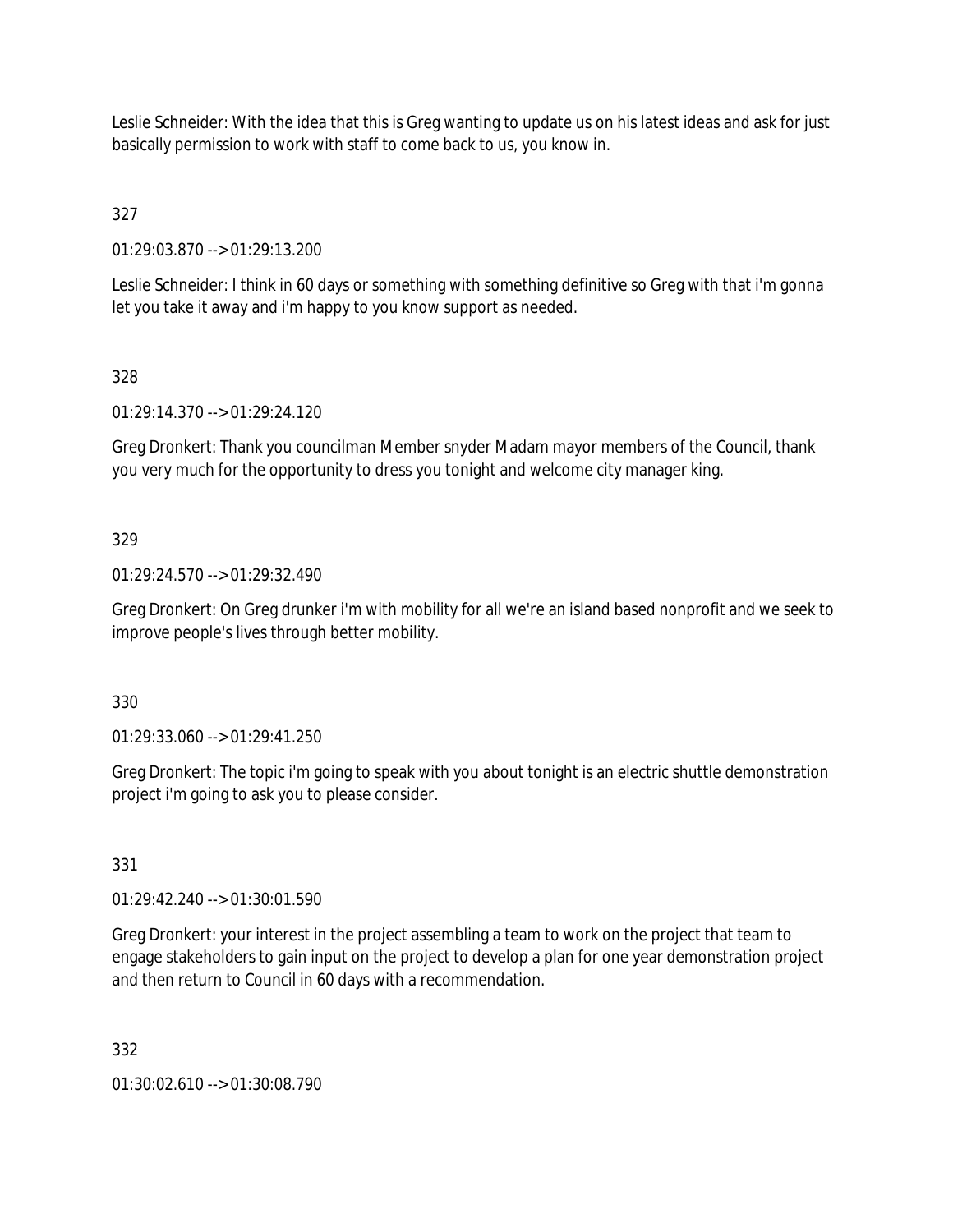Leslie Schneider: With the idea that this is Greg wanting to update us on his latest ideas and ask for just basically permission to work with staff to come back to us, you know in.

327

01:29:03.870 --> 01:29:13.200

Leslie Schneider: I think in 60 days or something with something definitive so Greg with that i'm gonna let you take it away and i'm happy to you know support as needed.

328

01:29:14.370 --> 01:29:24.120

Greg Dronkert: Thank you councilman Member snyder Madam mayor members of the Council, thank you very much for the opportunity to dress you tonight and welcome city manager king.

329

01:29:24.570 --> 01:29:32.490

Greg Dronkert: On Greg drunker i'm with mobility for all we're an island based nonprofit and we seek to improve people's lives through better mobility.

330

01:29:33.060 --> 01:29:41.250

Greg Dronkert: The topic i'm going to speak with you about tonight is an electric shuttle demonstration project i'm going to ask you to please consider.

331

01:29:42.240 --> 01:30:01.590

Greg Dronkert: your interest in the project assembling a team to work on the project that team to engage stakeholders to gain input on the project to develop a plan for one year demonstration project and then return to Council in 60 days with a recommendation.

332

01:30:02.610 --> 01:30:08.790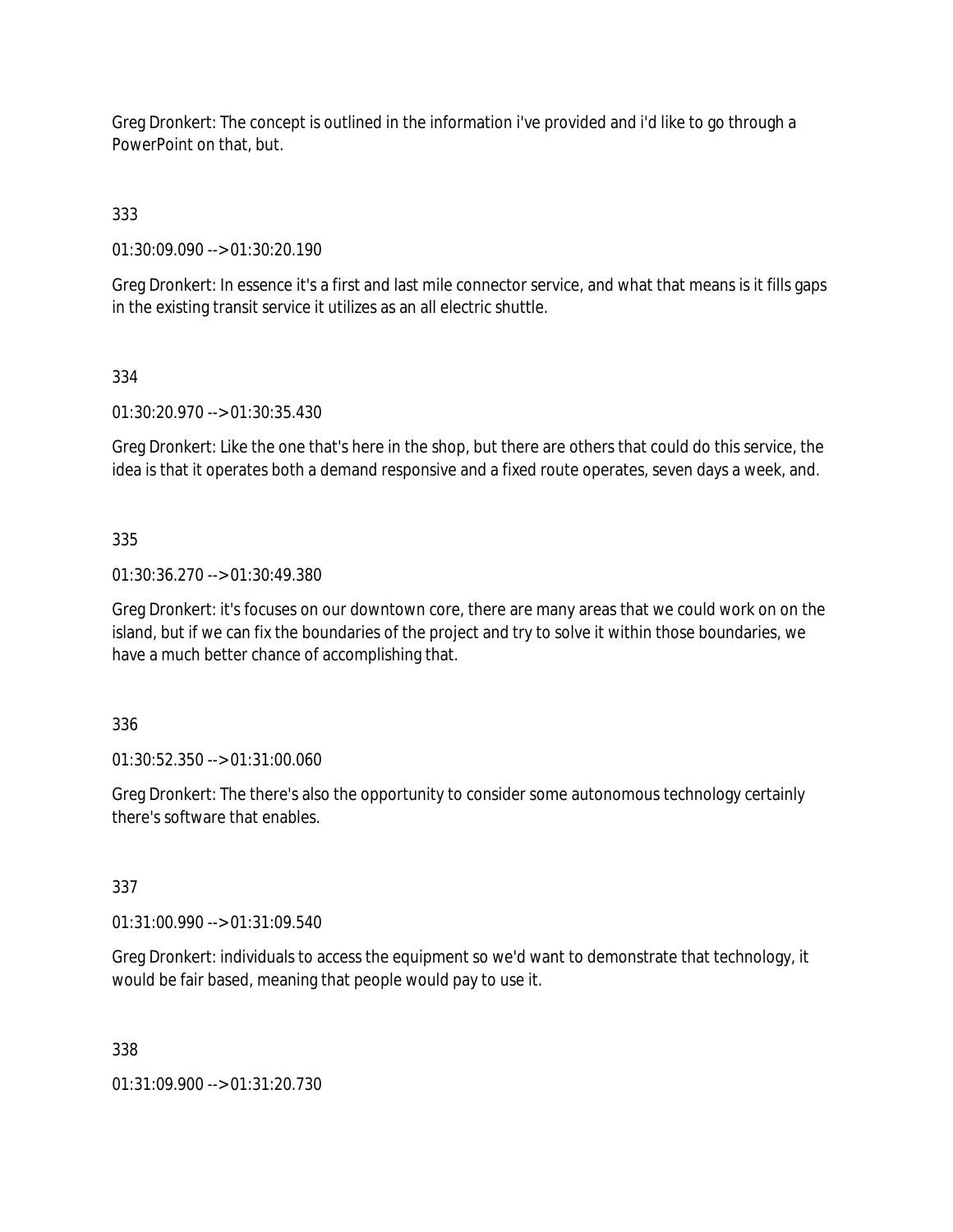Greg Dronkert: The concept is outlined in the information i've provided and i'd like to go through a PowerPoint on that, but.

333

01:30:09.090 --> 01:30:20.190

Greg Dronkert: In essence it's a first and last mile connector service, and what that means is it fills gaps in the existing transit service it utilizes as an all electric shuttle.

334

01:30:20.970 --> 01:30:35.430

Greg Dronkert: Like the one that's here in the shop, but there are others that could do this service, the idea is that it operates both a demand responsive and a fixed route operates, seven days a week, and.

335

01:30:36.270 --> 01:30:49.380

Greg Dronkert: it's focuses on our downtown core, there are many areas that we could work on on the island, but if we can fix the boundaries of the project and try to solve it within those boundaries, we have a much better chance of accomplishing that.

336

01:30:52.350 --> 01:31:00.060

Greg Dronkert: The there's also the opportunity to consider some autonomous technology certainly there's software that enables.

337

01:31:00.990 --> 01:31:09.540

Greg Dronkert: individuals to access the equipment so we'd want to demonstrate that technology, it would be fair based, meaning that people would pay to use it.

338

01:31:09.900 --> 01:31:20.730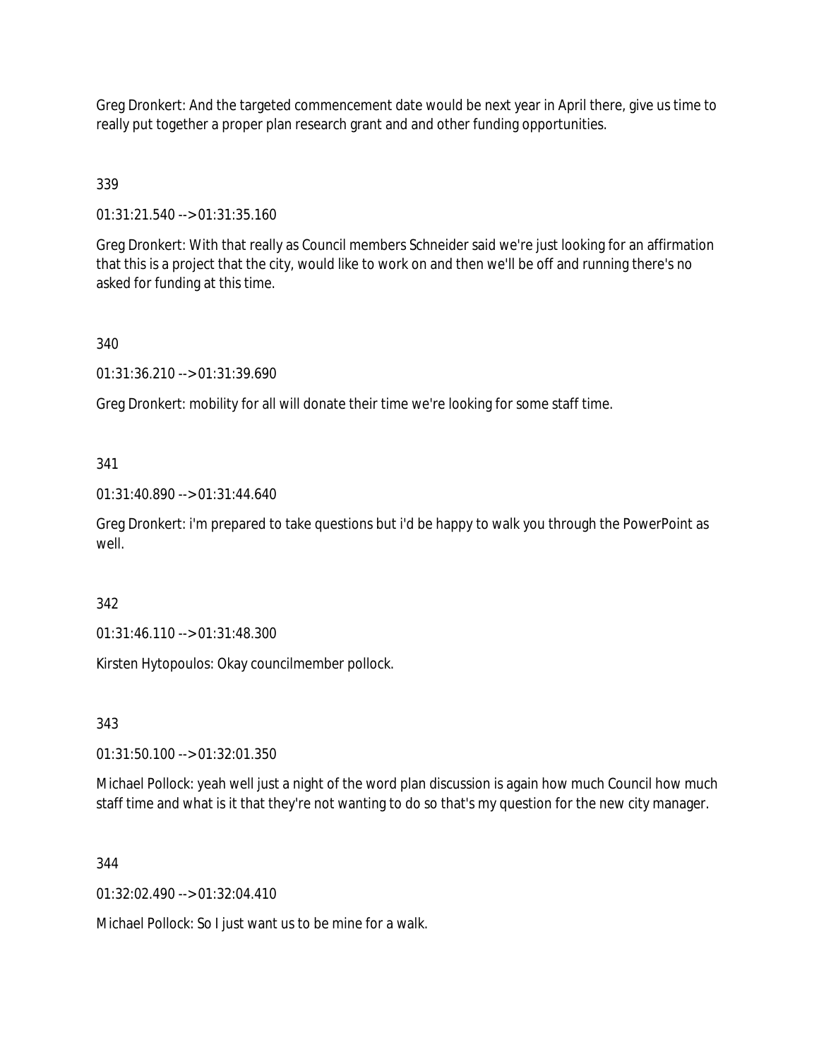Greg Dronkert: And the targeted commencement date would be next year in April there, give us time to really put together a proper plan research grant and and other funding opportunities.

339

01:31:21.540 --> 01:31:35.160

Greg Dronkert: With that really as Council members Schneider said we're just looking for an affirmation that this is a project that the city, would like to work on and then we'll be off and running there's no asked for funding at this time.

340

01:31:36.210 --> 01:31:39.690

Greg Dronkert: mobility for all will donate their time we're looking for some staff time.

341

01:31:40.890 --> 01:31:44.640

Greg Dronkert: i'm prepared to take questions but i'd be happy to walk you through the PowerPoint as well.

342

01:31:46.110 --> 01:31:48.300

Kirsten Hytopoulos: Okay councilmember pollock.

343

01:31:50.100 --> 01:32:01.350

Michael Pollock: yeah well just a night of the word plan discussion is again how much Council how much staff time and what is it that they're not wanting to do so that's my question for the new city manager.

344

01:32:02.490 --> 01:32:04.410

Michael Pollock: So I just want us to be mine for a walk.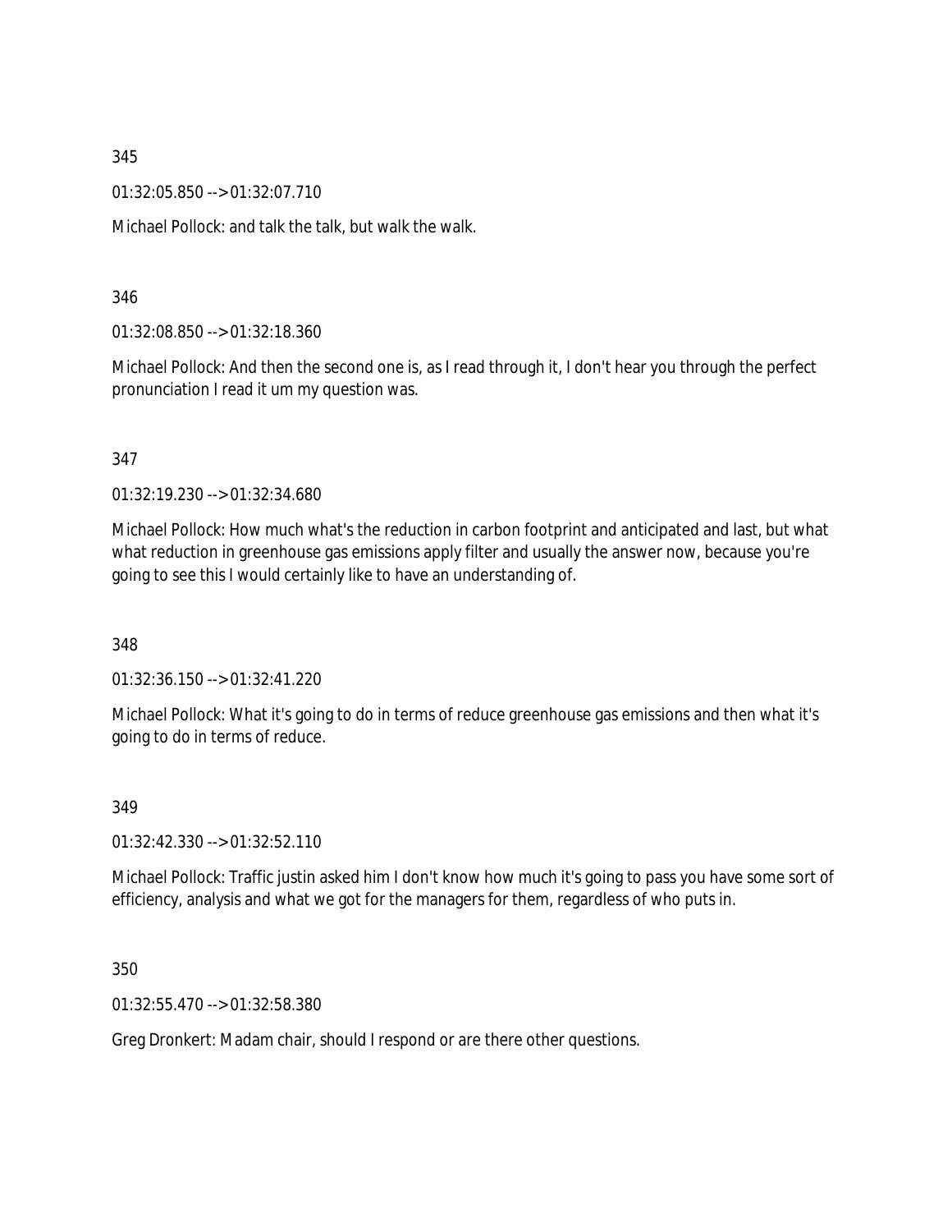345

01:32:05.850 --> 01:32:07.710

Michael Pollock: and talk the talk, but walk the walk.

346

01:32:08.850 --> 01:32:18.360

Michael Pollock: And then the second one is, as I read through it, I don't hear you through the perfect pronunciation I read it um my question was.

347

01:32:19.230 --> 01:32:34.680

Michael Pollock: How much what's the reduction in carbon footprint and anticipated and last, but what what reduction in greenhouse gas emissions apply filter and usually the answer now, because you're going to see this I would certainly like to have an understanding of.

348

01:32:36.150 --> 01:32:41.220

Michael Pollock: What it's going to do in terms of reduce greenhouse gas emissions and then what it's going to do in terms of reduce.

349

01:32:42.330 --> 01:32:52.110

Michael Pollock: Traffic justin asked him I don't know how much it's going to pass you have some sort of efficiency, analysis and what we got for the managers for them, regardless of who puts in.

350

01:32:55.470 --> 01:32:58.380

Greg Dronkert: Madam chair, should I respond or are there other questions.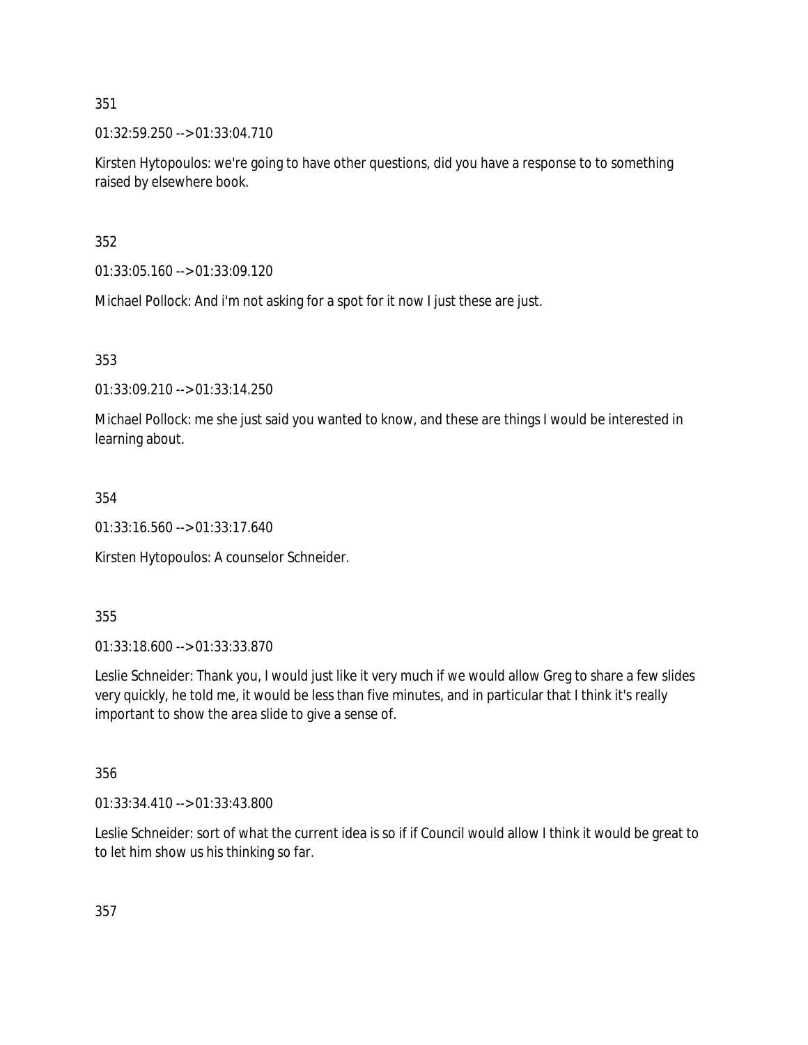351

01:32:59.250 --> 01:33:04.710

Kirsten Hytopoulos: we're going to have other questions, did you have a response to to something raised by elsewhere book.

352

01:33:05.160 --> 01:33:09.120

Michael Pollock: And i'm not asking for a spot for it now I just these are just.

353

01:33:09.210 --> 01:33:14.250

Michael Pollock: me she just said you wanted to know, and these are things I would be interested in learning about.

354

01:33:16.560 --> 01:33:17.640

Kirsten Hytopoulos: A counselor Schneider.

355

01:33:18.600 --> 01:33:33.870

Leslie Schneider: Thank you, I would just like it very much if we would allow Greg to share a few slides very quickly, he told me, it would be less than five minutes, and in particular that I think it's really important to show the area slide to give a sense of.

356

01:33:34.410 --> 01:33:43.800

Leslie Schneider: sort of what the current idea is so if if Council would allow I think it would be great to to let him show us his thinking so far.

357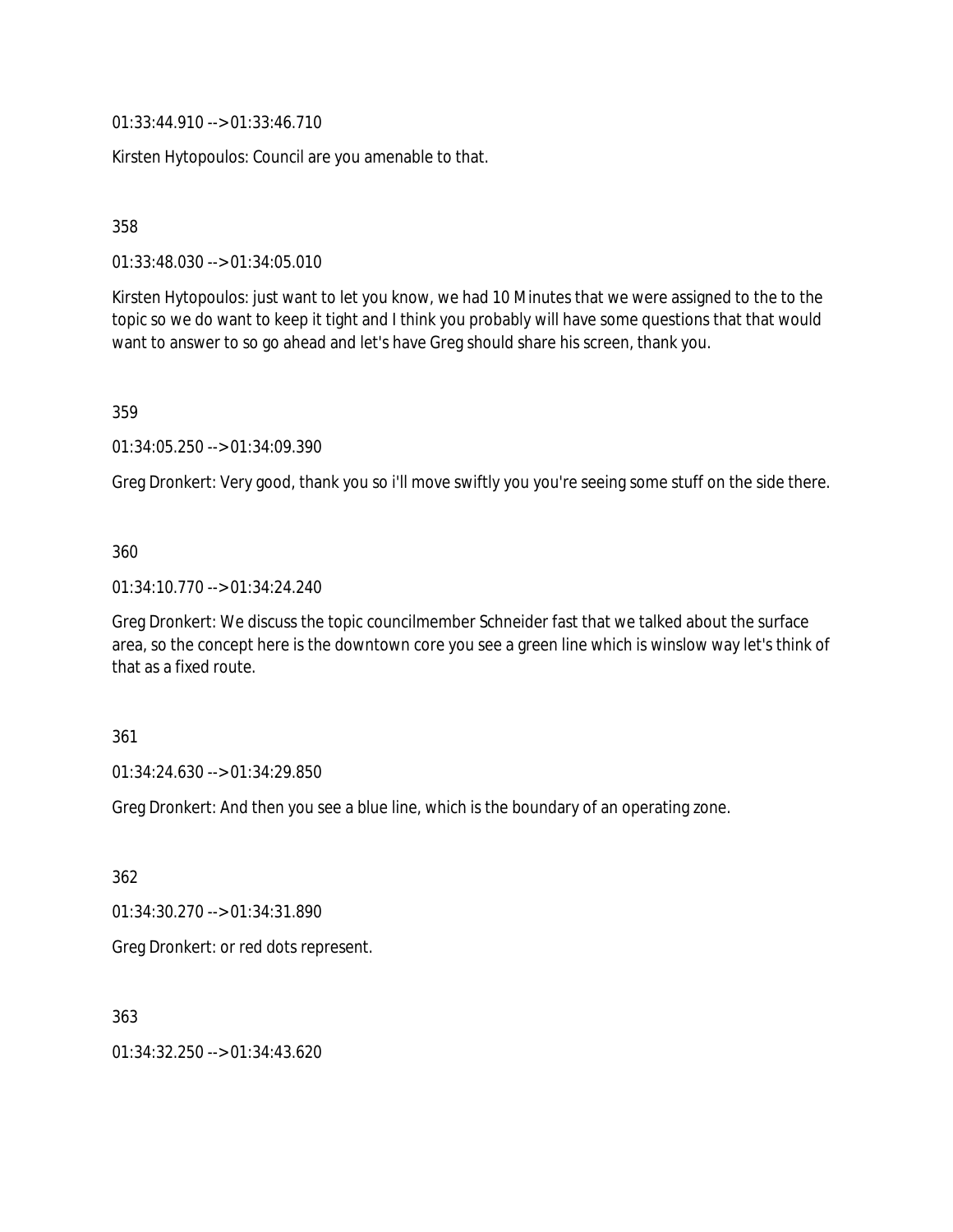01:33:44.910 --> 01:33:46.710

Kirsten Hytopoulos: Council are you amenable to that.

358

01:33:48.030 --> 01:34:05.010

Kirsten Hytopoulos: just want to let you know, we had 10 Minutes that we were assigned to the to the topic so we do want to keep it tight and I think you probably will have some questions that that would want to answer to so go ahead and let's have Greg should share his screen, thank you.

359

01:34:05.250 --> 01:34:09.390

Greg Dronkert: Very good, thank you so i'll move swiftly you you're seeing some stuff on the side there.

360

01:34:10.770 --> 01:34:24.240

Greg Dronkert: We discuss the topic councilmember Schneider fast that we talked about the surface area, so the concept here is the downtown core you see a green line which is winslow way let's think of that as a fixed route.

361

01:34:24.630 --> 01:34:29.850

Greg Dronkert: And then you see a blue line, which is the boundary of an operating zone.

362

01:34:30.270 --> 01:34:31.890

Greg Dronkert: or red dots represent.

363

01:34:32.250 --> 01:34:43.620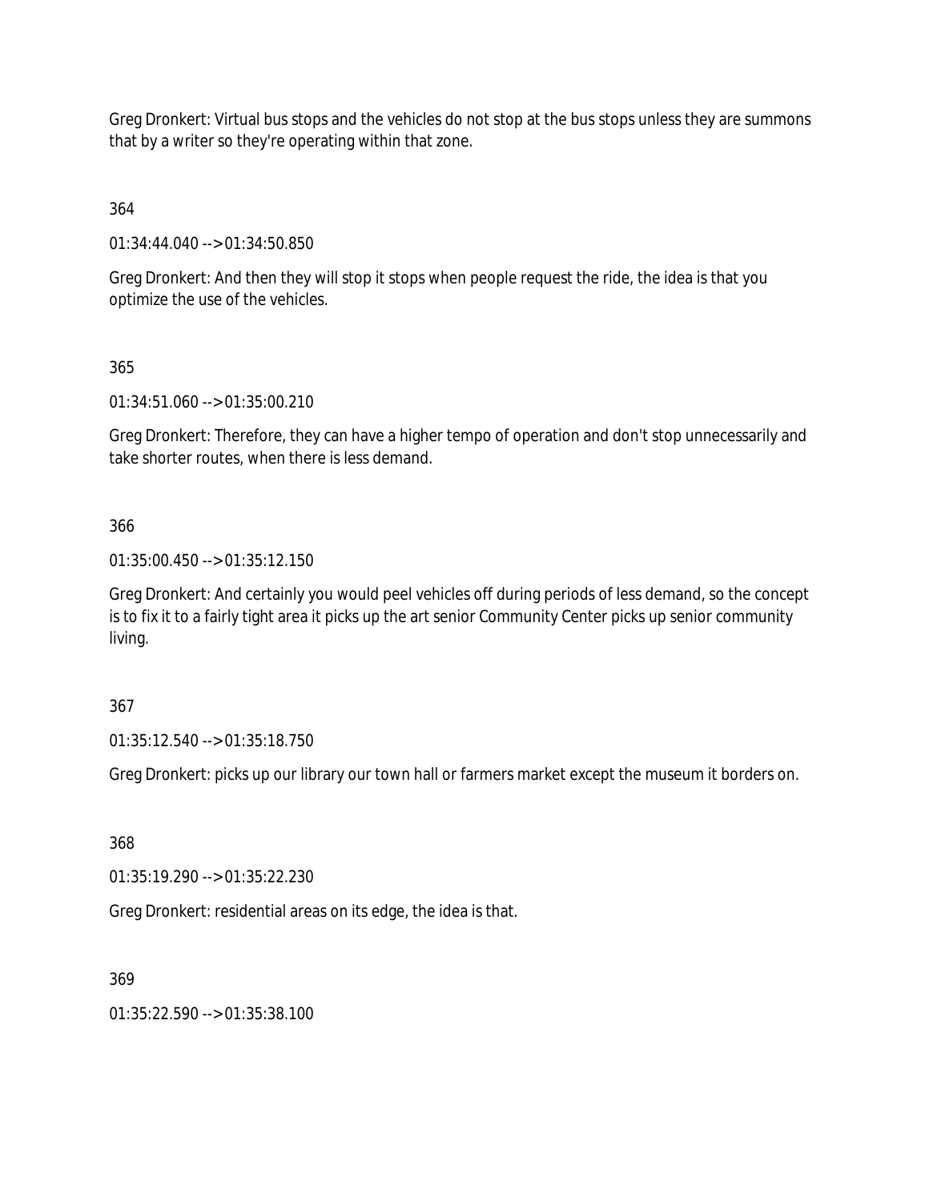Greg Dronkert: Virtual bus stops and the vehicles do not stop at the bus stops unless they are summons that by a writer so they're operating within that zone.

364

01:34:44.040 --> 01:34:50.850

Greg Dronkert: And then they will stop it stops when people request the ride, the idea is that you optimize the use of the vehicles.

365

01:34:51.060 --> 01:35:00.210

Greg Dronkert: Therefore, they can have a higher tempo of operation and don't stop unnecessarily and take shorter routes, when there is less demand.

366

01:35:00.450 --> 01:35:12.150

Greg Dronkert: And certainly you would peel vehicles off during periods of less demand, so the concept is to fix it to a fairly tight area it picks up the art senior Community Center picks up senior community living.

367

01:35:12.540 --> 01:35:18.750

Greg Dronkert: picks up our library our town hall or farmers market except the museum it borders on.

368

01:35:19.290 --> 01:35:22.230

Greg Dronkert: residential areas on its edge, the idea is that.

369

01:35:22.590 --> 01:35:38.100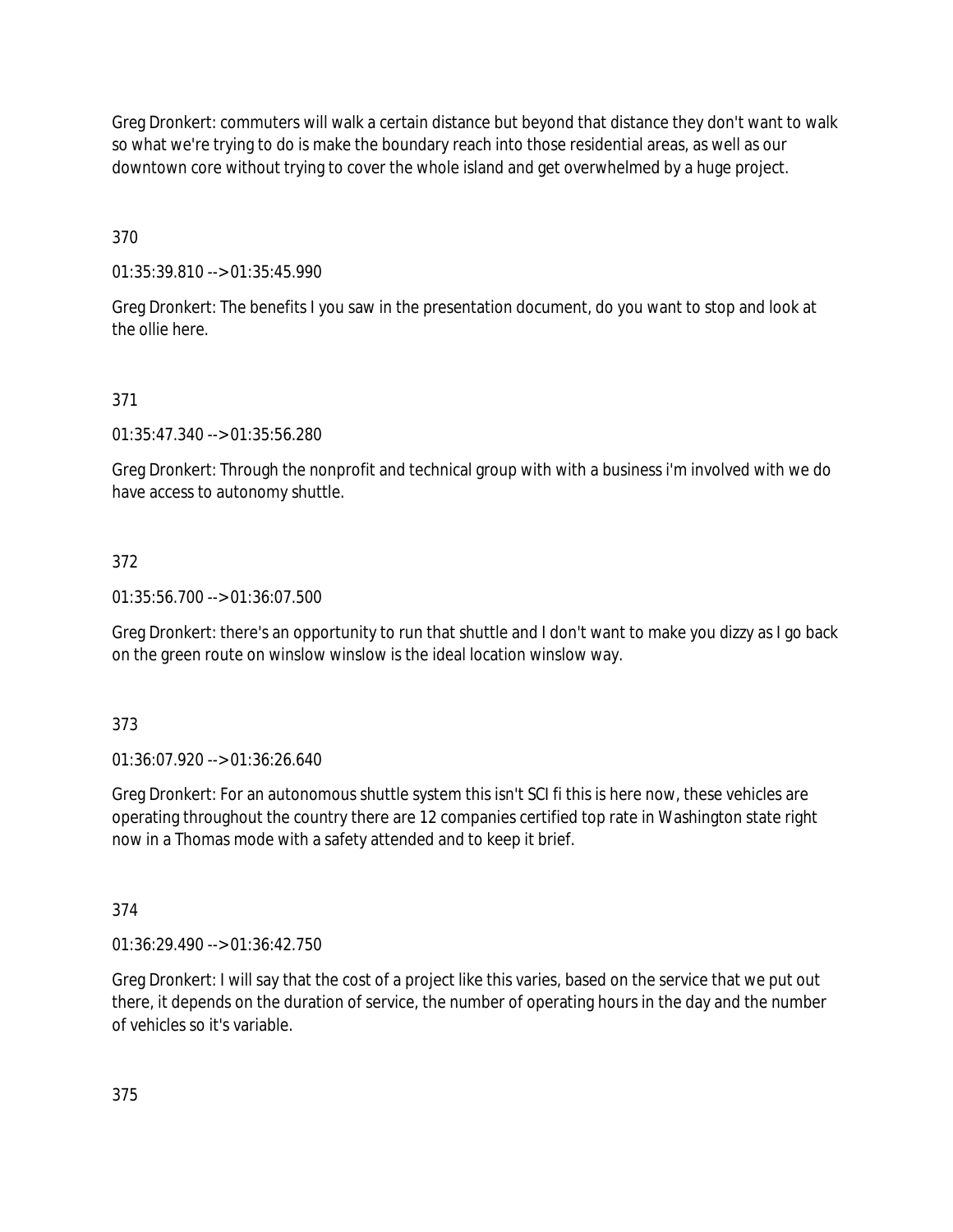Greg Dronkert: commuters will walk a certain distance but beyond that distance they don't want to walk so what we're trying to do is make the boundary reach into those residential areas, as well as our downtown core without trying to cover the whole island and get overwhelmed by a huge project.

370

01:35:39.810 --> 01:35:45.990

Greg Dronkert: The benefits I you saw in the presentation document, do you want to stop and look at the ollie here.

371

01:35:47.340 --> 01:35:56.280

Greg Dronkert: Through the nonprofit and technical group with with a business i'm involved with we do have access to autonomy shuttle.

372

01:35:56.700 --> 01:36:07.500

Greg Dronkert: there's an opportunity to run that shuttle and I don't want to make you dizzy as I go back on the green route on winslow winslow is the ideal location winslow way.

373

01:36:07.920 --> 01:36:26.640

Greg Dronkert: For an autonomous shuttle system this isn't SCI fi this is here now, these vehicles are operating throughout the country there are 12 companies certified top rate in Washington state right now in a Thomas mode with a safety attended and to keep it brief.

374

01:36:29.490 --> 01:36:42.750

Greg Dronkert: I will say that the cost of a project like this varies, based on the service that we put out there, it depends on the duration of service, the number of operating hours in the day and the number of vehicles so it's variable.

375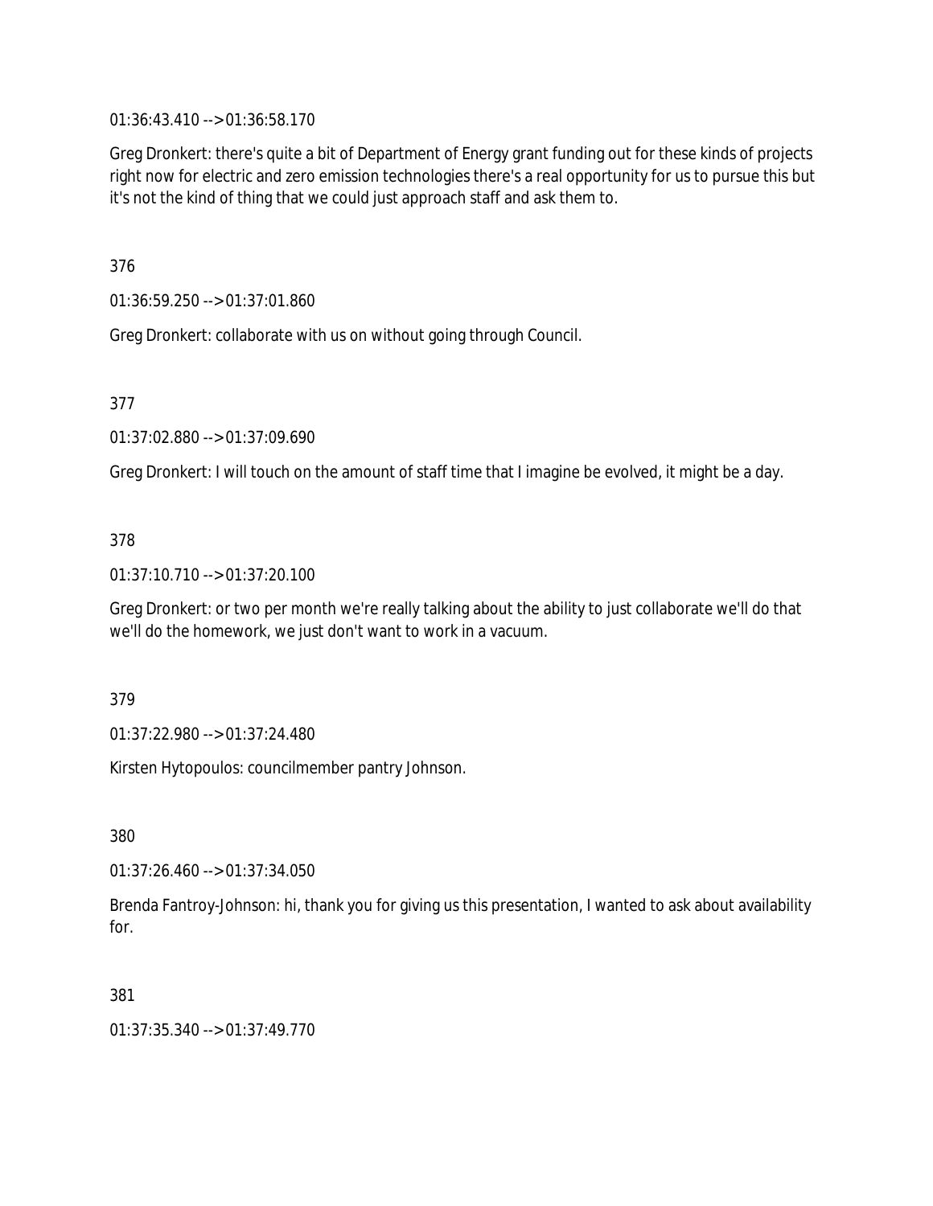01:36:43.410 --> 01:36:58.170

Greg Dronkert: there's quite a bit of Department of Energy grant funding out for these kinds of projects right now for electric and zero emission technologies there's a real opportunity for us to pursue this but it's not the kind of thing that we could just approach staff and ask them to.

376

01:36:59.250 --> 01:37:01.860

Greg Dronkert: collaborate with us on without going through Council.

377

01:37:02.880 --> 01:37:09.690

Greg Dronkert: I will touch on the amount of staff time that I imagine be evolved, it might be a day.

378

01:37:10.710 --> 01:37:20.100

Greg Dronkert: or two per month we're really talking about the ability to just collaborate we'll do that we'll do the homework, we just don't want to work in a vacuum.

379

01:37:22.980 --> 01:37:24.480

Kirsten Hytopoulos: councilmember pantry Johnson.

380

01:37:26.460 --> 01:37:34.050

Brenda Fantroy-Johnson: hi, thank you for giving us this presentation, I wanted to ask about availability for.

381

01:37:35.340 --> 01:37:49.770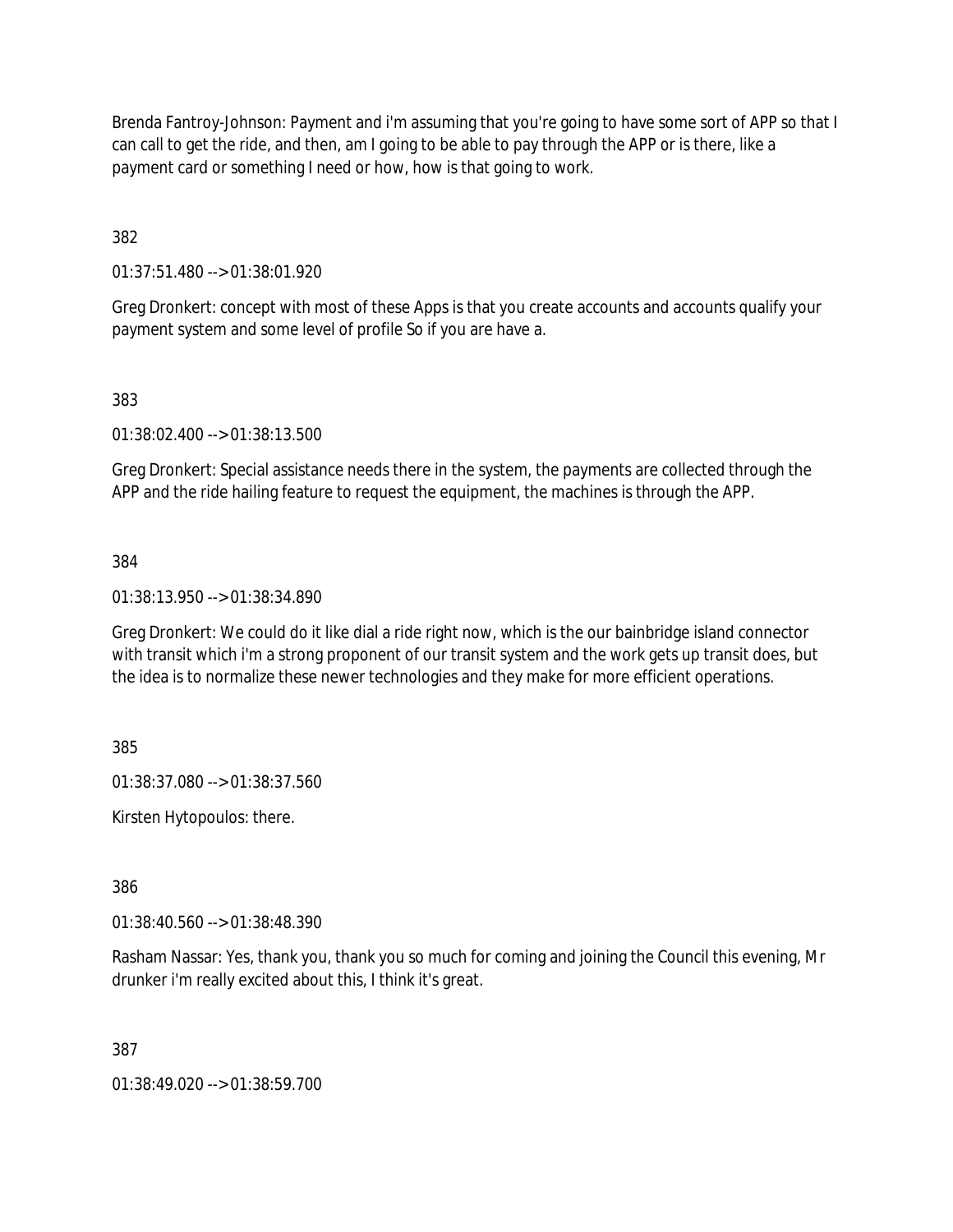Brenda Fantroy-Johnson: Payment and i'm assuming that you're going to have some sort of APP so that I can call to get the ride, and then, am I going to be able to pay through the APP or is there, like a payment card or something I need or how, how is that going to work.

382

01:37:51.480 --> 01:38:01.920

Greg Dronkert: concept with most of these Apps is that you create accounts and accounts qualify your payment system and some level of profile So if you are have a.

383

01:38:02.400 --> 01:38:13.500

Greg Dronkert: Special assistance needs there in the system, the payments are collected through the APP and the ride hailing feature to request the equipment, the machines is through the APP.

384

01:38:13.950 --> 01:38:34.890

Greg Dronkert: We could do it like dial a ride right now, which is the our bainbridge island connector with transit which i'm a strong proponent of our transit system and the work gets up transit does, but the idea is to normalize these newer technologies and they make for more efficient operations.

385

01:38:37.080 --> 01:38:37.560

Kirsten Hytopoulos: there.

386

01:38:40.560 --> 01:38:48.390

Rasham Nassar: Yes, thank you, thank you so much for coming and joining the Council this evening, Mr drunker i'm really excited about this, I think it's great.

387

01:38:49.020 --> 01:38:59.700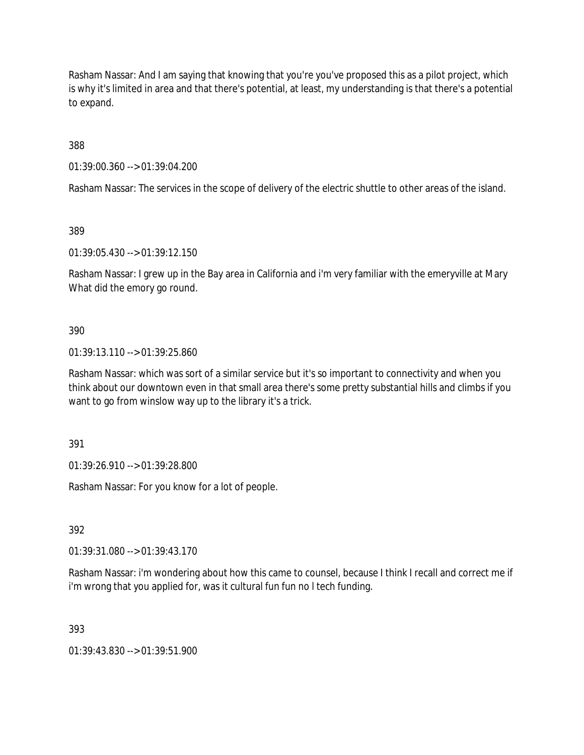Rasham Nassar: And I am saying that knowing that you're you've proposed this as a pilot project, which is why it's limited in area and that there's potential, at least, my understanding is that there's a potential to expand.

388

01:39:00.360 --> 01:39:04.200

Rasham Nassar: The services in the scope of delivery of the electric shuttle to other areas of the island.

389

01:39:05.430 --> 01:39:12.150

Rasham Nassar: I grew up in the Bay area in California and i'm very familiar with the emeryville at Mary What did the emory go round.

390

01:39:13.110 --> 01:39:25.860

Rasham Nassar: which was sort of a similar service but it's so important to connectivity and when you think about our downtown even in that small area there's some pretty substantial hills and climbs if you want to go from winslow way up to the library it's a trick.

391

01:39:26.910 --> 01:39:28.800

Rasham Nassar: For you know for a lot of people.

392

01:39:31.080 --> 01:39:43.170

Rasham Nassar: i'm wondering about how this came to counsel, because I think I recall and correct me if i'm wrong that you applied for, was it cultural fun fun no l tech funding.

393

01:39:43.830 --> 01:39:51.900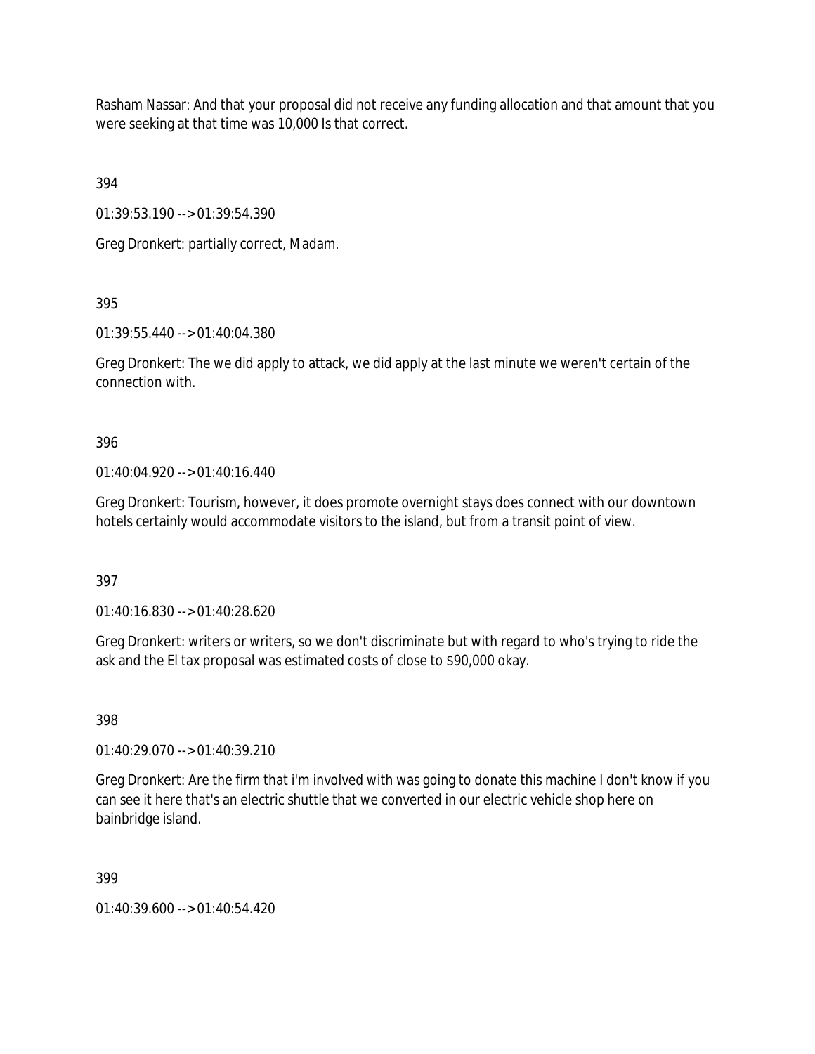Rasham Nassar: And that your proposal did not receive any funding allocation and that amount that you were seeking at that time was 10,000 Is that correct.

394

01:39:53.190 --> 01:39:54.390

Greg Dronkert: partially correct, Madam.

395

01:39:55.440 --> 01:40:04.380

Greg Dronkert: The we did apply to attack, we did apply at the last minute we weren't certain of the connection with.

396

01:40:04.920 --> 01:40:16.440

Greg Dronkert: Tourism, however, it does promote overnight stays does connect with our downtown hotels certainly would accommodate visitors to the island, but from a transit point of view.

397

01:40:16.830 --> 01:40:28.620

Greg Dronkert: writers or writers, so we don't discriminate but with regard to who's trying to ride the ask and the El tax proposal was estimated costs of close to $90,000 okay.

398

01:40:29.070 --> 01:40:39.210

Greg Dronkert: Are the firm that i'm involved with was going to donate this machine I don't know if you can see it here that's an electric shuttle that we converted in our electric vehicle shop here on bainbridge island.

399

01:40:39.600 --> 01:40:54.420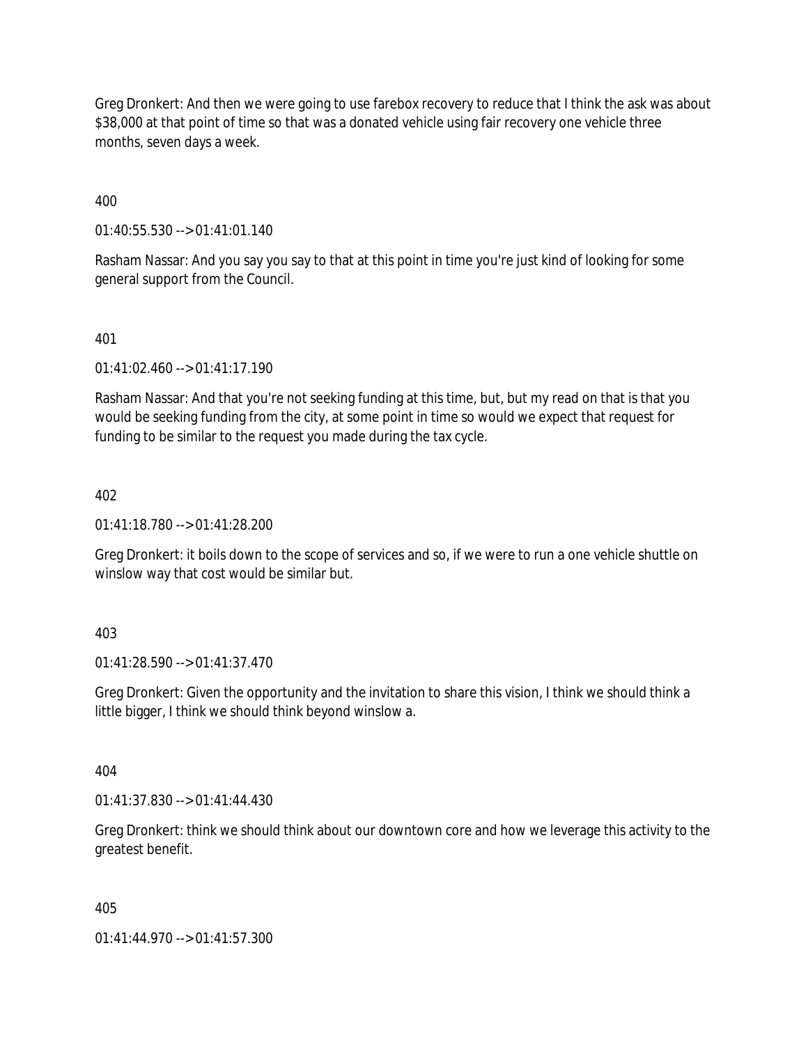Greg Dronkert: And then we were going to use farebox recovery to reduce that I think the ask was about $38,000 at that point of time so that was a donated vehicle using fair recovery one vehicle three months, seven days a week.

400

01:40:55.530 --> 01:41:01.140

Rasham Nassar: And you say you say to that at this point in time you're just kind of looking for some general support from the Council.

401

01:41:02.460 --> 01:41:17.190

Rasham Nassar: And that you're not seeking funding at this time, but, but my read on that is that you would be seeking funding from the city, at some point in time so would we expect that request for funding to be similar to the request you made during the tax cycle.

402

01:41:18.780 --> 01:41:28.200

Greg Dronkert: it boils down to the scope of services and so, if we were to run a one vehicle shuttle on winslow way that cost would be similar but.

403

01:41:28.590 --> 01:41:37.470

Greg Dronkert: Given the opportunity and the invitation to share this vision, I think we should think a little bigger, I think we should think beyond winslow a.

404

01:41:37.830 --> 01:41:44.430

Greg Dronkert: think we should think about our downtown core and how we leverage this activity to the greatest benefit.

405

01:41:44.970 --> 01:41:57.300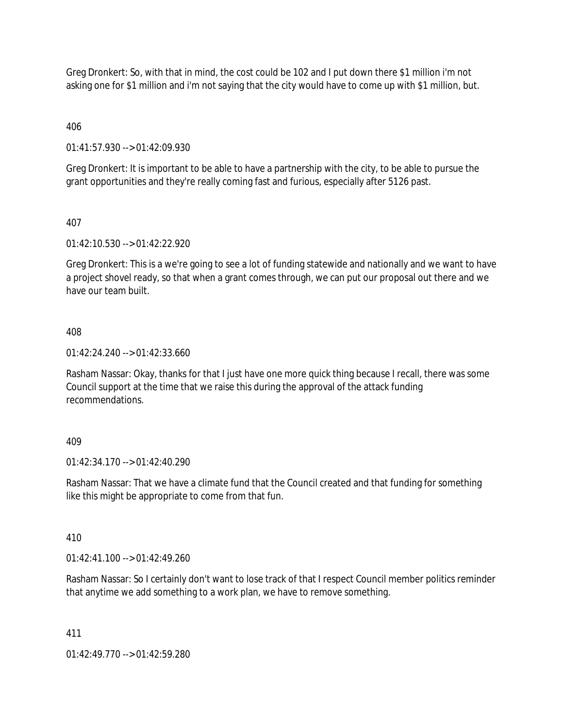Greg Dronkert: So, with that in mind, the cost could be 102 and I put down there $1 million i'm not asking one for $1 million and i'm not saying that the city would have to come up with $1 million, but.

406

01:41:57.930 --> 01:42:09.930

Greg Dronkert: It is important to be able to have a partnership with the city, to be able to pursue the grant opportunities and they're really coming fast and furious, especially after 5126 past.

407

01:42:10.530 --> 01:42:22.920

Greg Dronkert: This is a we're going to see a lot of funding statewide and nationally and we want to have a project shovel ready, so that when a grant comes through, we can put our proposal out there and we have our team built.

408

01:42:24.240 --> 01:42:33.660

Rasham Nassar: Okay, thanks for that I just have one more quick thing because I recall, there was some Council support at the time that we raise this during the approval of the attack funding recommendations.

409

01:42:34.170 --> 01:42:40.290

Rasham Nassar: That we have a climate fund that the Council created and that funding for something like this might be appropriate to come from that fun.

410

01:42:41.100 --> 01:42:49.260

Rasham Nassar: So I certainly don't want to lose track of that I respect Council member politics reminder that anytime we add something to a work plan, we have to remove something.

411

01:42:49.770 --> 01:42:59.280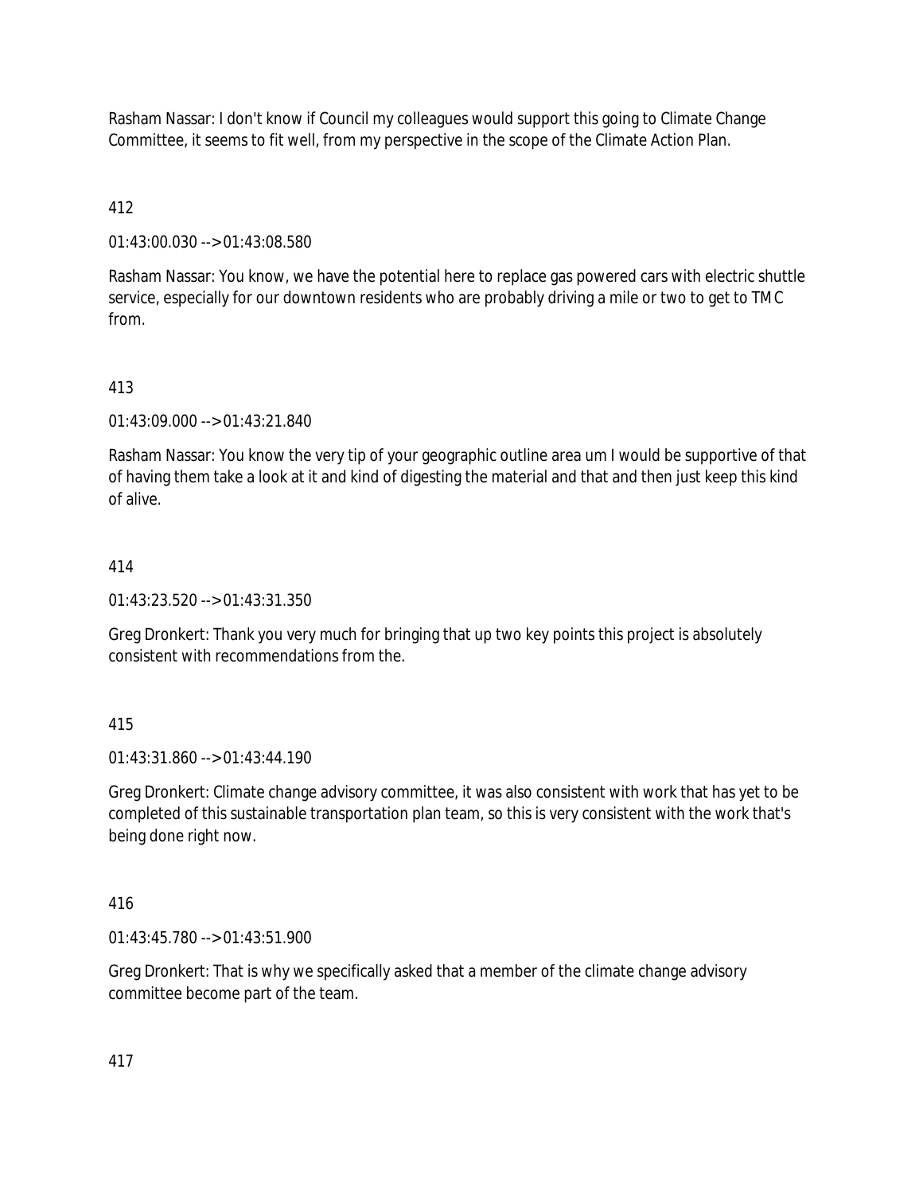Rasham Nassar: I don't know if Council my colleagues would support this going to Climate Change Committee, it seems to fit well, from my perspective in the scope of the Climate Action Plan.

412

01:43:00.030 --> 01:43:08.580

Rasham Nassar: You know, we have the potential here to replace gas powered cars with electric shuttle service, especially for our downtown residents who are probably driving a mile or two to get to TMC from.

413

01:43:09.000 --> 01:43:21.840

Rasham Nassar: You know the very tip of your geographic outline area um I would be supportive of that of having them take a look at it and kind of digesting the material and that and then just keep this kind of alive.

414

01:43:23.520 --> 01:43:31.350

Greg Dronkert: Thank you very much for bringing that up two key points this project is absolutely consistent with recommendations from the.

415

01:43:31.860 --> 01:43:44.190

Greg Dronkert: Climate change advisory committee, it was also consistent with work that has yet to be completed of this sustainable transportation plan team, so this is very consistent with the work that's being done right now.

416

01:43:45.780 --> 01:43:51.900

Greg Dronkert: That is why we specifically asked that a member of the climate change advisory committee become part of the team.

417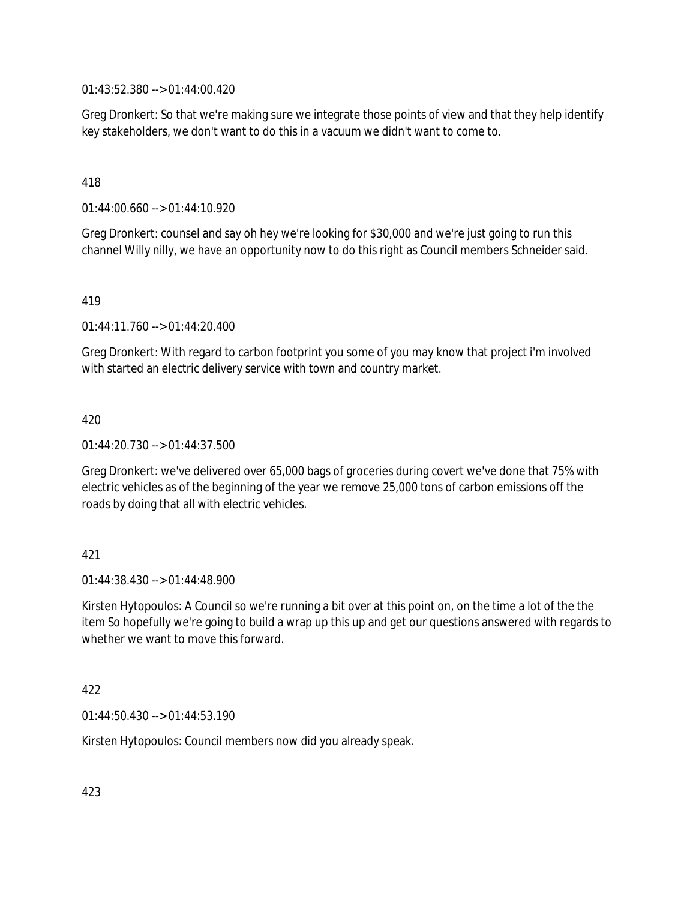01:43:52.380 --> 01:44:00.420

Greg Dronkert: So that we're making sure we integrate those points of view and that they help identify key stakeholders, we don't want to do this in a vacuum we didn't want to come to.

418

01:44:00.660 --> 01:44:10.920

Greg Dronkert: counsel and say oh hey we're looking for $30,000 and we're just going to run this channel Willy nilly, we have an opportunity now to do this right as Council members Schneider said.

419

01:44:11.760 --> 01:44:20.400

Greg Dronkert: With regard to carbon footprint you some of you may know that project i'm involved with started an electric delivery service with town and country market.

420

01:44:20.730 --> 01:44:37.500

Greg Dronkert: we've delivered over 65,000 bags of groceries during covert we've done that 75% with electric vehicles as of the beginning of the year we remove 25,000 tons of carbon emissions off the roads by doing that all with electric vehicles.

421

01:44:38.430 --> 01:44:48.900

Kirsten Hytopoulos: A Council so we're running a bit over at this point on, on the time a lot of the the item So hopefully we're going to build a wrap up this up and get our questions answered with regards to whether we want to move this forward.

422

01:44:50.430 --> 01:44:53.190

Kirsten Hytopoulos: Council members now did you already speak.

423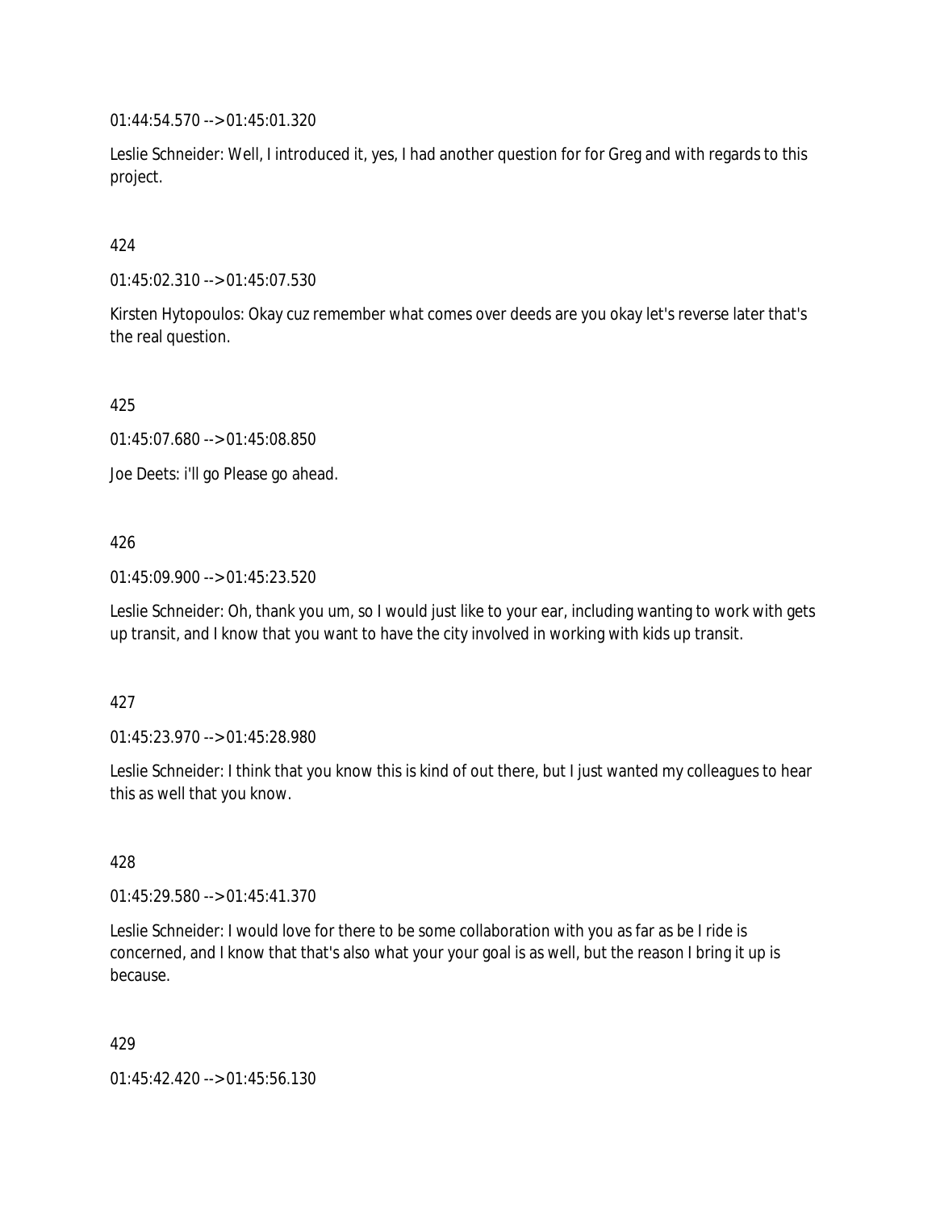01:44:54.570 --> 01:45:01.320

Leslie Schneider: Well, I introduced it, yes, I had another question for for Greg and with regards to this project.

424

01:45:02.310 --> 01:45:07.530

Kirsten Hytopoulos: Okay cuz remember what comes over deeds are you okay let's reverse later that's the real question.

425

01:45:07.680 --> 01:45:08.850

Joe Deets: i'll go Please go ahead.

426

01:45:09.900 --> 01:45:23.520

Leslie Schneider: Oh, thank you um, so I would just like to your ear, including wanting to work with gets up transit, and I know that you want to have the city involved in working with kids up transit.

427

01:45:23.970 --> 01:45:28.980

Leslie Schneider: I think that you know this is kind of out there, but I just wanted my colleagues to hear this as well that you know.

428

01:45:29.580 --> 01:45:41.370

Leslie Schneider: I would love for there to be some collaboration with you as far as be I ride is concerned, and I know that that's also what your your goal is as well, but the reason I bring it up is because.

429

01:45:42.420 --> 01:45:56.130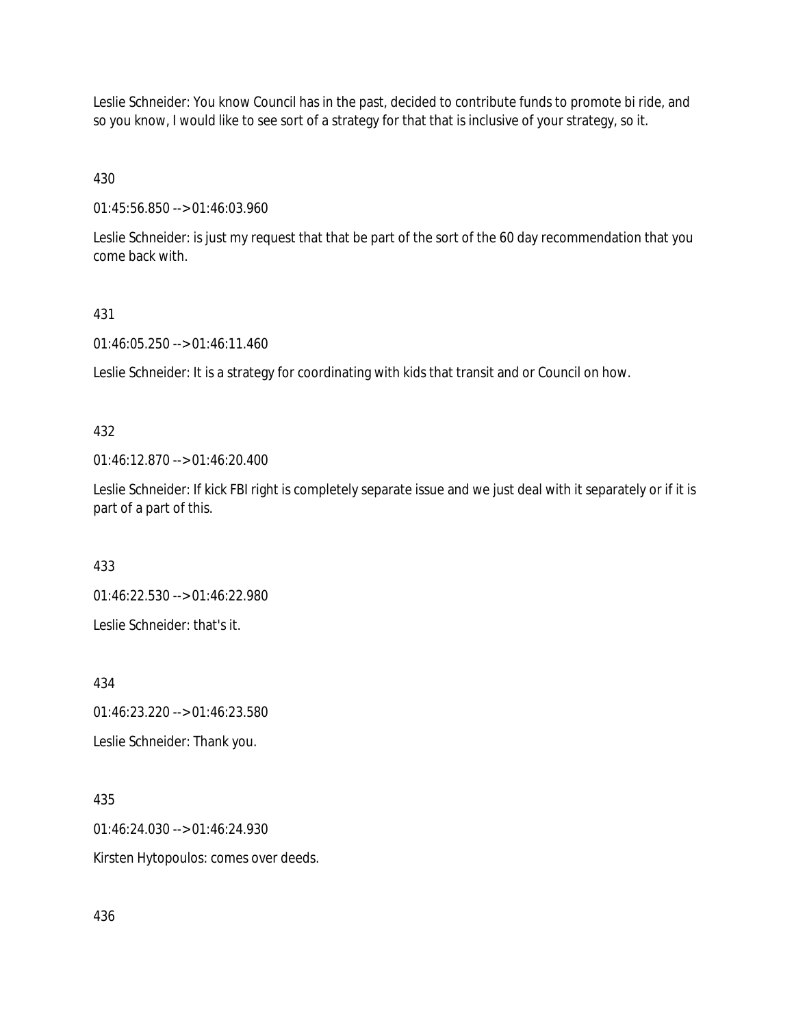Leslie Schneider: You know Council has in the past, decided to contribute funds to promote bi ride, and so you know, I would like to see sort of a strategy for that that is inclusive of your strategy, so it.

430

01:45:56.850 --> 01:46:03.960

Leslie Schneider: is just my request that that be part of the sort of the 60 day recommendation that you come back with.

431

01:46:05.250 --> 01:46:11.460

Leslie Schneider: It is a strategy for coordinating with kids that transit and or Council on how.

432

01:46:12.870 --> 01:46:20.400

Leslie Schneider: If kick FBI right is completely separate issue and we just deal with it separately or if it is part of a part of this.

433

01:46:22.530 --> 01:46:22.980

Leslie Schneider: that's it.

434

01:46:23.220 --> 01:46:23.580

Leslie Schneider: Thank you.

435

01:46:24.030 --> 01:46:24.930

Kirsten Hytopoulos: comes over deeds.

436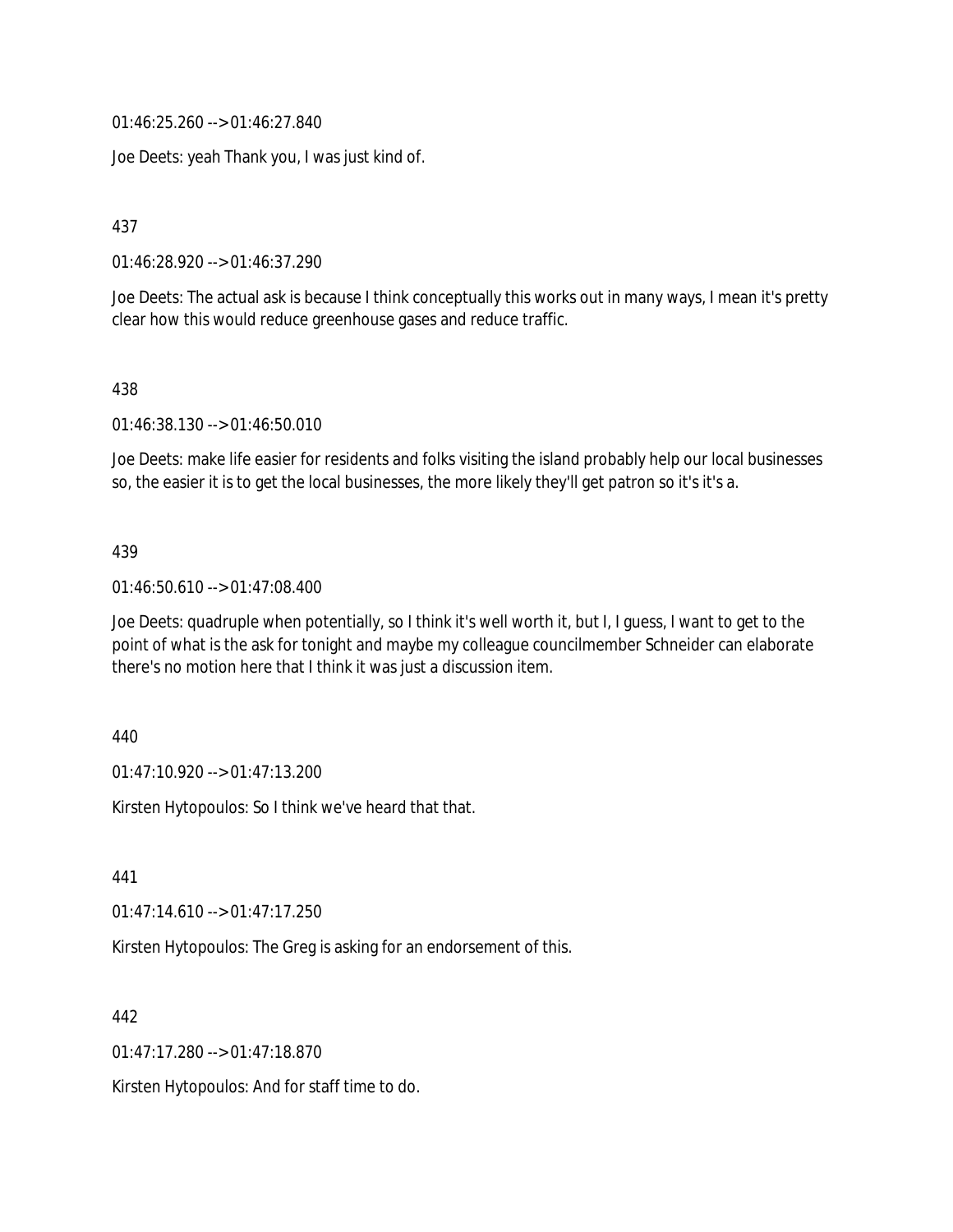01:46:25.260 --> 01:46:27.840

Joe Deets: yeah Thank you, I was just kind of.

437

01:46:28.920 --> 01:46:37.290

Joe Deets: The actual ask is because I think conceptually this works out in many ways, I mean it's pretty clear how this would reduce greenhouse gases and reduce traffic.

438

01:46:38.130 --> 01:46:50.010

Joe Deets: make life easier for residents and folks visiting the island probably help our local businesses so, the easier it is to get the local businesses, the more likely they'll get patron so it's it's a.

439

01:46:50.610 --> 01:47:08.400

Joe Deets: quadruple when potentially, so I think it's well worth it, but I, I guess, I want to get to the point of what is the ask for tonight and maybe my colleague councilmember Schneider can elaborate there's no motion here that I think it was just a discussion item.

440

01:47:10.920 --> 01:47:13.200

Kirsten Hytopoulos: So I think we've heard that that.

441

01:47:14.610 --> 01:47:17.250

Kirsten Hytopoulos: The Greg is asking for an endorsement of this.

442

01:47:17.280 --> 01:47:18.870

Kirsten Hytopoulos: And for staff time to do.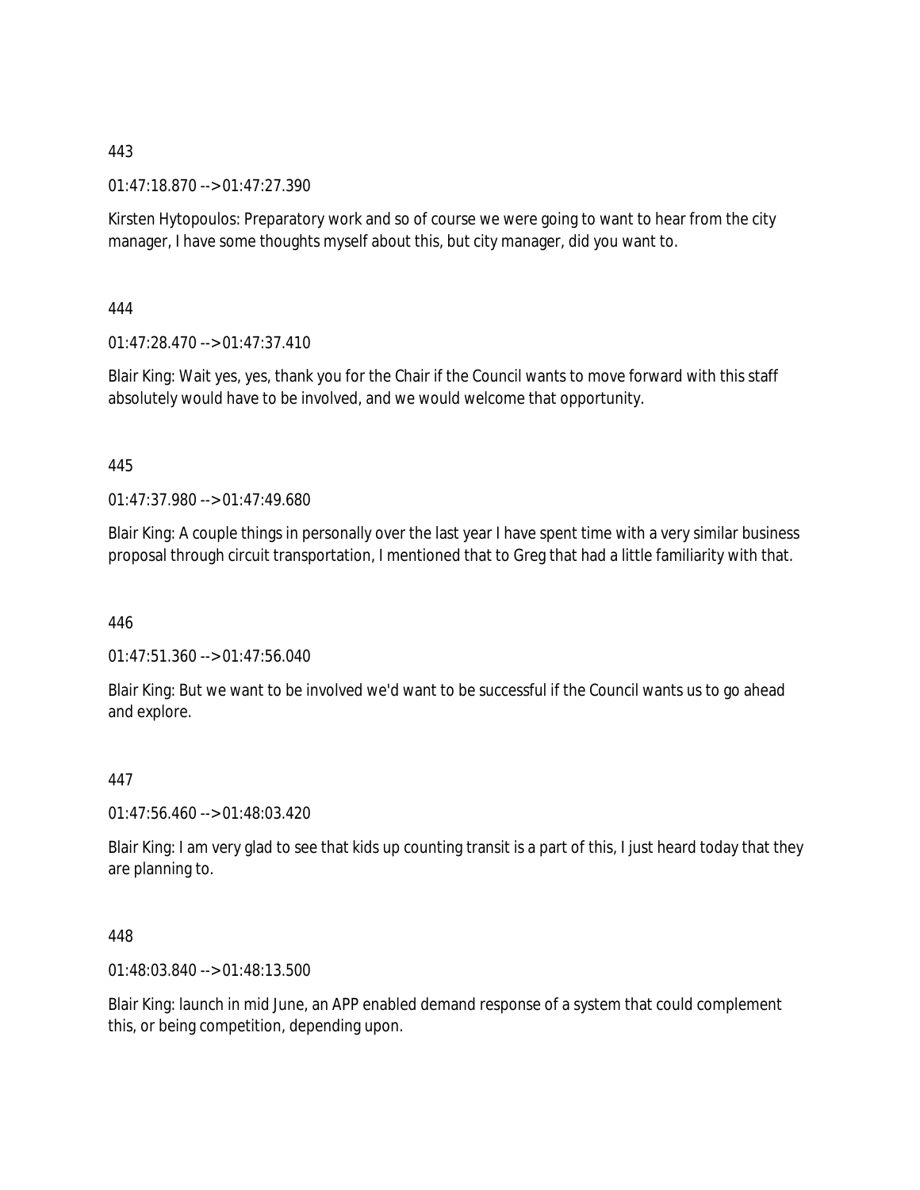443

01:47:18.870 --> 01:47:27.390

Kirsten Hytopoulos: Preparatory work and so of course we were going to want to hear from the city manager, I have some thoughts myself about this, but city manager, did you want to.

444

01:47:28.470 --> 01:47:37.410

Blair King: Wait yes, yes, thank you for the Chair if the Council wants to move forward with this staff absolutely would have to be involved, and we would welcome that opportunity.

445

01:47:37.980 --> 01:47:49.680

Blair King: A couple things in personally over the last year I have spent time with a very similar business proposal through circuit transportation, I mentioned that to Greg that had a little familiarity with that.

446

01:47:51.360 --> 01:47:56.040

Blair King: But we want to be involved we'd want to be successful if the Council wants us to go ahead and explore.

447

01:47:56.460 --> 01:48:03.420

Blair King: I am very glad to see that kids up counting transit is a part of this, I just heard today that they are planning to.

448

01:48:03.840 --> 01:48:13.500

Blair King: launch in mid June, an APP enabled demand response of a system that could complement this, or being competition, depending upon.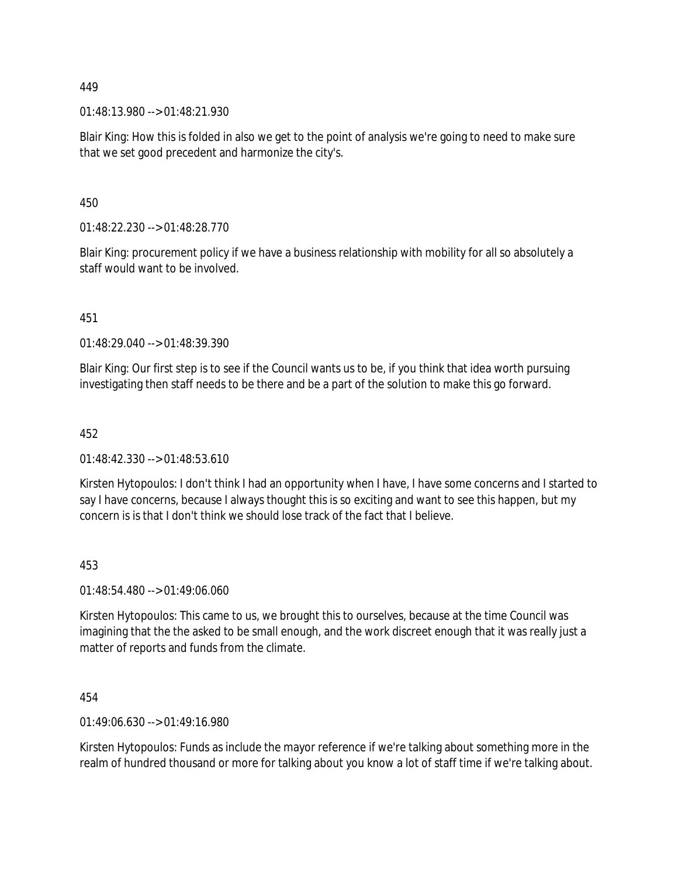449

01:48:13.980 --> 01:48:21.930

Blair King: How this is folded in also we get to the point of analysis we're going to need to make sure that we set good precedent and harmonize the city's.

450

01:48:22.230 --> 01:48:28.770

Blair King: procurement policy if we have a business relationship with mobility for all so absolutely a staff would want to be involved.

451

01:48:29.040 --> 01:48:39.390

Blair King: Our first step is to see if the Council wants us to be, if you think that idea worth pursuing investigating then staff needs to be there and be a part of the solution to make this go forward.

452

01:48:42.330 --> 01:48:53.610

Kirsten Hytopoulos: I don't think I had an opportunity when I have, I have some concerns and I started to say I have concerns, because I always thought this is so exciting and want to see this happen, but my concern is is that I don't think we should lose track of the fact that I believe.

453

01:48:54.480 --> 01:49:06.060

Kirsten Hytopoulos: This came to us, we brought this to ourselves, because at the time Council was imagining that the the asked to be small enough, and the work discreet enough that it was really just a matter of reports and funds from the climate.

454

01:49:06.630 --> 01:49:16.980

Kirsten Hytopoulos: Funds as include the mayor reference if we're talking about something more in the realm of hundred thousand or more for talking about you know a lot of staff time if we're talking about.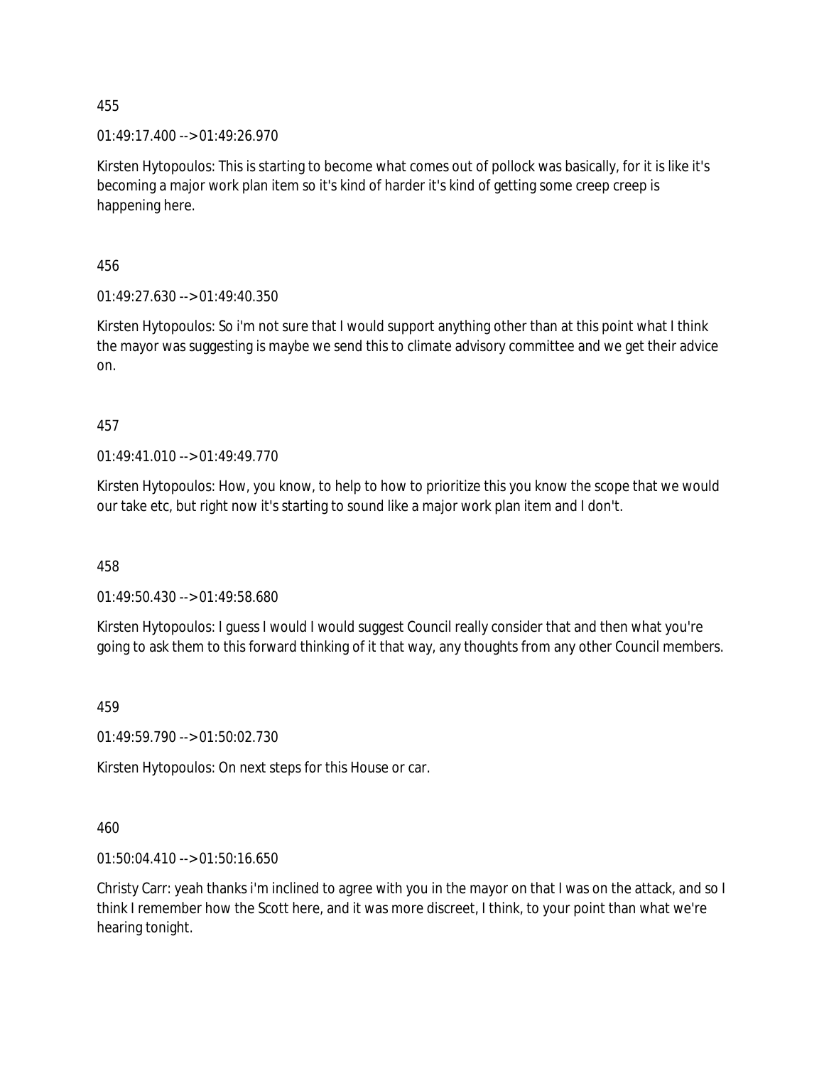455

01:49:17.400 --> 01:49:26.970

Kirsten Hytopoulos: This is starting to become what comes out of pollock was basically, for it is like it's becoming a major work plan item so it's kind of harder it's kind of getting some creep creep is happening here.

456

01:49:27.630 --> 01:49:40.350

Kirsten Hytopoulos: So i'm not sure that I would support anything other than at this point what I think the mayor was suggesting is maybe we send this to climate advisory committee and we get their advice on.

457

01:49:41.010 --> 01:49:49.770

Kirsten Hytopoulos: How, you know, to help to how to prioritize this you know the scope that we would our take etc, but right now it's starting to sound like a major work plan item and I don't.

458

01:49:50.430 --> 01:49:58.680

Kirsten Hytopoulos: I guess I would I would suggest Council really consider that and then what you're going to ask them to this forward thinking of it that way, any thoughts from any other Council members.

459

01:49:59.790 --> 01:50:02.730

Kirsten Hytopoulos: On next steps for this House or car.

460

01:50:04.410 --> 01:50:16.650

Christy Carr: yeah thanks i'm inclined to agree with you in the mayor on that I was on the attack, and so I think I remember how the Scott here, and it was more discreet, I think, to your point than what we're hearing tonight.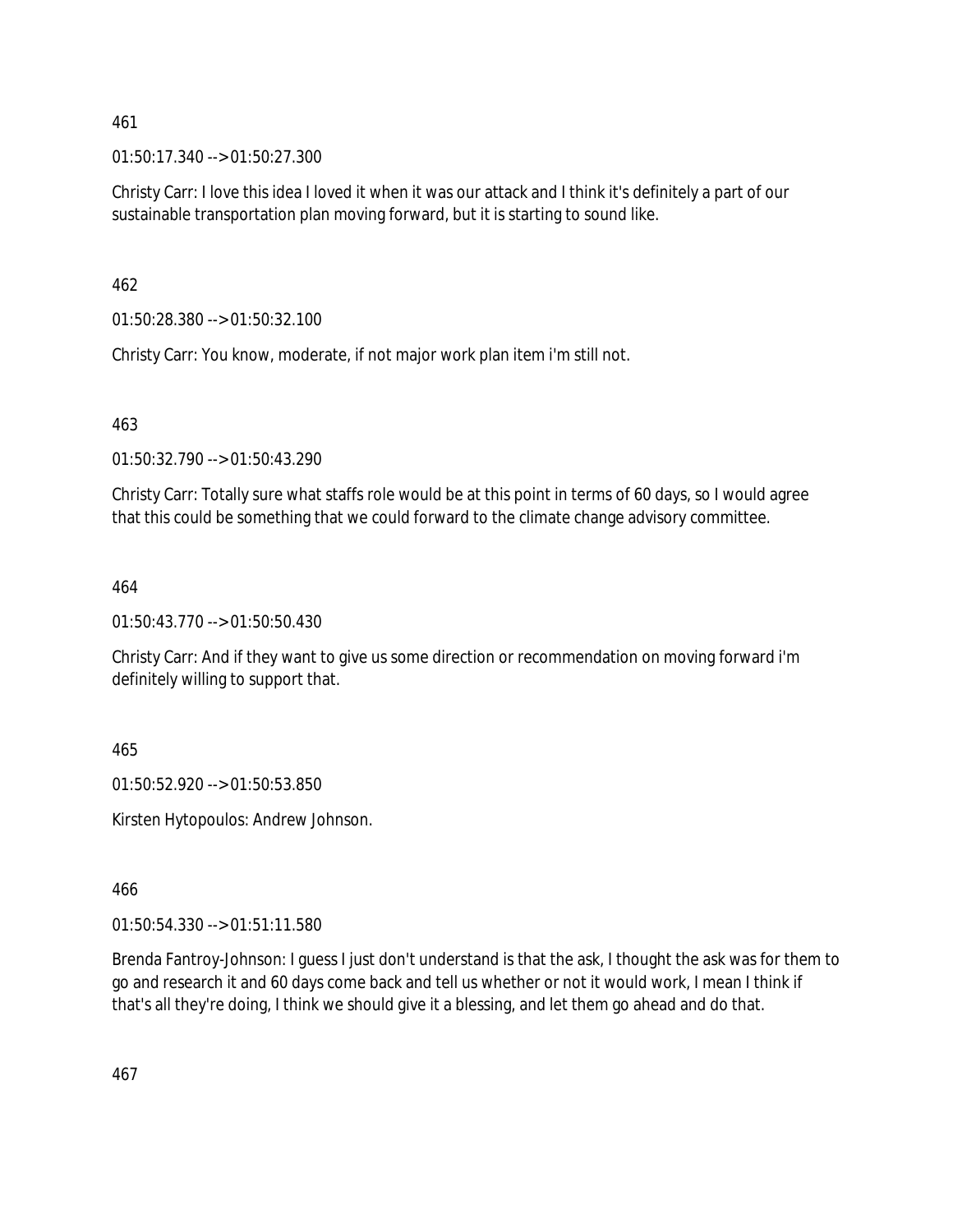461

01:50:17.340 --> 01:50:27.300

Christy Carr: I love this idea I loved it when it was our attack and I think it's definitely a part of our sustainable transportation plan moving forward, but it is starting to sound like.

462

01:50:28.380 --> 01:50:32.100

Christy Carr: You know, moderate, if not major work plan item i'm still not.

463

01:50:32.790 --> 01:50:43.290

Christy Carr: Totally sure what staffs role would be at this point in terms of 60 days, so I would agree that this could be something that we could forward to the climate change advisory committee.

464

01:50:43.770 --> 01:50:50.430

Christy Carr: And if they want to give us some direction or recommendation on moving forward i'm definitely willing to support that.

465

01:50:52.920 --> 01:50:53.850

Kirsten Hytopoulos: Andrew Johnson.

466

01:50:54.330 --> 01:51:11.580

Brenda Fantroy-Johnson: I guess I just don't understand is that the ask, I thought the ask was for them to go and research it and 60 days come back and tell us whether or not it would work, I mean I think if that's all they're doing, I think we should give it a blessing, and let them go ahead and do that.

467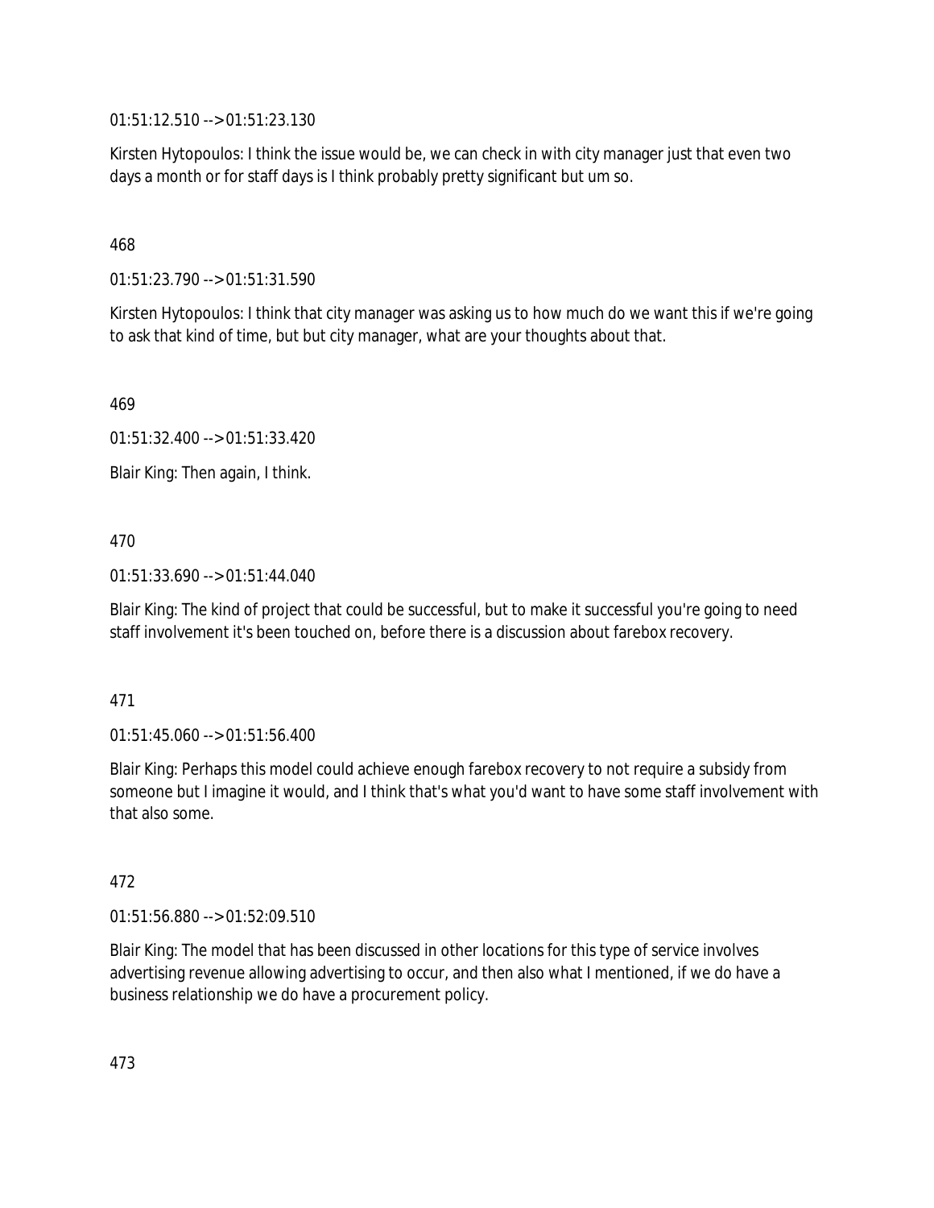01:51:12.510 --> 01:51:23.130

Kirsten Hytopoulos: I think the issue would be, we can check in with city manager just that even two days a month or for staff days is I think probably pretty significant but um so.

468

01:51:23.790 --> 01:51:31.590

Kirsten Hytopoulos: I think that city manager was asking us to how much do we want this if we're going to ask that kind of time, but but city manager, what are your thoughts about that.

469

01:51:32.400 --> 01:51:33.420

Blair King: Then again, I think.

470

01:51:33.690 --> 01:51:44.040

Blair King: The kind of project that could be successful, but to make it successful you're going to need staff involvement it's been touched on, before there is a discussion about farebox recovery.

471

01:51:45.060 --> 01:51:56.400

Blair King: Perhaps this model could achieve enough farebox recovery to not require a subsidy from someone but I imagine it would, and I think that's what you'd want to have some staff involvement with that also some.

472

01:51:56.880 --> 01:52:09.510

Blair King: The model that has been discussed in other locations for this type of service involves advertising revenue allowing advertising to occur, and then also what I mentioned, if we do have a business relationship we do have a procurement policy.

473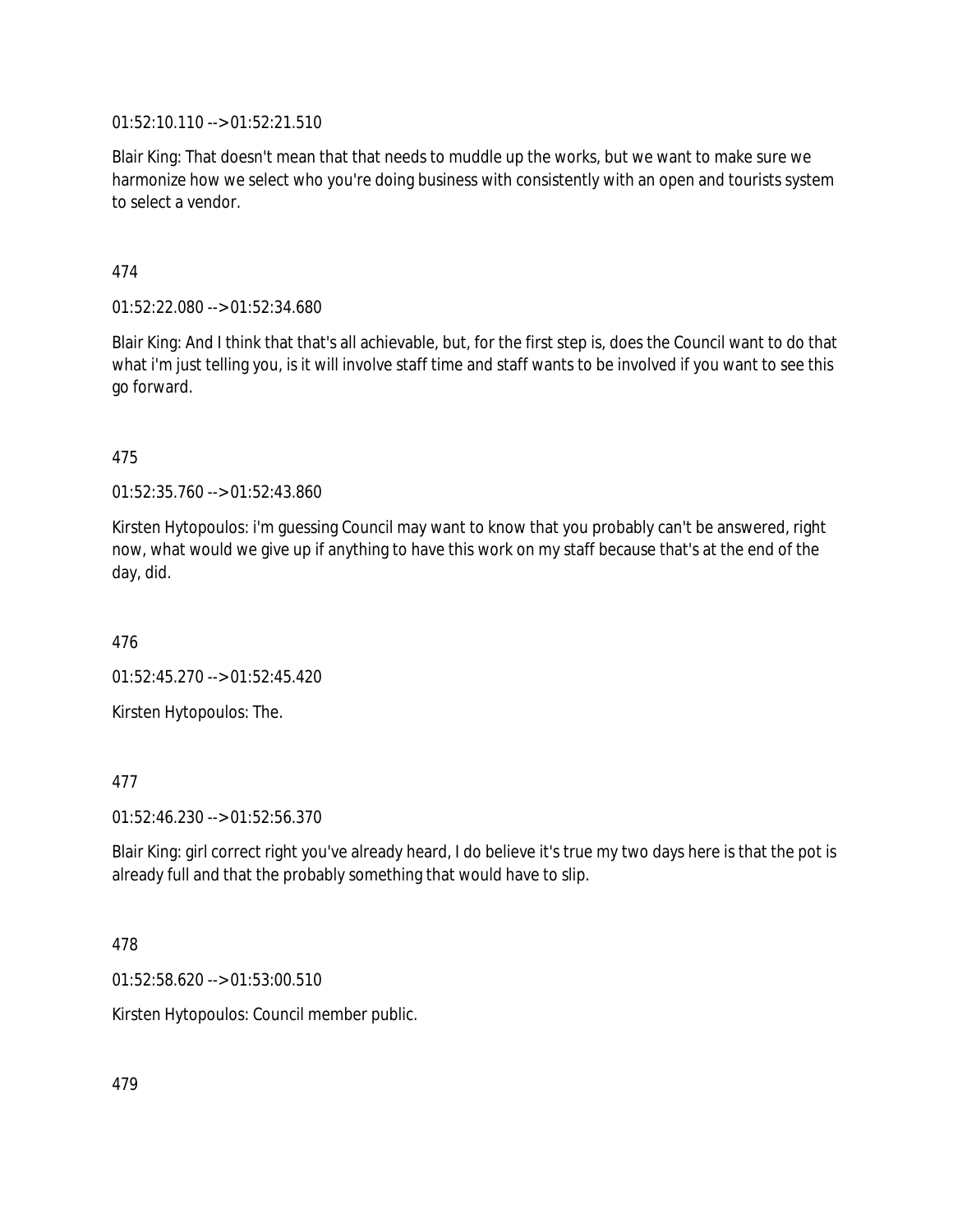01:52:10.110 --> 01:52:21.510

Blair King: That doesn't mean that that needs to muddle up the works, but we want to make sure we harmonize how we select who you're doing business with consistently with an open and tourists system to select a vendor.

474

01:52:22.080 --> 01:52:34.680

Blair King: And I think that that's all achievable, but, for the first step is, does the Council want to do that what i'm just telling you, is it will involve staff time and staff wants to be involved if you want to see this go forward.

475

01:52:35.760 --> 01:52:43.860

Kirsten Hytopoulos: i'm guessing Council may want to know that you probably can't be answered, right now, what would we give up if anything to have this work on my staff because that's at the end of the day, did.

476

01:52:45.270 --> 01:52:45.420

Kirsten Hytopoulos: The.

477

01:52:46.230 --> 01:52:56.370

Blair King: girl correct right you've already heard, I do believe it's true my two days here is that the pot is already full and that the probably something that would have to slip.

478

01:52:58.620 --> 01:53:00.510

Kirsten Hytopoulos: Council member public.

479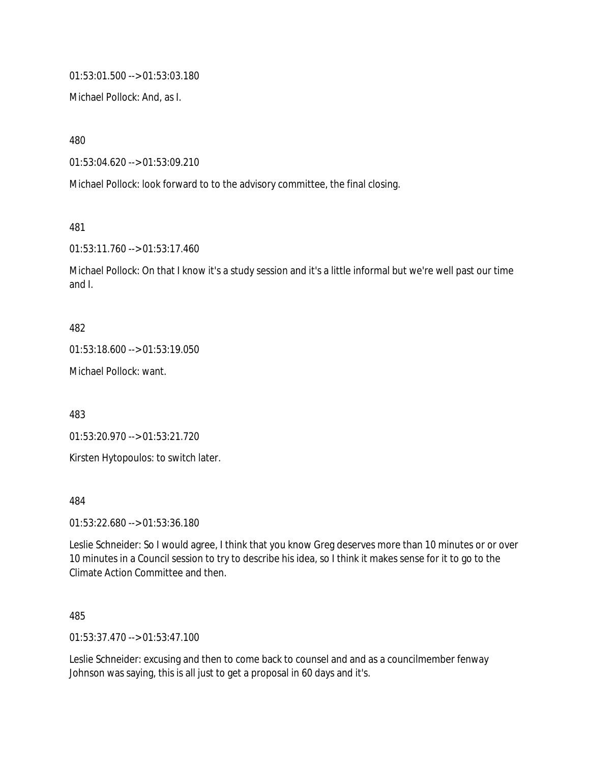01:53:01.500 --> 01:53:03.180

Michael Pollock: And, as I.

480

01:53:04.620 --> 01:53:09.210

Michael Pollock: look forward to to the advisory committee, the final closing.

481

01:53:11.760 --> 01:53:17.460

Michael Pollock: On that I know it's a study session and it's a little informal but we're well past our time and I.

482

01:53:18.600 --> 01:53:19.050

Michael Pollock: want.

483

01:53:20.970 --> 01:53:21.720

Kirsten Hytopoulos: to switch later.

484

01:53:22.680 --> 01:53:36.180

Leslie Schneider: So I would agree, I think that you know Greg deserves more than 10 minutes or or over 10 minutes in a Council session to try to describe his idea, so I think it makes sense for it to go to the Climate Action Committee and then.

485

01:53:37.470 --> 01:53:47.100

Leslie Schneider: excusing and then to come back to counsel and and as a councilmember fenway Johnson was saying, this is all just to get a proposal in 60 days and it's.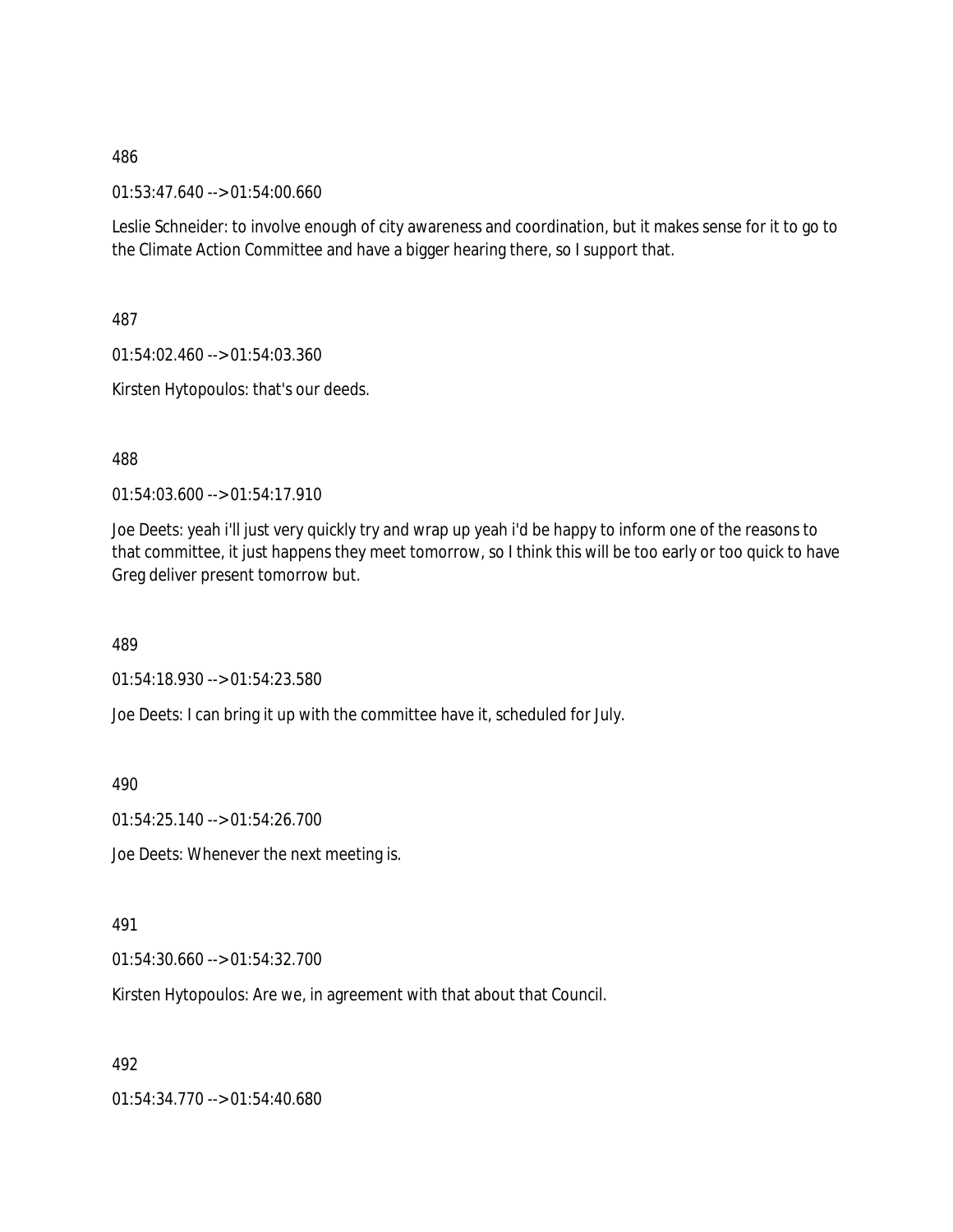486

01:53:47.640 --> 01:54:00.660

Leslie Schneider: to involve enough of city awareness and coordination, but it makes sense for it to go to the Climate Action Committee and have a bigger hearing there, so I support that.

487

01:54:02.460 --> 01:54:03.360

Kirsten Hytopoulos: that's our deeds.

488

01:54:03.600 --> 01:54:17.910

Joe Deets: yeah i'll just very quickly try and wrap up yeah i'd be happy to inform one of the reasons to that committee, it just happens they meet tomorrow, so I think this will be too early or too quick to have Greg deliver present tomorrow but.

489

01:54:18.930 --> 01:54:23.580

Joe Deets: I can bring it up with the committee have it, scheduled for July.

490

01:54:25.140 --> 01:54:26.700

Joe Deets: Whenever the next meeting is.

491

01:54:30.660 --> 01:54:32.700

Kirsten Hytopoulos: Are we, in agreement with that about that Council.

492

01:54:34.770 --> 01:54:40.680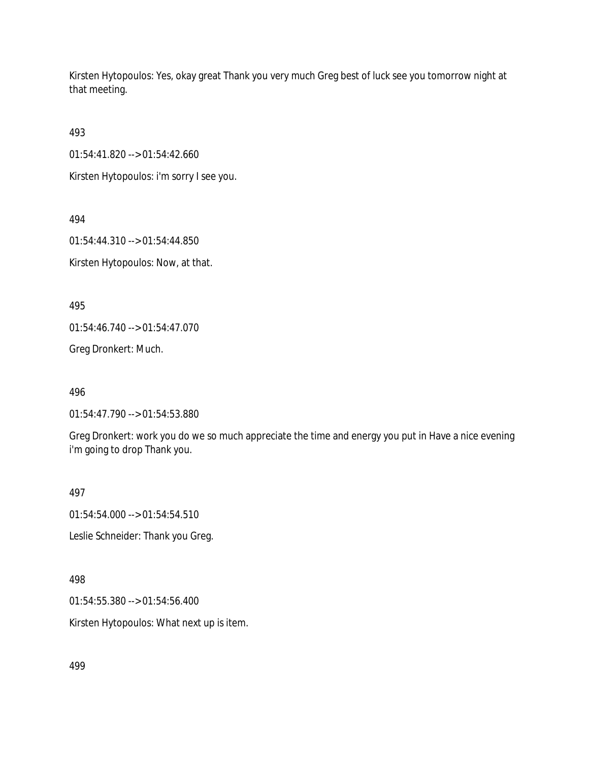Kirsten Hytopoulos: Yes, okay great Thank you very much Greg best of luck see you tomorrow night at that meeting.

493

01:54:41.820 --> 01:54:42.660

Kirsten Hytopoulos: i'm sorry I see you.

494

01:54:44.310 --> 01:54:44.850

Kirsten Hytopoulos: Now, at that.

495

01:54:46.740 --> 01:54:47.070

Greg Dronkert: Much.

496

01:54:47.790 --> 01:54:53.880

Greg Dronkert: work you do we so much appreciate the time and energy you put in Have a nice evening i'm going to drop Thank you.

497

01:54:54.000 --> 01:54:54.510

Leslie Schneider: Thank you Greg.

498

01:54:55.380 --> 01:54:56.400

Kirsten Hytopoulos: What next up is item.

499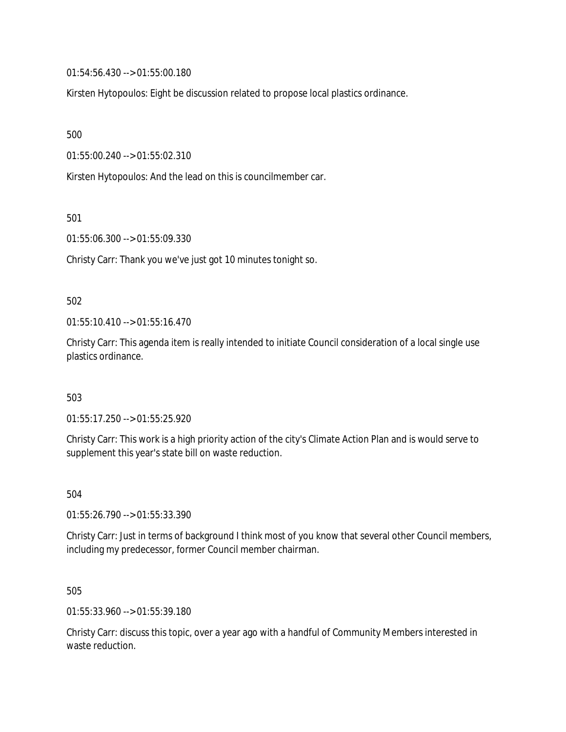01:54:56.430 --> 01:55:00.180

Kirsten Hytopoulos: Eight be discussion related to propose local plastics ordinance.

500

01:55:00.240 --> 01:55:02.310

Kirsten Hytopoulos: And the lead on this is councilmember car.

501

01:55:06.300 --> 01:55:09.330

Christy Carr: Thank you we've just got 10 minutes tonight so.

502

01:55:10.410 --> 01:55:16.470

Christy Carr: This agenda item is really intended to initiate Council consideration of a local single use plastics ordinance.

503

01:55:17.250 --> 01:55:25.920

Christy Carr: This work is a high priority action of the city's Climate Action Plan and is would serve to supplement this year's state bill on waste reduction.

504

01:55:26.790 --> 01:55:33.390

Christy Carr: Just in terms of background I think most of you know that several other Council members, including my predecessor, former Council member chairman.

505

01:55:33.960 --> 01:55:39.180

Christy Carr: discuss this topic, over a year ago with a handful of Community Members interested in waste reduction.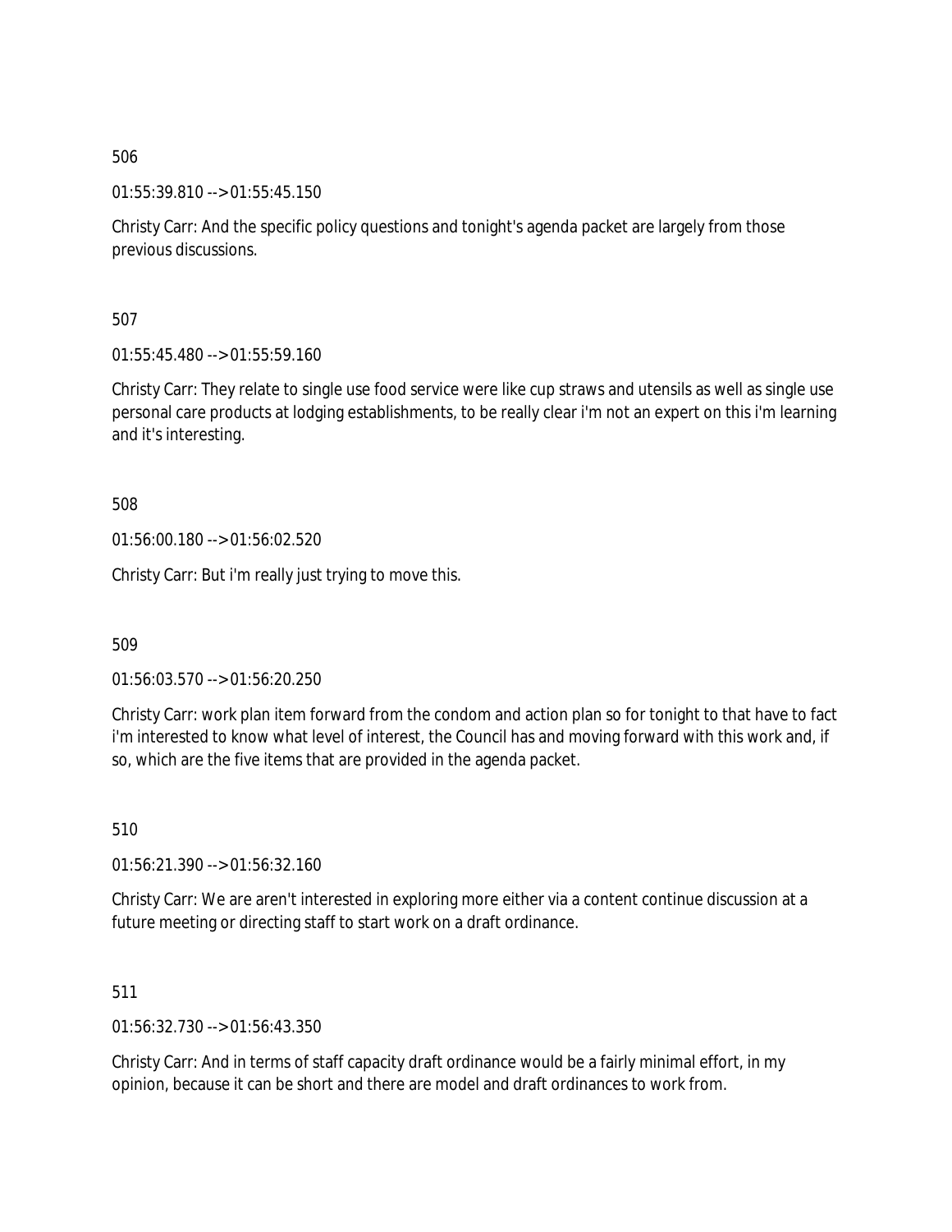506

01:55:39.810 --> 01:55:45.150

Christy Carr: And the specific policy questions and tonight's agenda packet are largely from those previous discussions.

507

01:55:45.480 --> 01:55:59.160

Christy Carr: They relate to single use food service were like cup straws and utensils as well as single use personal care products at lodging establishments, to be really clear i'm not an expert on this i'm learning and it's interesting.

508

01:56:00.180 --> 01:56:02.520

Christy Carr: But i'm really just trying to move this.

509

01:56:03.570 --> 01:56:20.250

Christy Carr: work plan item forward from the condom and action plan so for tonight to that have to fact i'm interested to know what level of interest, the Council has and moving forward with this work and, if so, which are the five items that are provided in the agenda packet.

510

01:56:21.390 --> 01:56:32.160

Christy Carr: We are aren't interested in exploring more either via a content continue discussion at a future meeting or directing staff to start work on a draft ordinance.

511

01:56:32.730 --> 01:56:43.350

Christy Carr: And in terms of staff capacity draft ordinance would be a fairly minimal effort, in my opinion, because it can be short and there are model and draft ordinances to work from.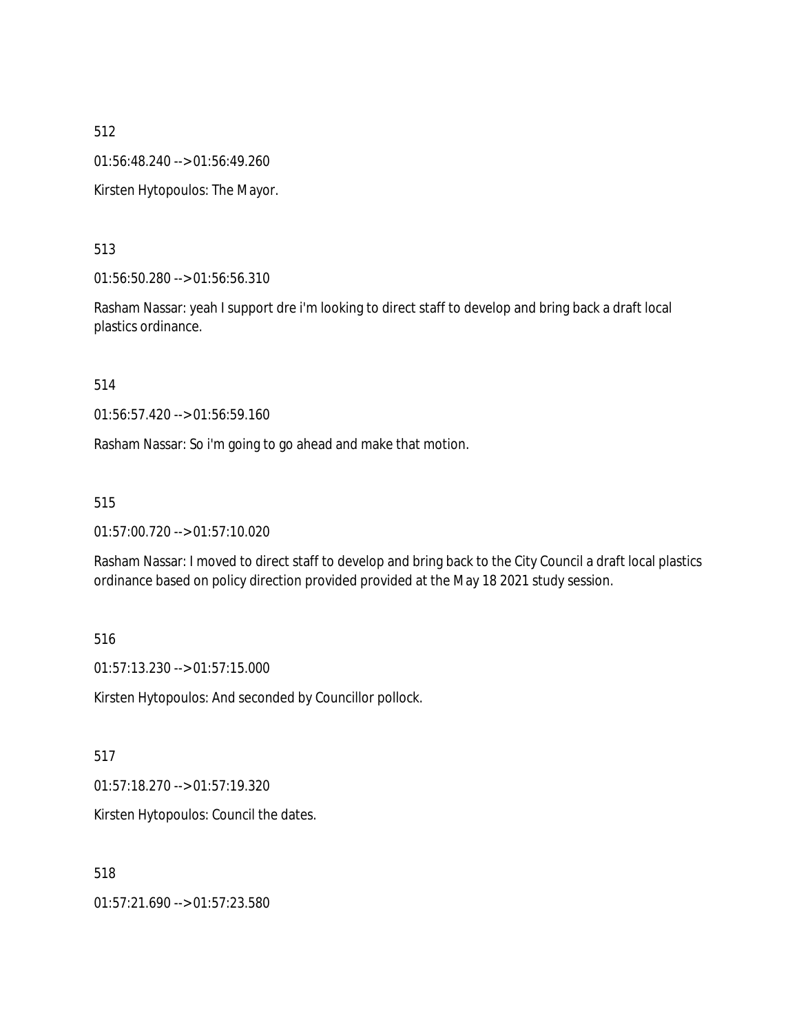512

01:56:48.240 --> 01:56:49.260

Kirsten Hytopoulos: The Mayor.

513

01:56:50.280 --> 01:56:56.310

Rasham Nassar: yeah I support dre i'm looking to direct staff to develop and bring back a draft local plastics ordinance.

514

01:56:57.420 --> 01:56:59.160

Rasham Nassar: So i'm going to go ahead and make that motion.

515

01:57:00.720 --> 01:57:10.020

Rasham Nassar: I moved to direct staff to develop and bring back to the City Council a draft local plastics ordinance based on policy direction provided provided at the May 18 2021 study session.

516

01:57:13.230 --> 01:57:15.000

Kirsten Hytopoulos: And seconded by Councillor pollock.

517

01:57:18.270 --> 01:57:19.320

Kirsten Hytopoulos: Council the dates.

518

01:57:21.690 --> 01:57:23.580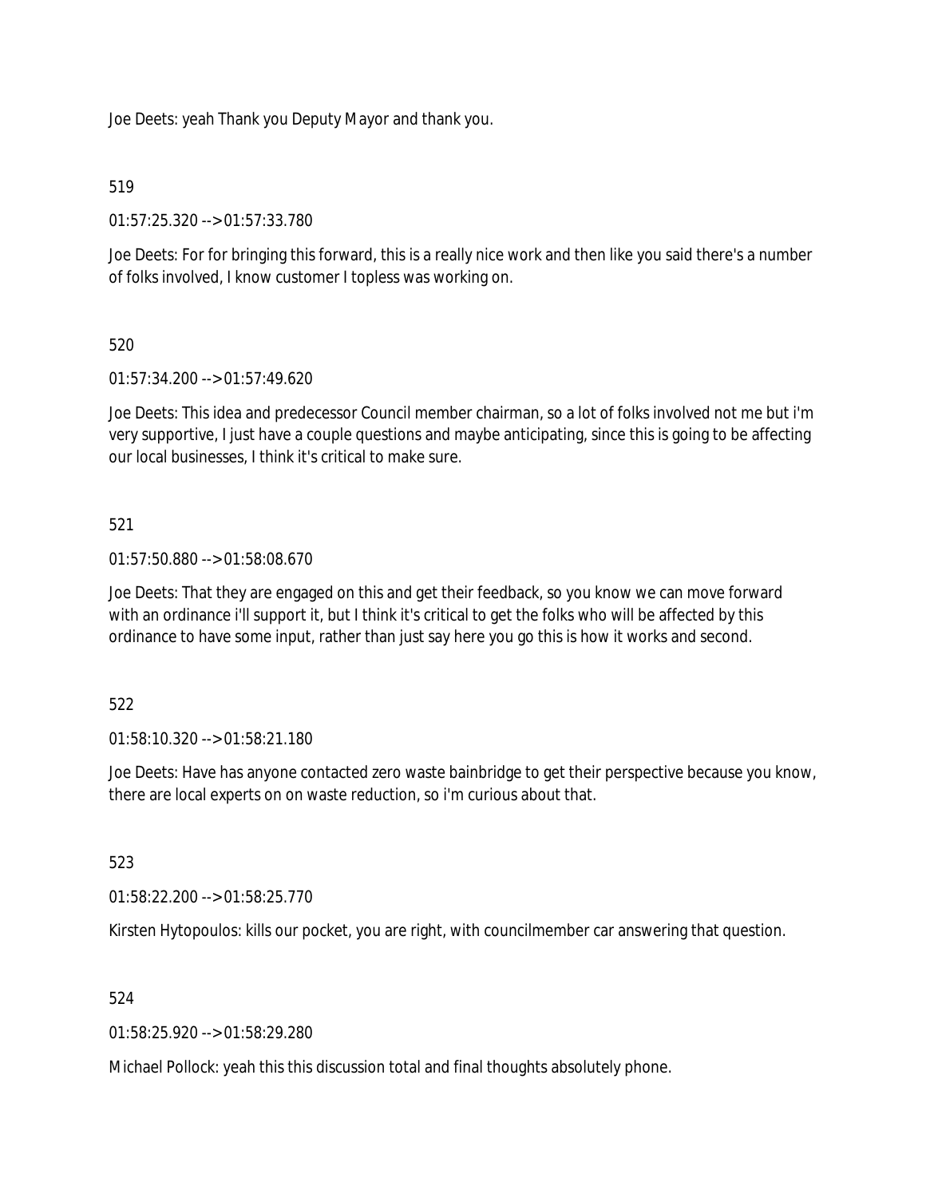Joe Deets: yeah Thank you Deputy Mayor and thank you.

519

01:57:25.320 --> 01:57:33.780

Joe Deets: For for bringing this forward, this is a really nice work and then like you said there's a number of folks involved, I know customer I topless was working on.

520

01:57:34.200 --> 01:57:49.620

Joe Deets: This idea and predecessor Council member chairman, so a lot of folks involved not me but i'm very supportive, I just have a couple questions and maybe anticipating, since this is going to be affecting our local businesses, I think it's critical to make sure.

521

01:57:50.880 --> 01:58:08.670

Joe Deets: That they are engaged on this and get their feedback, so you know we can move forward with an ordinance i'll support it, but I think it's critical to get the folks who will be affected by this ordinance to have some input, rather than just say here you go this is how it works and second.

522

01:58:10.320 --> 01:58:21.180

Joe Deets: Have has anyone contacted zero waste bainbridge to get their perspective because you know, there are local experts on on waste reduction, so i'm curious about that.

523

01:58:22.200 --> 01:58:25.770

Kirsten Hytopoulos: kills our pocket, you are right, with councilmember car answering that question.

524

01:58:25.920 --> 01:58:29.280

Michael Pollock: yeah this this discussion total and final thoughts absolutely phone.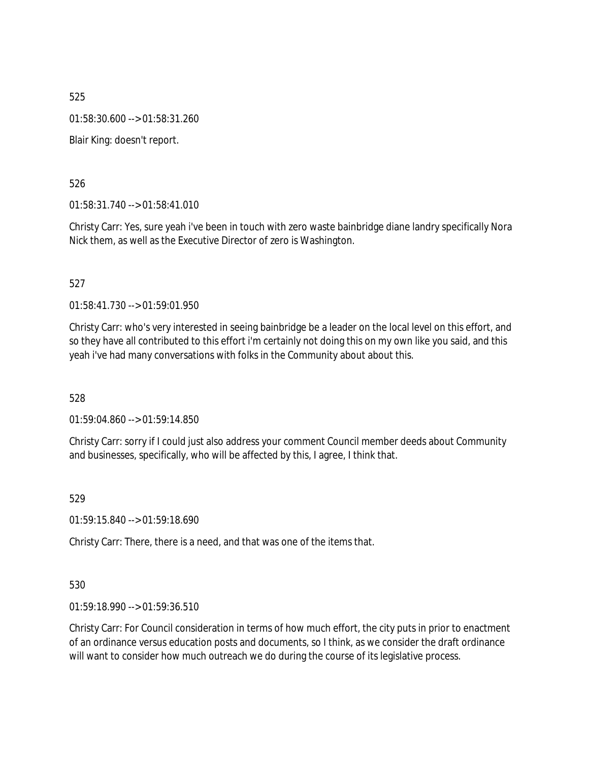525

01:58:30.600 --> 01:58:31.260

Blair King: doesn't report.

526

01:58:31.740 --> 01:58:41.010

Christy Carr: Yes, sure yeah i've been in touch with zero waste bainbridge diane landry specifically Nora Nick them, as well as the Executive Director of zero is Washington.

527

01:58:41.730 --> 01:59:01.950

Christy Carr: who's very interested in seeing bainbridge be a leader on the local level on this effort, and so they have all contributed to this effort i'm certainly not doing this on my own like you said, and this yeah i've had many conversations with folks in the Community about about this.

528

01:59:04.860 --> 01:59:14.850

Christy Carr: sorry if I could just also address your comment Council member deeds about Community and businesses, specifically, who will be affected by this, I agree, I think that.

529

01:59:15.840 --> 01:59:18.690

Christy Carr: There, there is a need, and that was one of the items that.

530

01:59:18.990 --> 01:59:36.510

Christy Carr: For Council consideration in terms of how much effort, the city puts in prior to enactment of an ordinance versus education posts and documents, so I think, as we consider the draft ordinance will want to consider how much outreach we do during the course of its legislative process.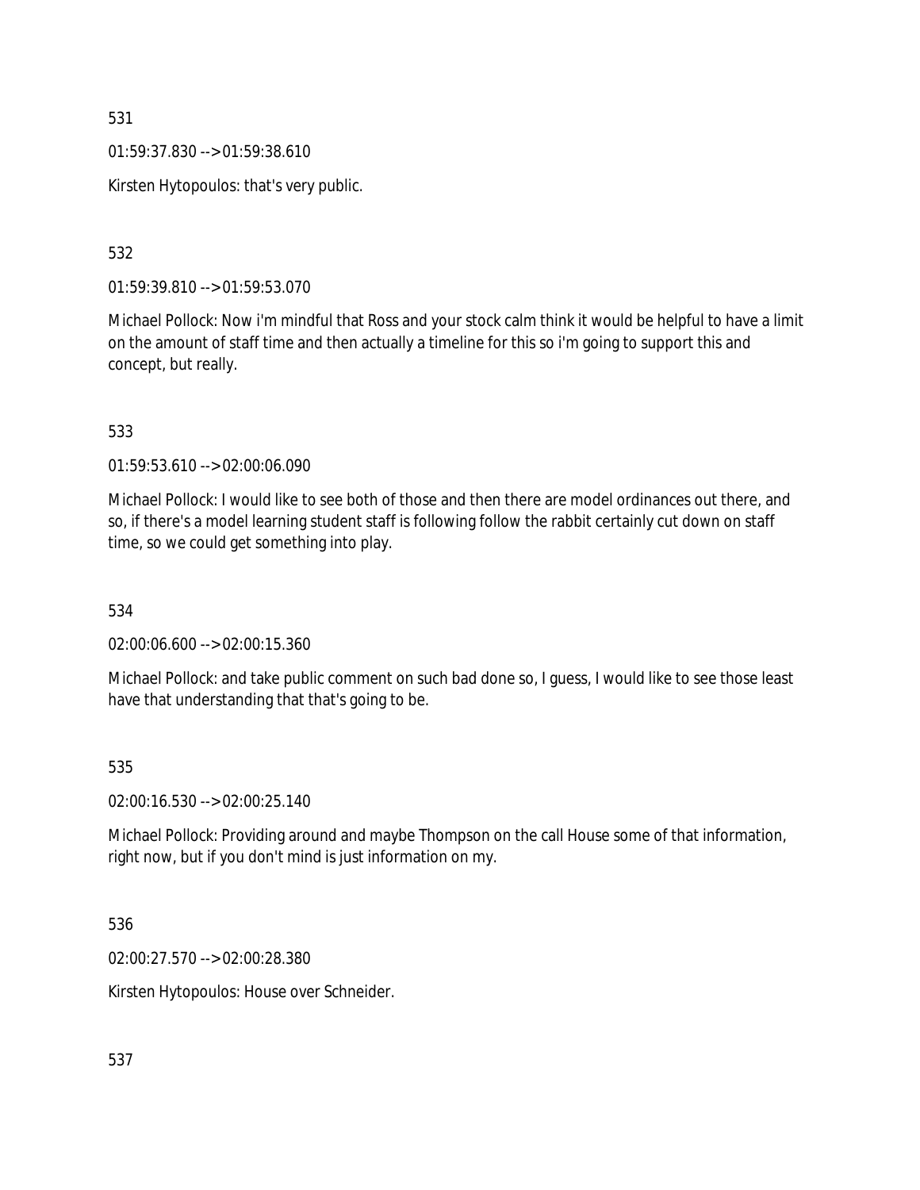531

01:59:37.830 --> 01:59:38.610

Kirsten Hytopoulos: that's very public.

532

01:59:39.810 --> 01:59:53.070

Michael Pollock: Now i'm mindful that Ross and your stock calm think it would be helpful to have a limit on the amount of staff time and then actually a timeline for this so i'm going to support this and concept, but really.

533

01:59:53.610 --> 02:00:06.090

Michael Pollock: I would like to see both of those and then there are model ordinances out there, and so, if there's a model learning student staff is following follow the rabbit certainly cut down on staff time, so we could get something into play.

534

02:00:06.600 --> 02:00:15.360

Michael Pollock: and take public comment on such bad done so, I guess, I would like to see those least have that understanding that that's going to be.

535

02:00:16.530 --> 02:00:25.140

Michael Pollock: Providing around and maybe Thompson on the call House some of that information, right now, but if you don't mind is just information on my.

536

02:00:27.570 --> 02:00:28.380

Kirsten Hytopoulos: House over Schneider.

537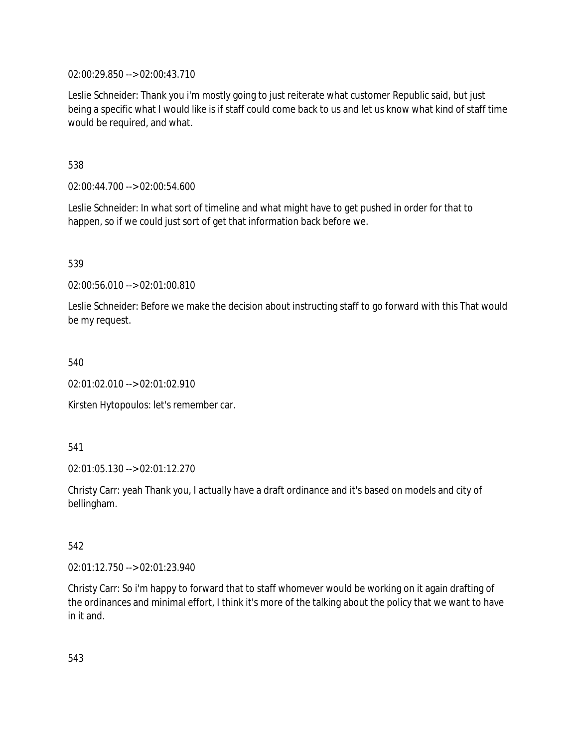02:00:29.850 --> 02:00:43.710

Leslie Schneider: Thank you i'm mostly going to just reiterate what customer Republic said, but just being a specific what I would like is if staff could come back to us and let us know what kind of staff time would be required, and what.

538

02:00:44.700 --> 02:00:54.600

Leslie Schneider: In what sort of timeline and what might have to get pushed in order for that to happen, so if we could just sort of get that information back before we.

539

02:00:56.010 --> 02:01:00.810

Leslie Schneider: Before we make the decision about instructing staff to go forward with this That would be my request.

540

02:01:02.010 --> 02:01:02.910

Kirsten Hytopoulos: let's remember car.

541

02:01:05.130 --> 02:01:12.270

Christy Carr: yeah Thank you, I actually have a draft ordinance and it's based on models and city of bellingham.

542

02:01:12.750 --> 02:01:23.940

Christy Carr: So i'm happy to forward that to staff whomever would be working on it again drafting of the ordinances and minimal effort, I think it's more of the talking about the policy that we want to have in it and.

543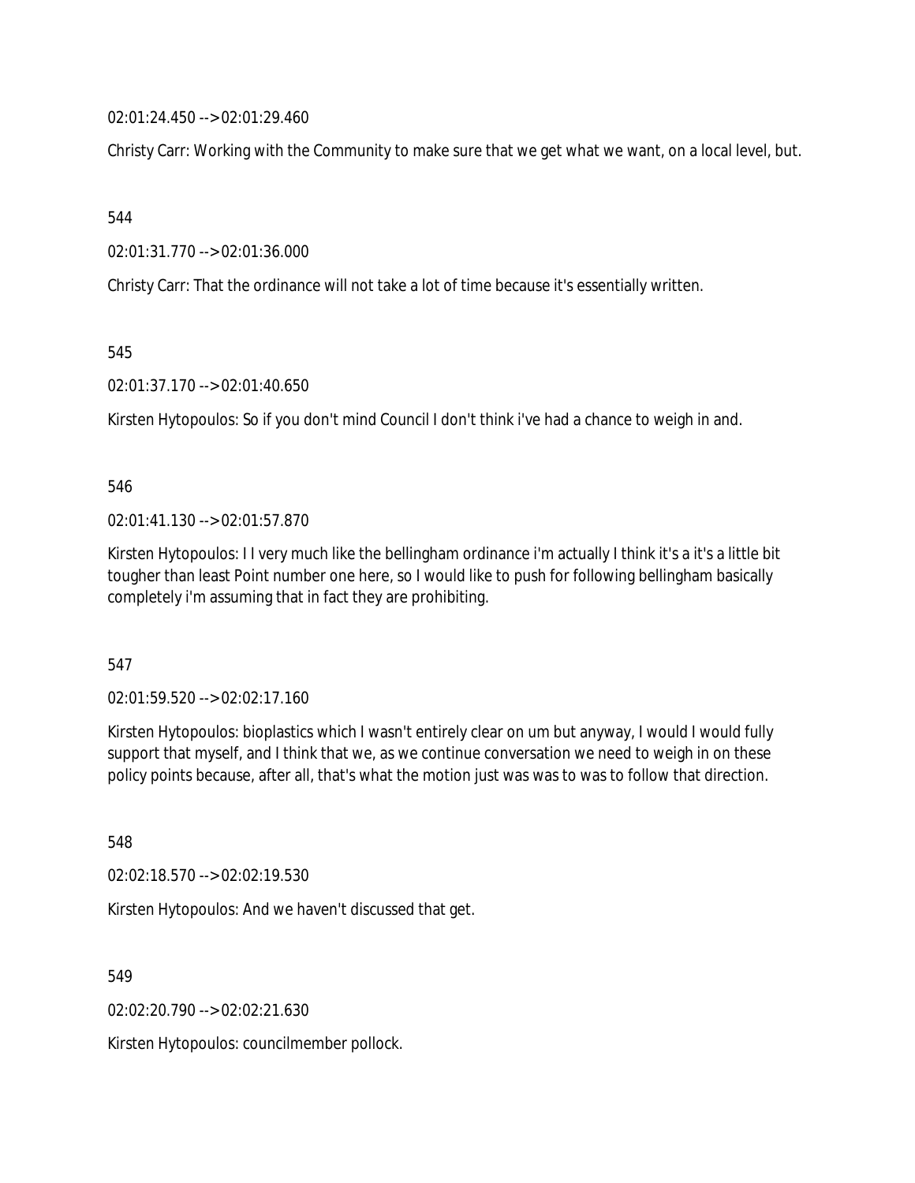02:01:24.450 --> 02:01:29.460

Christy Carr: Working with the Community to make sure that we get what we want, on a local level, but.

544

02:01:31.770 --> 02:01:36.000

Christy Carr: That the ordinance will not take a lot of time because it's essentially written.

545

02:01:37.170 --> 02:01:40.650

Kirsten Hytopoulos: So if you don't mind Council I don't think i've had a chance to weigh in and.

546

02:01:41.130 --> 02:01:57.870

Kirsten Hytopoulos: I I very much like the bellingham ordinance i'm actually I think it's a it's a little bit tougher than least Point number one here, so I would like to push for following bellingham basically completely i'm assuming that in fact they are prohibiting.

547

02:01:59.520 --> 02:02:17.160

Kirsten Hytopoulos: bioplastics which I wasn't entirely clear on um but anyway, I would I would fully support that myself, and I think that we, as we continue conversation we need to weigh in on these policy points because, after all, that's what the motion just was was to was to follow that direction.

548

02:02:18.570 --> 02:02:19.530

Kirsten Hytopoulos: And we haven't discussed that get.

549

02:02:20.790 --> 02:02:21.630

Kirsten Hytopoulos: councilmember pollock.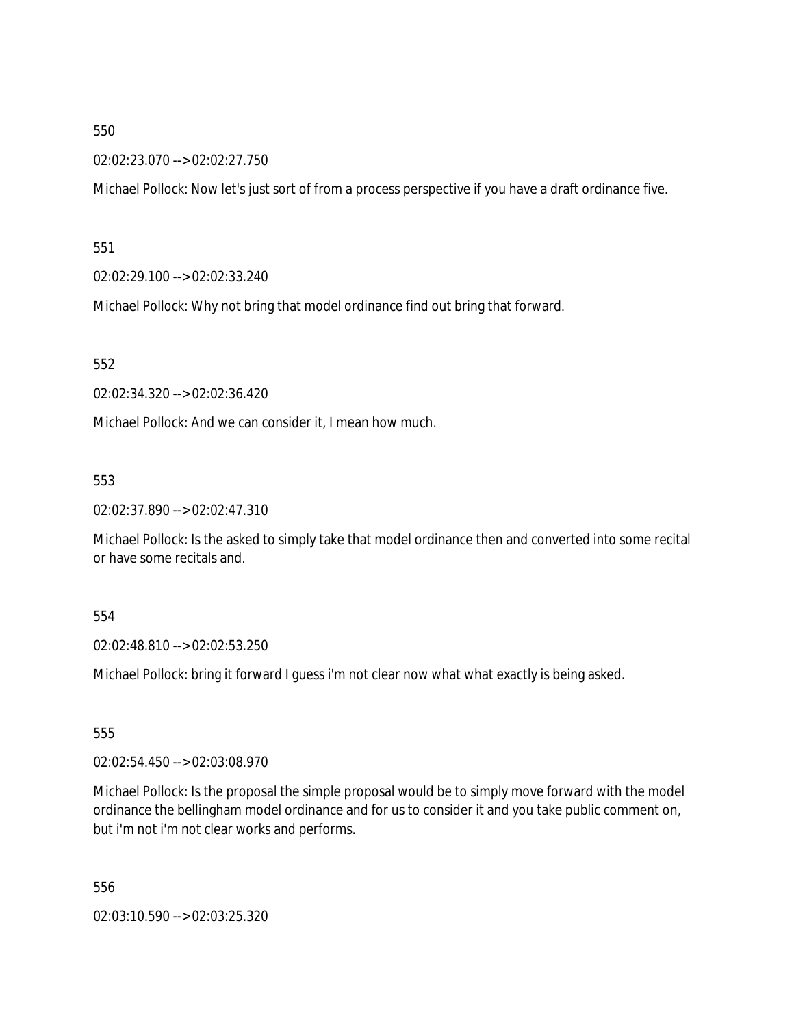550

02:02:23.070 --> 02:02:27.750

Michael Pollock: Now let's just sort of from a process perspective if you have a draft ordinance five.

551

02:02:29.100 --> 02:02:33.240

Michael Pollock: Why not bring that model ordinance find out bring that forward.

552

02:02:34.320 --> 02:02:36.420

Michael Pollock: And we can consider it, I mean how much.

553

02:02:37.890 --> 02:02:47.310

Michael Pollock: Is the asked to simply take that model ordinance then and converted into some recital or have some recitals and.

554

02:02:48.810 --> 02:02:53.250

Michael Pollock: bring it forward I guess i'm not clear now what what exactly is being asked.

555

02:02:54.450 --> 02:03:08.970

Michael Pollock: Is the proposal the simple proposal would be to simply move forward with the model ordinance the bellingham model ordinance and for us to consider it and you take public comment on, but i'm not i'm not clear works and performs.

556

02:03:10.590 --> 02:03:25.320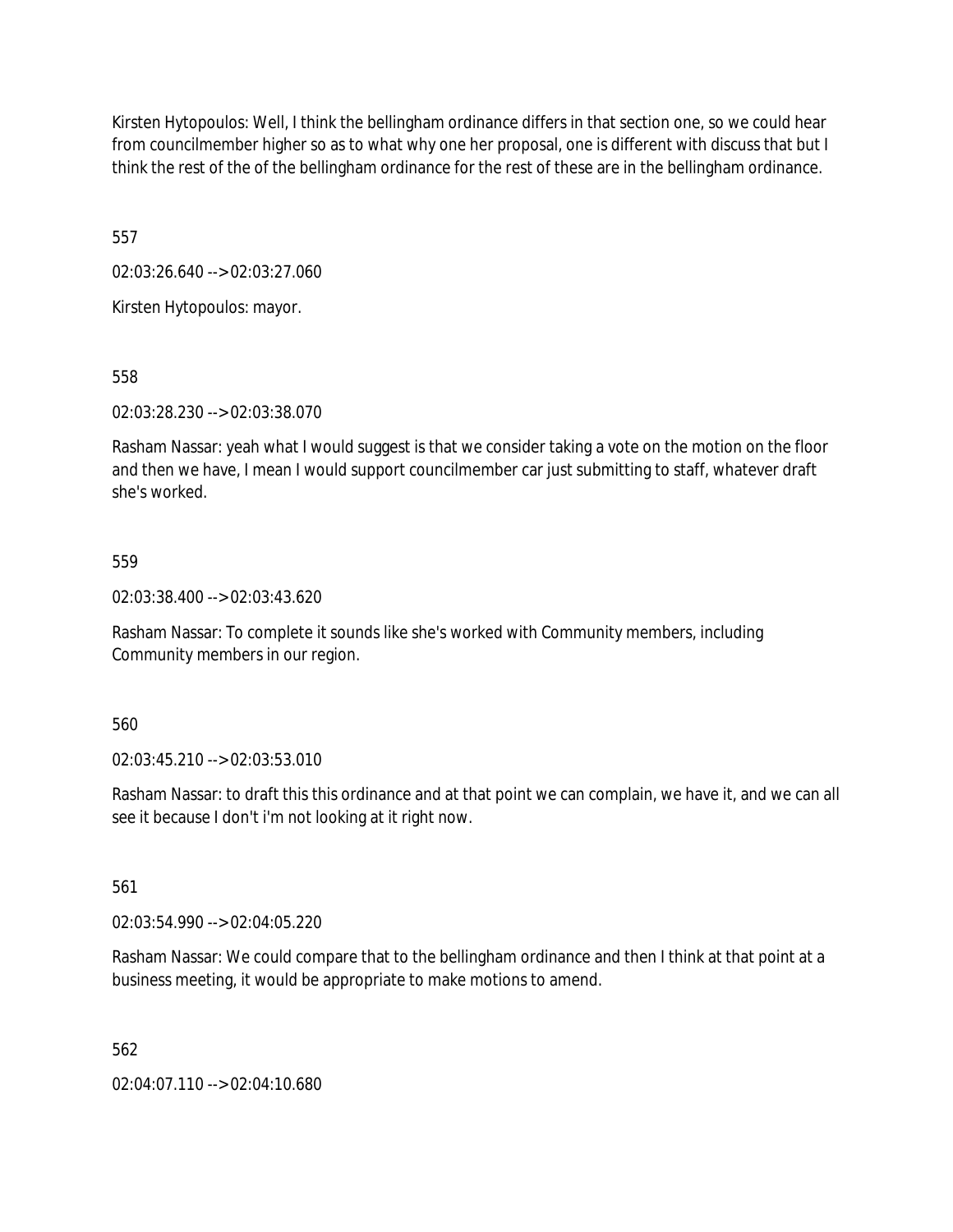Kirsten Hytopoulos: Well, I think the bellingham ordinance differs in that section one, so we could hear from councilmember higher so as to what why one her proposal, one is different with discuss that but I think the rest of the of the bellingham ordinance for the rest of these are in the bellingham ordinance.

557

02:03:26.640 --> 02:03:27.060

Kirsten Hytopoulos: mayor.

558

02:03:28.230 --> 02:03:38.070

Rasham Nassar: yeah what I would suggest is that we consider taking a vote on the motion on the floor and then we have, I mean I would support councilmember car just submitting to staff, whatever draft she's worked.

559

02:03:38.400 --> 02:03:43.620

Rasham Nassar: To complete it sounds like she's worked with Community members, including Community members in our region.

560

02:03:45.210 --> 02:03:53.010

Rasham Nassar: to draft this this ordinance and at that point we can complain, we have it, and we can all see it because I don't i'm not looking at it right now.

561

02:03:54.990 --> 02:04:05.220

Rasham Nassar: We could compare that to the bellingham ordinance and then I think at that point at a business meeting, it would be appropriate to make motions to amend.

562

02:04:07.110 --> 02:04:10.680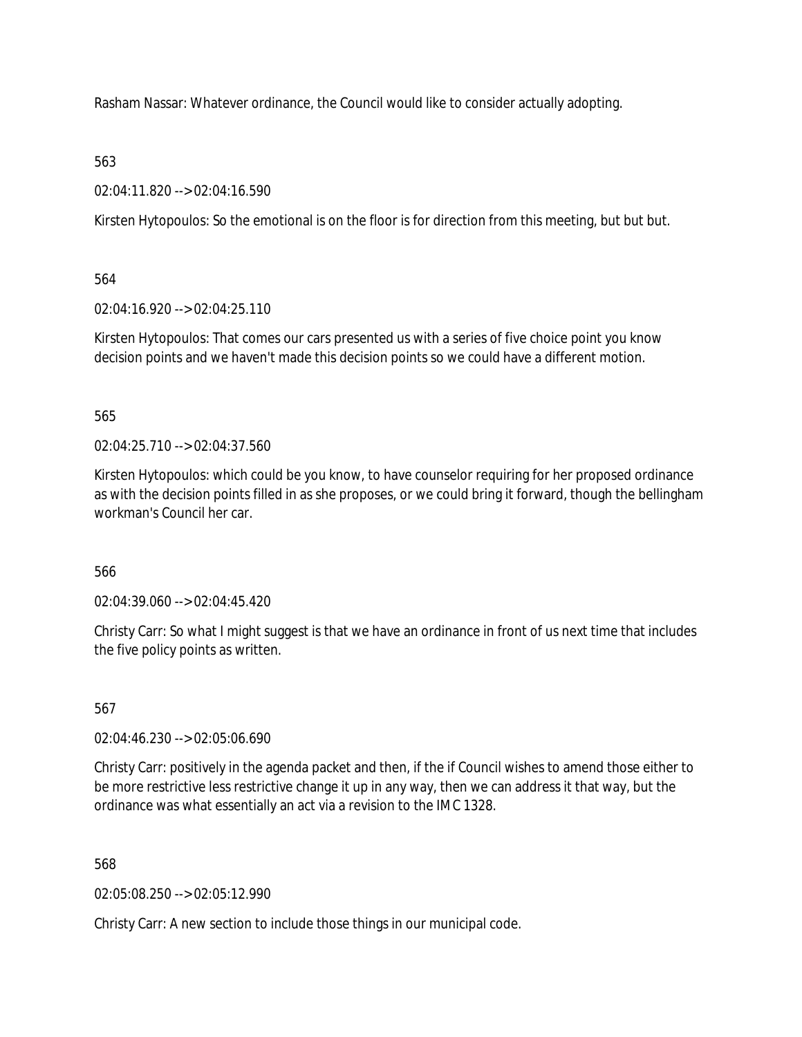Rasham Nassar: Whatever ordinance, the Council would like to consider actually adopting.

563

02:04:11.820 --> 02:04:16.590

Kirsten Hytopoulos: So the emotional is on the floor is for direction from this meeting, but but but.

564

02:04:16.920 --> 02:04:25.110

Kirsten Hytopoulos: That comes our cars presented us with a series of five choice point you know decision points and we haven't made this decision points so we could have a different motion.

565

02:04:25.710 --> 02:04:37.560

Kirsten Hytopoulos: which could be you know, to have counselor requiring for her proposed ordinance as with the decision points filled in as she proposes, or we could bring it forward, though the bellingham workman's Council her car.

566

02:04:39.060 --> 02:04:45.420

Christy Carr: So what I might suggest is that we have an ordinance in front of us next time that includes the five policy points as written.

567

02:04:46.230 --> 02:05:06.690

Christy Carr: positively in the agenda packet and then, if the if Council wishes to amend those either to be more restrictive less restrictive change it up in any way, then we can address it that way, but the ordinance was what essentially an act via a revision to the IMC 1328.

568

02:05:08.250 --> 02:05:12.990

Christy Carr: A new section to include those things in our municipal code.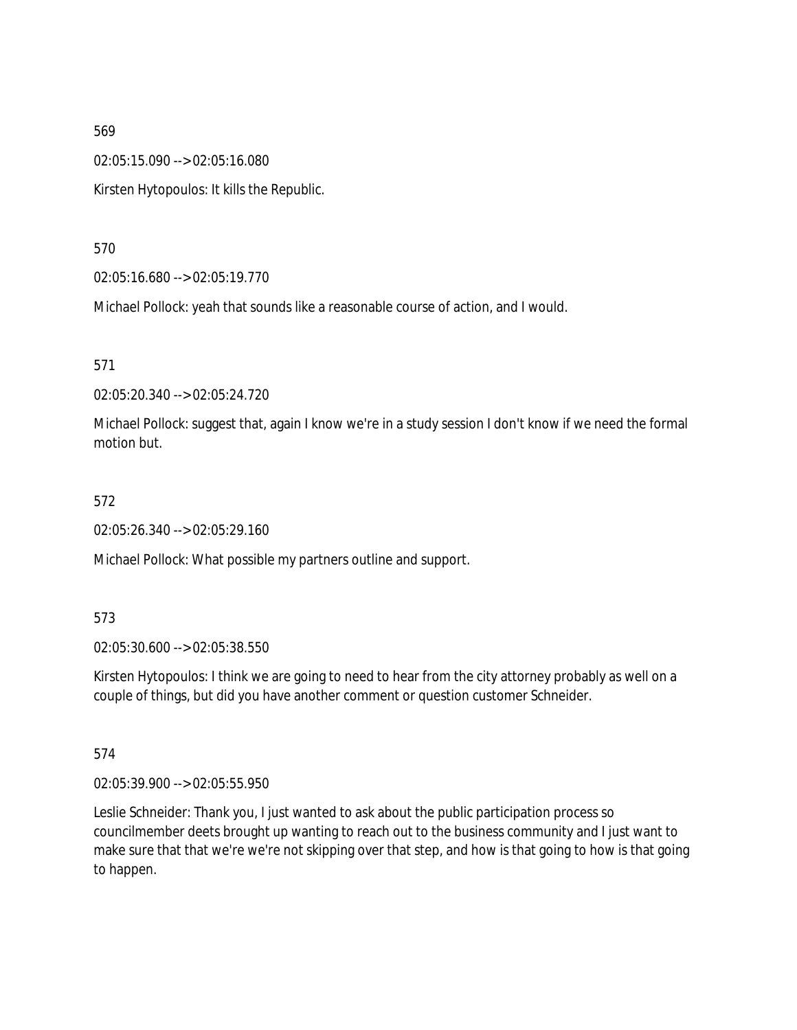569

02:05:15.090 --> 02:05:16.080

Kirsten Hytopoulos: It kills the Republic.

570

02:05:16.680 --> 02:05:19.770

Michael Pollock: yeah that sounds like a reasonable course of action, and I would.

571

02:05:20.340 --> 02:05:24.720

Michael Pollock: suggest that, again I know we're in a study session I don't know if we need the formal motion but.

572

02:05:26.340 --> 02:05:29.160

Michael Pollock: What possible my partners outline and support.

573

02:05:30.600 --> 02:05:38.550

Kirsten Hytopoulos: I think we are going to need to hear from the city attorney probably as well on a couple of things, but did you have another comment or question customer Schneider.

574

02:05:39.900 --> 02:05:55.950

Leslie Schneider: Thank you, I just wanted to ask about the public participation process so councilmember deets brought up wanting to reach out to the business community and I just want to make sure that that we're we're not skipping over that step, and how is that going to how is that going to happen.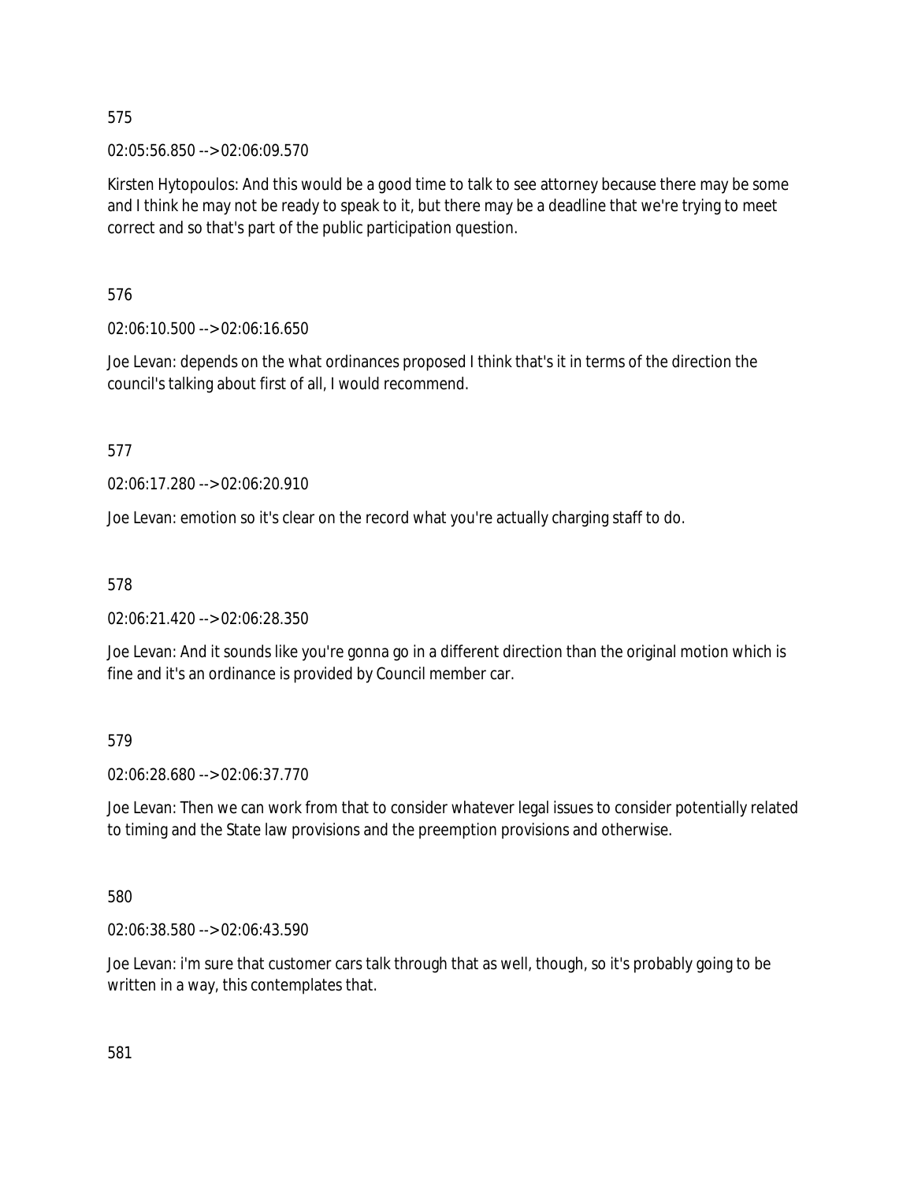575

02:05:56.850 --> 02:06:09.570

Kirsten Hytopoulos: And this would be a good time to talk to see attorney because there may be some and I think he may not be ready to speak to it, but there may be a deadline that we're trying to meet correct and so that's part of the public participation question.

576

02:06:10.500 --> 02:06:16.650

Joe Levan: depends on the what ordinances proposed I think that's it in terms of the direction the council's talking about first of all, I would recommend.

577

02:06:17.280 --> 02:06:20.910

Joe Levan: emotion so it's clear on the record what you're actually charging staff to do.

578

02:06:21.420 --> 02:06:28.350

Joe Levan: And it sounds like you're gonna go in a different direction than the original motion which is fine and it's an ordinance is provided by Council member car.

579

02:06:28.680 --> 02:06:37.770

Joe Levan: Then we can work from that to consider whatever legal issues to consider potentially related to timing and the State law provisions and the preemption provisions and otherwise.

580

02:06:38.580 --> 02:06:43.590

Joe Levan: i'm sure that customer cars talk through that as well, though, so it's probably going to be written in a way, this contemplates that.

581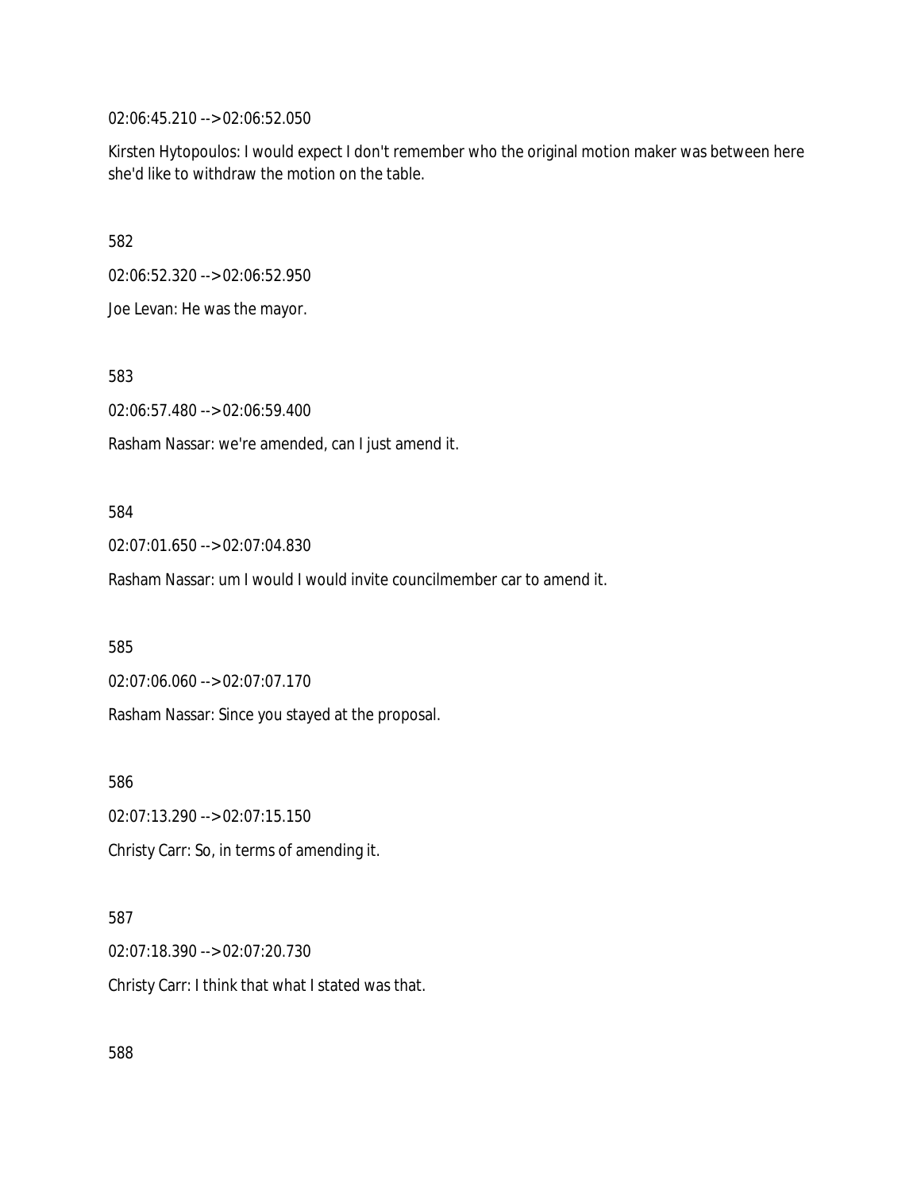02:06:45.210 --> 02:06:52.050

Kirsten Hytopoulos: I would expect I don't remember who the original motion maker was between here she'd like to withdraw the motion on the table.

582

02:06:52.320 --> 02:06:52.950

Joe Levan: He was the mayor.

583

02:06:57.480 --> 02:06:59.400

Rasham Nassar: we're amended, can I just amend it.

584

02:07:01.650 --> 02:07:04.830

Rasham Nassar: um I would I would invite councilmember car to amend it.

585

02:07:06.060 --> 02:07:07.170

Rasham Nassar: Since you stayed at the proposal.

586

02:07:13.290 --> 02:07:15.150

Christy Carr: So, in terms of amending it.

587

02:07:18.390 --> 02:07:20.730

Christy Carr: I think that what I stated was that.

588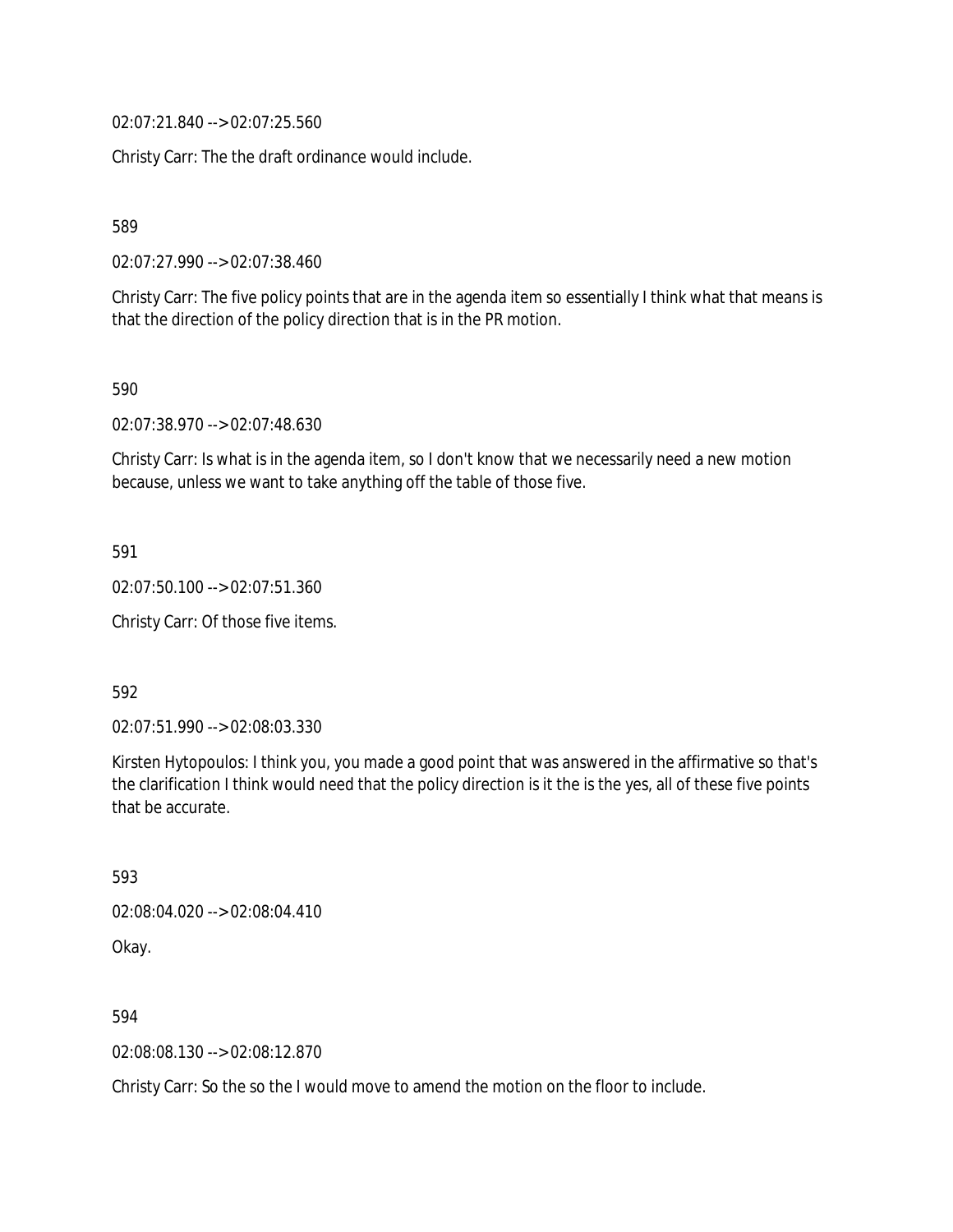02:07:21.840 --> 02:07:25.560

Christy Carr: The the draft ordinance would include.

589

02:07:27.990 --> 02:07:38.460

Christy Carr: The five policy points that are in the agenda item so essentially I think what that means is that the direction of the policy direction that is in the PR motion.

590

02:07:38.970 --> 02:07:48.630

Christy Carr: Is what is in the agenda item, so I don't know that we necessarily need a new motion because, unless we want to take anything off the table of those five.

591

02:07:50.100 --> 02:07:51.360

Christy Carr: Of those five items.

592

02:07:51.990 --> 02:08:03.330

Kirsten Hytopoulos: I think you, you made a good point that was answered in the affirmative so that's the clarification I think would need that the policy direction is it the is the yes, all of these five points that be accurate.

593

02:08:04.020 --> 02:08:04.410

Okay.

594

02:08:08.130 --> 02:08:12.870

Christy Carr: So the so the I would move to amend the motion on the floor to include.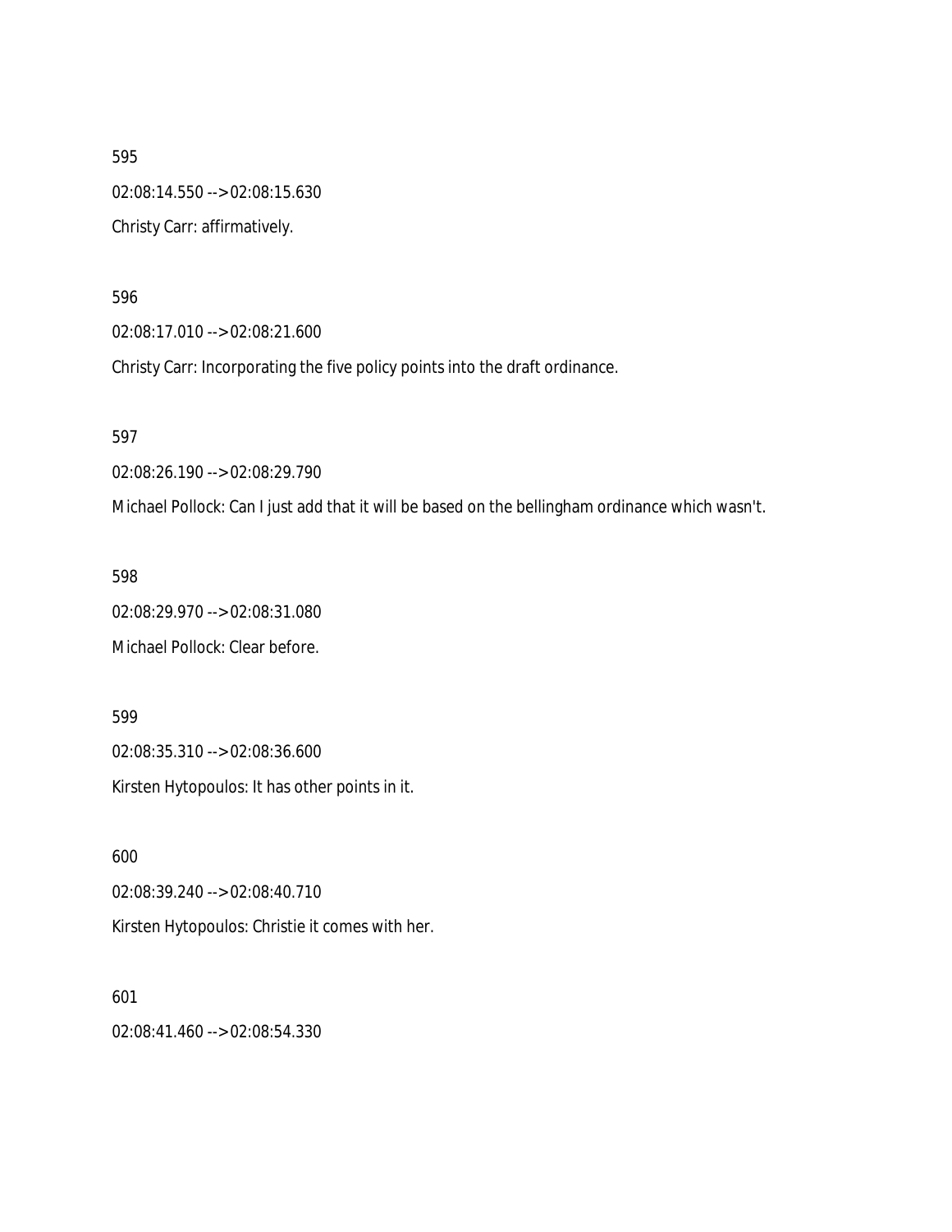595

02:08:14.550 --> 02:08:15.630

Christy Carr: affirmatively.

596

02:08:17.010 --> 02:08:21.600

Christy Carr: Incorporating the five policy points into the draft ordinance.

597

02:08:26.190 --> 02:08:29.790

Michael Pollock: Can I just add that it will be based on the bellingham ordinance which wasn't.

598

02:08:29.970 --> 02:08:31.080

Michael Pollock: Clear before.

599

02:08:35.310 --> 02:08:36.600

Kirsten Hytopoulos: It has other points in it.

600

02:08:39.240 --> 02:08:40.710

Kirsten Hytopoulos: Christie it comes with her.

601

02:08:41.460 --> 02:08:54.330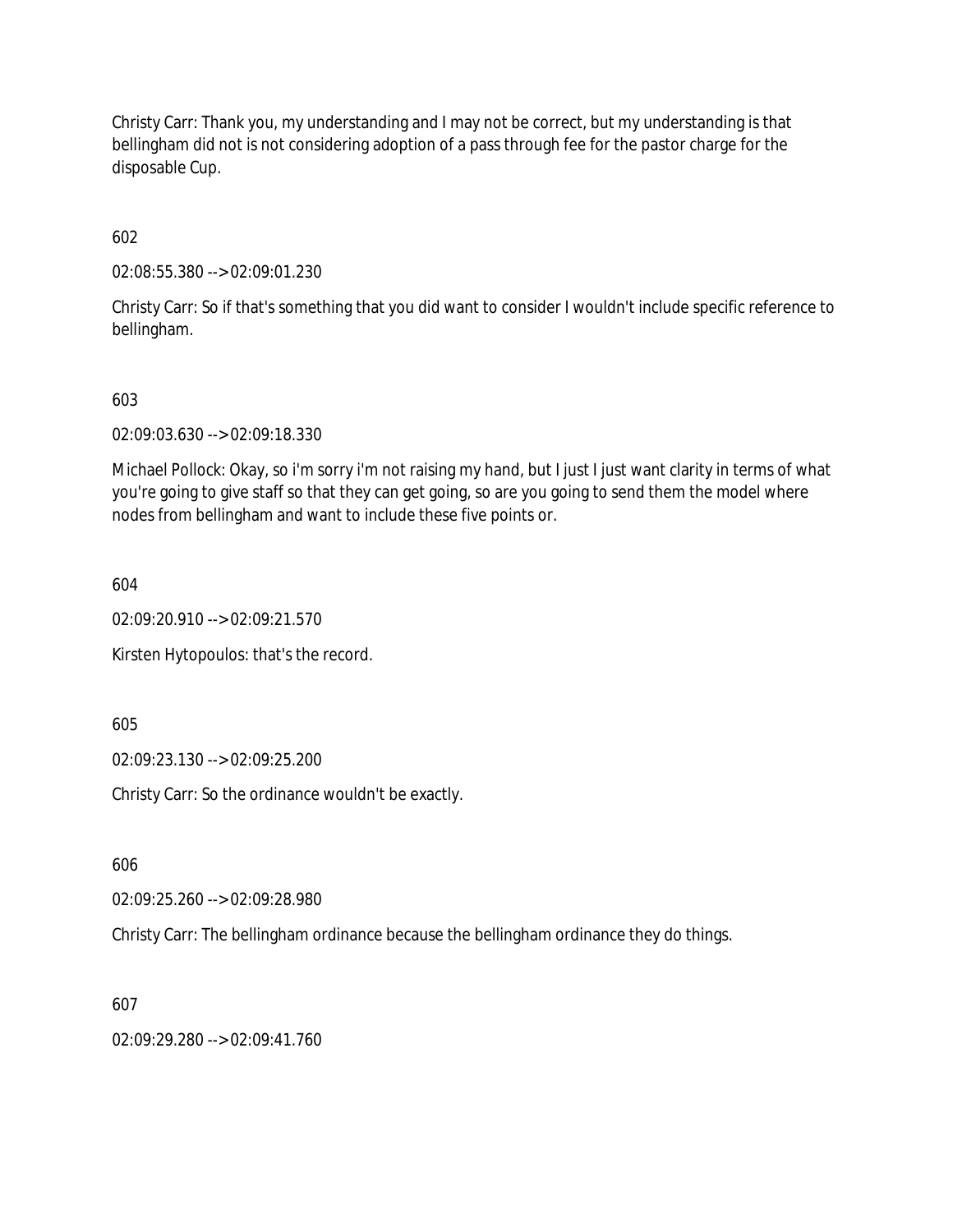Christy Carr: Thank you, my understanding and I may not be correct, but my understanding is that bellingham did not is not considering adoption of a pass through fee for the pastor charge for the disposable Cup.

602

02:08:55.380 --> 02:09:01.230

Christy Carr: So if that's something that you did want to consider I wouldn't include specific reference to bellingham.

603

02:09:03.630 --> 02:09:18.330

Michael Pollock: Okay, so i'm sorry i'm not raising my hand, but I just I just want clarity in terms of what you're going to give staff so that they can get going, so are you going to send them the model where nodes from bellingham and want to include these five points or.

604

02:09:20.910 --> 02:09:21.570

Kirsten Hytopoulos: that's the record.

605

02:09:23.130 --> 02:09:25.200

Christy Carr: So the ordinance wouldn't be exactly.

606

02:09:25.260 --> 02:09:28.980

Christy Carr: The bellingham ordinance because the bellingham ordinance they do things.

607

02:09:29.280 --> 02:09:41.760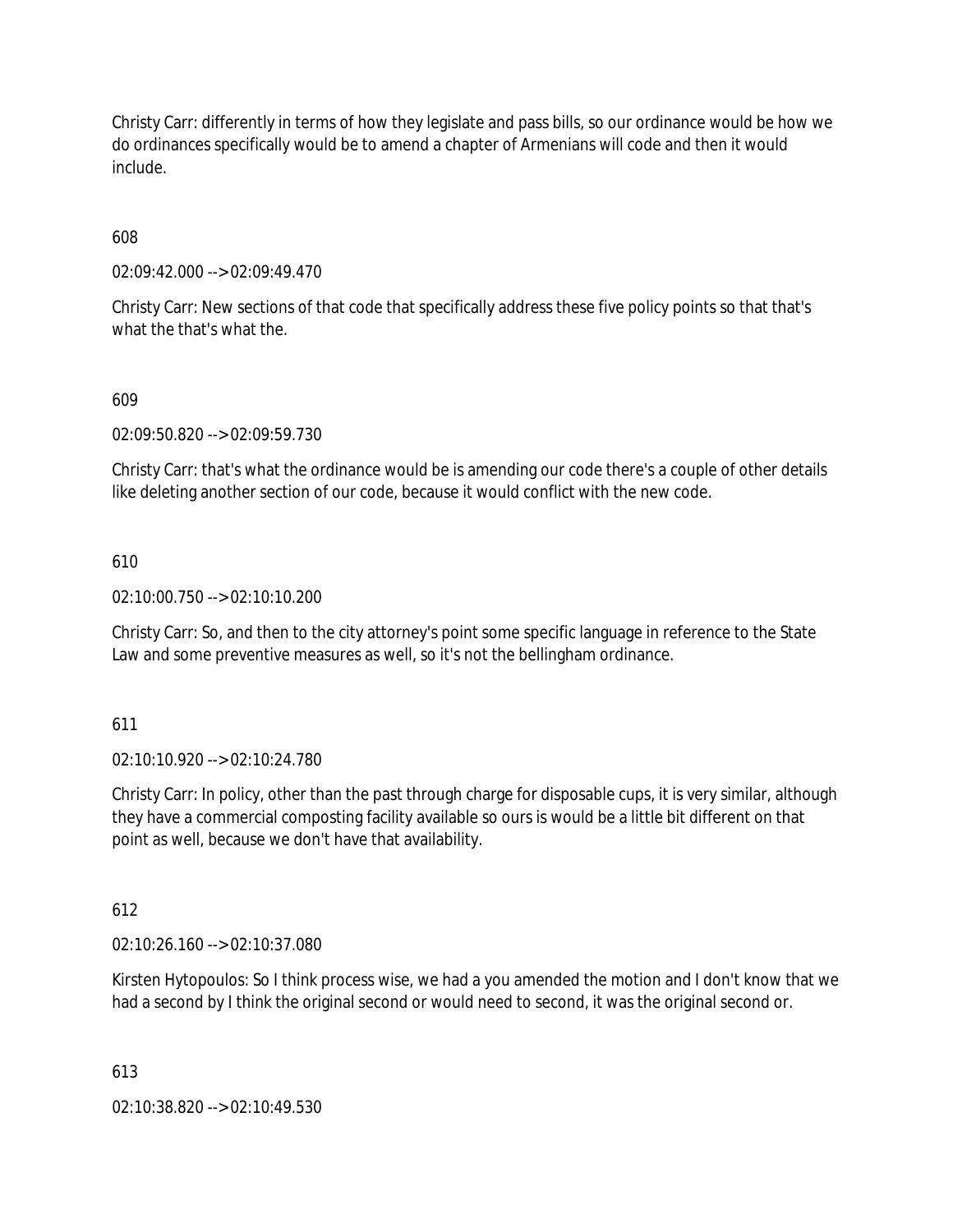Christy Carr: differently in terms of how they legislate and pass bills, so our ordinance would be how we do ordinances specifically would be to amend a chapter of Armenians will code and then it would include.

608

02:09:42.000 --> 02:09:49.470

Christy Carr: New sections of that code that specifically address these five policy points so that that's what the that's what the.

609

02:09:50.820 --> 02:09:59.730

Christy Carr: that's what the ordinance would be is amending our code there's a couple of other details like deleting another section of our code, because it would conflict with the new code.

610

02:10:00.750 --> 02:10:10.200

Christy Carr: So, and then to the city attorney's point some specific language in reference to the State Law and some preventive measures as well, so it's not the bellingham ordinance.

611

02:10:10.920 --> 02:10:24.780

Christy Carr: In policy, other than the past through charge for disposable cups, it is very similar, although they have a commercial composting facility available so ours is would be a little bit different on that point as well, because we don't have that availability.

612

02:10:26.160 --> 02:10:37.080

Kirsten Hytopoulos: So I think process wise, we had a you amended the motion and I don't know that we had a second by I think the original second or would need to second, it was the original second or.

613

02:10:38.820 --> 02:10:49.530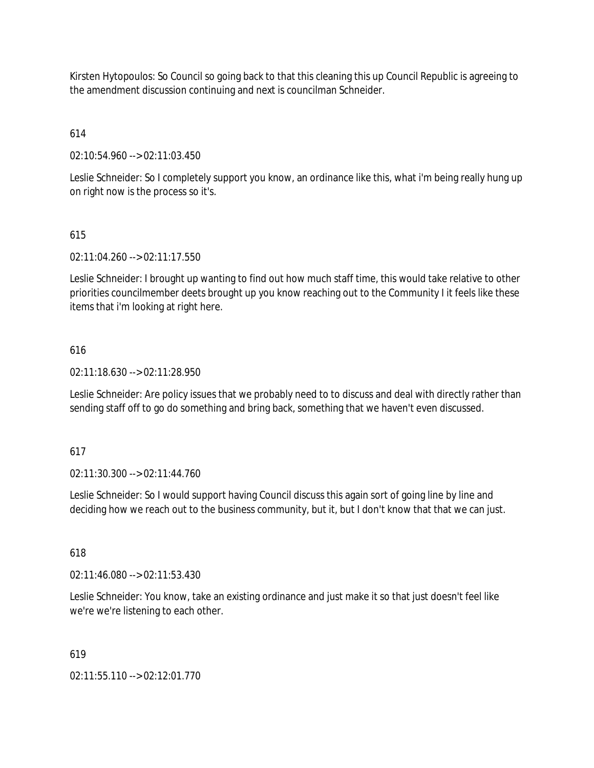Kirsten Hytopoulos: So Council so going back to that this cleaning this up Council Republic is agreeing to the amendment discussion continuing and next is councilman Schneider.

614

02:10:54.960 --> 02:11:03.450

Leslie Schneider: So I completely support you know, an ordinance like this, what i'm being really hung up on right now is the process so it's.

615

02:11:04.260 --> 02:11:17.550

Leslie Schneider: I brought up wanting to find out how much staff time, this would take relative to other priorities councilmember deets brought up you know reaching out to the Community I it feels like these items that i'm looking at right here.

616

02:11:18.630 --> 02:11:28.950

Leslie Schneider: Are policy issues that we probably need to to discuss and deal with directly rather than sending staff off to go do something and bring back, something that we haven't even discussed.

617

02:11:30.300 --> 02:11:44.760

Leslie Schneider: So I would support having Council discuss this again sort of going line by line and deciding how we reach out to the business community, but it, but I don't know that that we can just.

618

02:11:46.080 --> 02:11:53.430

Leslie Schneider: You know, take an existing ordinance and just make it so that just doesn't feel like we're we're listening to each other.

619

02:11:55.110 --> 02:12:01.770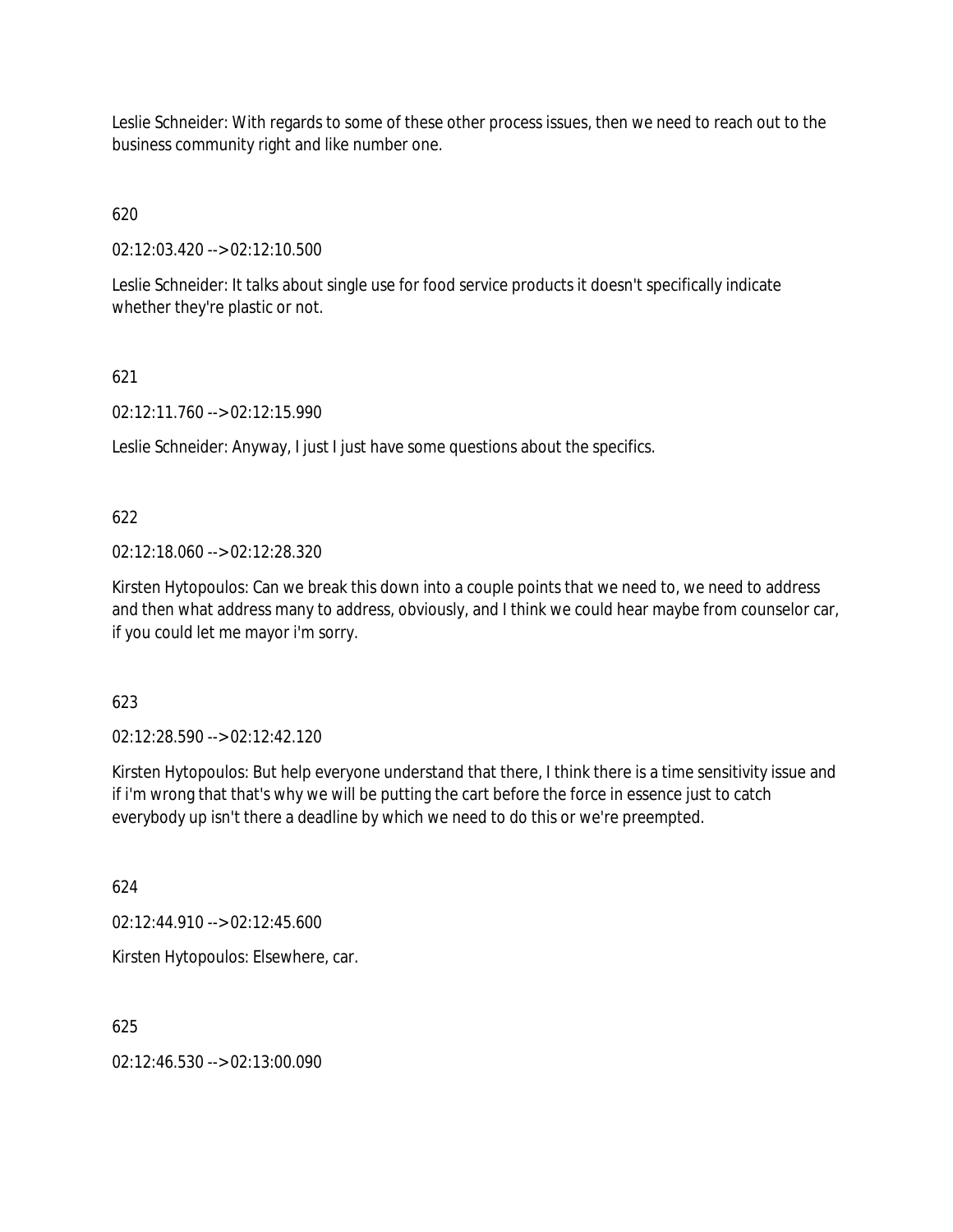Leslie Schneider: With regards to some of these other process issues, then we need to reach out to the business community right and like number one.

620

02:12:03.420 --> 02:12:10.500

Leslie Schneider: It talks about single use for food service products it doesn't specifically indicate whether they're plastic or not.

621

02:12:11.760 --> 02:12:15.990

Leslie Schneider: Anyway, I just I just have some questions about the specifics.

622

02:12:18.060 --> 02:12:28.320

Kirsten Hytopoulos: Can we break this down into a couple points that we need to, we need to address and then what address many to address, obviously, and I think we could hear maybe from counselor car, if you could let me mayor i'm sorry.

623

02:12:28.590 --> 02:12:42.120

Kirsten Hytopoulos: But help everyone understand that there, I think there is a time sensitivity issue and if i'm wrong that that's why we will be putting the cart before the force in essence just to catch everybody up isn't there a deadline by which we need to do this or we're preempted.

624

02:12:44.910 --> 02:12:45.600

Kirsten Hytopoulos: Elsewhere, car.

625

02:12:46.530 --> 02:13:00.090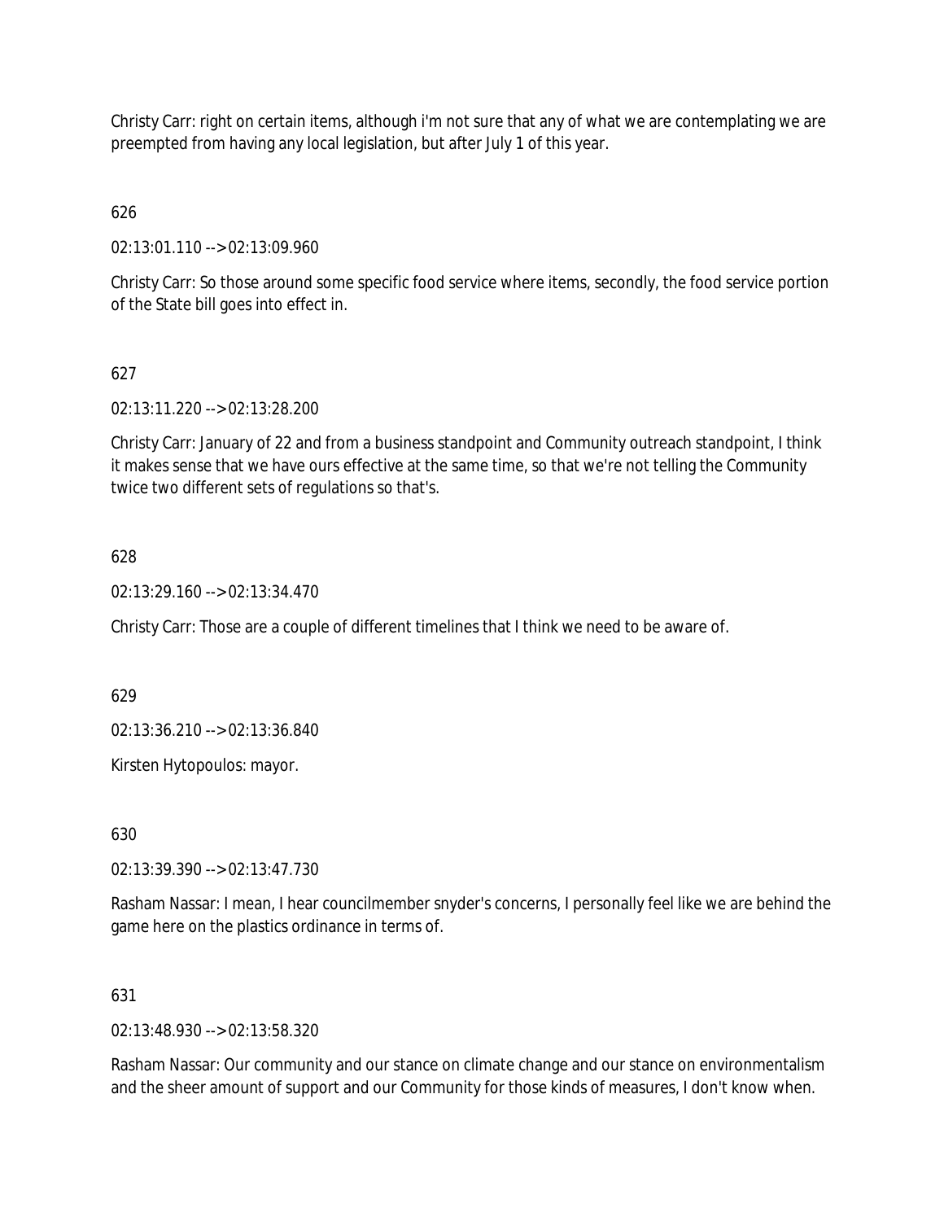Christy Carr: right on certain items, although i'm not sure that any of what we are contemplating we are preempted from having any local legislation, but after July 1 of this year.

626

02:13:01.110 --> 02:13:09.960

Christy Carr: So those around some specific food service where items, secondly, the food service portion of the State bill goes into effect in.

627

02:13:11.220 --> 02:13:28.200

Christy Carr: January of 22 and from a business standpoint and Community outreach standpoint, I think it makes sense that we have ours effective at the same time, so that we're not telling the Community twice two different sets of regulations so that's.

628

02:13:29.160 --> 02:13:34.470

Christy Carr: Those are a couple of different timelines that I think we need to be aware of.

629

02:13:36.210 --> 02:13:36.840

Kirsten Hytopoulos: mayor.

630

02:13:39.390 --> 02:13:47.730

Rasham Nassar: I mean, I hear councilmember snyder's concerns, I personally feel like we are behind the game here on the plastics ordinance in terms of.

631

02:13:48.930 --> 02:13:58.320

Rasham Nassar: Our community and our stance on climate change and our stance on environmentalism and the sheer amount of support and our Community for those kinds of measures, I don't know when.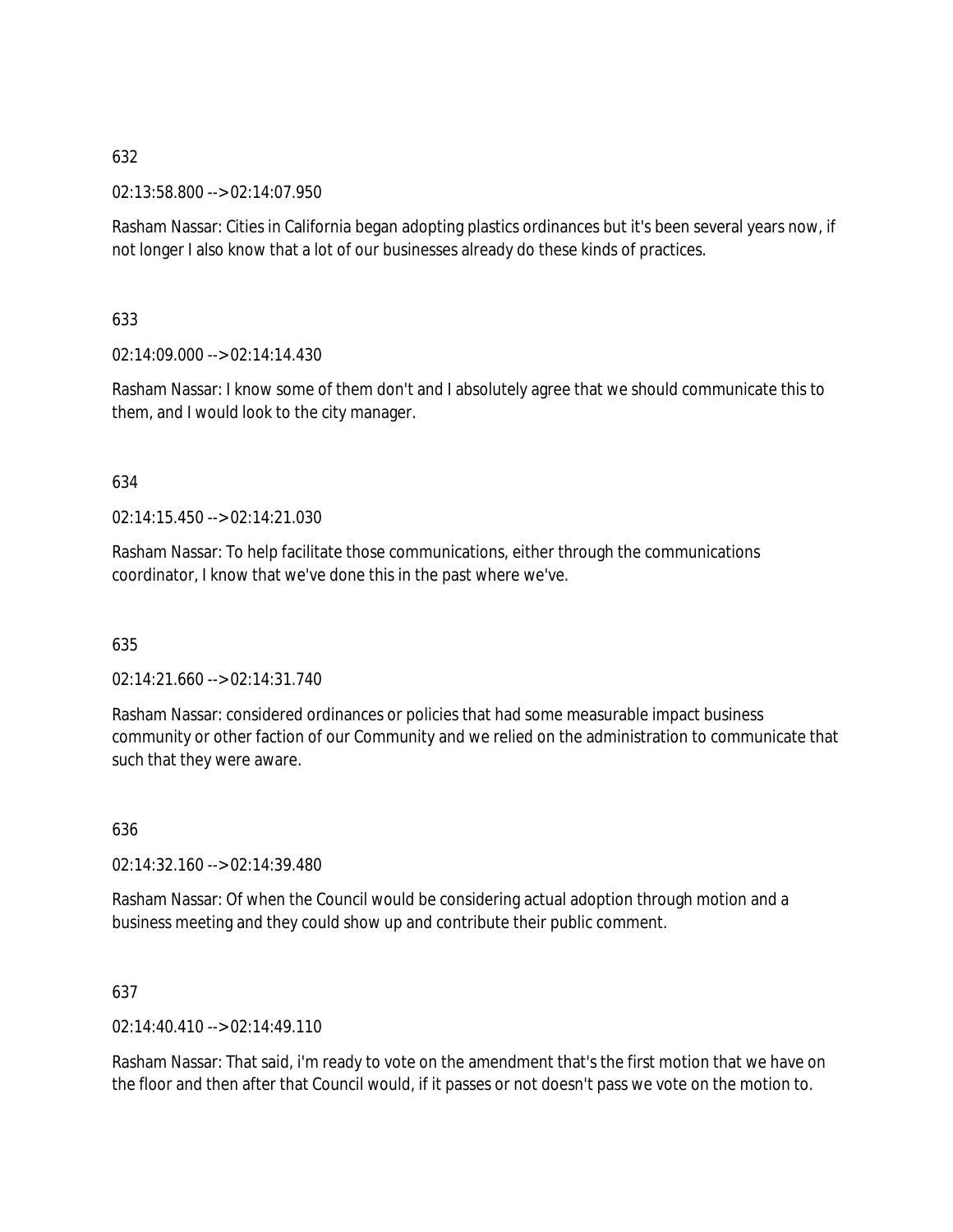632

02:13:58.800 --> 02:14:07.950

Rasham Nassar: Cities in California began adopting plastics ordinances but it's been several years now, if not longer I also know that a lot of our businesses already do these kinds of practices.

633

02:14:09.000 --> 02:14:14.430

Rasham Nassar: I know some of them don't and I absolutely agree that we should communicate this to them, and I would look to the city manager.

634

02:14:15.450 --> 02:14:21.030

Rasham Nassar: To help facilitate those communications, either through the communications coordinator, I know that we've done this in the past where we've.

635

02:14:21.660 --> 02:14:31.740

Rasham Nassar: considered ordinances or policies that had some measurable impact business community or other faction of our Community and we relied on the administration to communicate that such that they were aware.

636

02:14:32.160 --> 02:14:39.480

Rasham Nassar: Of when the Council would be considering actual adoption through motion and a business meeting and they could show up and contribute their public comment.

637

02:14:40.410 --> 02:14:49.110

Rasham Nassar: That said, i'm ready to vote on the amendment that's the first motion that we have on the floor and then after that Council would, if it passes or not doesn't pass we vote on the motion to.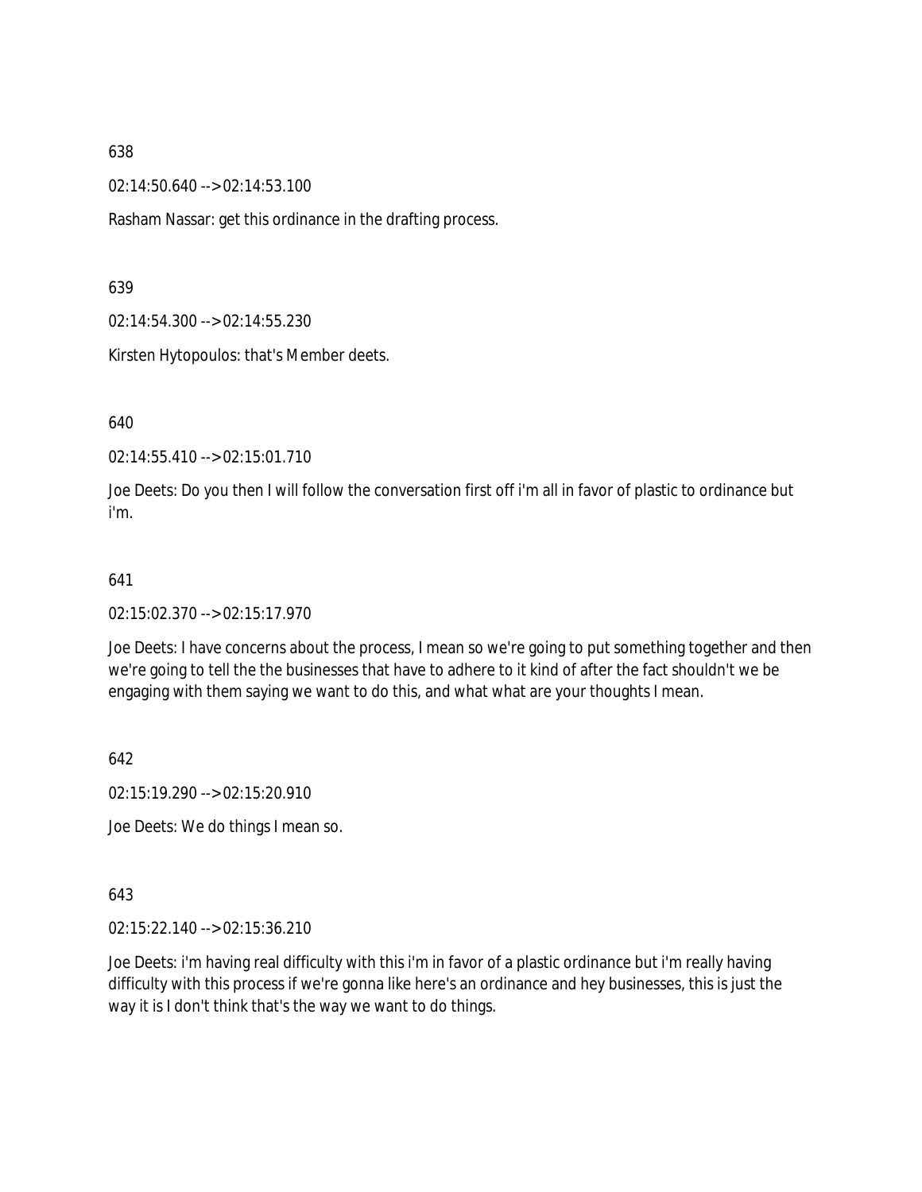638

02:14:50.640 --> 02:14:53.100

Rasham Nassar: get this ordinance in the drafting process.

639

02:14:54.300 --> 02:14:55.230

Kirsten Hytopoulos: that's Member deets.

640

02:14:55.410 --> 02:15:01.710

Joe Deets: Do you then I will follow the conversation first off i'm all in favor of plastic to ordinance but i'm.

641

02:15:02.370 --> 02:15:17.970

Joe Deets: I have concerns about the process, I mean so we're going to put something together and then we're going to tell the the businesses that have to adhere to it kind of after the fact shouldn't we be engaging with them saying we want to do this, and what what are your thoughts I mean.

642

02:15:19.290 --> 02:15:20.910

Joe Deets: We do things I mean so.

643

02:15:22.140 --> 02:15:36.210

Joe Deets: i'm having real difficulty with this i'm in favor of a plastic ordinance but i'm really having difficulty with this process if we're gonna like here's an ordinance and hey businesses, this is just the way it is I don't think that's the way we want to do things.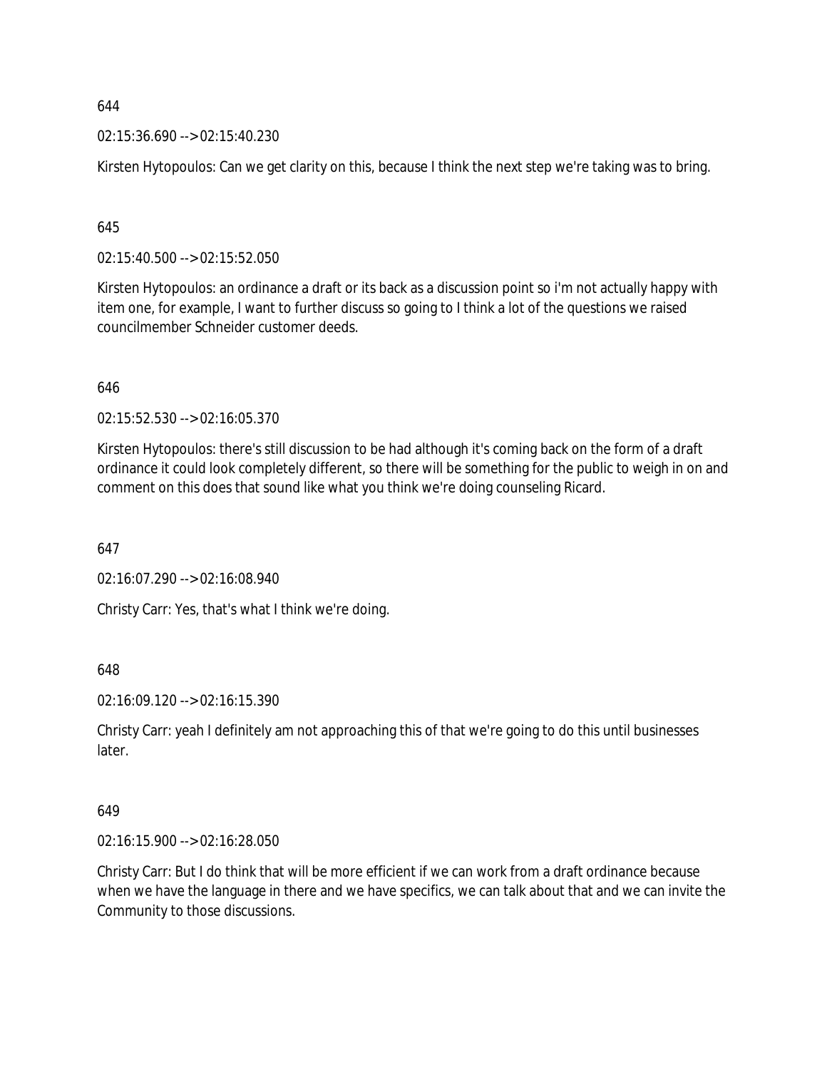644

02:15:36.690 --> 02:15:40.230

Kirsten Hytopoulos: Can we get clarity on this, because I think the next step we're taking was to bring.

645

02:15:40.500 --> 02:15:52.050

Kirsten Hytopoulos: an ordinance a draft or its back as a discussion point so i'm not actually happy with item one, for example, I want to further discuss so going to I think a lot of the questions we raised councilmember Schneider customer deeds.

646

02:15:52.530 --> 02:16:05.370

Kirsten Hytopoulos: there's still discussion to be had although it's coming back on the form of a draft ordinance it could look completely different, so there will be something for the public to weigh in on and comment on this does that sound like what you think we're doing counseling Ricard.

647

02:16:07.290 --> 02:16:08.940

Christy Carr: Yes, that's what I think we're doing.

648

02:16:09.120 --> 02:16:15.390

Christy Carr: yeah I definitely am not approaching this of that we're going to do this until businesses later.

649

02:16:15.900 --> 02:16:28.050

Christy Carr: But I do think that will be more efficient if we can work from a draft ordinance because when we have the language in there and we have specifics, we can talk about that and we can invite the Community to those discussions.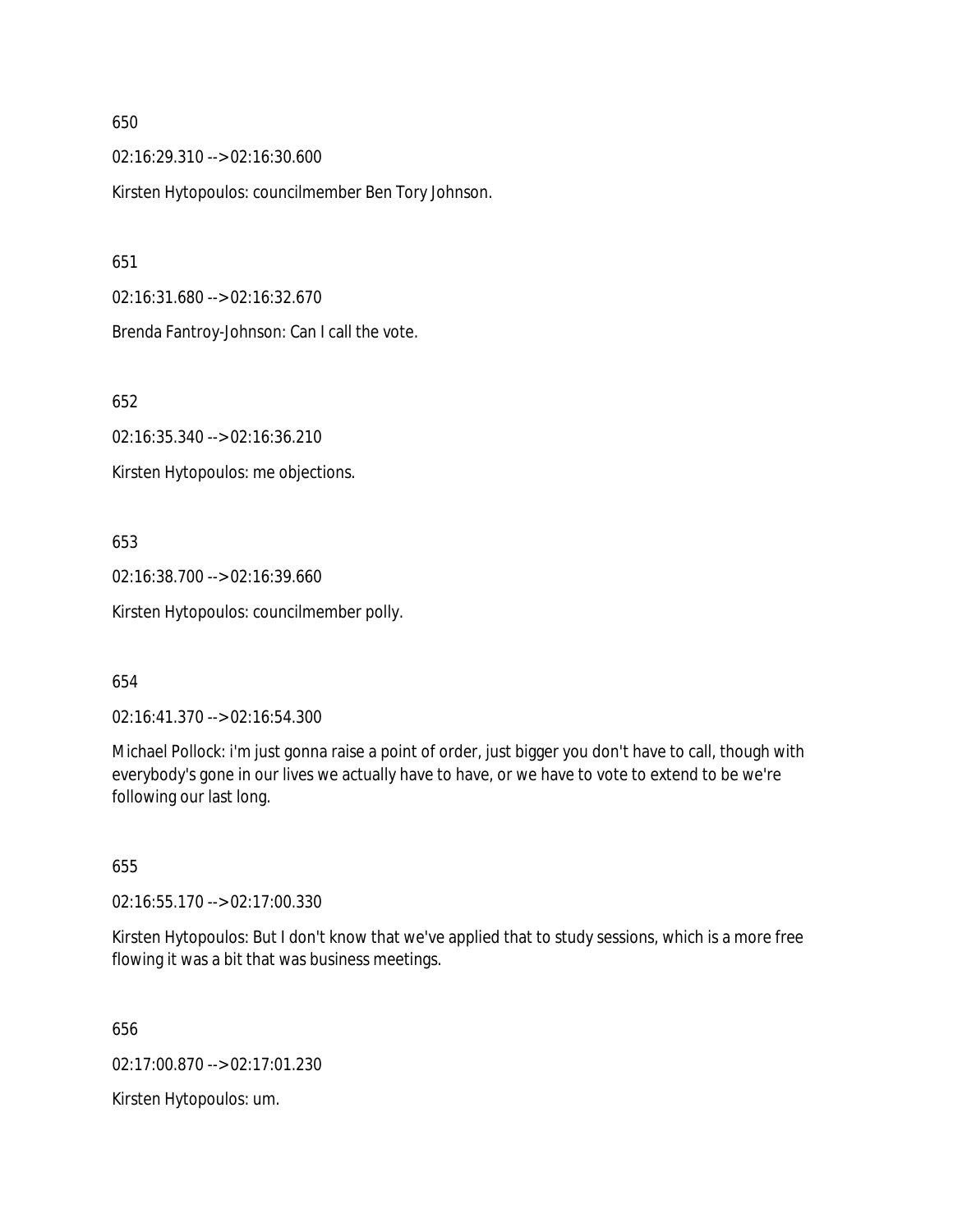650

02:16:29.310 --> 02:16:30.600

Kirsten Hytopoulos: councilmember Ben Tory Johnson.

651

02:16:31.680 --> 02:16:32.670

Brenda Fantroy-Johnson: Can I call the vote.

652

02:16:35.340 --> 02:16:36.210

Kirsten Hytopoulos: me objections.

653

02:16:38.700 --> 02:16:39.660

Kirsten Hytopoulos: councilmember polly.

654

02:16:41.370 --> 02:16:54.300

Michael Pollock: i'm just gonna raise a point of order, just bigger you don't have to call, though with everybody's gone in our lives we actually have to have, or we have to vote to extend to be we're following our last long.

655

02:16:55.170 --> 02:17:00.330

Kirsten Hytopoulos: But I don't know that we've applied that to study sessions, which is a more free flowing it was a bit that was business meetings.

656

02:17:00.870 --> 02:17:01.230

Kirsten Hytopoulos: um.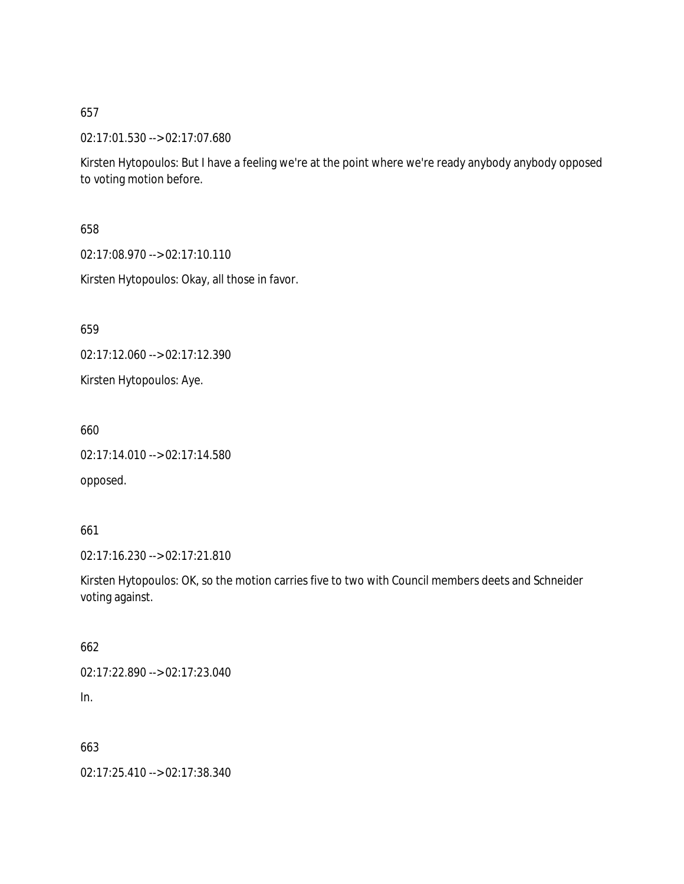657

02:17:01.530 --> 02:17:07.680

Kirsten Hytopoulos: But I have a feeling we're at the point where we're ready anybody anybody opposed to voting motion before.

658

02:17:08.970 --> 02:17:10.110

Kirsten Hytopoulos: Okay, all those in favor.

659

02:17:12.060 --> 02:17:12.390

Kirsten Hytopoulos: Aye.

660

02:17:14.010 --> 02:17:14.580

opposed.

661

02:17:16.230 --> 02:17:21.810

Kirsten Hytopoulos: OK, so the motion carries five to two with Council members deets and Schneider voting against.

662

02:17:22.890 --> 02:17:23.040

In.

663

02:17:25.410 --> 02:17:38.340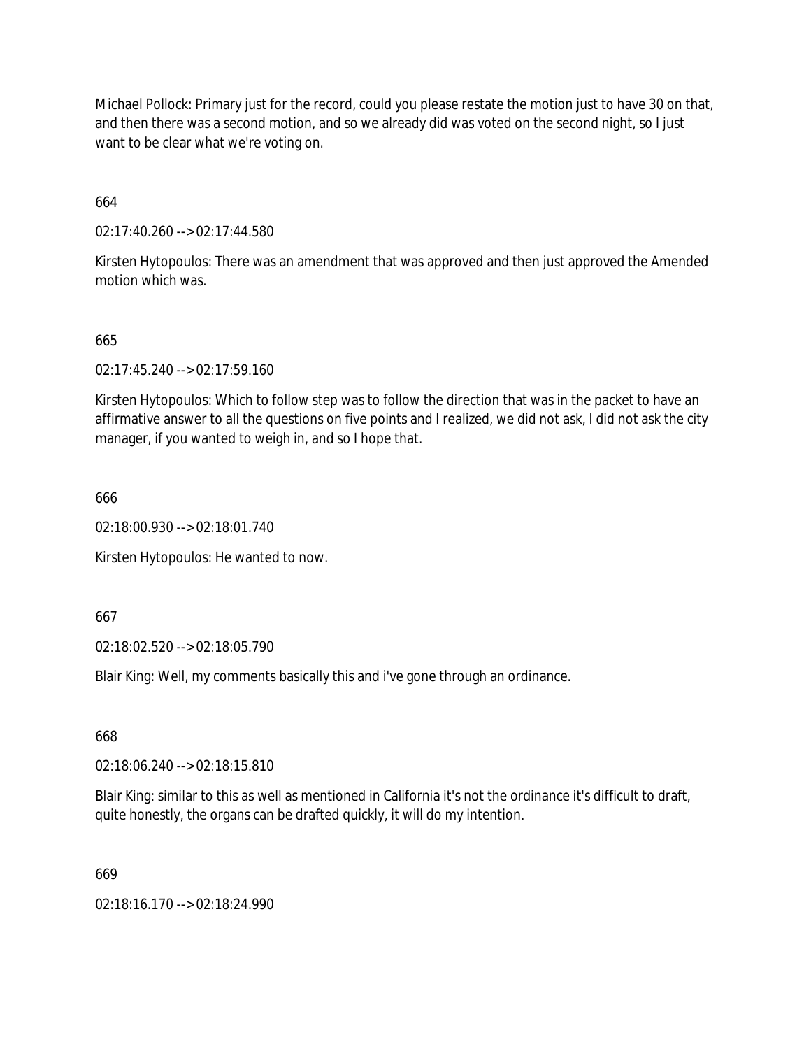Michael Pollock: Primary just for the record, could you please restate the motion just to have 30 on that, and then there was a second motion, and so we already did was voted on the second night, so I just want to be clear what we're voting on.

664

02:17:40.260 --> 02:17:44.580

Kirsten Hytopoulos: There was an amendment that was approved and then just approved the Amended motion which was.

665

02:17:45.240 --> 02:17:59.160

Kirsten Hytopoulos: Which to follow step was to follow the direction that was in the packet to have an affirmative answer to all the questions on five points and I realized, we did not ask, I did not ask the city manager, if you wanted to weigh in, and so I hope that.

666

02:18:00.930 --> 02:18:01.740

Kirsten Hytopoulos: He wanted to now.

667

02:18:02.520 --> 02:18:05.790

Blair King: Well, my comments basically this and i've gone through an ordinance.

668

02:18:06.240 --> 02:18:15.810

Blair King: similar to this as well as mentioned in California it's not the ordinance it's difficult to draft, quite honestly, the organs can be drafted quickly, it will do my intention.

669

02:18:16.170 --> 02:18:24.990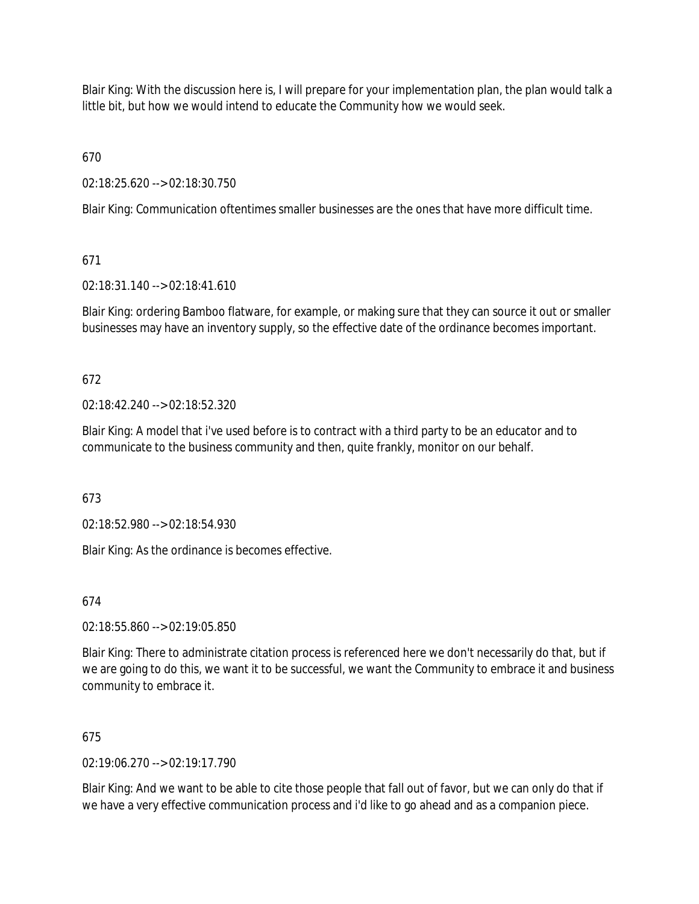Blair King: With the discussion here is, I will prepare for your implementation plan, the plan would talk a little bit, but how we would intend to educate the Community how we would seek.

670

02:18:25.620 --> 02:18:30.750

Blair King: Communication oftentimes smaller businesses are the ones that have more difficult time.

671

02:18:31.140 --> 02:18:41.610

Blair King: ordering Bamboo flatware, for example, or making sure that they can source it out or smaller businesses may have an inventory supply, so the effective date of the ordinance becomes important.

672

02:18:42.240 --> 02:18:52.320

Blair King: A model that i've used before is to contract with a third party to be an educator and to communicate to the business community and then, quite frankly, monitor on our behalf.

673

02:18:52.980 --> 02:18:54.930

Blair King: As the ordinance is becomes effective.

674

02:18:55.860 --> 02:19:05.850

Blair King: There to administrate citation process is referenced here we don't necessarily do that, but if we are going to do this, we want it to be successful, we want the Community to embrace it and business community to embrace it.

675

02:19:06.270 --> 02:19:17.790

Blair King: And we want to be able to cite those people that fall out of favor, but we can only do that if we have a very effective communication process and i'd like to go ahead and as a companion piece.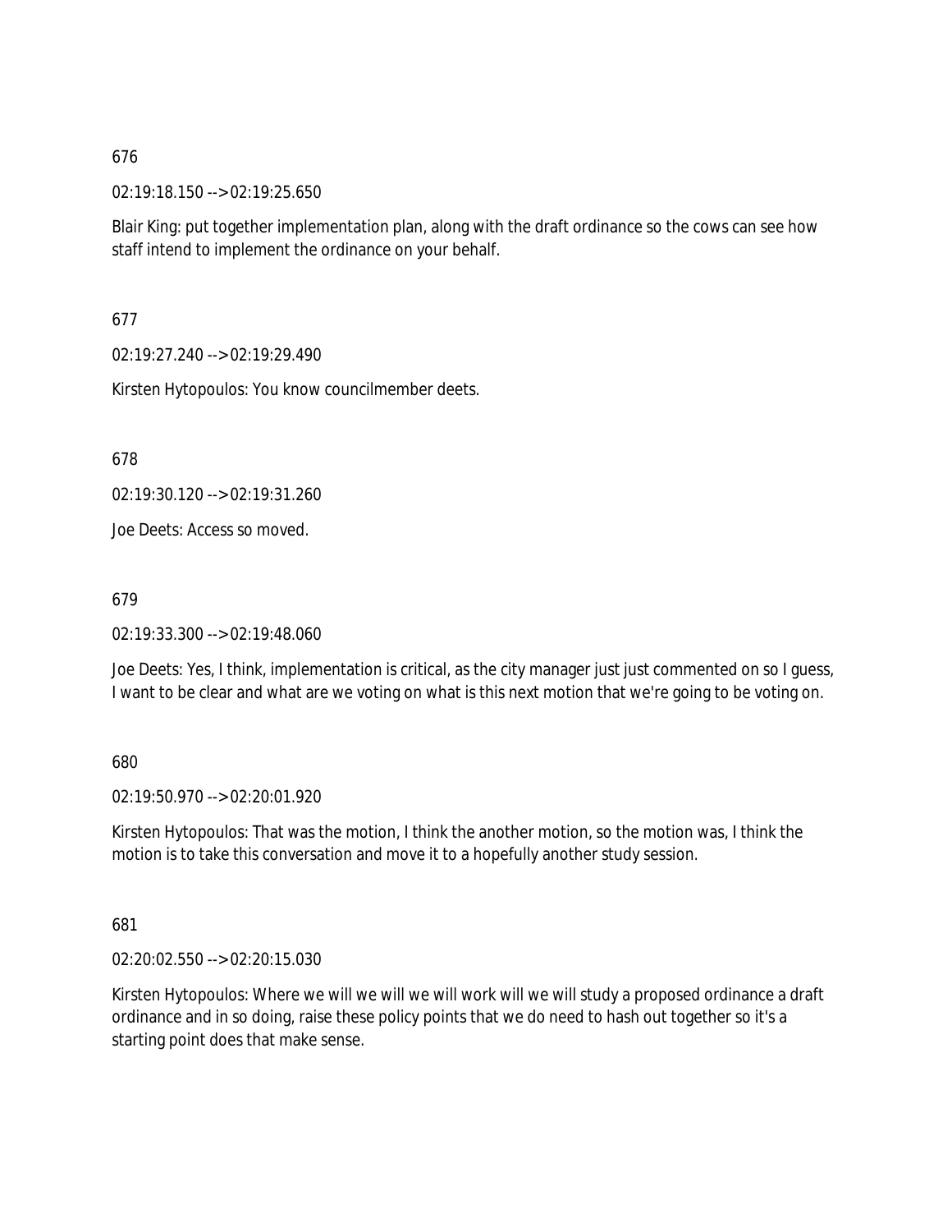676

02:19:18.150 --> 02:19:25.650

Blair King: put together implementation plan, along with the draft ordinance so the cows can see how staff intend to implement the ordinance on your behalf.

677

02:19:27.240 --> 02:19:29.490

Kirsten Hytopoulos: You know councilmember deets.

678

02:19:30.120 --> 02:19:31.260

Joe Deets: Access so moved.

679

02:19:33.300 --> 02:19:48.060

Joe Deets: Yes, I think, implementation is critical, as the city manager just just commented on so I guess, I want to be clear and what are we voting on what is this next motion that we're going to be voting on.

680

02:19:50.970 --> 02:20:01.920

Kirsten Hytopoulos: That was the motion, I think the another motion, so the motion was, I think the motion is to take this conversation and move it to a hopefully another study session.

681

02:20:02.550 --> 02:20:15.030

Kirsten Hytopoulos: Where we will we will we will work will we will study a proposed ordinance a draft ordinance and in so doing, raise these policy points that we do need to hash out together so it's a starting point does that make sense.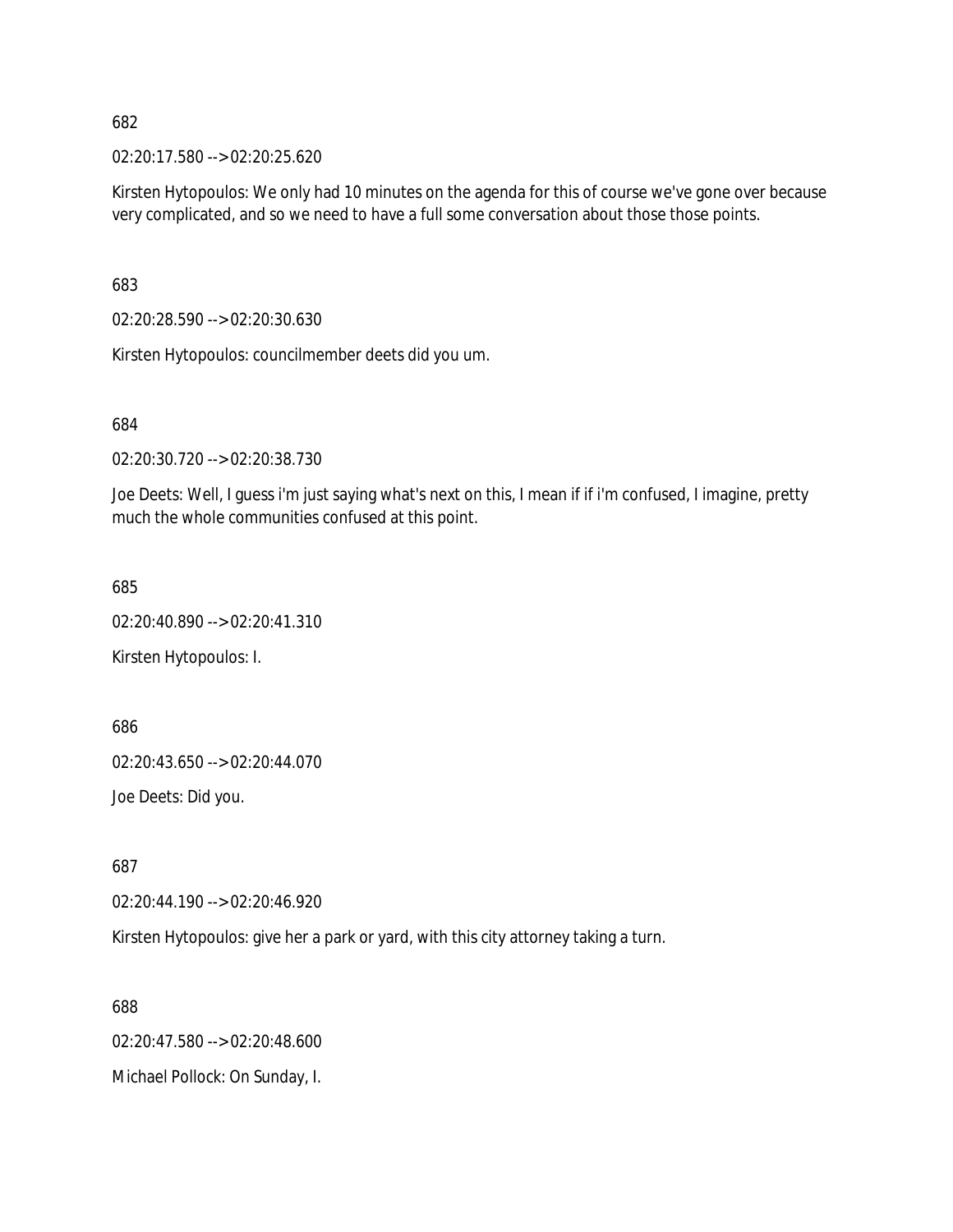682

02:20:17.580 --> 02:20:25.620

Kirsten Hytopoulos: We only had 10 minutes on the agenda for this of course we've gone over because very complicated, and so we need to have a full some conversation about those those points.

683

02:20:28.590 --> 02:20:30.630

Kirsten Hytopoulos: councilmember deets did you um.

684

02:20:30.720 --> 02:20:38.730

Joe Deets: Well, I guess i'm just saying what's next on this, I mean if if i'm confused, I imagine, pretty much the whole communities confused at this point.

685

02:20:40.890 --> 02:20:41.310

Kirsten Hytopoulos: I.

686

02:20:43.650 --> 02:20:44.070

Joe Deets: Did you.

687

02:20:44.190 --> 02:20:46.920

Kirsten Hytopoulos: give her a park or yard, with this city attorney taking a turn.

688

02:20:47.580 --> 02:20:48.600

Michael Pollock: On Sunday, I.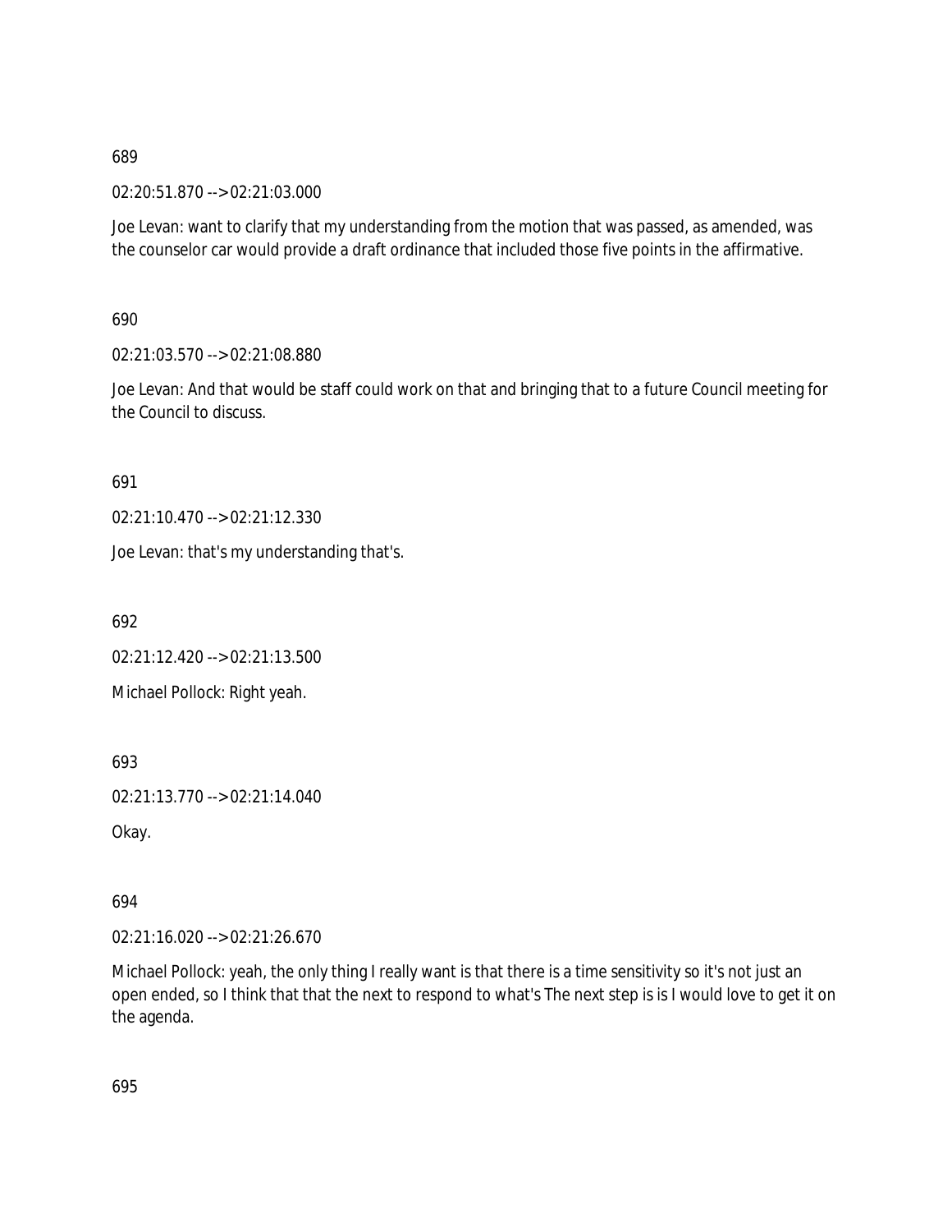689

02:20:51.870 --> 02:21:03.000

Joe Levan: want to clarify that my understanding from the motion that was passed, as amended, was the counselor car would provide a draft ordinance that included those five points in the affirmative.

690

02:21:03.570 --> 02:21:08.880

Joe Levan: And that would be staff could work on that and bringing that to a future Council meeting for the Council to discuss.

691

02:21:10.470 --> 02:21:12.330

Joe Levan: that's my understanding that's.

692

02:21:12.420 --> 02:21:13.500

Michael Pollock: Right yeah.

693

02:21:13.770 --> 02:21:14.040

Okay.

694

02:21:16.020 --> 02:21:26.670

Michael Pollock: yeah, the only thing I really want is that there is a time sensitivity so it's not just an open ended, so I think that that the next to respond to what's The next step is is I would love to get it on the agenda.

695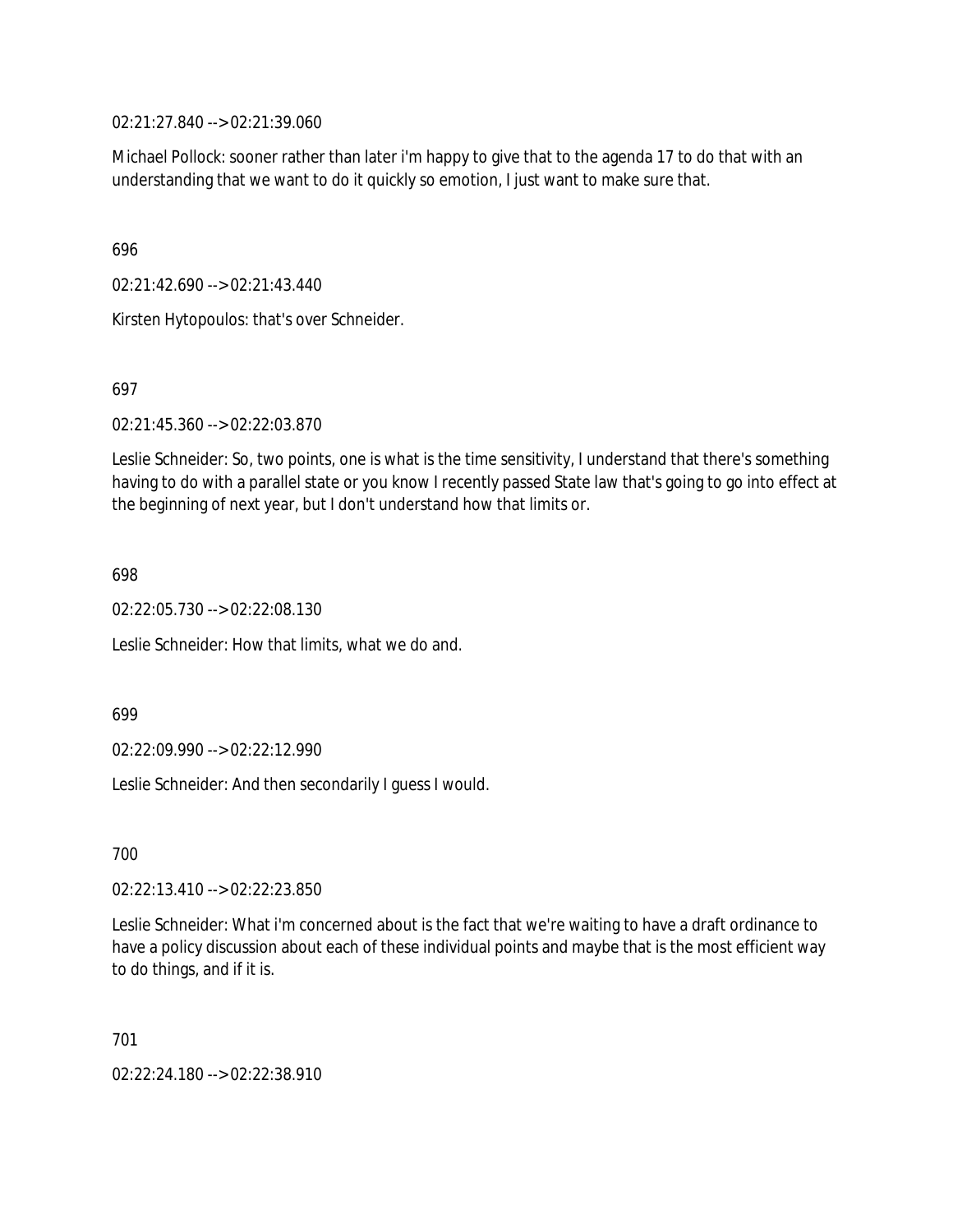02:21:27.840 --> 02:21:39.060

Michael Pollock: sooner rather than later i'm happy to give that to the agenda 17 to do that with an understanding that we want to do it quickly so emotion, I just want to make sure that.

696

02:21:42.690 --> 02:21:43.440

Kirsten Hytopoulos: that's over Schneider.

697

02:21:45.360 --> 02:22:03.870

Leslie Schneider: So, two points, one is what is the time sensitivity, I understand that there's something having to do with a parallel state or you know I recently passed State law that's going to go into effect at the beginning of next year, but I don't understand how that limits or.

698

02:22:05.730 --> 02:22:08.130

Leslie Schneider: How that limits, what we do and.

699

02:22:09.990 --> 02:22:12.990

Leslie Schneider: And then secondarily I guess I would.

700

02:22:13.410 --> 02:22:23.850

Leslie Schneider: What i'm concerned about is the fact that we're waiting to have a draft ordinance to have a policy discussion about each of these individual points and maybe that is the most efficient way to do things, and if it is.

701

02:22:24.180 --> 02:22:38.910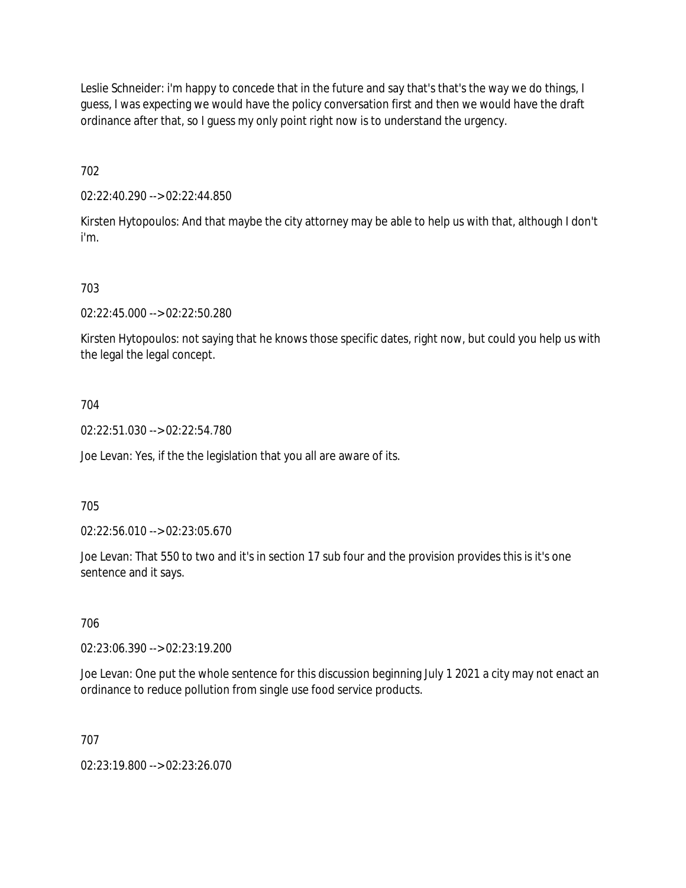Leslie Schneider: i'm happy to concede that in the future and say that's that's the way we do things, I guess, I was expecting we would have the policy conversation first and then we would have the draft ordinance after that, so I guess my only point right now is to understand the urgency.

702

02:22:40.290 --> 02:22:44.850

Kirsten Hytopoulos: And that maybe the city attorney may be able to help us with that, although I don't i'm.

703

02:22:45.000 --> 02:22:50.280

Kirsten Hytopoulos: not saying that he knows those specific dates, right now, but could you help us with the legal the legal concept.

704

02:22:51.030 --> 02:22:54.780

Joe Levan: Yes, if the the legislation that you all are aware of its.

705

02:22:56.010 --> 02:23:05.670

Joe Levan: That 550 to two and it's in section 17 sub four and the provision provides this is it's one sentence and it says.

706

02:23:06.390 --> 02:23:19.200

Joe Levan: One put the whole sentence for this discussion beginning July 1 2021 a city may not enact an ordinance to reduce pollution from single use food service products.

707

02:23:19.800 --> 02:23:26.070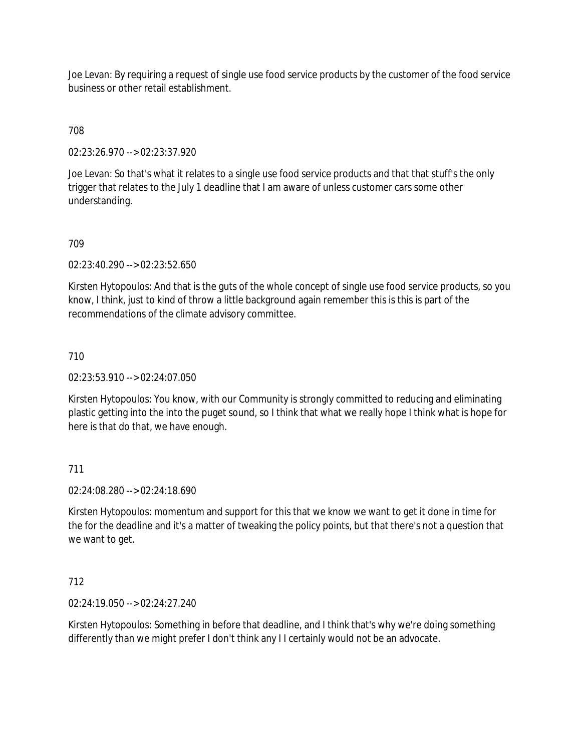Joe Levan: By requiring a request of single use food service products by the customer of the food service business or other retail establishment.

708

02:23:26.970 --> 02:23:37.920

Joe Levan: So that's what it relates to a single use food service products and that that stuff's the only trigger that relates to the July 1 deadline that I am aware of unless customer cars some other understanding.

709

02:23:40.290 --> 02:23:52.650

Kirsten Hytopoulos: And that is the guts of the whole concept of single use food service products, so you know, I think, just to kind of throw a little background again remember this is this is part of the recommendations of the climate advisory committee.

710

02:23:53.910 --> 02:24:07.050

Kirsten Hytopoulos: You know, with our Community is strongly committed to reducing and eliminating plastic getting into the into the puget sound, so I think that what we really hope I think what is hope for here is that do that, we have enough.

711

02:24:08.280 --> 02:24:18.690

Kirsten Hytopoulos: momentum and support for this that we know we want to get it done in time for the for the deadline and it's a matter of tweaking the policy points, but that there's not a question that we want to get.

712

02:24:19.050 --> 02:24:27.240

Kirsten Hytopoulos: Something in before that deadline, and I think that's why we're doing something differently than we might prefer I don't think any I I certainly would not be an advocate.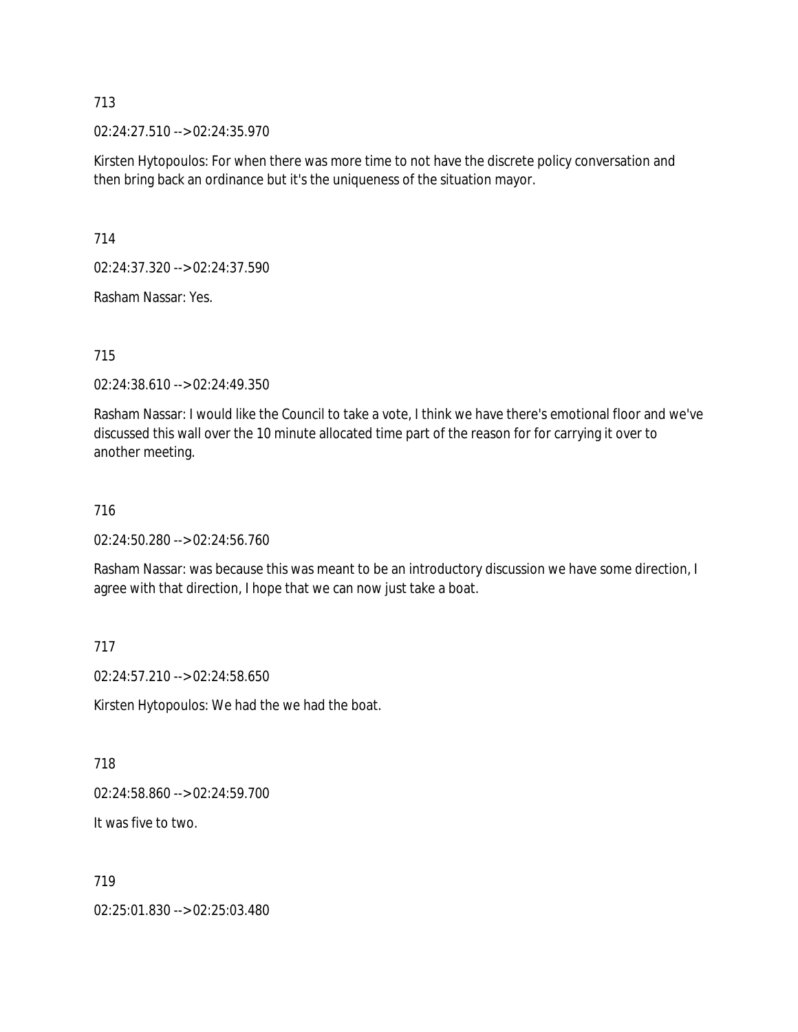713

02:24:27.510 --> 02:24:35.970

Kirsten Hytopoulos: For when there was more time to not have the discrete policy conversation and then bring back an ordinance but it's the uniqueness of the situation mayor.

714

02:24:37.320 --> 02:24:37.590

Rasham Nassar: Yes.

715

02:24:38.610 --> 02:24:49.350

Rasham Nassar: I would like the Council to take a vote, I think we have there's emotional floor and we've discussed this wall over the 10 minute allocated time part of the reason for for carrying it over to another meeting.

716

02:24:50.280 --> 02:24:56.760

Rasham Nassar: was because this was meant to be an introductory discussion we have some direction, I agree with that direction, I hope that we can now just take a boat.

717

02:24:57.210 --> 02:24:58.650

Kirsten Hytopoulos: We had the we had the boat.

718

02:24:58.860 --> 02:24:59.700

It was five to two.

719

02:25:01.830 --> 02:25:03.480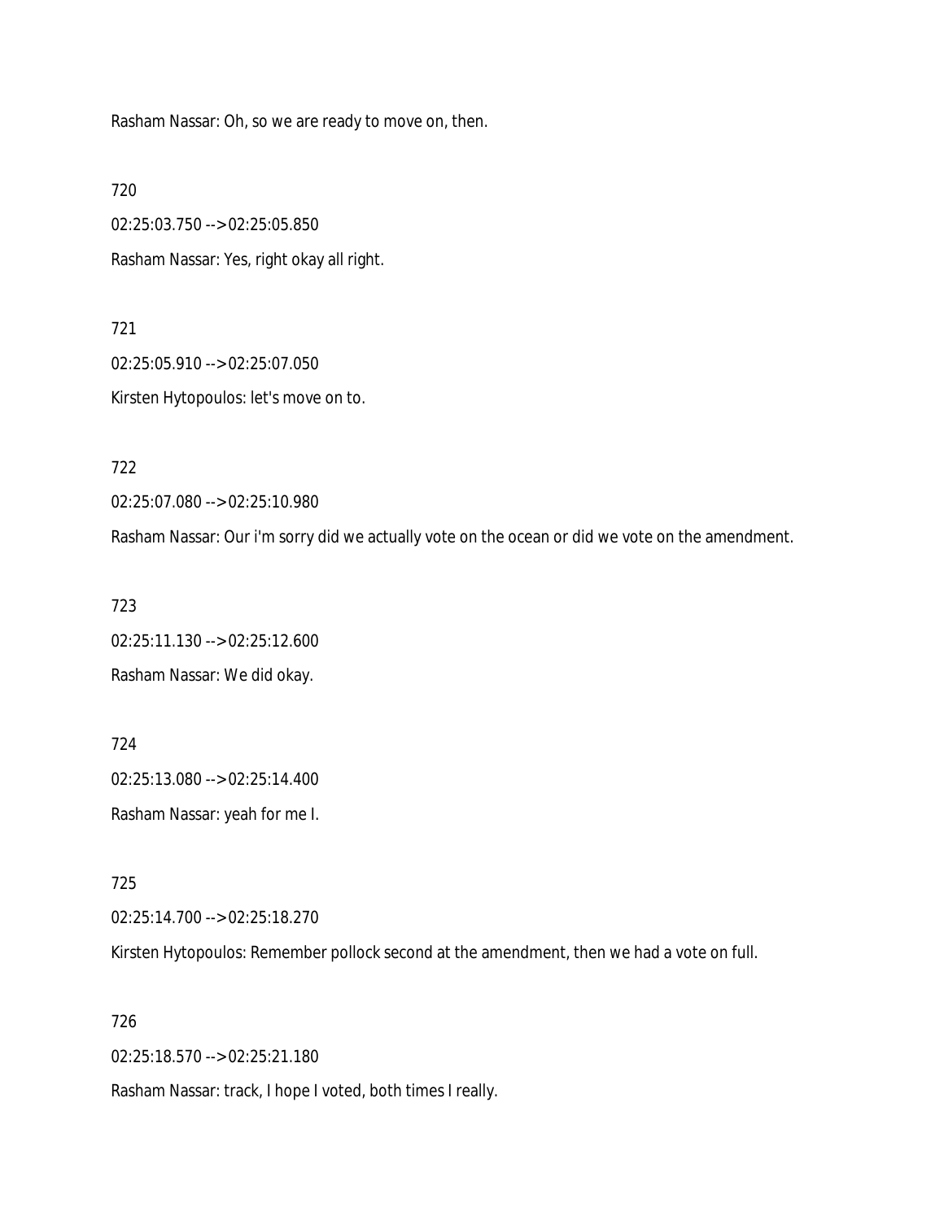Rasham Nassar: Oh, so we are ready to move on, then.

720

02:25:03.750 --> 02:25:05.850

Rasham Nassar: Yes, right okay all right.

721

02:25:05.910 --> 02:25:07.050

Kirsten Hytopoulos: let's move on to.

722

02:25:07.080 --> 02:25:10.980

Rasham Nassar: Our i'm sorry did we actually vote on the ocean or did we vote on the amendment.

723

02:25:11.130 --> 02:25:12.600

Rasham Nassar: We did okay.

724

02:25:13.080 --> 02:25:14.400

Rasham Nassar: yeah for me I.

725

02:25:14.700 --> 02:25:18.270

Kirsten Hytopoulos: Remember pollock second at the amendment, then we had a vote on full.

726

02:25:18.570 --> 02:25:21.180

Rasham Nassar: track, I hope I voted, both times I really.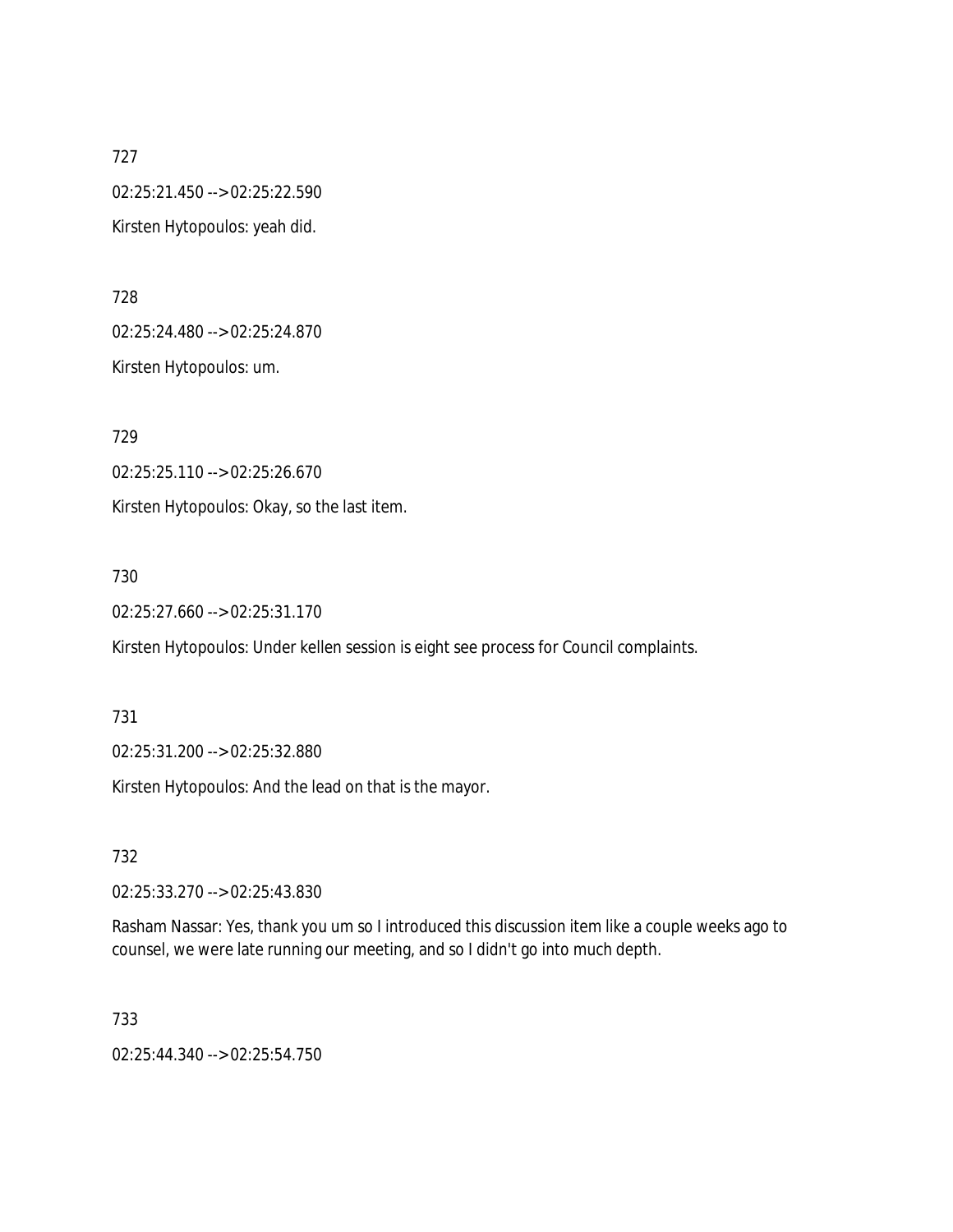727

02:25:21.450 --> 02:25:22.590

Kirsten Hytopoulos: yeah did.

728

02:25:24.480 --> 02:25:24.870

Kirsten Hytopoulos: um.

729

02:25:25.110 --> 02:25:26.670

Kirsten Hytopoulos: Okay, so the last item.

730

02:25:27.660 --> 02:25:31.170

Kirsten Hytopoulos: Under kellen session is eight see process for Council complaints.

731

02:25:31.200 --> 02:25:32.880

Kirsten Hytopoulos: And the lead on that is the mayor.

732

02:25:33.270 --> 02:25:43.830

Rasham Nassar: Yes, thank you um so I introduced this discussion item like a couple weeks ago to counsel, we were late running our meeting, and so I didn't go into much depth.

733

02:25:44.340 --> 02:25:54.750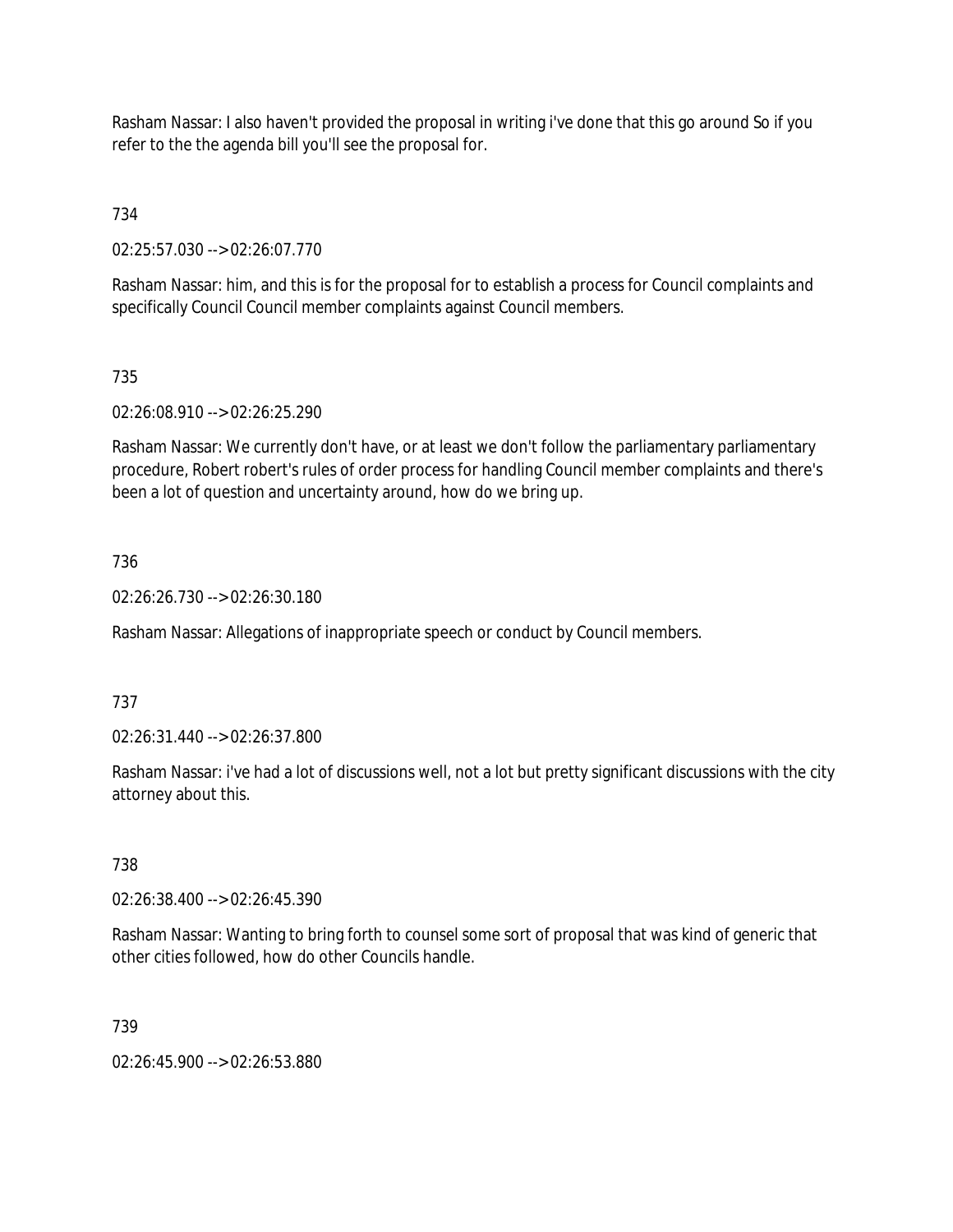Rasham Nassar: I also haven't provided the proposal in writing i've done that this go around So if you refer to the the agenda bill you'll see the proposal for.

734

02:25:57.030 --> 02:26:07.770

Rasham Nassar: him, and this is for the proposal for to establish a process for Council complaints and specifically Council Council member complaints against Council members.

735

02:26:08.910 --> 02:26:25.290

Rasham Nassar: We currently don't have, or at least we don't follow the parliamentary parliamentary procedure, Robert robert's rules of order process for handling Council member complaints and there's been a lot of question and uncertainty around, how do we bring up.

736

02:26:26.730 --> 02:26:30.180

Rasham Nassar: Allegations of inappropriate speech or conduct by Council members.

737

02:26:31.440 --> 02:26:37.800

Rasham Nassar: i've had a lot of discussions well, not a lot but pretty significant discussions with the city attorney about this.

738

02:26:38.400 --> 02:26:45.390

Rasham Nassar: Wanting to bring forth to counsel some sort of proposal that was kind of generic that other cities followed, how do other Councils handle.

739

02:26:45.900 --> 02:26:53.880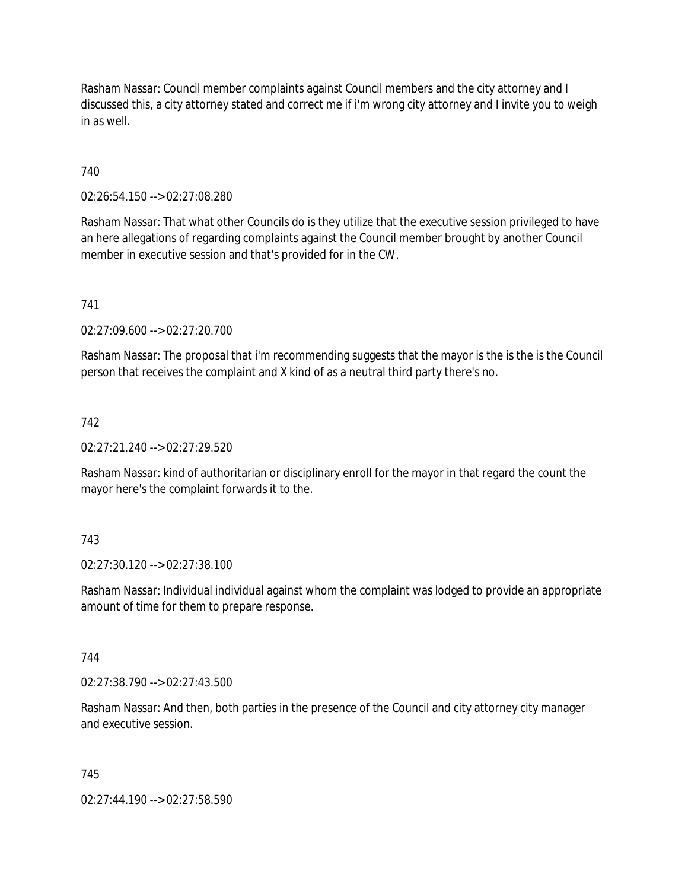Rasham Nassar: Council member complaints against Council members and the city attorney and I discussed this, a city attorney stated and correct me if i'm wrong city attorney and I invite you to weigh in as well.

740

02:26:54.150 --> 02:27:08.280

Rasham Nassar: That what other Councils do is they utilize that the executive session privileged to have an here allegations of regarding complaints against the Council member brought by another Council member in executive session and that's provided for in the CW.

741

02:27:09.600 --> 02:27:20.700

Rasham Nassar: The proposal that i'm recommending suggests that the mayor is the is the is the Council person that receives the complaint and X kind of as a neutral third party there's no.

742

02:27:21.240 --> 02:27:29.520

Rasham Nassar: kind of authoritarian or disciplinary enroll for the mayor in that regard the count the mayor here's the complaint forwards it to the.

743

02:27:30.120 --> 02:27:38.100

Rasham Nassar: Individual individual against whom the complaint was lodged to provide an appropriate amount of time for them to prepare response.

744

02:27:38.790 --> 02:27:43.500

Rasham Nassar: And then, both parties in the presence of the Council and city attorney city manager and executive session.

745

02:27:44.190 --> 02:27:58.590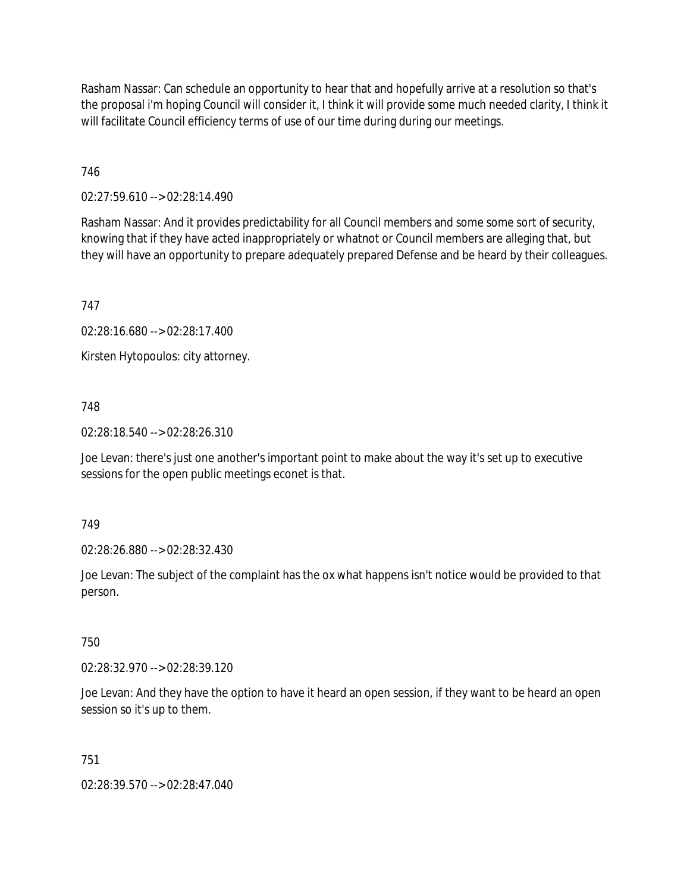Rasham Nassar: Can schedule an opportunity to hear that and hopefully arrive at a resolution so that's the proposal i'm hoping Council will consider it, I think it will provide some much needed clarity, I think it will facilitate Council efficiency terms of use of our time during during our meetings.

746

02:27:59.610 --> 02:28:14.490

Rasham Nassar: And it provides predictability for all Council members and some some sort of security, knowing that if they have acted inappropriately or whatnot or Council members are alleging that, but they will have an opportunity to prepare adequately prepared Defense and be heard by their colleagues.

747

02:28:16.680 --> 02:28:17.400

Kirsten Hytopoulos: city attorney.

748

02:28:18.540 --> 02:28:26.310

Joe Levan: there's just one another's important point to make about the way it's set up to executive sessions for the open public meetings econet is that.

749

02:28:26.880 --> 02:28:32.430

Joe Levan: The subject of the complaint has the ox what happens isn't notice would be provided to that person.

750

02:28:32.970 --> 02:28:39.120

Joe Levan: And they have the option to have it heard an open session, if they want to be heard an open session so it's up to them.

751

02:28:39.570 --> 02:28:47.040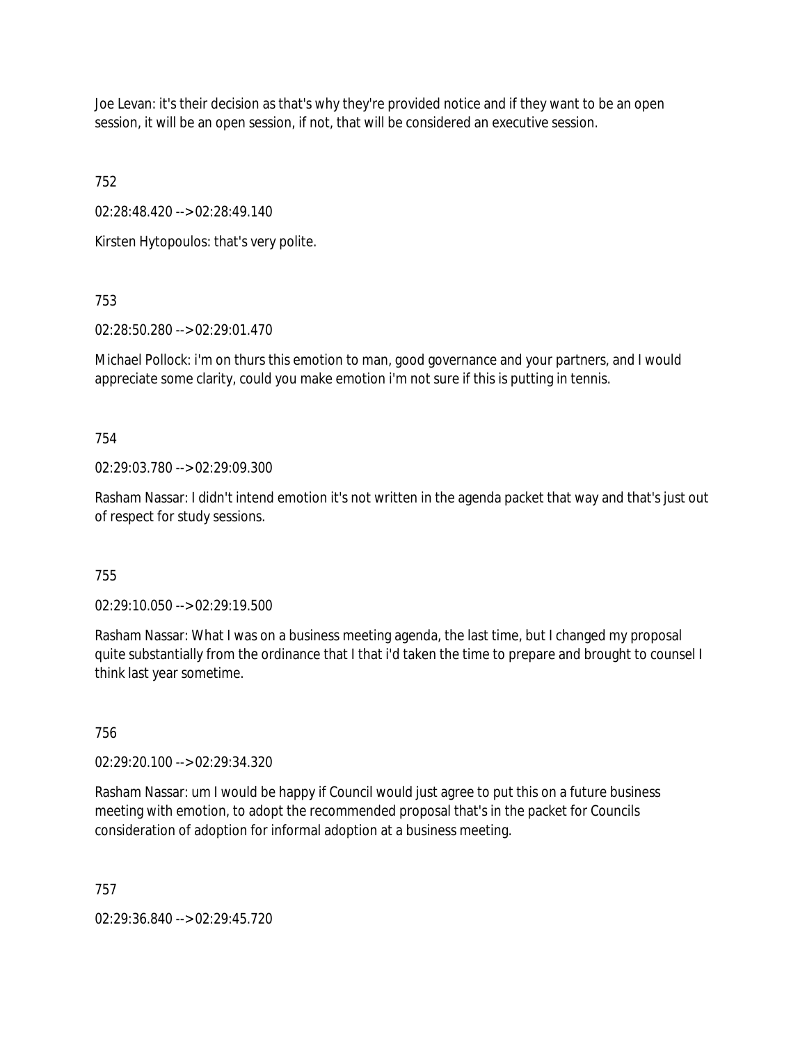Joe Levan: it's their decision as that's why they're provided notice and if they want to be an open session, it will be an open session, if not, that will be considered an executive session.

752

02:28:48.420 --> 02:28:49.140

Kirsten Hytopoulos: that's very polite.

753

02:28:50.280 --> 02:29:01.470

Michael Pollock: i'm on thurs this emotion to man, good governance and your partners, and I would appreciate some clarity, could you make emotion i'm not sure if this is putting in tennis.

754

02:29:03.780 --> 02:29:09.300

Rasham Nassar: I didn't intend emotion it's not written in the agenda packet that way and that's just out of respect for study sessions.

755

02:29:10.050 --> 02:29:19.500

Rasham Nassar: What I was on a business meeting agenda, the last time, but I changed my proposal quite substantially from the ordinance that I that i'd taken the time to prepare and brought to counsel I think last year sometime.

756

02:29:20.100 --> 02:29:34.320

Rasham Nassar: um I would be happy if Council would just agree to put this on a future business meeting with emotion, to adopt the recommended proposal that's in the packet for Councils consideration of adoption for informal adoption at a business meeting.

757

02:29:36.840 --> 02:29:45.720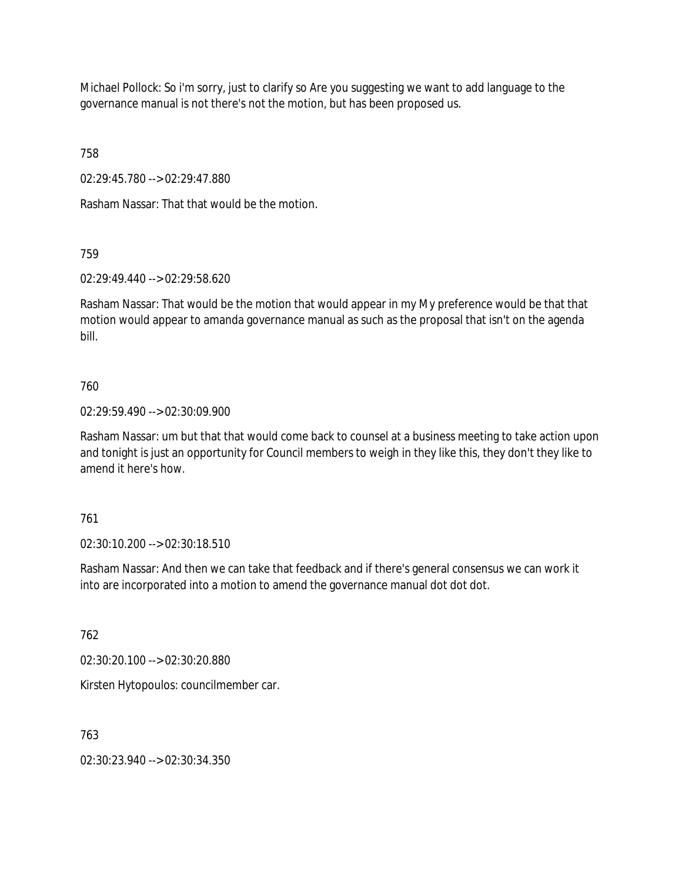Michael Pollock: So i'm sorry, just to clarify so Are you suggesting we want to add language to the governance manual is not there's not the motion, but has been proposed us.

758

02:29:45.780 --> 02:29:47.880

Rasham Nassar: That that would be the motion.

759

02:29:49.440 --> 02:29:58.620

Rasham Nassar: That would be the motion that would appear in my My preference would be that that motion would appear to amanda governance manual as such as the proposal that isn't on the agenda bill.

760

02:29:59.490 --> 02:30:09.900

Rasham Nassar: um but that that would come back to counsel at a business meeting to take action upon and tonight is just an opportunity for Council members to weigh in they like this, they don't they like to amend it here's how.

761

02:30:10.200 --> 02:30:18.510

Rasham Nassar: And then we can take that feedback and if there's general consensus we can work it into are incorporated into a motion to amend the governance manual dot dot dot.

762

02:30:20.100 --> 02:30:20.880

Kirsten Hytopoulos: councilmember car.

763

02:30:23.940 --> 02:30:34.350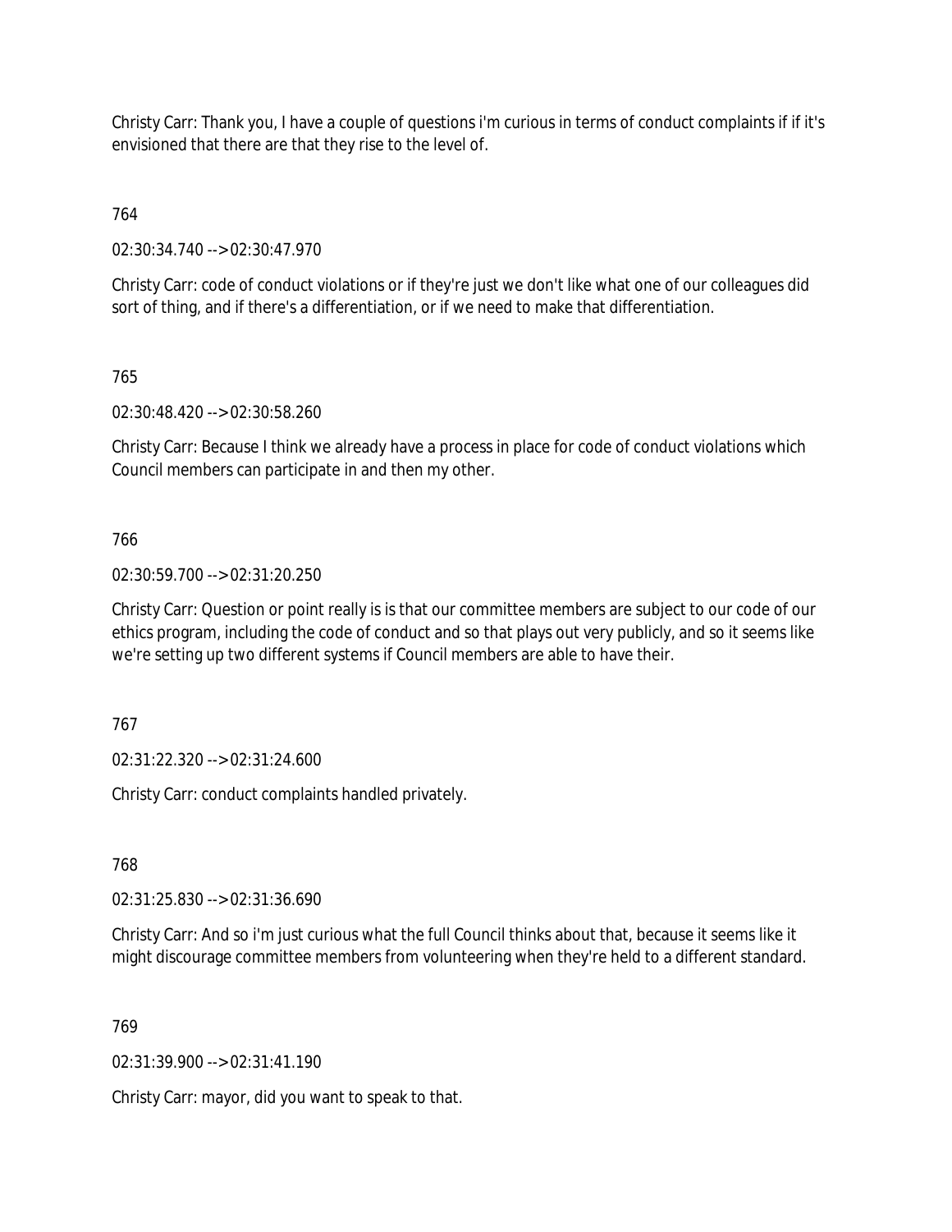Christy Carr: Thank you, I have a couple of questions i'm curious in terms of conduct complaints if if it's envisioned that there are that they rise to the level of.

764

02:30:34.740 --> 02:30:47.970

Christy Carr: code of conduct violations or if they're just we don't like what one of our colleagues did sort of thing, and if there's a differentiation, or if we need to make that differentiation.

765

02:30:48.420 --> 02:30:58.260

Christy Carr: Because I think we already have a process in place for code of conduct violations which Council members can participate in and then my other.

766

02:30:59.700 --> 02:31:20.250

Christy Carr: Question or point really is is that our committee members are subject to our code of our ethics program, including the code of conduct and so that plays out very publicly, and so it seems like we're setting up two different systems if Council members are able to have their.

767

02:31:22.320 --> 02:31:24.600

Christy Carr: conduct complaints handled privately.

768

02:31:25.830 --> 02:31:36.690

Christy Carr: And so i'm just curious what the full Council thinks about that, because it seems like it might discourage committee members from volunteering when they're held to a different standard.

769

02:31:39.900 --> 02:31:41.190

Christy Carr: mayor, did you want to speak to that.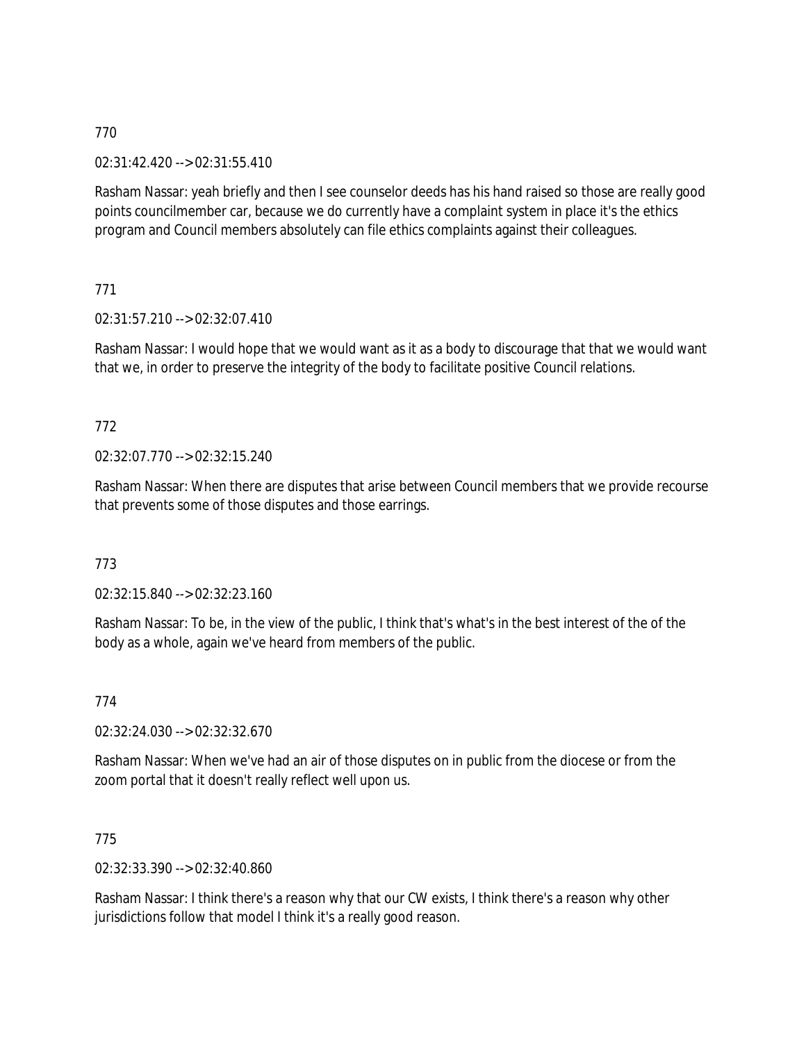770

02:31:42.420 --> 02:31:55.410

Rasham Nassar: yeah briefly and then I see counselor deeds has his hand raised so those are really good points councilmember car, because we do currently have a complaint system in place it's the ethics program and Council members absolutely can file ethics complaints against their colleagues.

771

02:31:57.210 --> 02:32:07.410

Rasham Nassar: I would hope that we would want as it as a body to discourage that that we would want that we, in order to preserve the integrity of the body to facilitate positive Council relations.

772

02:32:07.770 --> 02:32:15.240

Rasham Nassar: When there are disputes that arise between Council members that we provide recourse that prevents some of those disputes and those earrings.

773

02:32:15.840 --> 02:32:23.160

Rasham Nassar: To be, in the view of the public, I think that's what's in the best interest of the of the body as a whole, again we've heard from members of the public.

774

02:32:24.030 --> 02:32:32.670

Rasham Nassar: When we've had an air of those disputes on in public from the diocese or from the zoom portal that it doesn't really reflect well upon us.

775

02:32:33.390 --> 02:32:40.860

Rasham Nassar: I think there's a reason why that our CW exists, I think there's a reason why other jurisdictions follow that model I think it's a really good reason.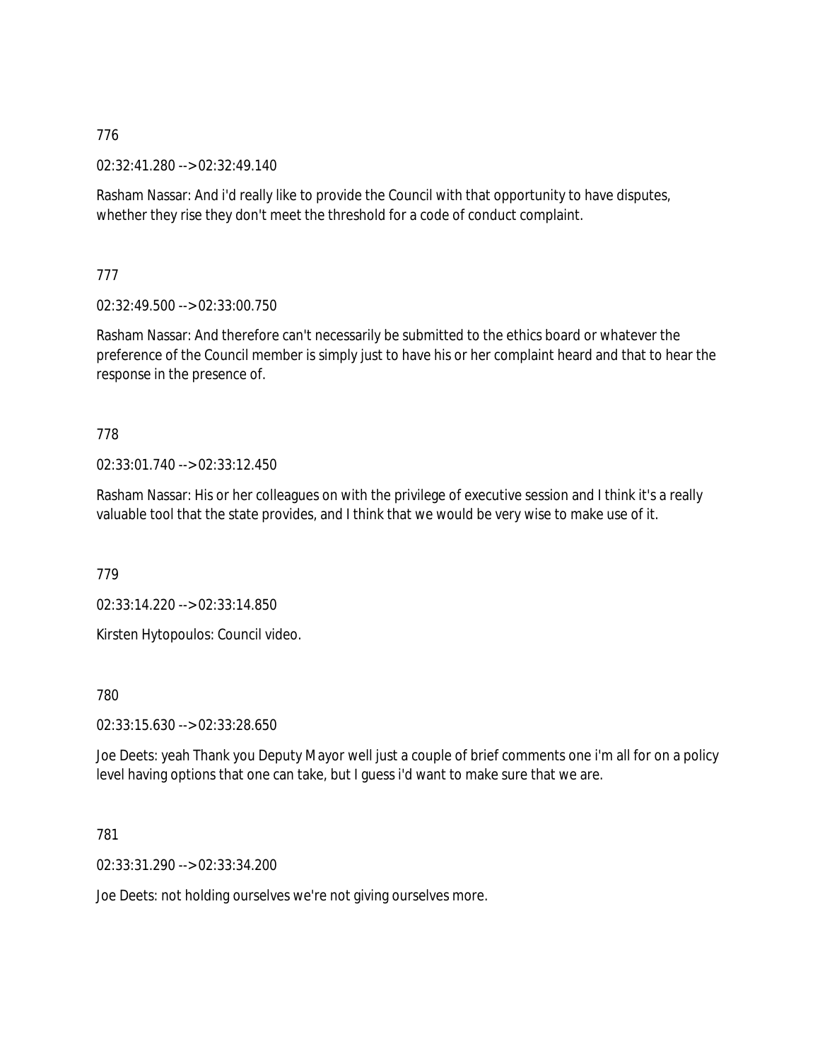776

02:32:41.280 --> 02:32:49.140

Rasham Nassar: And i'd really like to provide the Council with that opportunity to have disputes, whether they rise they don't meet the threshold for a code of conduct complaint.

777

02:32:49.500 --> 02:33:00.750

Rasham Nassar: And therefore can't necessarily be submitted to the ethics board or whatever the preference of the Council member is simply just to have his or her complaint heard and that to hear the response in the presence of.

778

02:33:01.740 --> 02:33:12.450

Rasham Nassar: His or her colleagues on with the privilege of executive session and I think it's a really valuable tool that the state provides, and I think that we would be very wise to make use of it.

779

02:33:14.220 --> 02:33:14.850

Kirsten Hytopoulos: Council video.

780

02:33:15.630 --> 02:33:28.650

Joe Deets: yeah Thank you Deputy Mayor well just a couple of brief comments one i'm all for on a policy level having options that one can take, but I guess i'd want to make sure that we are.

781

02:33:31.290 --> 02:33:34.200

Joe Deets: not holding ourselves we're not giving ourselves more.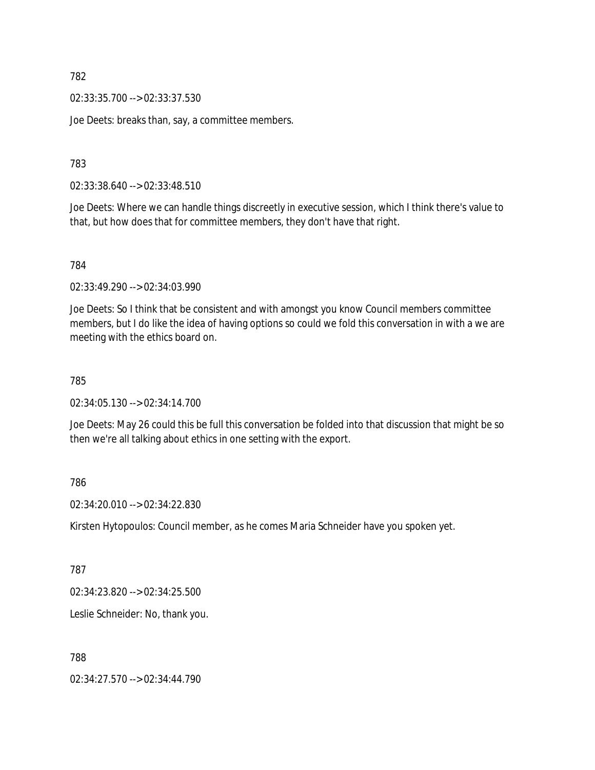782

02:33:35.700 --> 02:33:37.530

Joe Deets: breaks than, say, a committee members.

783

02:33:38.640 --> 02:33:48.510

Joe Deets: Where we can handle things discreetly in executive session, which I think there's value to that, but how does that for committee members, they don't have that right.

784

02:33:49.290 --> 02:34:03.990

Joe Deets: So I think that be consistent and with amongst you know Council members committee members, but I do like the idea of having options so could we fold this conversation in with a we are meeting with the ethics board on.

785

02:34:05.130 --> 02:34:14.700

Joe Deets: May 26 could this be full this conversation be folded into that discussion that might be so then we're all talking about ethics in one setting with the export.

786

02:34:20.010 --> 02:34:22.830

Kirsten Hytopoulos: Council member, as he comes Maria Schneider have you spoken yet.

787

02:34:23.820 --> 02:34:25.500

Leslie Schneider: No, thank you.

788

02:34:27.570 --> 02:34:44.790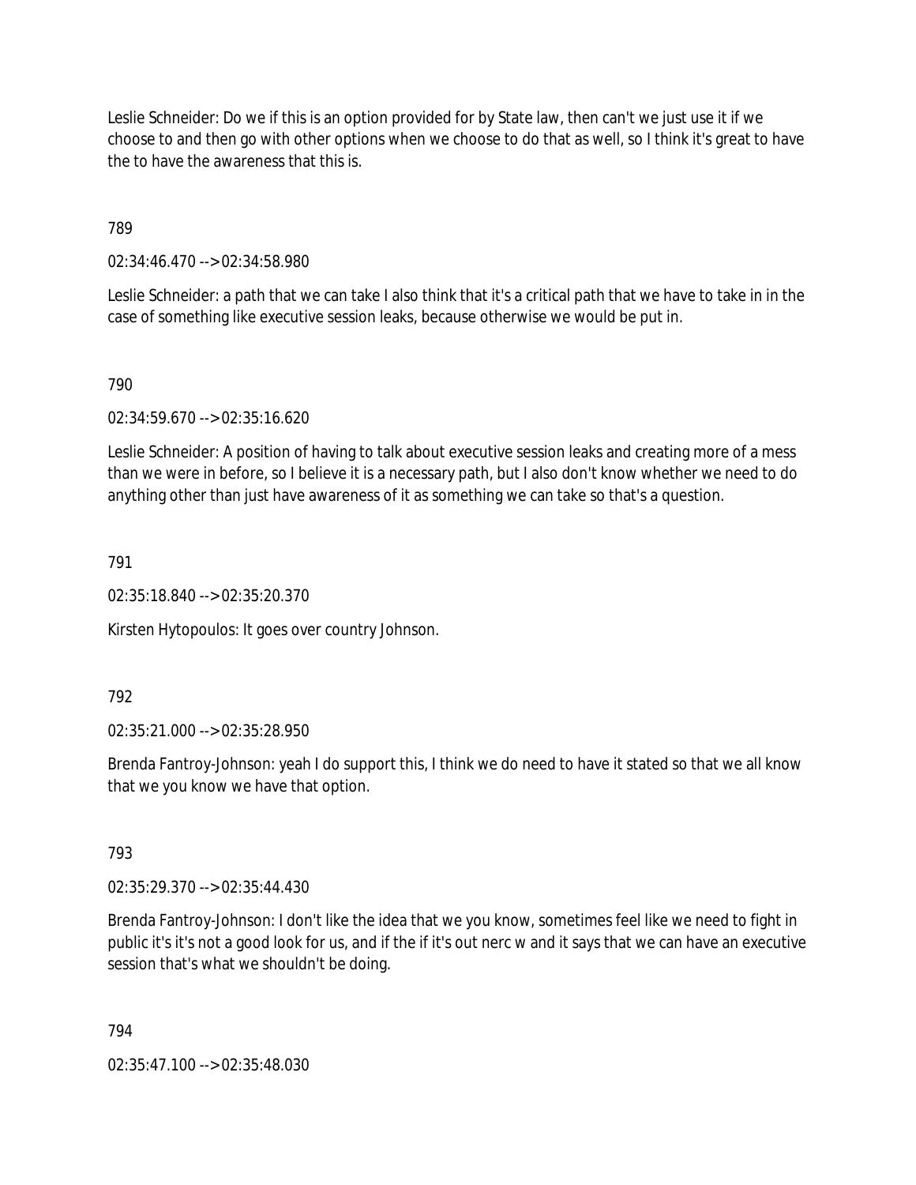Leslie Schneider: Do we if this is an option provided for by State law, then can't we just use it if we choose to and then go with other options when we choose to do that as well, so I think it's great to have the to have the awareness that this is.

789

02:34:46.470 --> 02:34:58.980

Leslie Schneider: a path that we can take I also think that it's a critical path that we have to take in in the case of something like executive session leaks, because otherwise we would be put in.

790

02:34:59.670 --> 02:35:16.620

Leslie Schneider: A position of having to talk about executive session leaks and creating more of a mess than we were in before, so I believe it is a necessary path, but I also don't know whether we need to do anything other than just have awareness of it as something we can take so that's a question.

791

02:35:18.840 --> 02:35:20.370

Kirsten Hytopoulos: It goes over country Johnson.

792

02:35:21.000 --> 02:35:28.950

Brenda Fantroy-Johnson: yeah I do support this, I think we do need to have it stated so that we all know that we you know we have that option.

793

02:35:29.370 --> 02:35:44.430

Brenda Fantroy-Johnson: I don't like the idea that we you know, sometimes feel like we need to fight in public it's it's not a good look for us, and if the if it's out nerc w and it says that we can have an executive session that's what we shouldn't be doing.

794

02:35:47.100 --> 02:35:48.030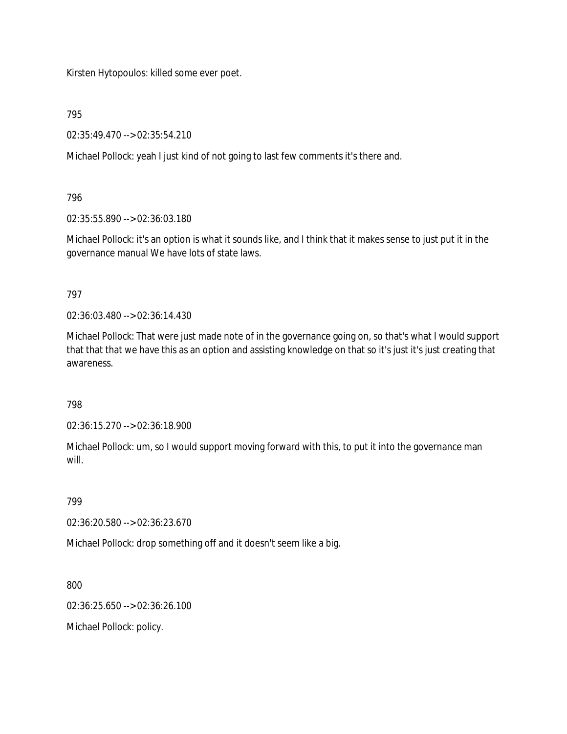Kirsten Hytopoulos: killed some ever poet.

795

02:35:49.470 --> 02:35:54.210

Michael Pollock: yeah I just kind of not going to last few comments it's there and.

796

02:35:55.890 --> 02:36:03.180

Michael Pollock: it's an option is what it sounds like, and I think that it makes sense to just put it in the governance manual We have lots of state laws.

797

02:36:03.480 --> 02:36:14.430

Michael Pollock: That were just made note of in the governance going on, so that's what I would support that that that we have this as an option and assisting knowledge on that so it's just it's just creating that awareness.

798

02:36:15.270 --> 02:36:18.900

Michael Pollock: um, so I would support moving forward with this, to put it into the governance man will.

799

02:36:20.580 --> 02:36:23.670

Michael Pollock: drop something off and it doesn't seem like a big.

800

02:36:25.650 --> 02:36:26.100

Michael Pollock: policy.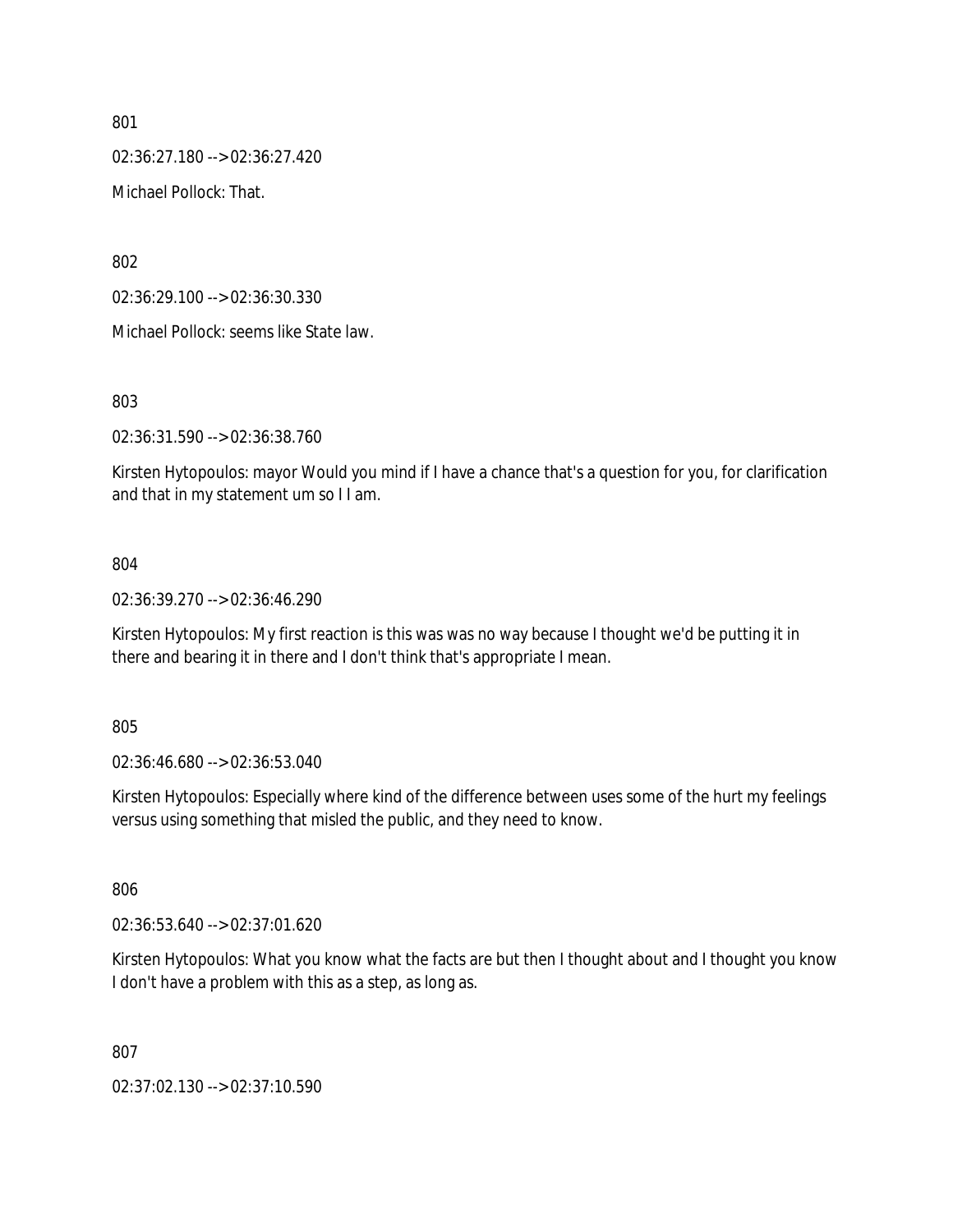801

02:36:27.180 --> 02:36:27.420

Michael Pollock: That.

802

02:36:29.100 --> 02:36:30.330

Michael Pollock: seems like State law.

803

02:36:31.590 --> 02:36:38.760

Kirsten Hytopoulos: mayor Would you mind if I have a chance that's a question for you, for clarification and that in my statement um so I I am.

804

02:36:39.270 --> 02:36:46.290

Kirsten Hytopoulos: My first reaction is this was was no way because I thought we'd be putting it in there and bearing it in there and I don't think that's appropriate I mean.

805

02:36:46.680 --> 02:36:53.040

Kirsten Hytopoulos: Especially where kind of the difference between uses some of the hurt my feelings versus using something that misled the public, and they need to know.

806

02:36:53.640 --> 02:37:01.620

Kirsten Hytopoulos: What you know what the facts are but then I thought about and I thought you know I don't have a problem with this as a step, as long as.

807

02:37:02.130 --> 02:37:10.590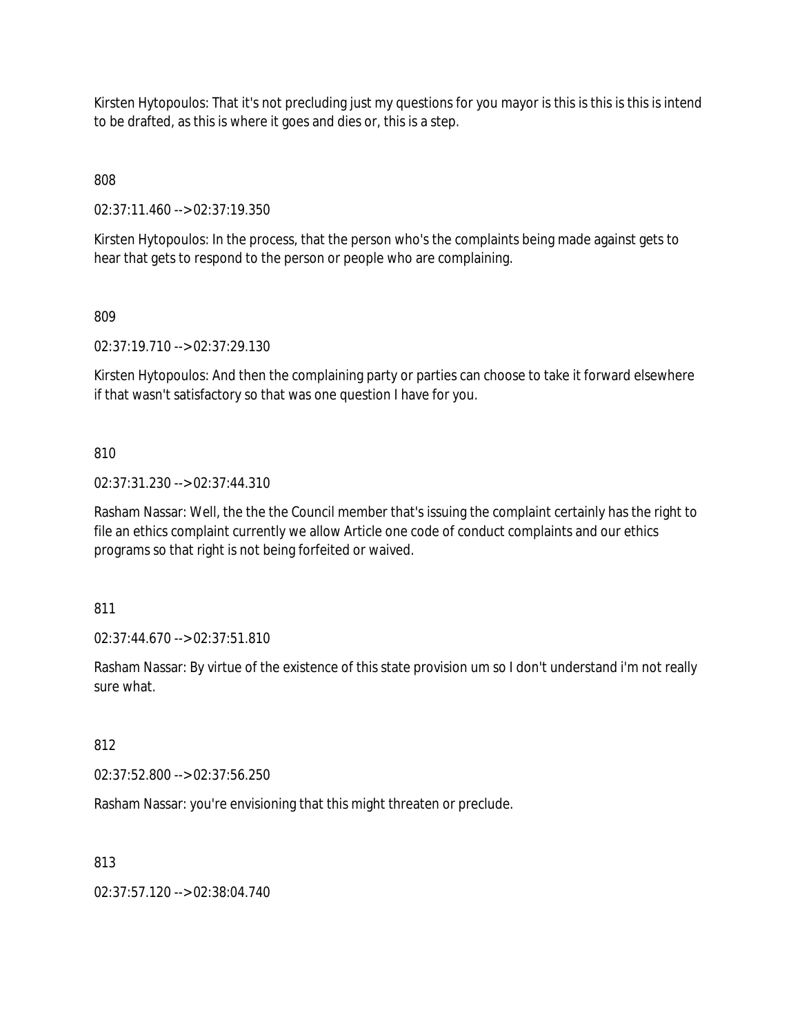Kirsten Hytopoulos: That it's not precluding just my questions for you mayor is this is this is this is intend to be drafted, as this is where it goes and dies or, this is a step.

808

02:37:11.460 --> 02:37:19.350

Kirsten Hytopoulos: In the process, that the person who's the complaints being made against gets to hear that gets to respond to the person or people who are complaining.

809

02:37:19.710 --> 02:37:29.130

Kirsten Hytopoulos: And then the complaining party or parties can choose to take it forward elsewhere if that wasn't satisfactory so that was one question I have for you.

810

02:37:31.230 --> 02:37:44.310

Rasham Nassar: Well, the the the Council member that's issuing the complaint certainly has the right to file an ethics complaint currently we allow Article one code of conduct complaints and our ethics programs so that right is not being forfeited or waived.

811

02:37:44.670 --> 02:37:51.810

Rasham Nassar: By virtue of the existence of this state provision um so I don't understand i'm not really sure what.

812

02:37:52.800 --> 02:37:56.250

Rasham Nassar: you're envisioning that this might threaten or preclude.

813

02:37:57.120 --> 02:38:04.740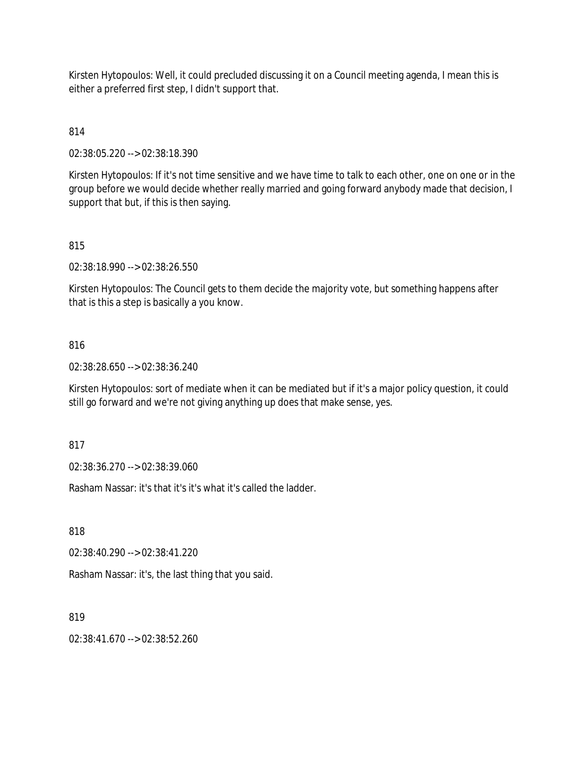Kirsten Hytopoulos: Well, it could precluded discussing it on a Council meeting agenda, I mean this is either a preferred first step, I didn't support that.

814

02:38:05.220 --> 02:38:18.390

Kirsten Hytopoulos: If it's not time sensitive and we have time to talk to each other, one on one or in the group before we would decide whether really married and going forward anybody made that decision, I support that but, if this is then saying.

815

02:38:18.990 --> 02:38:26.550

Kirsten Hytopoulos: The Council gets to them decide the majority vote, but something happens after that is this a step is basically a you know.

816

02:38:28.650 --> 02:38:36.240

Kirsten Hytopoulos: sort of mediate when it can be mediated but if it's a major policy question, it could still go forward and we're not giving anything up does that make sense, yes.

817

02:38:36.270 --> 02:38:39.060

Rasham Nassar: it's that it's it's what it's called the ladder.

818

02:38:40.290 --> 02:38:41.220

Rasham Nassar: it's, the last thing that you said.

819

02:38:41.670 --> 02:38:52.260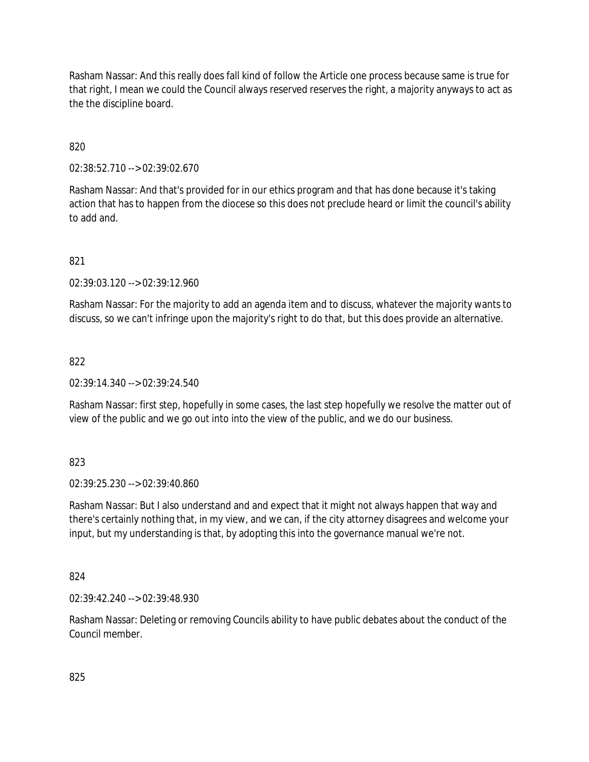Rasham Nassar: And this really does fall kind of follow the Article one process because same is true for that right, I mean we could the Council always reserved reserves the right, a majority anyways to act as the the discipline board.

820

02:38:52.710 --> 02:39:02.670

Rasham Nassar: And that's provided for in our ethics program and that has done because it's taking action that has to happen from the diocese so this does not preclude heard or limit the council's ability to add and.

821

02:39:03.120 --> 02:39:12.960

Rasham Nassar: For the majority to add an agenda item and to discuss, whatever the majority wants to discuss, so we can't infringe upon the majority's right to do that, but this does provide an alternative.

822

02:39:14.340 --> 02:39:24.540

Rasham Nassar: first step, hopefully in some cases, the last step hopefully we resolve the matter out of view of the public and we go out into into the view of the public, and we do our business.

823

02:39:25.230 --> 02:39:40.860

Rasham Nassar: But I also understand and and expect that it might not always happen that way and there's certainly nothing that, in my view, and we can, if the city attorney disagrees and welcome your input, but my understanding is that, by adopting this into the governance manual we're not.

824

02:39:42.240 --> 02:39:48.930

Rasham Nassar: Deleting or removing Councils ability to have public debates about the conduct of the Council member.

825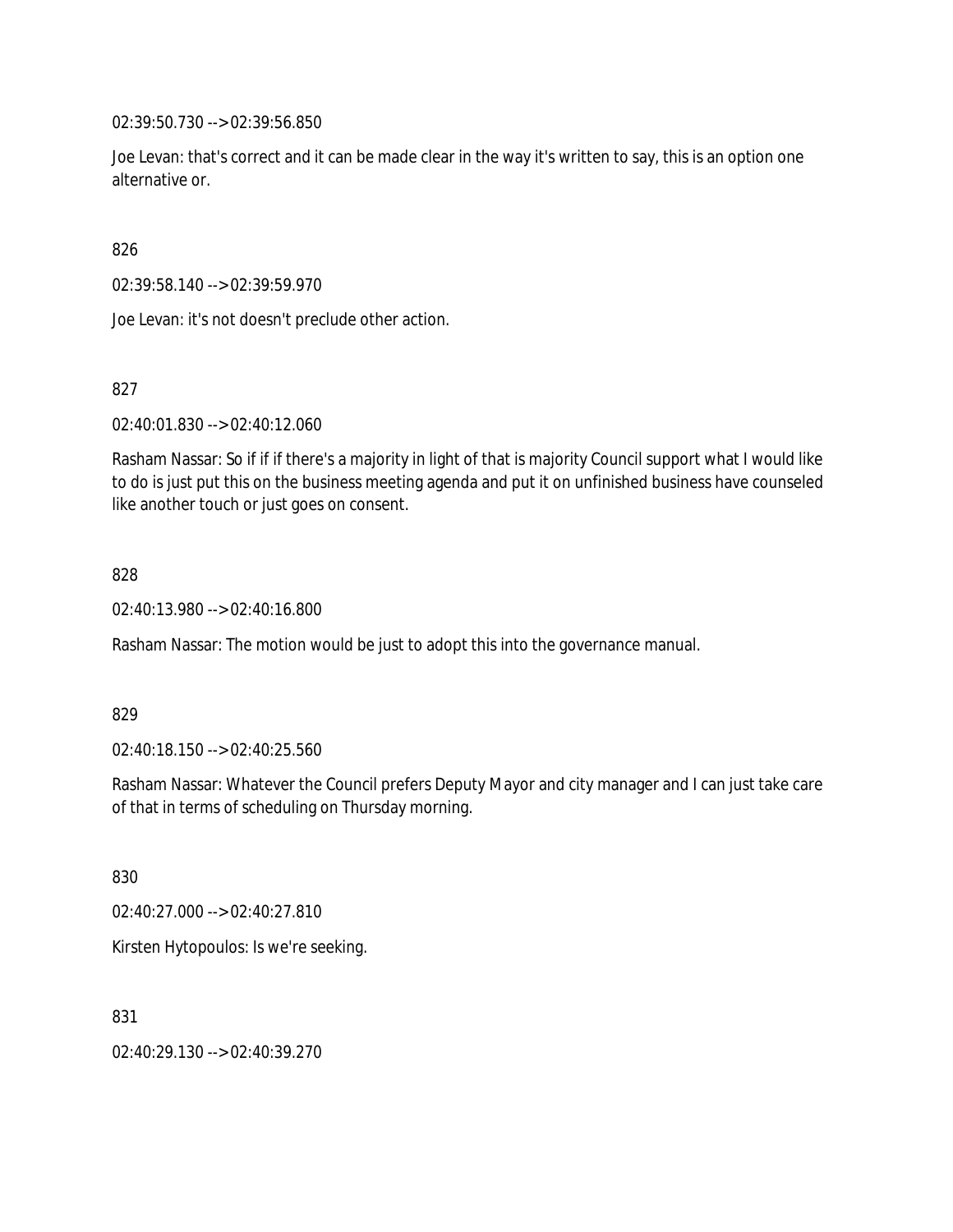02:39:50.730 --> 02:39:56.850

Joe Levan: that's correct and it can be made clear in the way it's written to say, this is an option one alternative or.

826

02:39:58.140 --> 02:39:59.970

Joe Levan: it's not doesn't preclude other action.

827

02:40:01.830 --> 02:40:12.060

Rasham Nassar: So if if if there's a majority in light of that is majority Council support what I would like to do is just put this on the business meeting agenda and put it on unfinished business have counseled like another touch or just goes on consent.

828

02:40:13.980 --> 02:40:16.800

Rasham Nassar: The motion would be just to adopt this into the governance manual.

829

02:40:18.150 --> 02:40:25.560

Rasham Nassar: Whatever the Council prefers Deputy Mayor and city manager and I can just take care of that in terms of scheduling on Thursday morning.

830

02:40:27.000 --> 02:40:27.810

Kirsten Hytopoulos: Is we're seeking.

831

02:40:29.130 --> 02:40:39.270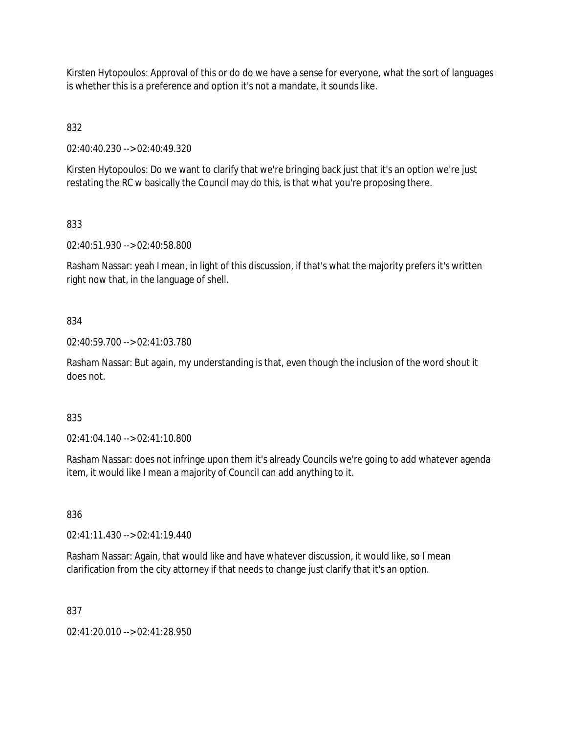Kirsten Hytopoulos: Approval of this or do do we have a sense for everyone, what the sort of languages is whether this is a preference and option it's not a mandate, it sounds like.

832

02:40:40.230 --> 02:40:49.320

Kirsten Hytopoulos: Do we want to clarify that we're bringing back just that it's an option we're just restating the RC w basically the Council may do this, is that what you're proposing there.

833

02:40:51.930 --> 02:40:58.800

Rasham Nassar: yeah I mean, in light of this discussion, if that's what the majority prefers it's written right now that, in the language of shell.

834

02:40:59.700 --> 02:41:03.780

Rasham Nassar: But again, my understanding is that, even though the inclusion of the word shout it does not.

835

02:41:04.140 --> 02:41:10.800

Rasham Nassar: does not infringe upon them it's already Councils we're going to add whatever agenda item, it would like I mean a majority of Council can add anything to it.

836

02:41:11.430 --> 02:41:19.440

Rasham Nassar: Again, that would like and have whatever discussion, it would like, so I mean clarification from the city attorney if that needs to change just clarify that it's an option.

837

02:41:20.010 --> 02:41:28.950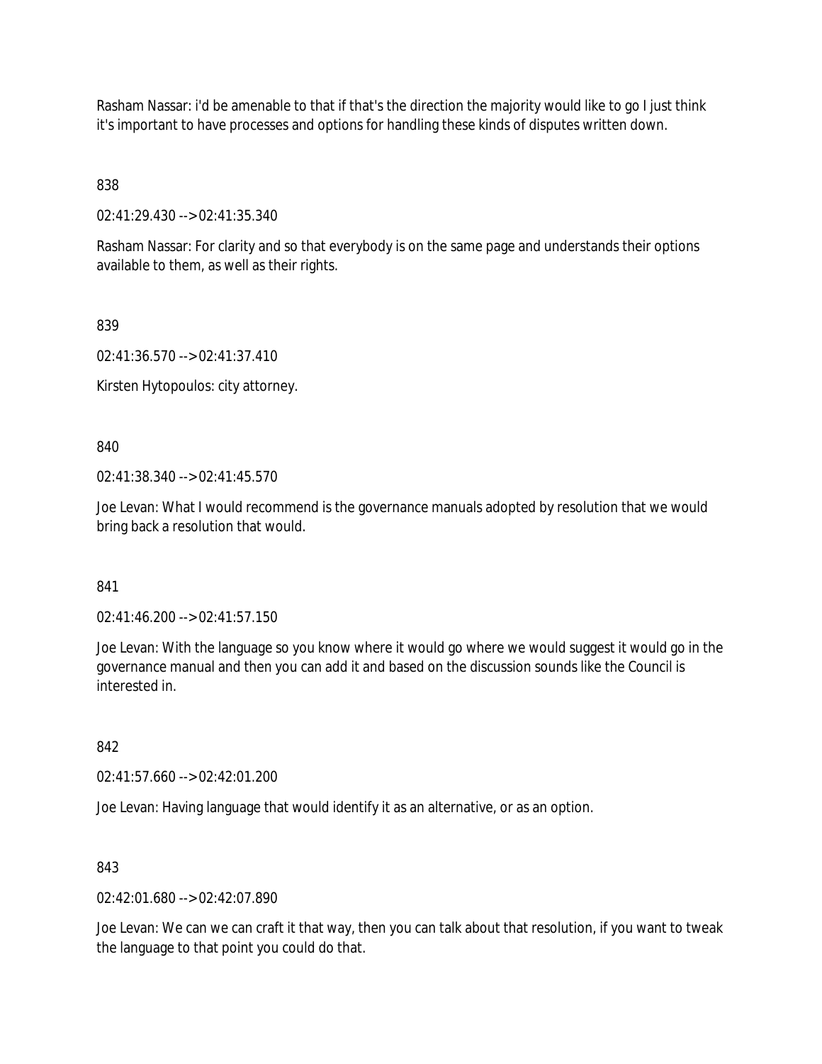Rasham Nassar: i'd be amenable to that if that's the direction the majority would like to go I just think it's important to have processes and options for handling these kinds of disputes written down.

838

02:41:29.430 --> 02:41:35.340

Rasham Nassar: For clarity and so that everybody is on the same page and understands their options available to them, as well as their rights.

839

02:41:36.570 --> 02:41:37.410

Kirsten Hytopoulos: city attorney.

840

02:41:38.340 --> 02:41:45.570

Joe Levan: What I would recommend is the governance manuals adopted by resolution that we would bring back a resolution that would.

841

02:41:46.200 --> 02:41:57.150

Joe Levan: With the language so you know where it would go where we would suggest it would go in the governance manual and then you can add it and based on the discussion sounds like the Council is interested in.

842

02:41:57.660 --> 02:42:01.200

Joe Levan: Having language that would identify it as an alternative, or as an option.

843

02:42:01.680 --> 02:42:07.890

Joe Levan: We can we can craft it that way, then you can talk about that resolution, if you want to tweak the language to that point you could do that.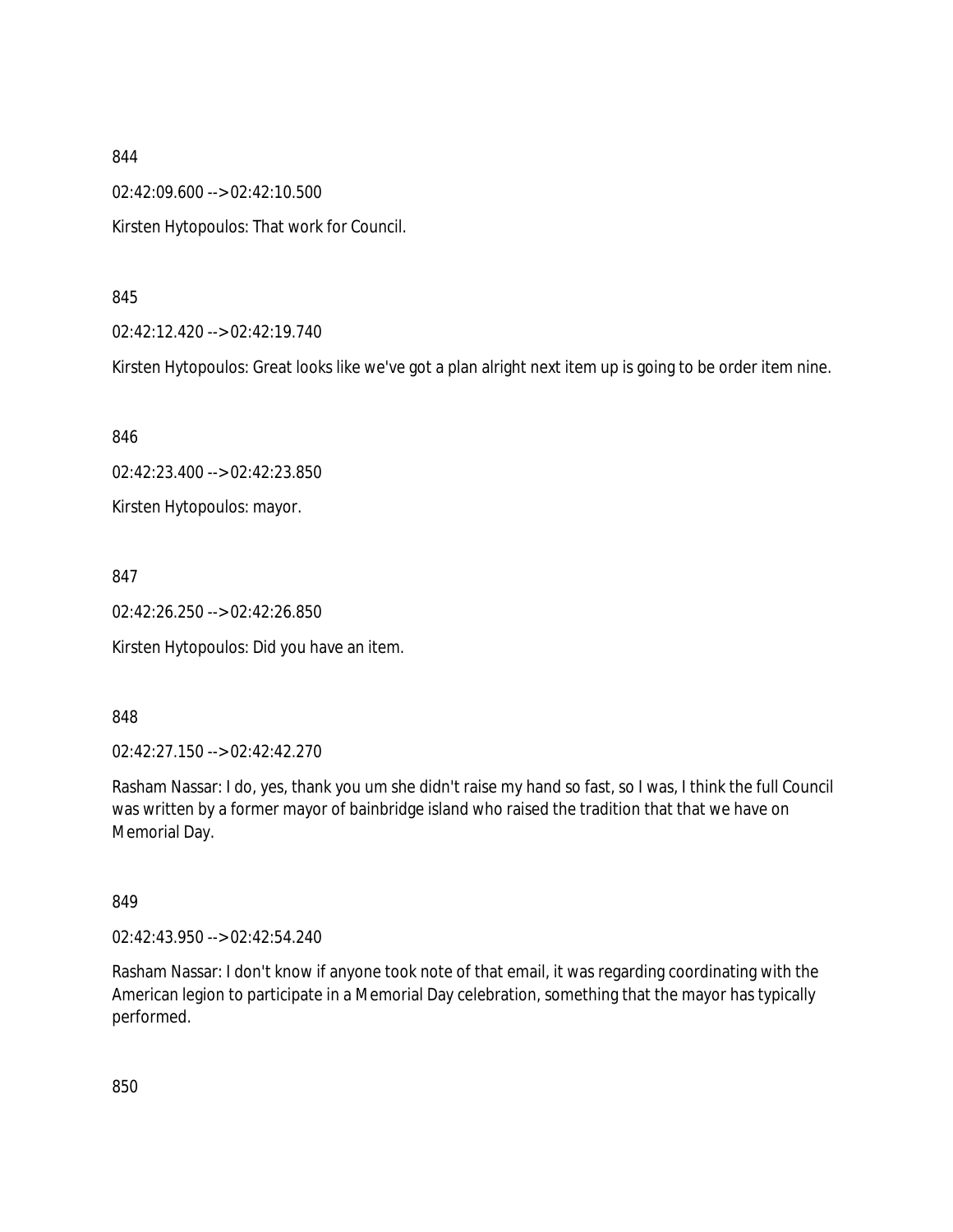844

02:42:09.600 --> 02:42:10.500

Kirsten Hytopoulos: That work for Council.

845

02:42:12.420 --> 02:42:19.740

Kirsten Hytopoulos: Great looks like we've got a plan alright next item up is going to be order item nine.

846

02:42:23.400 --> 02:42:23.850

Kirsten Hytopoulos: mayor.

847

02:42:26.250 --> 02:42:26.850

Kirsten Hytopoulos: Did you have an item.

848

02:42:27.150 --> 02:42:42.270

Rasham Nassar: I do, yes, thank you um she didn't raise my hand so fast, so I was, I think the full Council was written by a former mayor of bainbridge island who raised the tradition that that we have on Memorial Day.

849

02:42:43.950 --> 02:42:54.240

Rasham Nassar: I don't know if anyone took note of that email, it was regarding coordinating with the American legion to participate in a Memorial Day celebration, something that the mayor has typically performed.

850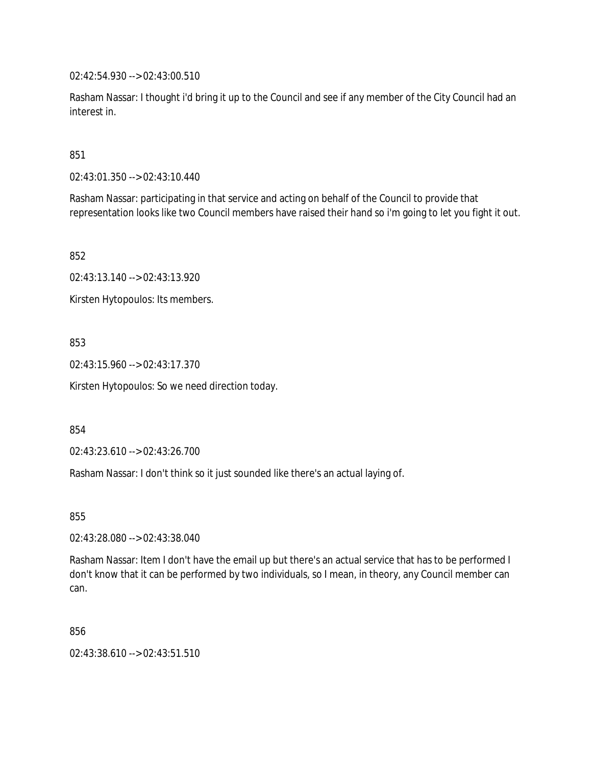02:42:54.930 --> 02:43:00.510

Rasham Nassar: I thought i'd bring it up to the Council and see if any member of the City Council had an interest in.

851

02:43:01.350 --> 02:43:10.440

Rasham Nassar: participating in that service and acting on behalf of the Council to provide that representation looks like two Council members have raised their hand so i'm going to let you fight it out.

852

02:43:13.140 --> 02:43:13.920

Kirsten Hytopoulos: Its members.

853

02:43:15.960 --> 02:43:17.370

Kirsten Hytopoulos: So we need direction today.

854

02:43:23.610 --> 02:43:26.700

Rasham Nassar: I don't think so it just sounded like there's an actual laying of.

855

02:43:28.080 --> 02:43:38.040

Rasham Nassar: Item I don't have the email up but there's an actual service that has to be performed I don't know that it can be performed by two individuals, so I mean, in theory, any Council member can can.

856

02:43:38.610 --> 02:43:51.510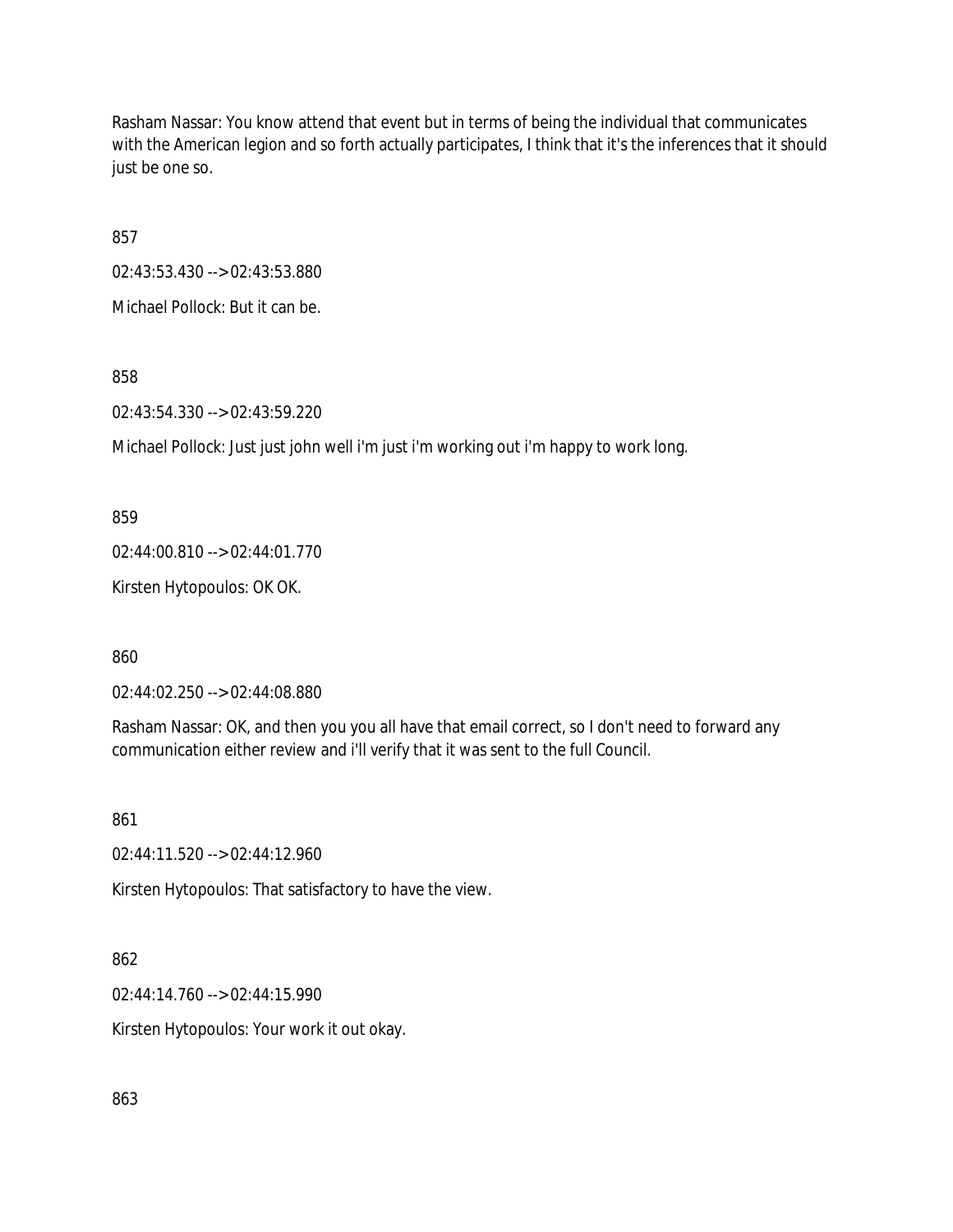Rasham Nassar: You know attend that event but in terms of being the individual that communicates with the American legion and so forth actually participates, I think that it's the inferences that it should just be one so.

857

02:43:53.430 --> 02:43:53.880

Michael Pollock: But it can be.

858

02:43:54.330 --> 02:43:59.220

Michael Pollock: Just just john well i'm just i'm working out i'm happy to work long.

859

02:44:00.810 --> 02:44:01.770

Kirsten Hytopoulos: OK OK.

860

02:44:02.250 --> 02:44:08.880

Rasham Nassar: OK, and then you you all have that email correct, so I don't need to forward any communication either review and i'll verify that it was sent to the full Council.

861

02:44:11.520 --> 02:44:12.960

Kirsten Hytopoulos: That satisfactory to have the view.

862

02:44:14.760 --> 02:44:15.990

Kirsten Hytopoulos: Your work it out okay.

863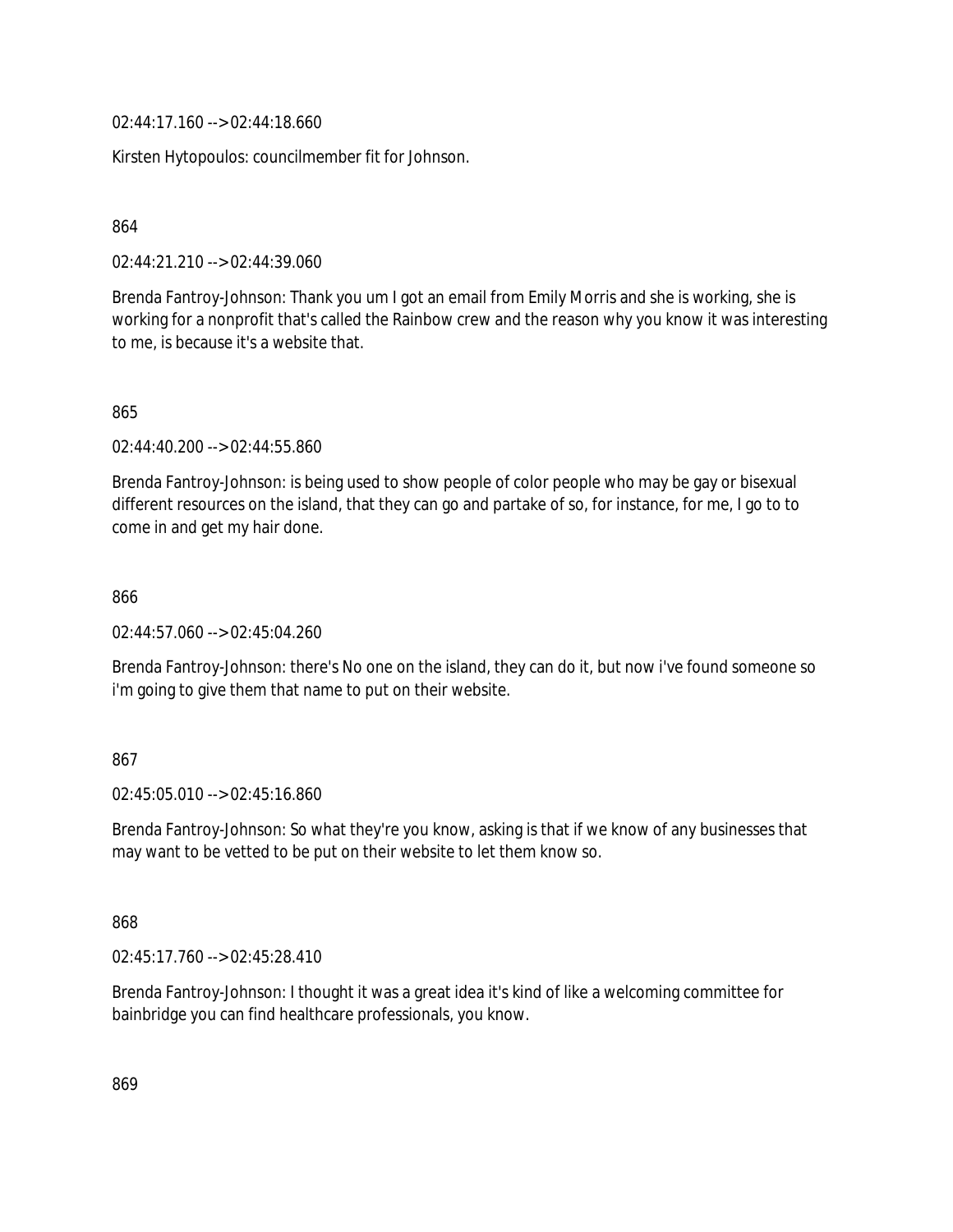02:44:17.160 --> 02:44:18.660

Kirsten Hytopoulos: councilmember fit for Johnson.

864

02:44:21.210 --> 02:44:39.060

Brenda Fantroy-Johnson: Thank you um I got an email from Emily Morris and she is working, she is working for a nonprofit that's called the Rainbow crew and the reason why you know it was interesting to me, is because it's a website that.

865

02:44:40.200 --> 02:44:55.860

Brenda Fantroy-Johnson: is being used to show people of color people who may be gay or bisexual different resources on the island, that they can go and partake of so, for instance, for me, I go to to come in and get my hair done.

866

02:44:57.060 --> 02:45:04.260

Brenda Fantroy-Johnson: there's No one on the island, they can do it, but now i've found someone so i'm going to give them that name to put on their website.

867

02:45:05.010 --> 02:45:16.860

Brenda Fantroy-Johnson: So what they're you know, asking is that if we know of any businesses that may want to be vetted to be put on their website to let them know so.

868

02:45:17.760 --> 02:45:28.410

Brenda Fantroy-Johnson: I thought it was a great idea it's kind of like a welcoming committee for bainbridge you can find healthcare professionals, you know.

869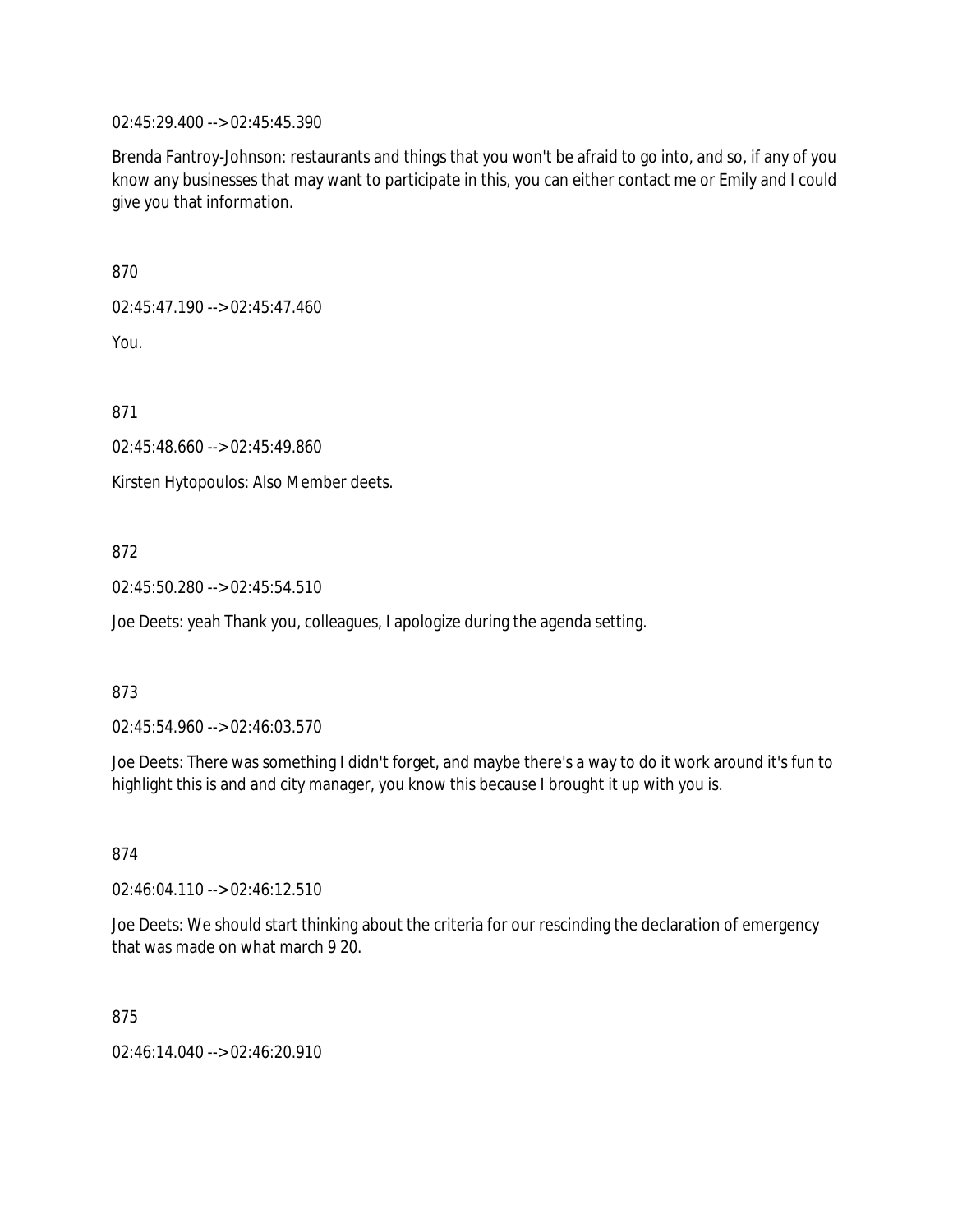02:45:29.400 --> 02:45:45.390

Brenda Fantroy-Johnson: restaurants and things that you won't be afraid to go into, and so, if any of you know any businesses that may want to participate in this, you can either contact me or Emily and I could give you that information.

870

02:45:47.190 --> 02:45:47.460

You.

871

02:45:48.660 --> 02:45:49.860

Kirsten Hytopoulos: Also Member deets.

872

02:45:50.280 --> 02:45:54.510

Joe Deets: yeah Thank you, colleagues, I apologize during the agenda setting.

873

02:45:54.960 --> 02:46:03.570

Joe Deets: There was something I didn't forget, and maybe there's a way to do it work around it's fun to highlight this is and and city manager, you know this because I brought it up with you is.

874

02:46:04.110 --> 02:46:12.510

Joe Deets: We should start thinking about the criteria for our rescinding the declaration of emergency that was made on what march 9 20.

875

02:46:14.040 --> 02:46:20.910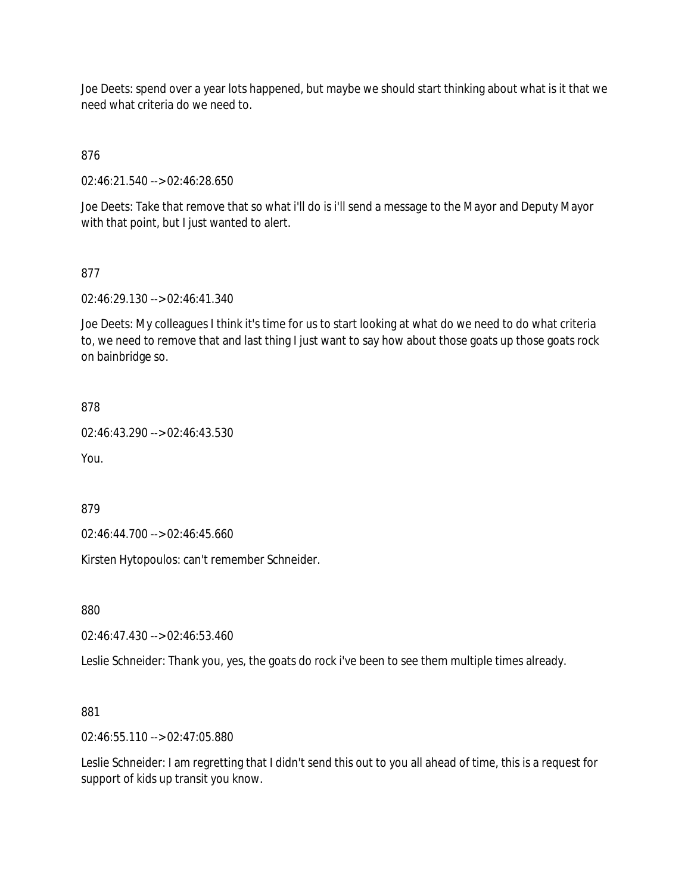Joe Deets: spend over a year lots happened, but maybe we should start thinking about what is it that we need what criteria do we need to.

876

02:46:21.540 --> 02:46:28.650

Joe Deets: Take that remove that so what i'll do is i'll send a message to the Mayor and Deputy Mayor with that point, but I just wanted to alert.

877

02:46:29.130 --> 02:46:41.340

Joe Deets: My colleagues I think it's time for us to start looking at what do we need to do what criteria to, we need to remove that and last thing I just want to say how about those goats up those goats rock on bainbridge so.

878

02:46:43.290 --> 02:46:43.530

You.

879

02:46:44.700 --> 02:46:45.660

Kirsten Hytopoulos: can't remember Schneider.

880

02:46:47.430 --> 02:46:53.460

Leslie Schneider: Thank you, yes, the goats do rock i've been to see them multiple times already.

881

02:46:55.110 --> 02:47:05.880

Leslie Schneider: I am regretting that I didn't send this out to you all ahead of time, this is a request for support of kids up transit you know.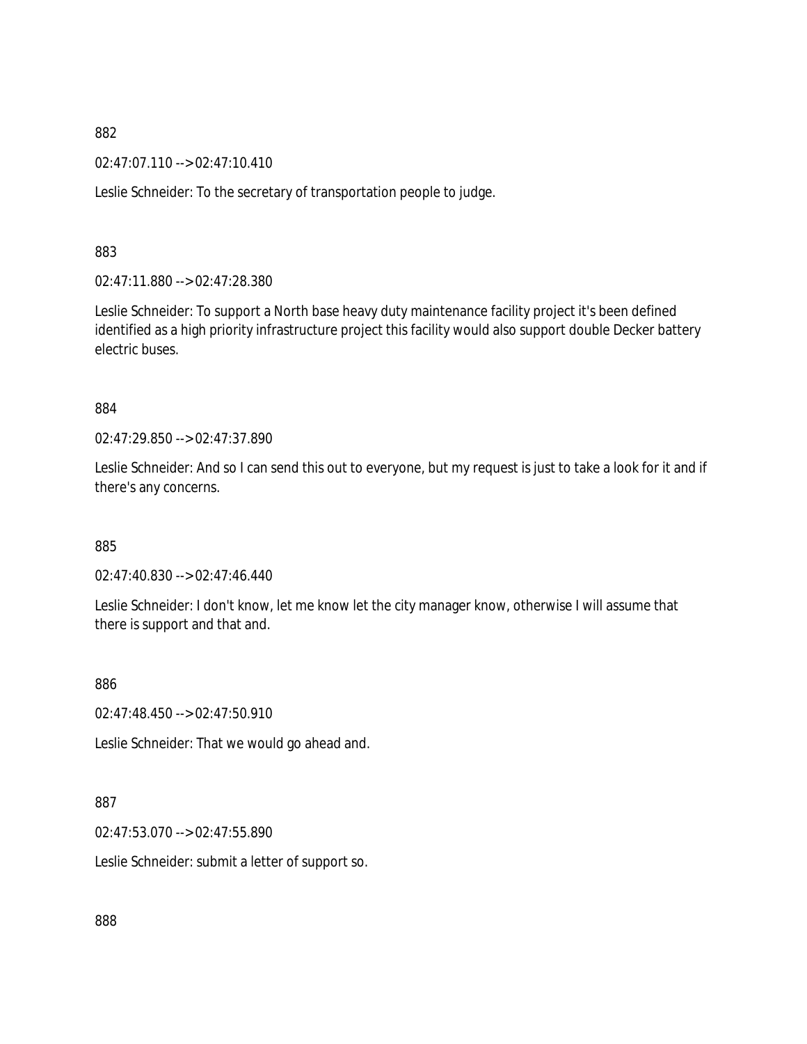882

02:47:07.110 --> 02:47:10.410

Leslie Schneider: To the secretary of transportation people to judge.

883

02:47:11.880 --> 02:47:28.380

Leslie Schneider: To support a North base heavy duty maintenance facility project it's been defined identified as a high priority infrastructure project this facility would also support double Decker battery electric buses.

884

02:47:29.850 --> 02:47:37.890

Leslie Schneider: And so I can send this out to everyone, but my request is just to take a look for it and if there's any concerns.

885

02:47:40.830 --> 02:47:46.440

Leslie Schneider: I don't know, let me know let the city manager know, otherwise I will assume that there is support and that and.

886

02:47:48.450 --> 02:47:50.910

Leslie Schneider: That we would go ahead and.

887

02:47:53.070 --> 02:47:55.890

Leslie Schneider: submit a letter of support so.

888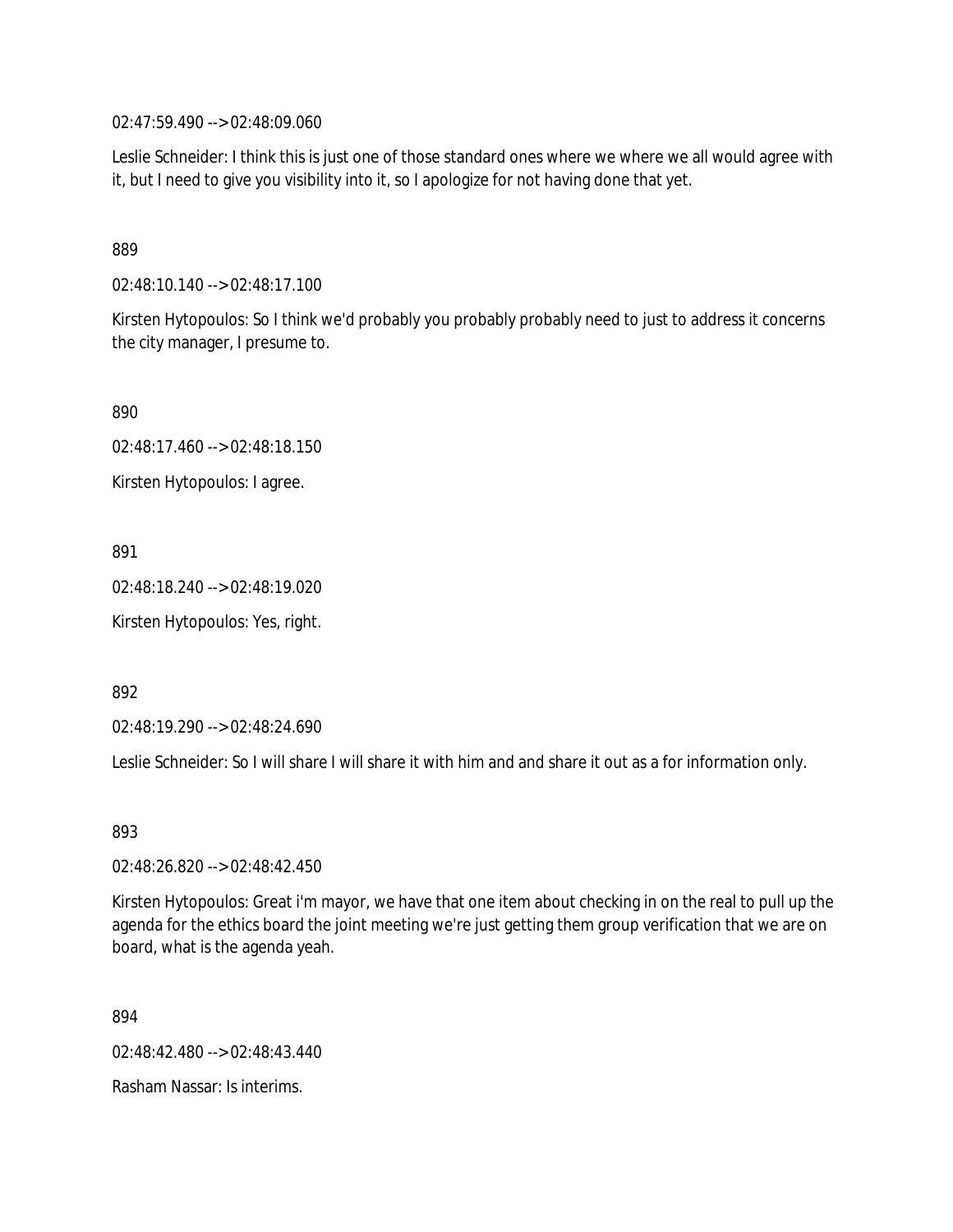02:47:59.490 --> 02:48:09.060

Leslie Schneider: I think this is just one of those standard ones where we where we all would agree with it, but I need to give you visibility into it, so I apologize for not having done that yet.

889

02:48:10.140 --> 02:48:17.100

Kirsten Hytopoulos: So I think we'd probably you probably probably need to just to address it concerns the city manager, I presume to.

890

02:48:17.460 --> 02:48:18.150

Kirsten Hytopoulos: I agree.

891

02:48:18.240 --> 02:48:19.020

Kirsten Hytopoulos: Yes, right.

892

02:48:19.290 --> 02:48:24.690

Leslie Schneider: So I will share I will share it with him and and share it out as a for information only.

893

02:48:26.820 --> 02:48:42.450

Kirsten Hytopoulos: Great i'm mayor, we have that one item about checking in on the real to pull up the agenda for the ethics board the joint meeting we're just getting them group verification that we are on board, what is the agenda yeah.

894

02:48:42.480 --> 02:48:43.440

Rasham Nassar: Is interims.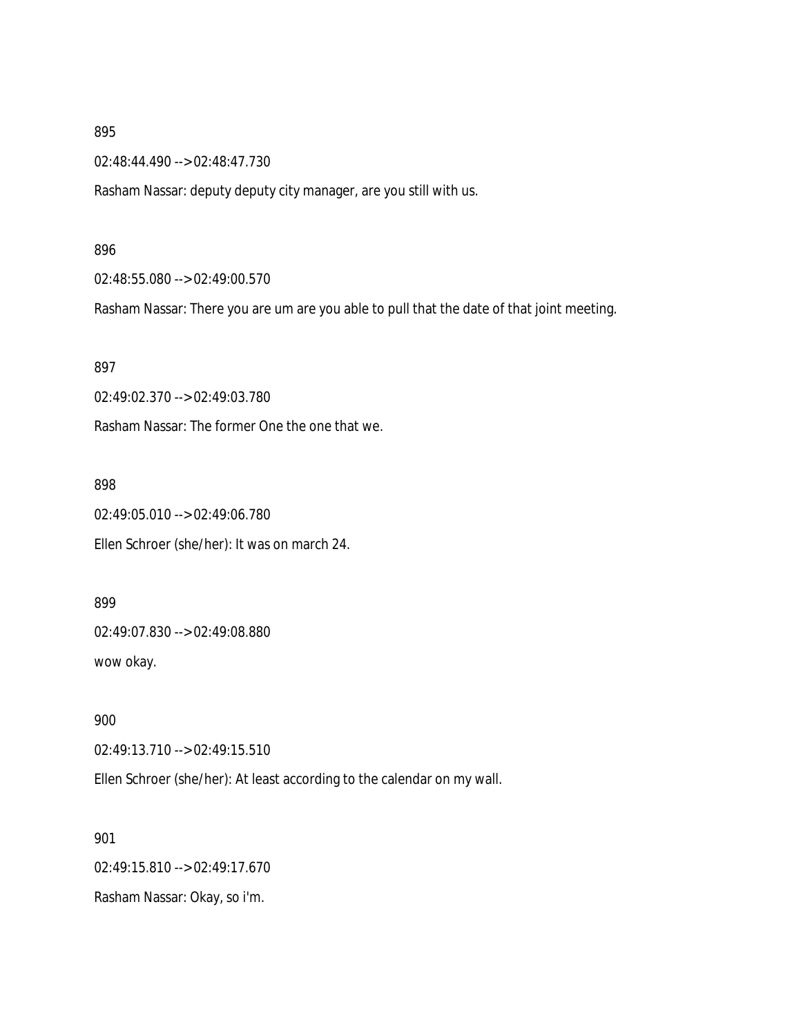895

02:48:44.490 --> 02:48:47.730

Rasham Nassar: deputy deputy city manager, are you still with us.

896

02:48:55.080 --> 02:49:00.570

Rasham Nassar: There you are um are you able to pull that the date of that joint meeting.

897

02:49:02.370 --> 02:49:03.780

Rasham Nassar: The former One the one that we.

898

02:49:05.010 --> 02:49:06.780

Ellen Schroer (she/her): It was on march 24.

899

02:49:07.830 --> 02:49:08.880

wow okay.

900

02:49:13.710 --> 02:49:15.510

Ellen Schroer (she/her): At least according to the calendar on my wall.

901

02:49:15.810 --> 02:49:17.670

Rasham Nassar: Okay, so i'm.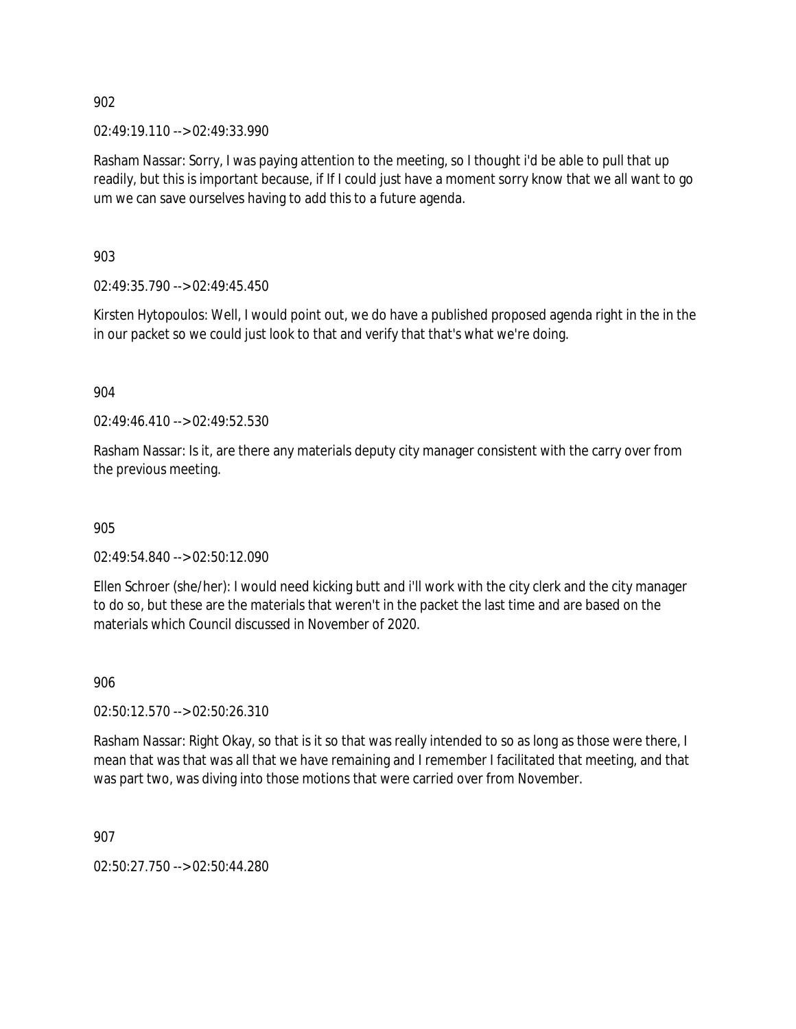902

02:49:19.110 --> 02:49:33.990

Rasham Nassar: Sorry, I was paying attention to the meeting, so I thought i'd be able to pull that up readily, but this is important because, if If I could just have a moment sorry know that we all want to go um we can save ourselves having to add this to a future agenda.

903

02:49:35.790 --> 02:49:45.450

Kirsten Hytopoulos: Well, I would point out, we do have a published proposed agenda right in the in the in our packet so we could just look to that and verify that that's what we're doing.

904

02:49:46.410 --> 02:49:52.530

Rasham Nassar: Is it, are there any materials deputy city manager consistent with the carry over from the previous meeting.

905

02:49:54.840 --> 02:50:12.090

Ellen Schroer (she/her): I would need kicking butt and i'll work with the city clerk and the city manager to do so, but these are the materials that weren't in the packet the last time and are based on the materials which Council discussed in November of 2020.

906

02:50:12.570 --> 02:50:26.310

Rasham Nassar: Right Okay, so that is it so that was really intended to so as long as those were there, I mean that was that was all that we have remaining and I remember I facilitated that meeting, and that was part two, was diving into those motions that were carried over from November.

907

02:50:27.750 --> 02:50:44.280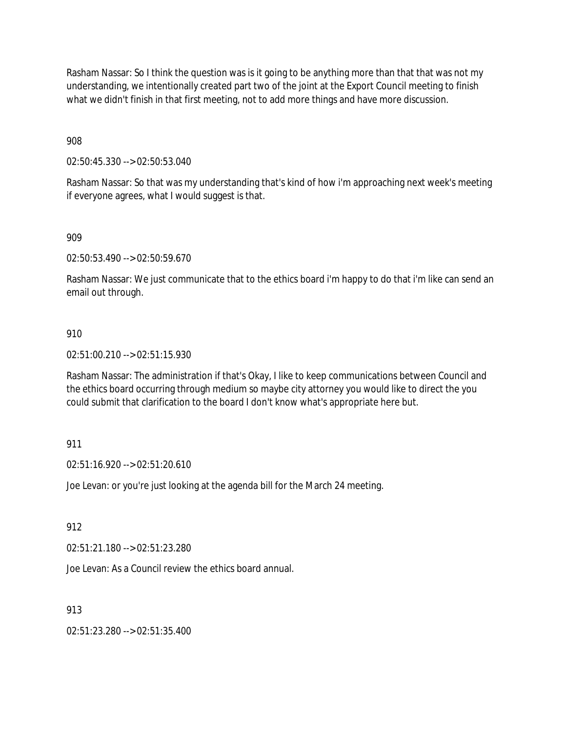Rasham Nassar: So I think the question was is it going to be anything more than that that was not my understanding, we intentionally created part two of the joint at the Export Council meeting to finish what we didn't finish in that first meeting, not to add more things and have more discussion.

908

02:50:45.330 --> 02:50:53.040

Rasham Nassar: So that was my understanding that's kind of how i'm approaching next week's meeting if everyone agrees, what I would suggest is that.

909

02:50:53.490 --> 02:50:59.670

Rasham Nassar: We just communicate that to the ethics board i'm happy to do that i'm like can send an email out through.

910

02:51:00.210 --> 02:51:15.930

Rasham Nassar: The administration if that's Okay, I like to keep communications between Council and the ethics board occurring through medium so maybe city attorney you would like to direct the you could submit that clarification to the board I don't know what's appropriate here but.

911

02:51:16.920 --> 02:51:20.610

Joe Levan: or you're just looking at the agenda bill for the March 24 meeting.

912

02:51:21.180 --> 02:51:23.280

Joe Levan: As a Council review the ethics board annual.

913

02:51:23.280 --> 02:51:35.400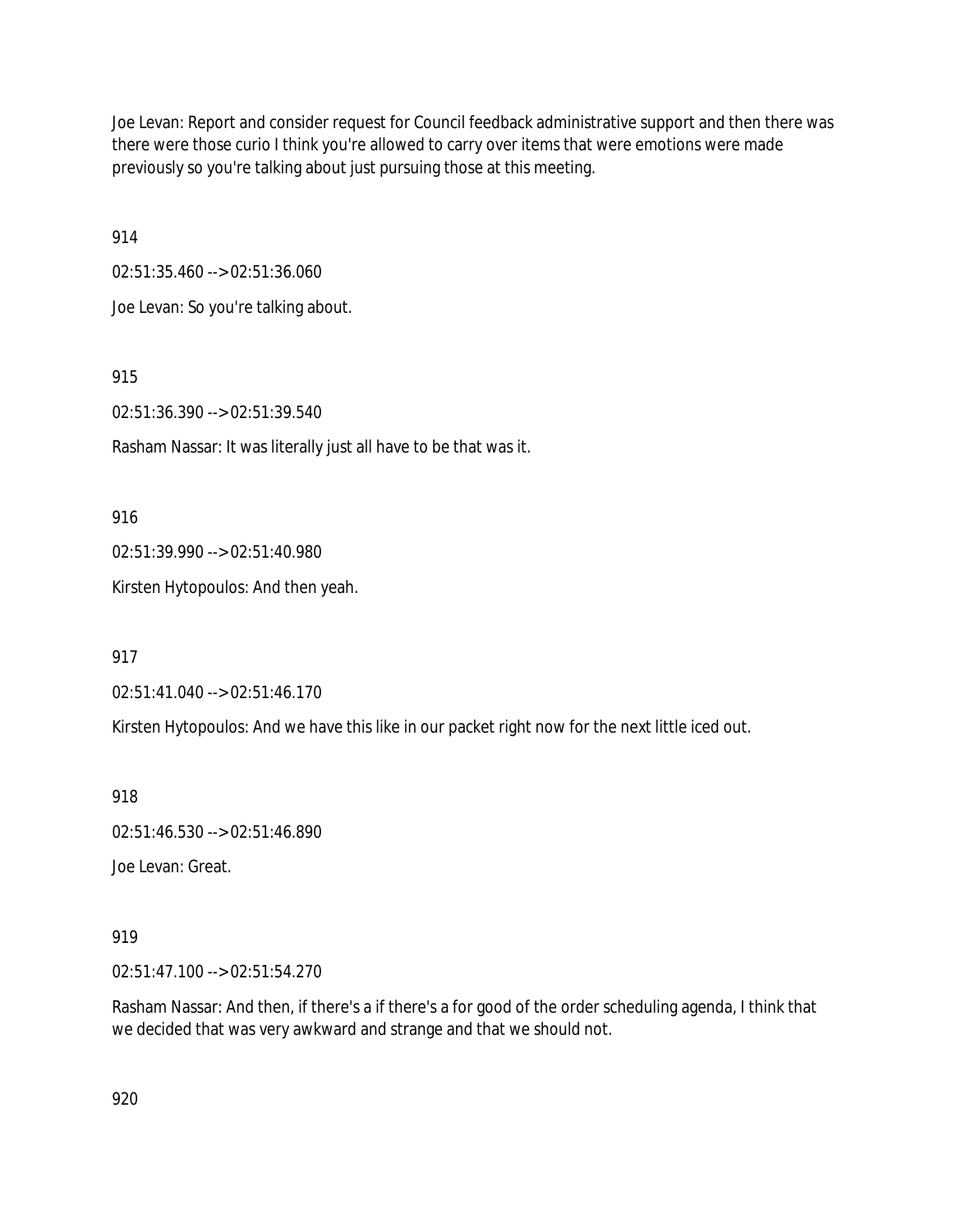Joe Levan: Report and consider request for Council feedback administrative support and then there was there were those curio I think you're allowed to carry over items that were emotions were made previously so you're talking about just pursuing those at this meeting.

914

02:51:35.460 --> 02:51:36.060

Joe Levan: So you're talking about.

915

02:51:36.390 --> 02:51:39.540

Rasham Nassar: It was literally just all have to be that was it.

916

02:51:39.990 --> 02:51:40.980

Kirsten Hytopoulos: And then yeah.

917

02:51:41.040 --> 02:51:46.170

Kirsten Hytopoulos: And we have this like in our packet right now for the next little iced out.

918

02:51:46.530 --> 02:51:46.890

Joe Levan: Great.

919

02:51:47.100 --> 02:51:54.270

Rasham Nassar: And then, if there's a if there's a for good of the order scheduling agenda, I think that we decided that was very awkward and strange and that we should not.

920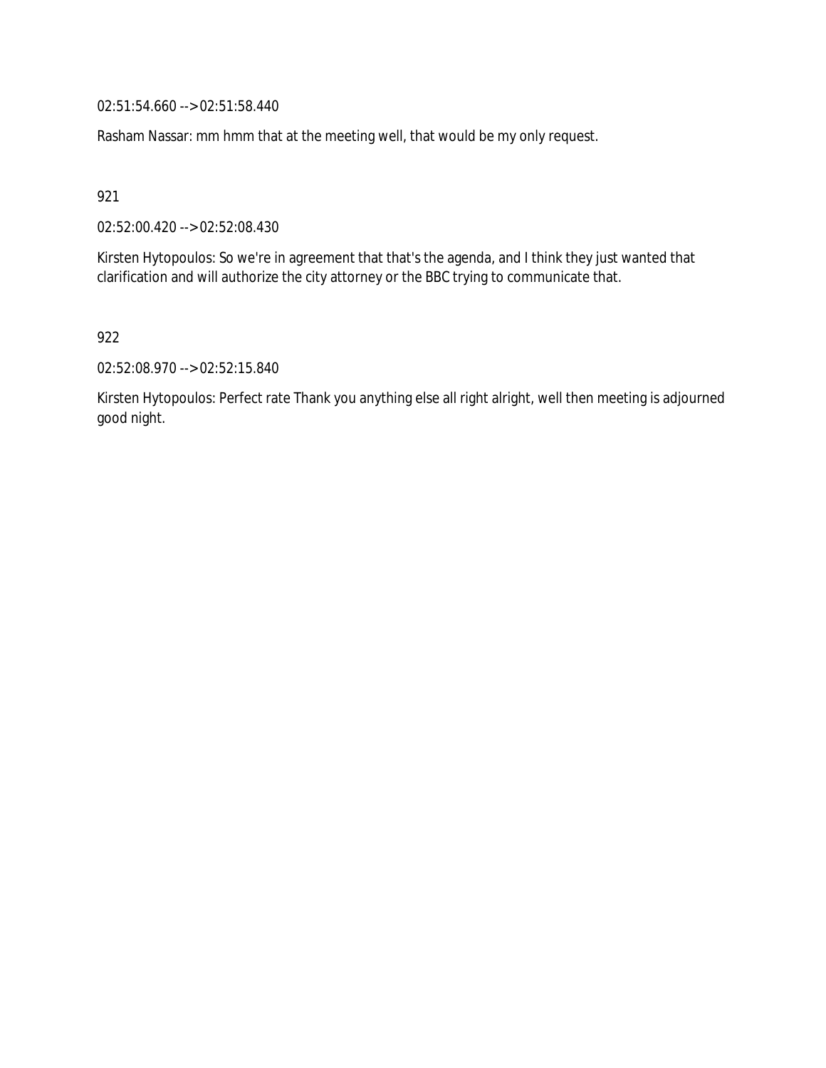02:51:54.660 --> 02:51:58.440

Rasham Nassar: mm hmm that at the meeting well, that would be my only request.

921

02:52:00.420 --> 02:52:08.430

Kirsten Hytopoulos: So we're in agreement that that's the agenda, and I think they just wanted that clarification and will authorize the city attorney or the BBC trying to communicate that.

922

02:52:08.970 --> 02:52:15.840

Kirsten Hytopoulos: Perfect rate Thank you anything else all right alright, well then meeting is adjourned good night.